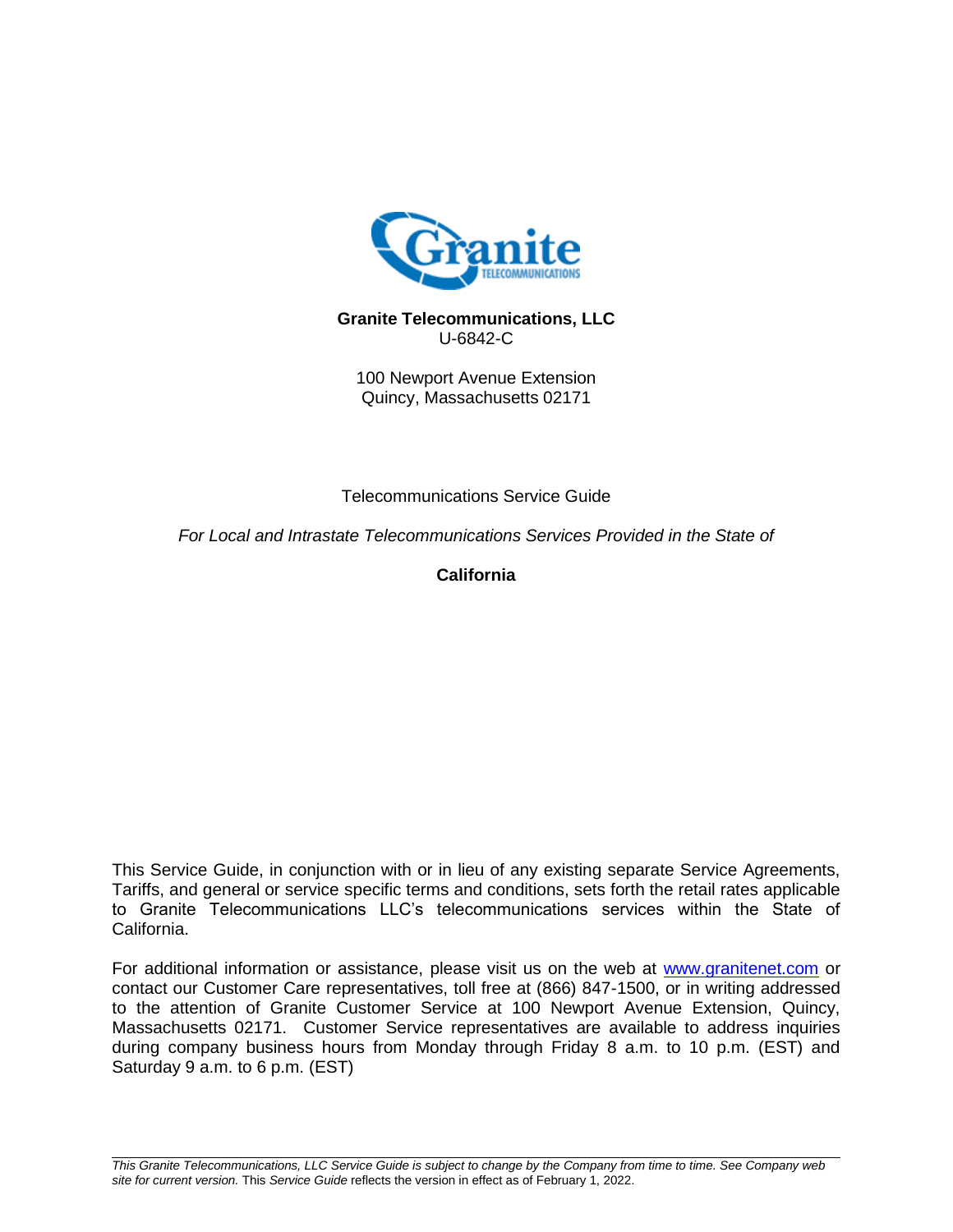**Granite Telecommunications, LLC**
U-6842-C

100 Newport Avenue Extension
Quincy, Massachusetts 02171

Telecommunications Service Guide

*For Local and Intrastate Telecommunications Services Provided in the State of*

**California**

This Service Guide, in conjunction with or in lieu of any existing separate Service Agreements, Tariffs, and general or service specific terms and conditions, sets forth the retail rates applicable to Granite Telecommunications LLC's telecommunications services within the State of California.

For additional information or assistance, please visit us on the web at [www.granitenet.com](http://www.granitenet.com) or contact our Customer Care representatives, toll free at (866) 847-1500, or in writing addressed to the attention of Granite Customer Service at 100 Newport Avenue Extension, Quincy, Massachusetts 02171. Customer Service representatives are available to address inquiries during company business hours from Monday through Friday 8 a.m. to 10 p.m. (EST) and Saturday 9 a.m. to 6 p.m. (EST)

*This Granite Telecommunications, LLC Service Guide is subject to change by the Company from time to time. See Company web site for current version.* This *Service Guide* reflects the version in effect as of February 1, 2022.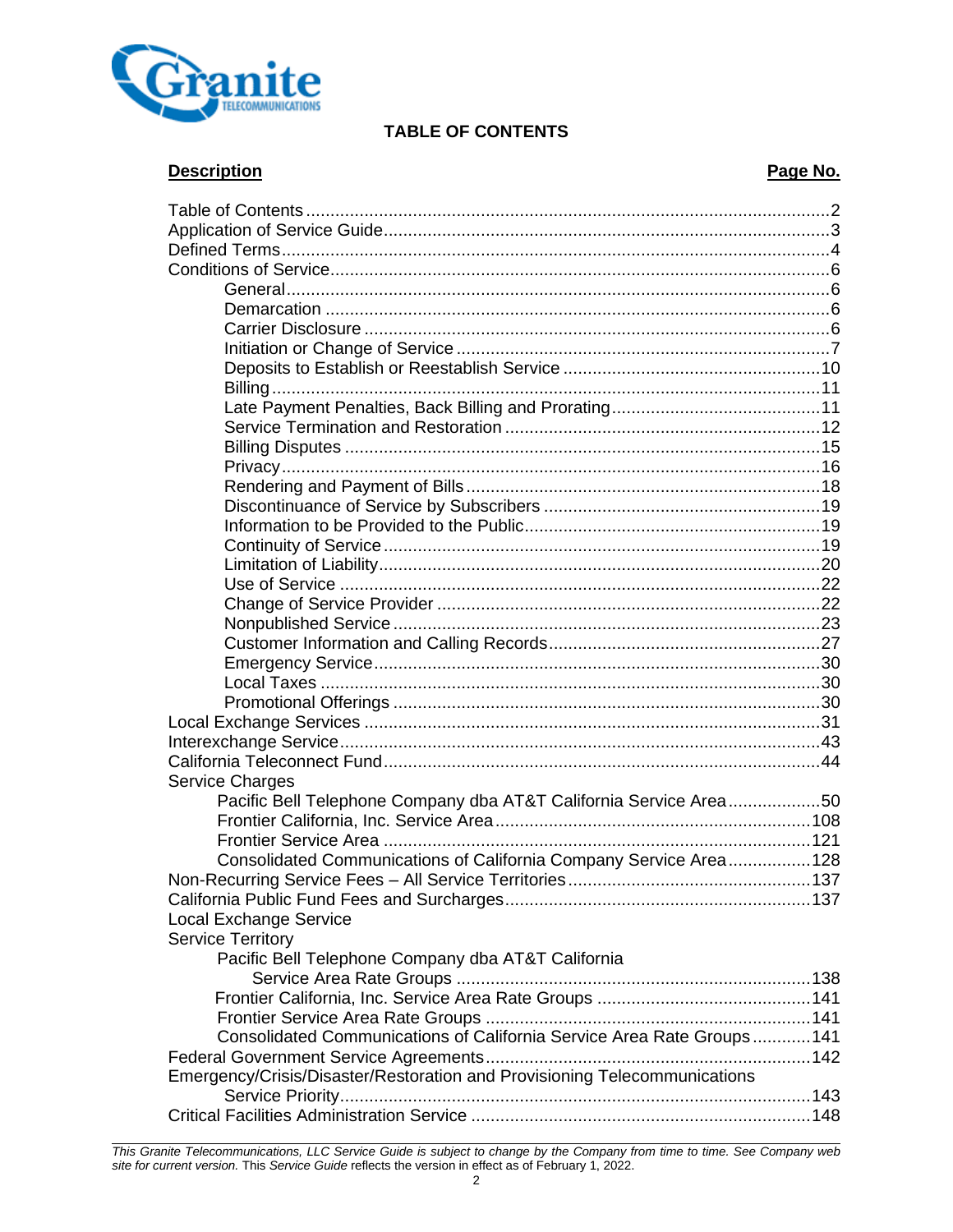# TABLE OF CONTENTS

| **Description** | **Page No.** |
|---|---|
| Table of Contents | 2 |
| Application of Service Guide | 3 |
| Defined Terms | 4 |
| Conditions of Service | 6 |
| General | 6 |
| Demarcation | 6 |
| Carrier Disclosure | 6 |
| Initiation or Change of Service | 7 |
| Deposits to Establish or Reestablish Service | 10 |
| Billing | 11 |
| Late Payment Penalties, Back Billing and Prorating | 11 |
| Service Termination and Restoration | 12 |
| Billing Disputes | 15 |
| Privacy | 16 |
| Rendering and Payment of Bills | 18 |
| Discontinuance of Service by Subscribers | 19 |
| Information to be Provided to the Public | 19 |
| Continuity of Service | 19 |
| Limitation of Liability | 20 |
| Use of Service | 22 |
| Change of Service Provider | 22 |
| Nonpublished Service | 23 |
| Customer Information and Calling Records | 27 |
| Emergency Service | 30 |
| Local Taxes | 30 |
| Promotional Offerings | 30 |
| Local Exchange Services | 31 |
| Interexchange Service | 43 |
| California Teleconnect Fund | 44 |
| Service Charges | |
| Pacific Bell Telephone Company dba AT&T California Service Area | 50 |
| Frontier California, Inc. Service Area | 108 |
| Frontier Service Area | 121 |
| Consolidated Communications of California Company Service Area | 128 |
| Non-Recurring Service Fees – All Service Territories | 137 |
| California Public Fund Fees and Surcharges | 137 |
| Local Exchange Service | |
| Service Territory | |
| Pacific Bell Telephone Company dba AT&T California Service Area Rate Groups | 138 |
| Frontier California, Inc. Service Area Rate Groups | 141 |
| Frontier Service Area Rate Groups | 141 |
| Consolidated Communications of California Service Area Rate Groups | 141 |
| Federal Government Service Agreements | 142 |
| Emergency/Crisis/Disaster/Restoration and Provisioning Telecommunications Service Priority | 143 |
| Critical Facilities Administration Service | 148 |

*This Granite Telecommunications, LLC Service Guide is subject to change by the Company from time to time. See Company web site for current version.* This *Service Guide* reflects the version in effect as of February 1, 2022.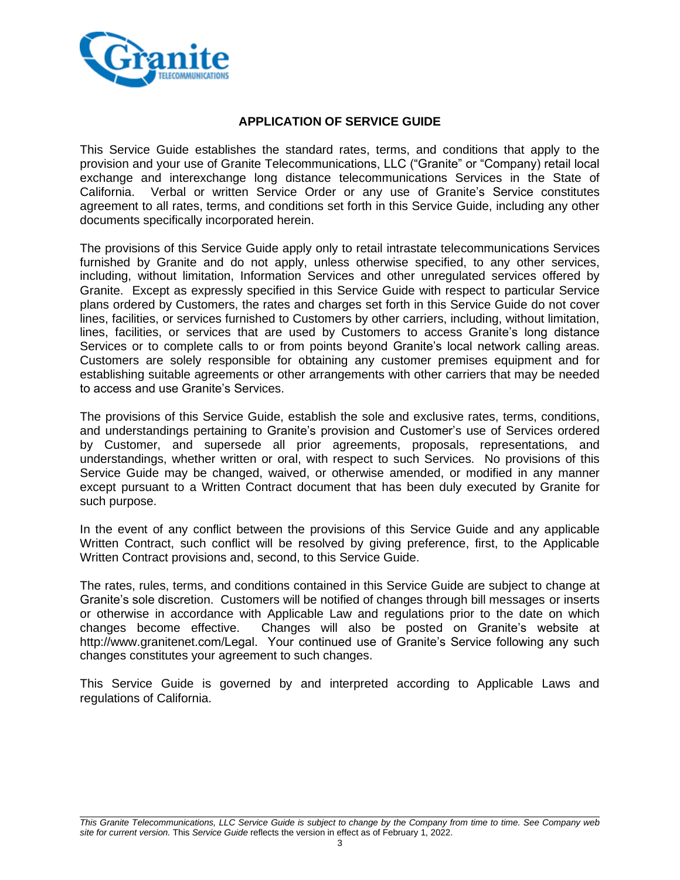## APPLICATION OF SERVICE GUIDE

This Service Guide establishes the standard rates, terms, and conditions that apply to the provision and your use of Granite Telecommunications, LLC ("Granite" or "Company) retail local exchange and interexchange long distance telecommunications Services in the State of California. Verbal or written Service Order or any use of Granite's Service constitutes agreement to all rates, terms, and conditions set forth in this Service Guide, including any other documents specifically incorporated herein.

The provisions of this Service Guide apply only to retail intrastate telecommunications Services furnished by Granite and do not apply, unless otherwise specified, to any other services, including, without limitation, Information Services and other unregulated services offered by Granite. Except as expressly specified in this Service Guide with respect to particular Service plans ordered by Customers, the rates and charges set forth in this Service Guide do not cover lines, facilities, or services furnished to Customers by other carriers, including, without limitation, lines, facilities, or services that are used by Customers to access Granite's long distance Services or to complete calls to or from points beyond Granite's local network calling areas. Customers are solely responsible for obtaining any customer premises equipment and for establishing suitable agreements or other arrangements with other carriers that may be needed to access and use Granite's Services.

The provisions of this Service Guide, establish the sole and exclusive rates, terms, conditions, and understandings pertaining to Granite's provision and Customer's use of Services ordered by Customer, and supersede all prior agreements, proposals, representations, and understandings, whether written or oral, with respect to such Services. No provisions of this Service Guide may be changed, waived, or otherwise amended, or modified in any manner except pursuant to a Written Contract document that has been duly executed by Granite for such purpose.

In the event of any conflict between the provisions of this Service Guide and any applicable Written Contract, such conflict will be resolved by giving preference, first, to the Applicable Written Contract provisions and, second, to this Service Guide.

The rates, rules, terms, and conditions contained in this Service Guide are subject to change at Granite's sole discretion. Customers will be notified of changes through bill messages or inserts or otherwise in accordance with Applicable Law and regulations prior to the date on which changes become effective. Changes will also be posted on Granite's website at http://www.granitenet.com/Legal. Your continued use of Granite's Service following any such changes constitutes your agreement to such changes.

This Service Guide is governed by and interpreted according to Applicable Laws and regulations of California.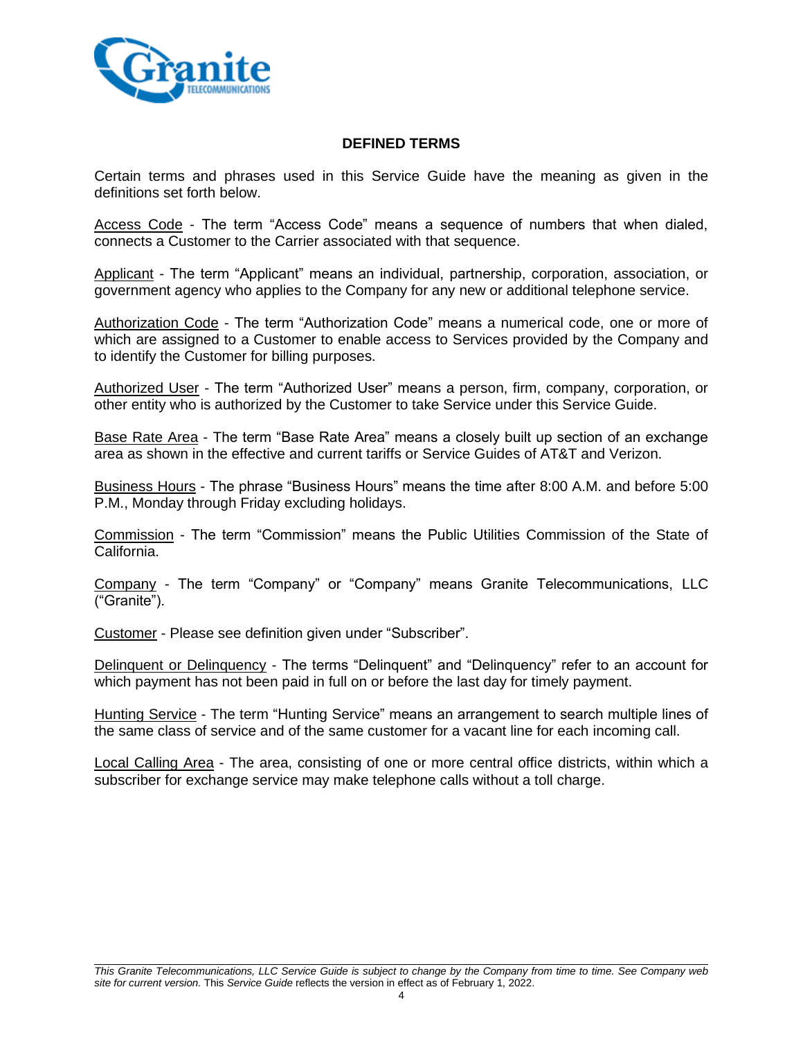## DEFINED TERMS

Certain terms and phrases used in this Service Guide have the meaning as given in the definitions set forth below.

Access Code - The term "Access Code" means a sequence of numbers that when dialed, connects a Customer to the Carrier associated with that sequence.

Applicant - The term "Applicant" means an individual, partnership, corporation, association, or government agency who applies to the Company for any new or additional telephone service.

Authorization Code - The term "Authorization Code" means a numerical code, one or more of which are assigned to a Customer to enable access to Services provided by the Company and to identify the Customer for billing purposes.

Authorized User - The term "Authorized User" means a person, firm, company, corporation, or other entity who is authorized by the Customer to take Service under this Service Guide.

Base Rate Area - The term "Base Rate Area" means a closely built up section of an exchange area as shown in the effective and current tariffs or Service Guides of AT&T and Verizon.

Business Hours - The phrase "Business Hours" means the time after 8:00 A.M. and before 5:00 P.M., Monday through Friday excluding holidays.

Commission - The term "Commission" means the Public Utilities Commission of the State of California.

Company - The term "Company" or "Company" means Granite Telecommunications, LLC ("Granite").

Customer - Please see definition given under "Subscriber".

Delinquent or Delinquency - The terms "Delinquent" and "Delinquency" refer to an account for which payment has not been paid in full on or before the last day for timely payment.

Hunting Service - The term "Hunting Service" means an arrangement to search multiple lines of the same class of service and of the same customer for a vacant line for each incoming call.

Local Calling Area - The area, consisting of one or more central office districts, within which a subscriber for exchange service may make telephone calls without a toll charge.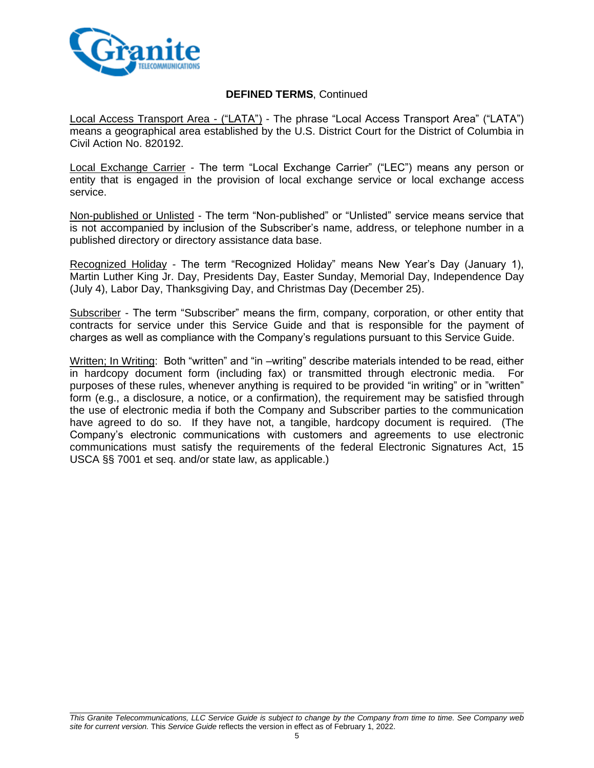**DEFINED TERMS**, Continued

Local Access Transport Area - ("LATA") - The phrase "Local Access Transport Area" ("LATA") means a geographical area established by the U.S. District Court for the District of Columbia in Civil Action No. 820192.

Local Exchange Carrier - The term "Local Exchange Carrier" ("LEC") means any person or entity that is engaged in the provision of local exchange service or local exchange access service.

Non-published or Unlisted - The term "Non-published" or "Unlisted" service means service that is not accompanied by inclusion of the Subscriber's name, address, or telephone number in a published directory or directory assistance data base.

Recognized Holiday - The term "Recognized Holiday" means New Year's Day (January 1), Martin Luther King Jr. Day, Presidents Day, Easter Sunday, Memorial Day, Independence Day (July 4), Labor Day, Thanksgiving Day, and Christmas Day (December 25).

Subscriber - The term "Subscriber" means the firm, company, corporation, or other entity that contracts for service under this Service Guide and that is responsible for the payment of charges as well as compliance with the Company's regulations pursuant to this Service Guide.

Written; In Writing: Both "written" and "in –writing" describe materials intended to be read, either in hardcopy document form (including fax) or transmitted through electronic media. For purposes of these rules, whenever anything is required to be provided "in writing" or in "written" form (e.g., a disclosure, a notice, or a confirmation), the requirement may be satisfied through the use of electronic media if both the Company and Subscriber parties to the communication have agreed to do so. If they have not, a tangible, hardcopy document is required. (The Company's electronic communications with customers and agreements to use electronic communications must satisfy the requirements of the federal Electronic Signatures Act, 15 USCA §§ 7001 et seq. and/or state law, as applicable.)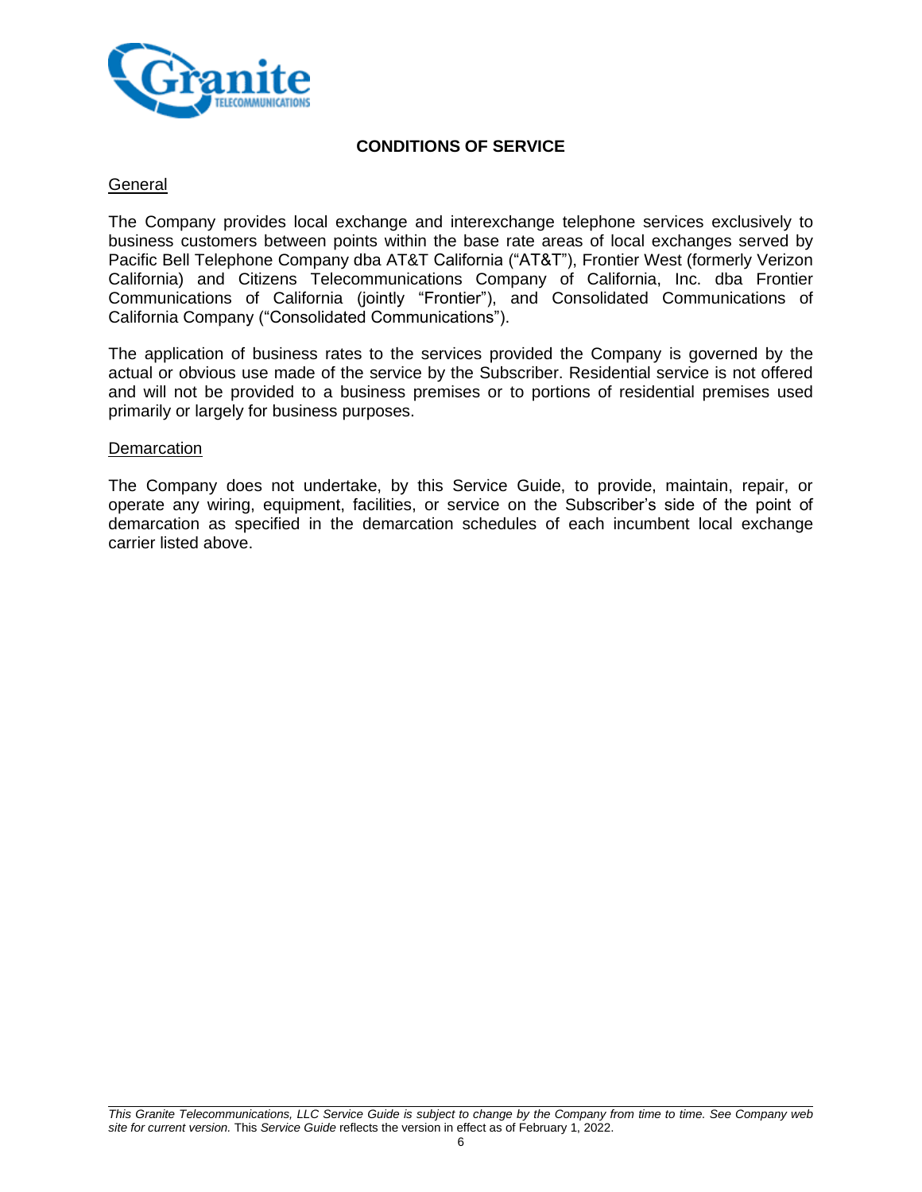## CONDITIONS OF SERVICE

### General

The Company provides local exchange and interexchange telephone services exclusively to business customers between points within the base rate areas of local exchanges served by Pacific Bell Telephone Company dba AT&T California ("AT&T"), Frontier West (formerly Verizon California) and Citizens Telecommunications Company of California, Inc. dba Frontier Communications of California (jointly "Frontier"), and Consolidated Communications of California Company ("Consolidated Communications").

The application of business rates to the services provided the Company is governed by the actual or obvious use made of the service by the Subscriber. Residential service is not offered and will not be provided to a business premises or to portions of residential premises used primarily or largely for business purposes.

### Demarcation

The Company does not undertake, by this Service Guide, to provide, maintain, repair, or operate any wiring, equipment, facilities, or service on the Subscriber's side of the point of demarcation as specified in the demarcation schedules of each incumbent local exchange carrier listed above.

*This Granite Telecommunications, LLC Service Guide is subject to change by the Company from time to time. See Company web site for current version.* This *Service Guide* reflects the version in effect as of February 1, 2022.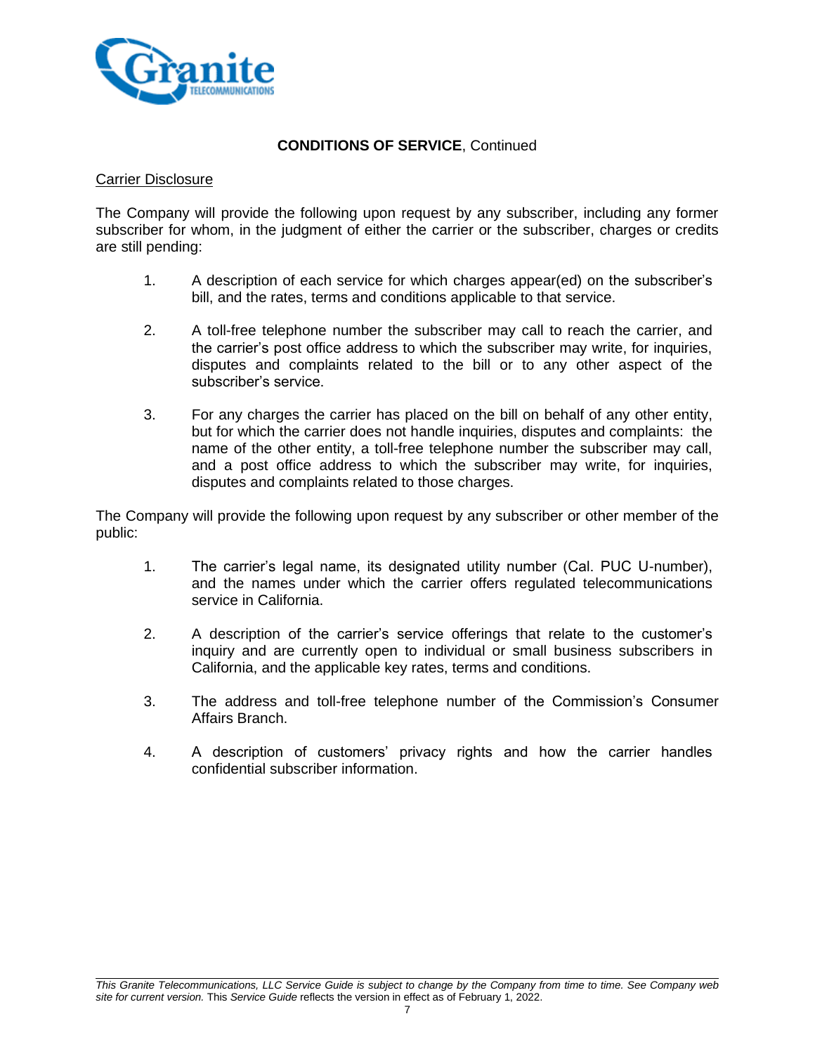**CONDITIONS OF SERVICE**, Continued

Carrier Disclosure

The Company will provide the following upon request by any subscriber, including any former subscriber for whom, in the judgment of either the carrier or the subscriber, charges or credits are still pending:

1. A description of each service for which charges appear(ed) on the subscriber's bill, and the rates, terms and conditions applicable to that service.

2. A toll-free telephone number the subscriber may call to reach the carrier, and the carrier's post office address to which the subscriber may write, for inquiries, disputes and complaints related to the bill or to any other aspect of the subscriber's service.

3. For any charges the carrier has placed on the bill on behalf of any other entity, but for which the carrier does not handle inquiries, disputes and complaints: the name of the other entity, a toll-free telephone number the subscriber may call, and a post office address to which the subscriber may write, for inquiries, disputes and complaints related to those charges.

The Company will provide the following upon request by any subscriber or other member of the public:

1. The carrier's legal name, its designated utility number (Cal. PUC U-number), and the names under which the carrier offers regulated telecommunications service in California.

2. A description of the carrier's service offerings that relate to the customer's inquiry and are currently open to individual or small business subscribers in California, and the applicable key rates, terms and conditions.

3. The address and toll-free telephone number of the Commission's Consumer Affairs Branch.

4. A description of customers' privacy rights and how the carrier handles confidential subscriber information.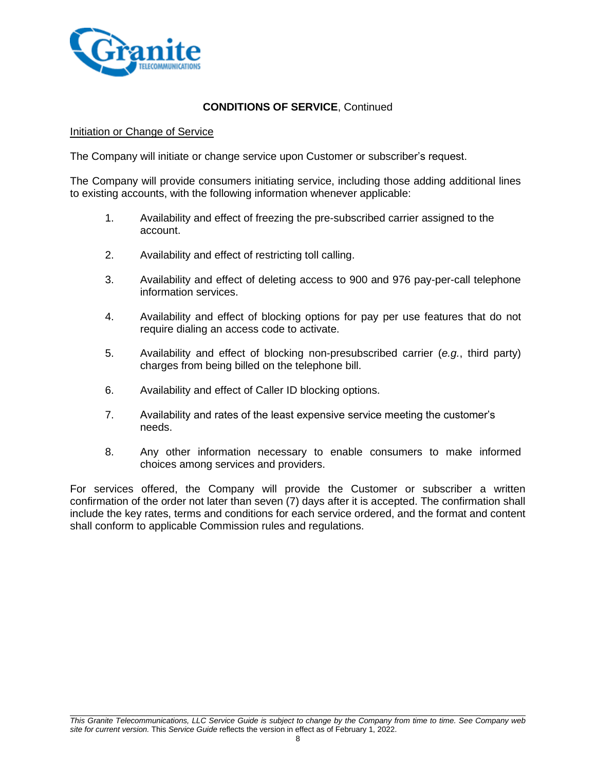**CONDITIONS OF SERVICE**, Continued

Initiation or Change of Service

The Company will initiate or change service upon Customer or subscriber's request.

The Company will provide consumers initiating service, including those adding additional lines to existing accounts, with the following information whenever applicable:

1. Availability and effect of freezing the pre-subscribed carrier assigned to the account.

2. Availability and effect of restricting toll calling.

3. Availability and effect of deleting access to 900 and 976 pay-per-call telephone information services.

4. Availability and effect of blocking options for pay per use features that do not require dialing an access code to activate.

5. Availability and effect of blocking non-presubscribed carrier (*e.g.*, third party) charges from being billed on the telephone bill.

6. Availability and effect of Caller ID blocking options.

7. Availability and rates of the least expensive service meeting the customer's needs.

8. Any other information necessary to enable consumers to make informed choices among services and providers.

For services offered, the Company will provide the Customer or subscriber a written confirmation of the order not later than seven (7) days after it is accepted. The confirmation shall include the key rates, terms and conditions for each service ordered, and the format and content shall conform to applicable Commission rules and regulations.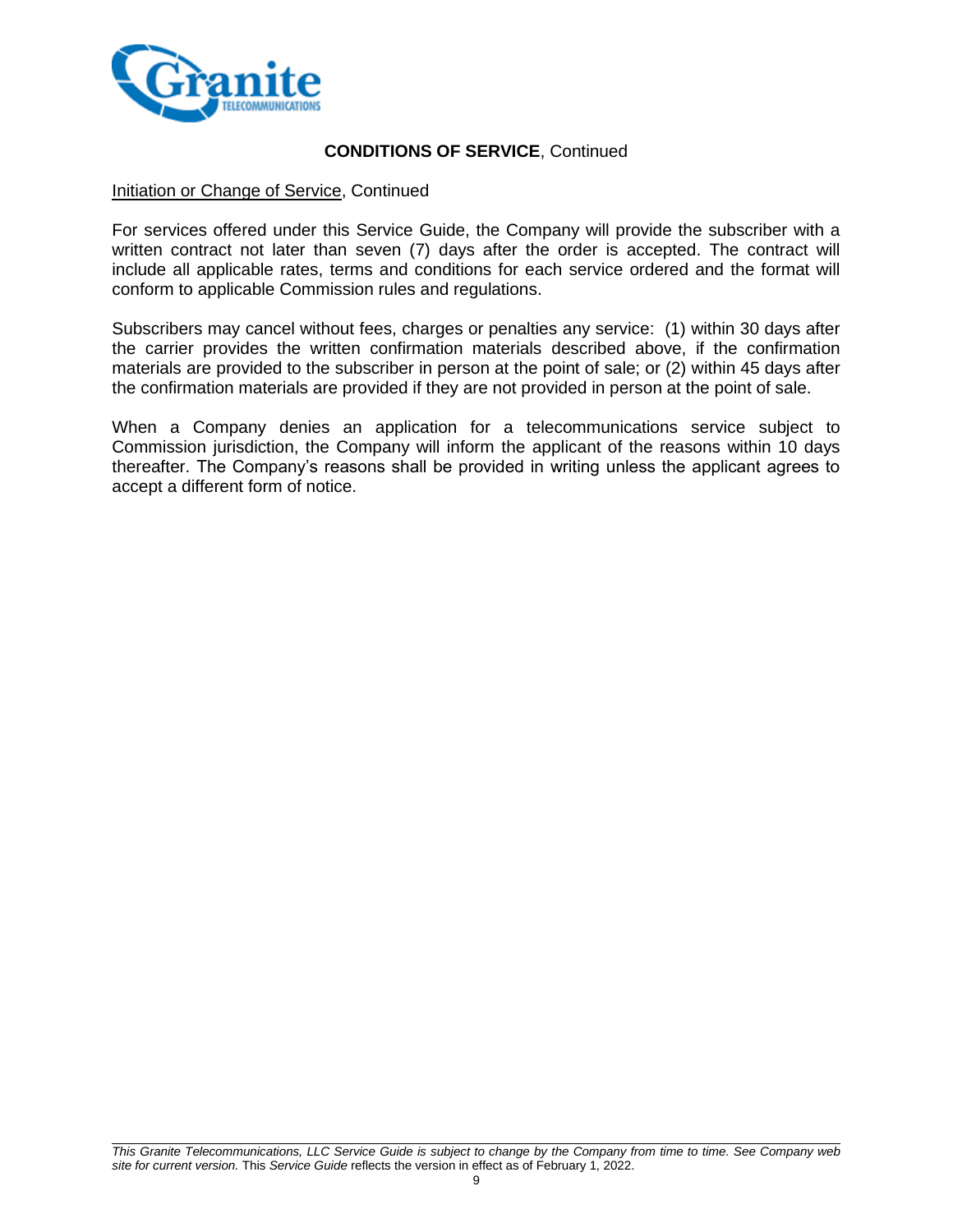## **CONDITIONS OF SERVICE**, Continued

<u>Initiation or Change of Service</u>, Continued

For services offered under this Service Guide, the Company will provide the subscriber with a written contract not later than seven (7) days after the order is accepted. The contract will include all applicable rates, terms and conditions for each service ordered and the format will conform to applicable Commission rules and regulations.

Subscribers may cancel without fees, charges or penalties any service: (1) within 30 days after the carrier provides the written confirmation materials described above, if the confirmation materials are provided to the subscriber in person at the point of sale; or (2) within 45 days after the confirmation materials are provided if they are not provided in person at the point of sale.

When a Company denies an application for a telecommunications service subject to Commission jurisdiction, the Company will inform the applicant of the reasons within 10 days thereafter. The Company's reasons shall be provided in writing unless the applicant agrees to accept a different form of notice.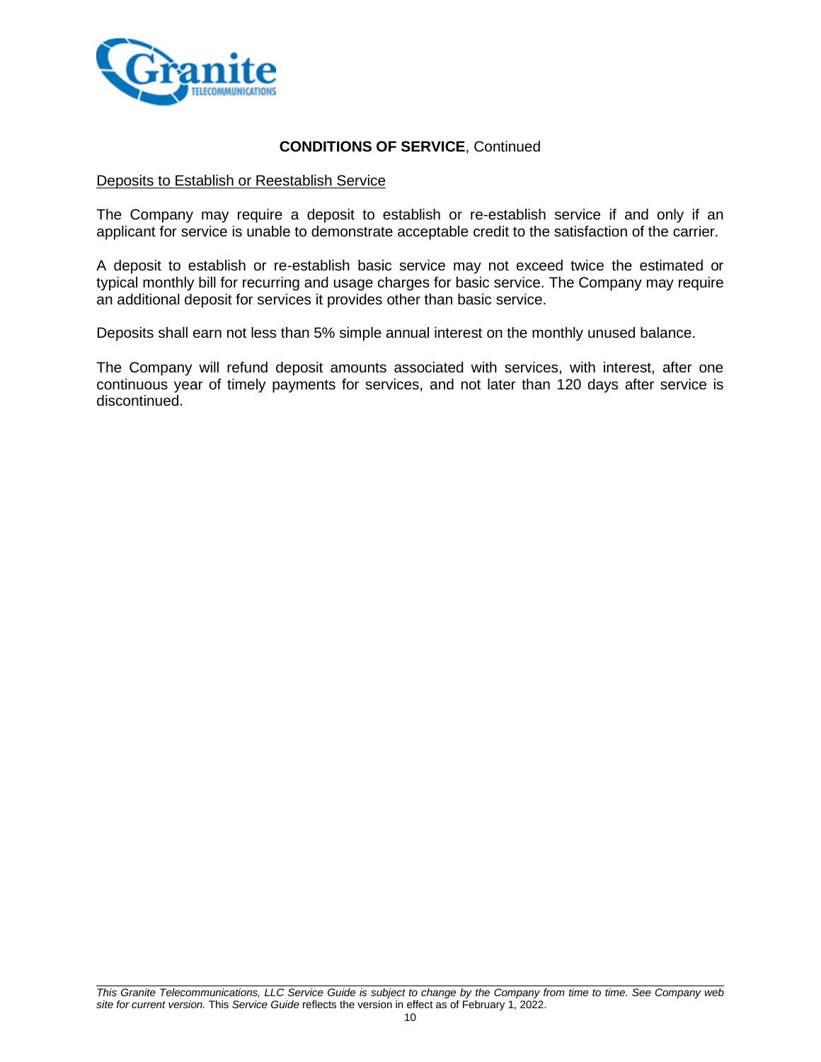**CONDITIONS OF SERVICE**, Continued

Deposits to Establish or Reestablish Service

The Company may require a deposit to establish or re-establish service if and only if an applicant for service is unable to demonstrate acceptable credit to the satisfaction of the carrier.

A deposit to establish or re-establish basic service may not exceed twice the estimated or typical monthly bill for recurring and usage charges for basic service. The Company may require an additional deposit for services it provides other than basic service.

Deposits shall earn not less than 5% simple annual interest on the monthly unused balance.

The Company will refund deposit amounts associated with services, with interest, after one continuous year of timely payments for services, and not later than 120 days after service is discontinued.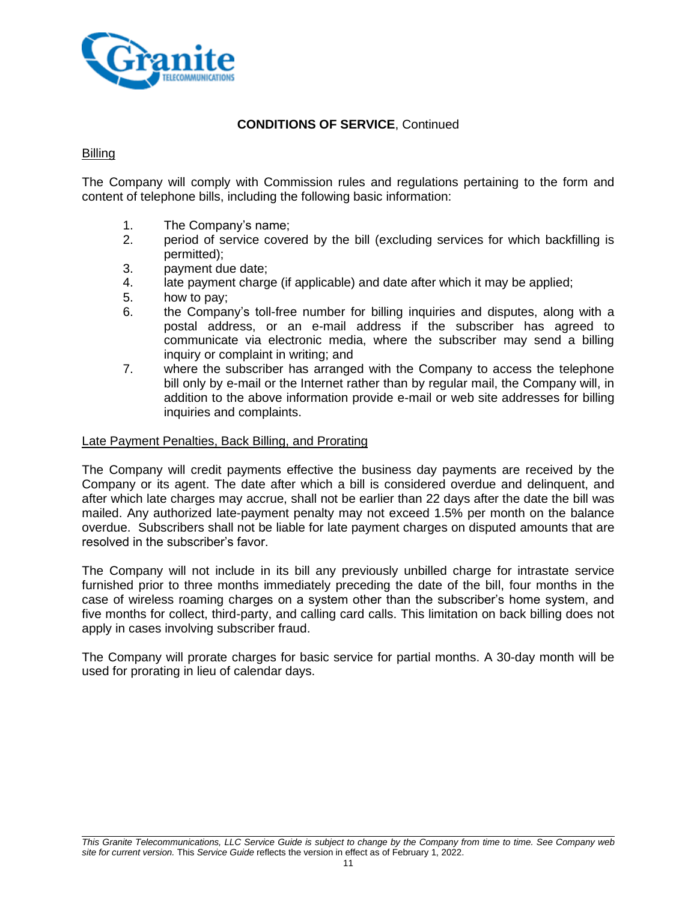**CONDITIONS OF SERVICE**, Continued

Billing

The Company will comply with Commission rules and regulations pertaining to the form and content of telephone bills, including the following basic information:

1. The Company's name;
2. period of service covered by the bill (excluding services for which backfilling is permitted);
3. payment due date;
4. late payment charge (if applicable) and date after which it may be applied;
5. how to pay;
6. the Company's toll-free number for billing inquiries and disputes, along with a postal address, or an e-mail address if the subscriber has agreed to communicate via electronic media, where the subscriber may send a billing inquiry or complaint in writing; and
7. where the subscriber has arranged with the Company to access the telephone bill only by e-mail or the Internet rather than by regular mail, the Company will, in addition to the above information provide e-mail or web site addresses for billing inquiries and complaints.

Late Payment Penalties, Back Billing, and Prorating

The Company will credit payments effective the business day payments are received by the Company or its agent. The date after which a bill is considered overdue and delinquent, and after which late charges may accrue, shall not be earlier than 22 days after the date the bill was mailed. Any authorized late-payment penalty may not exceed 1.5% per month on the balance overdue. Subscribers shall not be liable for late payment charges on disputed amounts that are resolved in the subscriber's favor.

The Company will not include in its bill any previously unbilled charge for intrastate service furnished prior to three months immediately preceding the date of the bill, four months in the case of wireless roaming charges on a system other than the subscriber's home system, and five months for collect, third-party, and calling card calls. This limitation on back billing does not apply in cases involving subscriber fraud.

The Company will prorate charges for basic service for partial months. A 30-day month will be used for prorating in lieu of calendar days.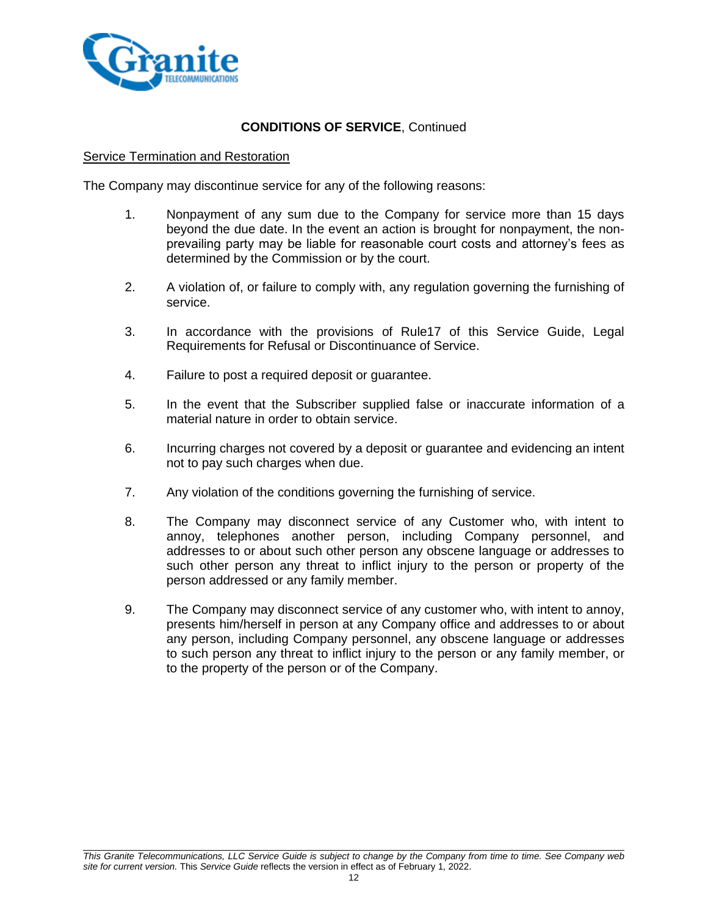## **CONDITIONS OF SERVICE**, Continued

Service Termination and Restoration

The Company may discontinue service for any of the following reasons:

1. Nonpayment of any sum due to the Company for service more than 15 days beyond the due date. In the event an action is brought for nonpayment, the non-prevailing party may be liable for reasonable court costs and attorney's fees as determined by the Commission or by the court.

2. A violation of, or failure to comply with, any regulation governing the furnishing of service.

3. In accordance with the provisions of Rule17 of this Service Guide, Legal Requirements for Refusal or Discontinuance of Service.

4. Failure to post a required deposit or guarantee.

5. In the event that the Subscriber supplied false or inaccurate information of a material nature in order to obtain service.

6. Incurring charges not covered by a deposit or guarantee and evidencing an intent not to pay such charges when due.

7. Any violation of the conditions governing the furnishing of service.

8. The Company may disconnect service of any Customer who, with intent to annoy, telephones another person, including Company personnel, and addresses to or about such other person any obscene language or addresses to such other person any threat to inflict injury to the person or property of the person addressed or any family member.

9. The Company may disconnect service of any customer who, with intent to annoy, presents him/herself in person at any Company office and addresses to or about any person, including Company personnel, any obscene language or addresses to such person any threat to inflict injury to the person or any family member, or to the property of the person or of the Company.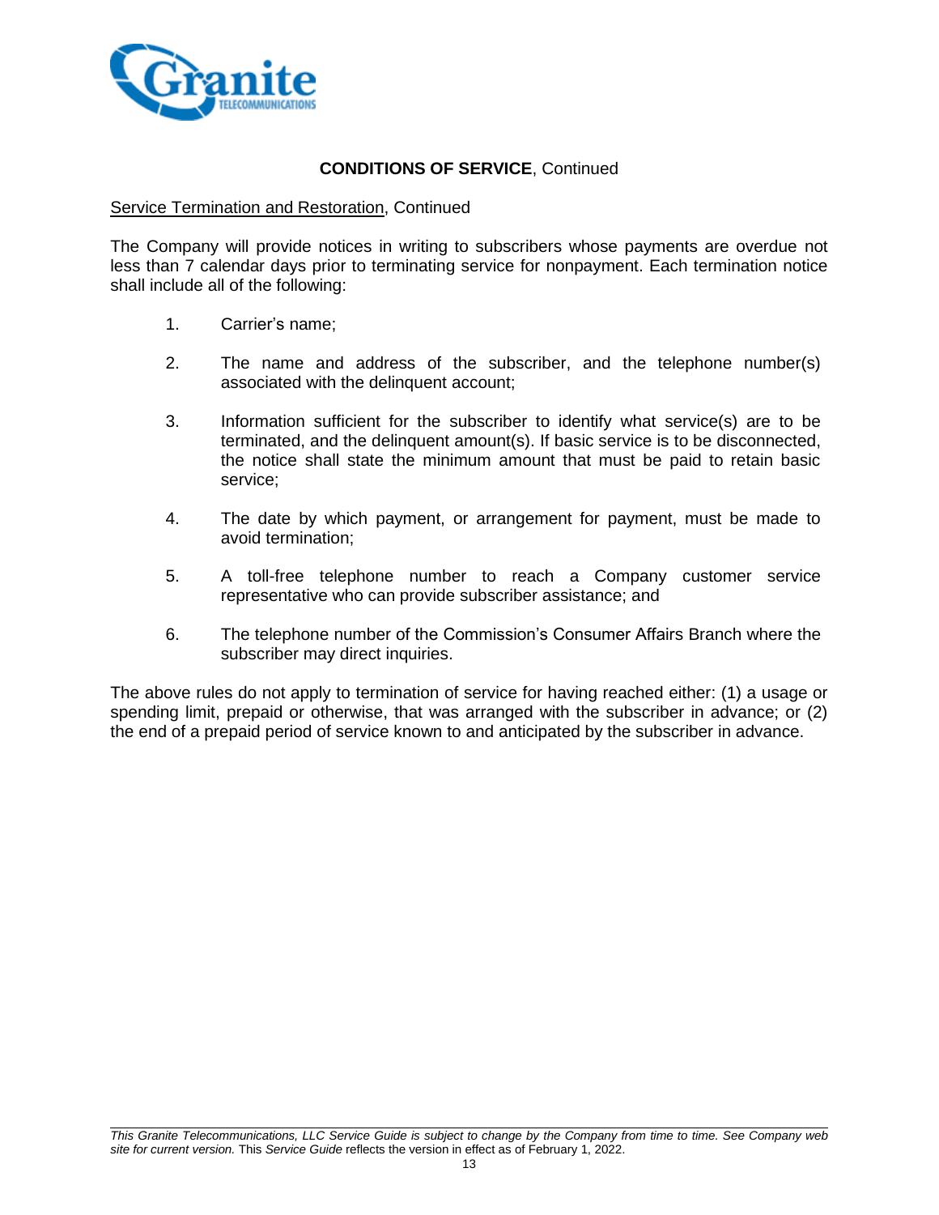**CONDITIONS OF SERVICE**, Continued

Service Termination and Restoration, Continued

The Company will provide notices in writing to subscribers whose payments are overdue not less than 7 calendar days prior to terminating service for nonpayment. Each termination notice shall include all of the following:

1. Carrier's name;

2. The name and address of the subscriber, and the telephone number(s) associated with the delinquent account;

3. Information sufficient for the subscriber to identify what service(s) are to be terminated, and the delinquent amount(s). If basic service is to be disconnected, the notice shall state the minimum amount that must be paid to retain basic service;

4. The date by which payment, or arrangement for payment, must be made to avoid termination;

5. A toll-free telephone number to reach a Company customer service representative who can provide subscriber assistance; and

6. The telephone number of the Commission's Consumer Affairs Branch where the subscriber may direct inquiries.

The above rules do not apply to termination of service for having reached either: (1) a usage or spending limit, prepaid or otherwise, that was arranged with the subscriber in advance; or (2) the end of a prepaid period of service known to and anticipated by the subscriber in advance.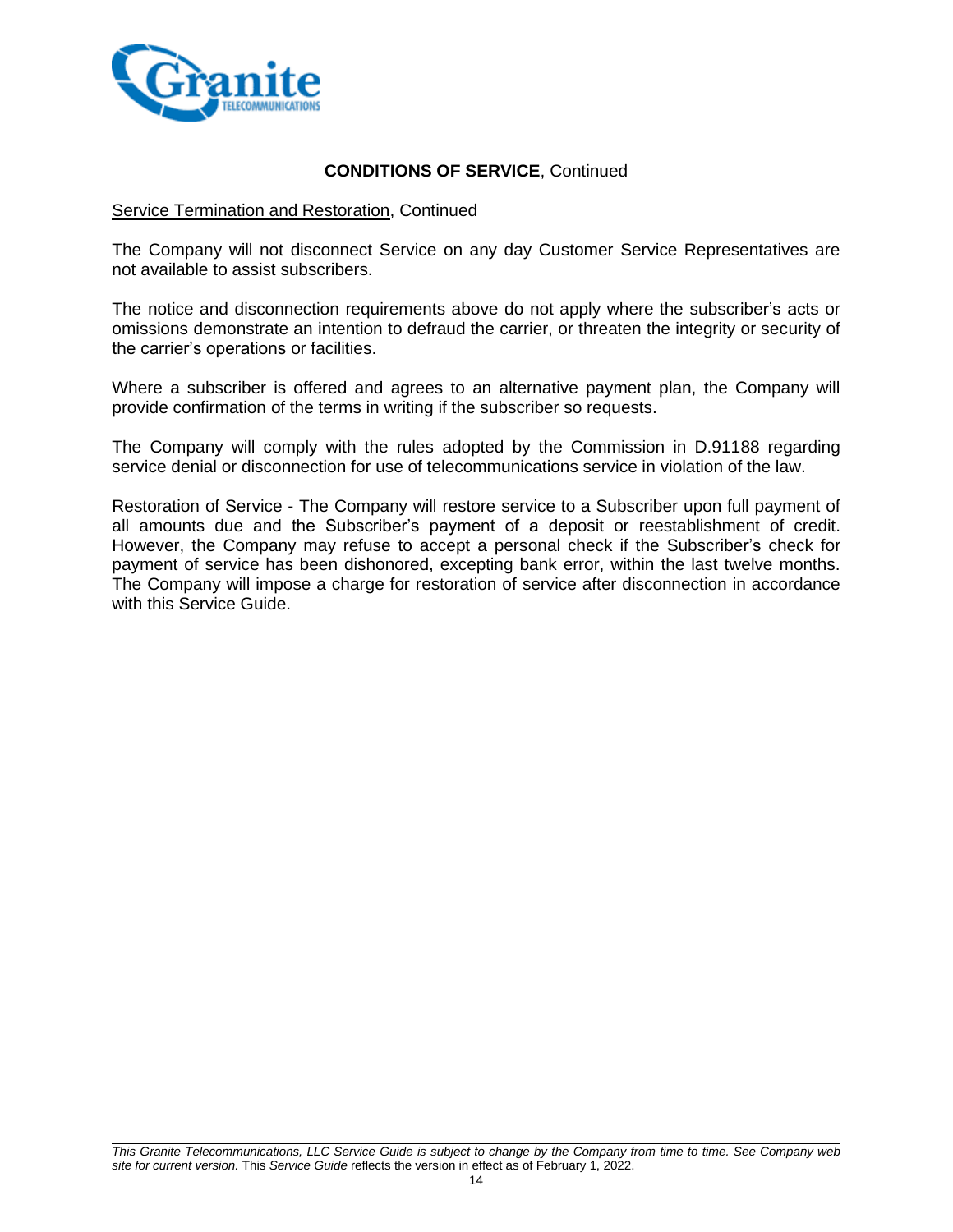**CONDITIONS OF SERVICE**, Continued

Service Termination and Restoration, Continued

The Company will not disconnect Service on any day Customer Service Representatives are not available to assist subscribers.

The notice and disconnection requirements above do not apply where the subscriber's acts or omissions demonstrate an intention to defraud the carrier, or threaten the integrity or security of the carrier's operations or facilities.

Where a subscriber is offered and agrees to an alternative payment plan, the Company will provide confirmation of the terms in writing if the subscriber so requests.

The Company will comply with the rules adopted by the Commission in D.91188 regarding service denial or disconnection for use of telecommunications service in violation of the law.

Restoration of Service - The Company will restore service to a Subscriber upon full payment of all amounts due and the Subscriber's payment of a deposit or reestablishment of credit. However, the Company may refuse to accept a personal check if the Subscriber's check for payment of service has been dishonored, excepting bank error, within the last twelve months. The Company will impose a charge for restoration of service after disconnection in accordance with this Service Guide.

*This Granite Telecommunications, LLC Service Guide is subject to change by the Company from time to time. See Company web site for current version.* This *Service Guide* reflects the version in effect as of February 1, 2022.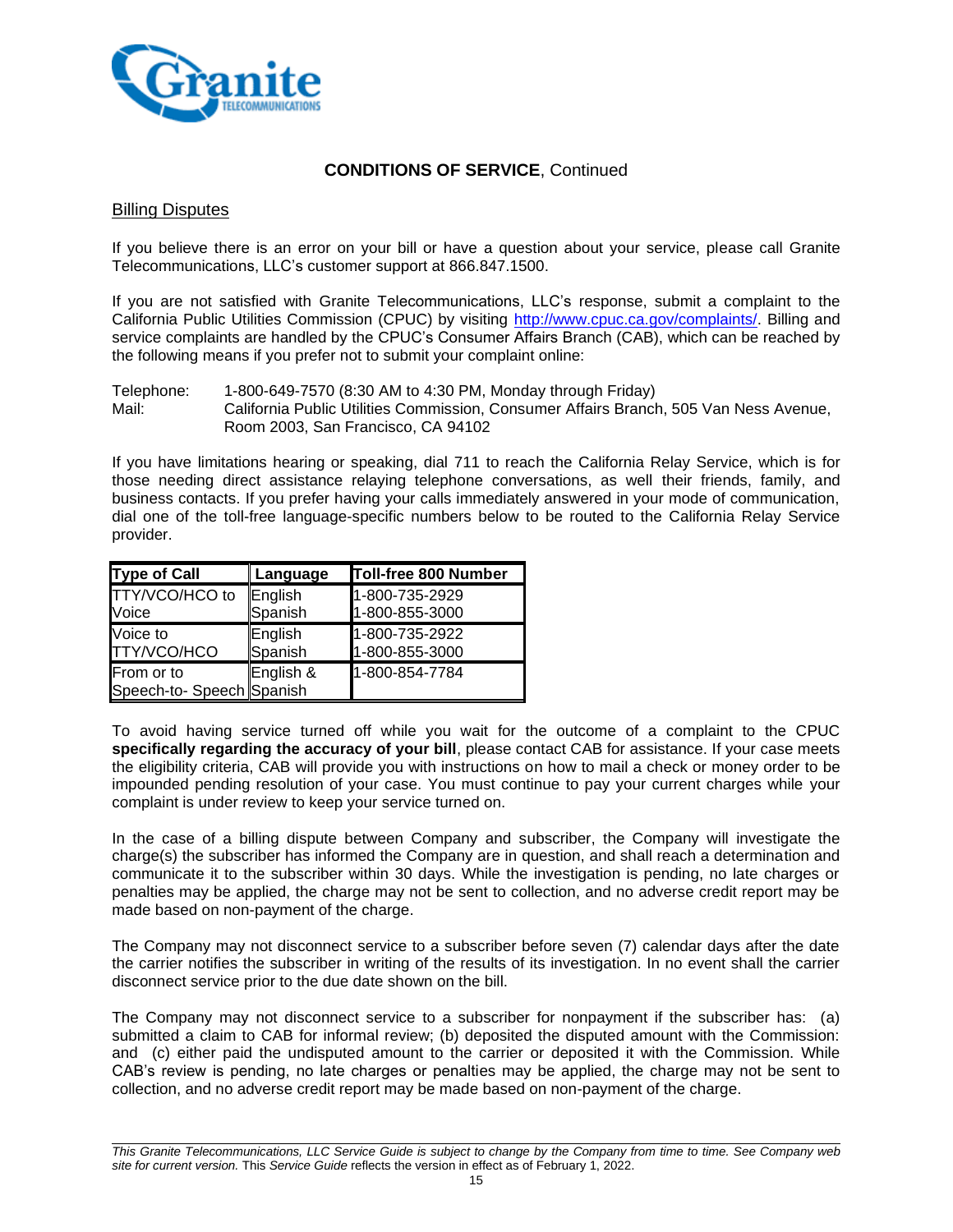## **CONDITIONS OF SERVICE**, Continued

### Billing Disputes

If you believe there is an error on your bill or have a question about your service, please call Granite Telecommunications, LLC's customer support at 866.847.1500.

If you are not satisfied with Granite Telecommunications, LLC's response, submit a complaint to the California Public Utilities Commission (CPUC) by visiting http://www.cpuc.ca.gov/complaints/. Billing and service complaints are handled by the CPUC's Consumer Affairs Branch (CAB), which can be reached by the following means if you prefer not to submit your complaint online:

Telephone: 1-800-649-7570 (8:30 AM to 4:30 PM, Monday through Friday)
Mail: California Public Utilities Commission, Consumer Affairs Branch, 505 Van Ness Avenue, Room 2003, San Francisco, CA 94102

If you have limitations hearing or speaking, dial 711 to reach the California Relay Service, which is for those needing direct assistance relaying telephone conversations, as well their friends, family, and business contacts. If you prefer having your calls immediately answered in your mode of communication, dial one of the toll-free language-specific numbers below to be routed to the California Relay Service provider.

| Type of Call | Language | Toll-free 800 Number |
|---|---|---|
| TTY/VCO/HCO to Voice | English<br>Spanish | 1-800-735-2929<br>1-800-855-3000 |
| Voice to TTY/VCO/HCO | English<br>Spanish | 1-800-735-2922<br>1-800-855-3000 |
| From or to Speech-to- Speech | English & Spanish | 1-800-854-7784 |

To avoid having service turned off while you wait for the outcome of a complaint to the CPUC **specifically regarding the accuracy of your bill**, please contact CAB for assistance. If your case meets the eligibility criteria, CAB will provide you with instructions on how to mail a check or money order to be impounded pending resolution of your case. You must continue to pay your current charges while your complaint is under review to keep your service turned on.

In the case of a billing dispute between Company and subscriber, the Company will investigate the charge(s) the subscriber has informed the Company are in question, and shall reach a determination and communicate it to the subscriber within 30 days. While the investigation is pending, no late charges or penalties may be applied, the charge may not be sent to collection, and no adverse credit report may be made based on non-payment of the charge.

The Company may not disconnect service to a subscriber before seven (7) calendar days after the date the carrier notifies the subscriber in writing of the results of its investigation. In no event shall the carrier disconnect service prior to the due date shown on the bill.

The Company may not disconnect service to a subscriber for nonpayment if the subscriber has: (a) submitted a claim to CAB for informal review; (b) deposited the disputed amount with the Commission: and (c) either paid the undisputed amount to the carrier or deposited it with the Commission. While CAB's review is pending, no late charges or penalties may be applied, the charge may not be sent to collection, and no adverse credit report may be made based on non-payment of the charge.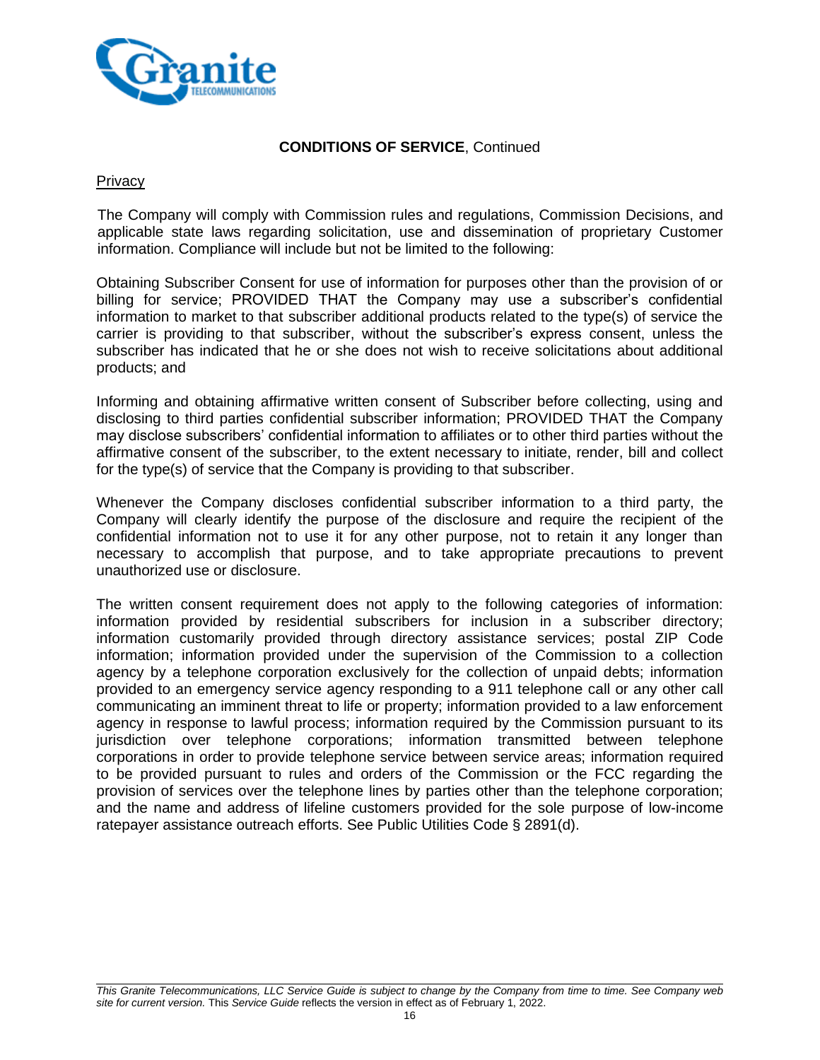**CONDITIONS OF SERVICE**, Continued

Privacy

The Company will comply with Commission rules and regulations, Commission Decisions, and applicable state laws regarding solicitation, use and dissemination of proprietary Customer information. Compliance will include but not be limited to the following:

Obtaining Subscriber Consent for use of information for purposes other than the provision of or billing for service; PROVIDED THAT the Company may use a subscriber's confidential information to market to that subscriber additional products related to the type(s) of service the carrier is providing to that subscriber, without the subscriber's express consent, unless the subscriber has indicated that he or she does not wish to receive solicitations about additional products; and

Informing and obtaining affirmative written consent of Subscriber before collecting, using and disclosing to third parties confidential subscriber information; PROVIDED THAT the Company may disclose subscribers' confidential information to affiliates or to other third parties without the affirmative consent of the subscriber, to the extent necessary to initiate, render, bill and collect for the type(s) of service that the Company is providing to that subscriber.

Whenever the Company discloses confidential subscriber information to a third party, the Company will clearly identify the purpose of the disclosure and require the recipient of the confidential information not to use it for any other purpose, not to retain it any longer than necessary to accomplish that purpose, and to take appropriate precautions to prevent unauthorized use or disclosure.

The written consent requirement does not apply to the following categories of information: information provided by residential subscribers for inclusion in a subscriber directory; information customarily provided through directory assistance services; postal ZIP Code information; information provided under the supervision of the Commission to a collection agency by a telephone corporation exclusively for the collection of unpaid debts; information provided to an emergency service agency responding to a 911 telephone call or any other call communicating an imminent threat to life or property; information provided to a law enforcement agency in response to lawful process; information required by the Commission pursuant to its jurisdiction over telephone corporations; information transmitted between telephone corporations in order to provide telephone service between service areas; information required to be provided pursuant to rules and orders of the Commission or the FCC regarding the provision of services over the telephone lines by parties other than the telephone corporation; and the name and address of lifeline customers provided for the sole purpose of low-income ratepayer assistance outreach efforts. See Public Utilities Code § 2891(d).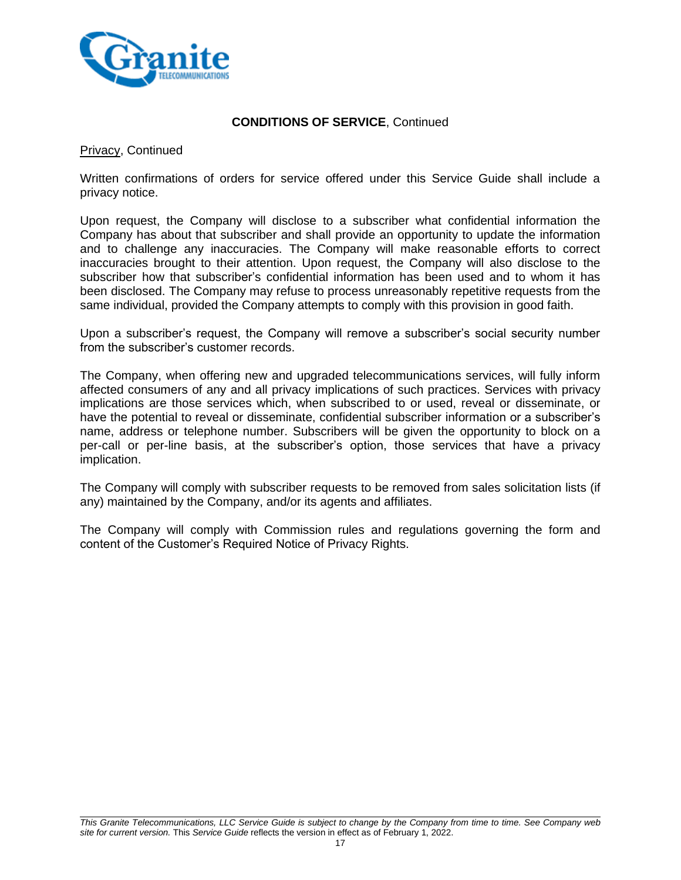**CONDITIONS OF SERVICE**, Continued

Privacy, Continued

Written confirmations of orders for service offered under this Service Guide shall include a privacy notice.

Upon request, the Company will disclose to a subscriber what confidential information the Company has about that subscriber and shall provide an opportunity to update the information and to challenge any inaccuracies. The Company will make reasonable efforts to correct inaccuracies brought to their attention. Upon request, the Company will also disclose to the subscriber how that subscriber's confidential information has been used and to whom it has been disclosed. The Company may refuse to process unreasonably repetitive requests from the same individual, provided the Company attempts to comply with this provision in good faith.

Upon a subscriber's request, the Company will remove a subscriber's social security number from the subscriber's customer records.

The Company, when offering new and upgraded telecommunications services, will fully inform affected consumers of any and all privacy implications of such practices. Services with privacy implications are those services which, when subscribed to or used, reveal or disseminate, or have the potential to reveal or disseminate, confidential subscriber information or a subscriber's name, address or telephone number. Subscribers will be given the opportunity to block on a per-call or per-line basis, at the subscriber's option, those services that have a privacy implication.

The Company will comply with subscriber requests to be removed from sales solicitation lists (if any) maintained by the Company, and/or its agents and affiliates.

The Company will comply with Commission rules and regulations governing the form and content of the Customer's Required Notice of Privacy Rights.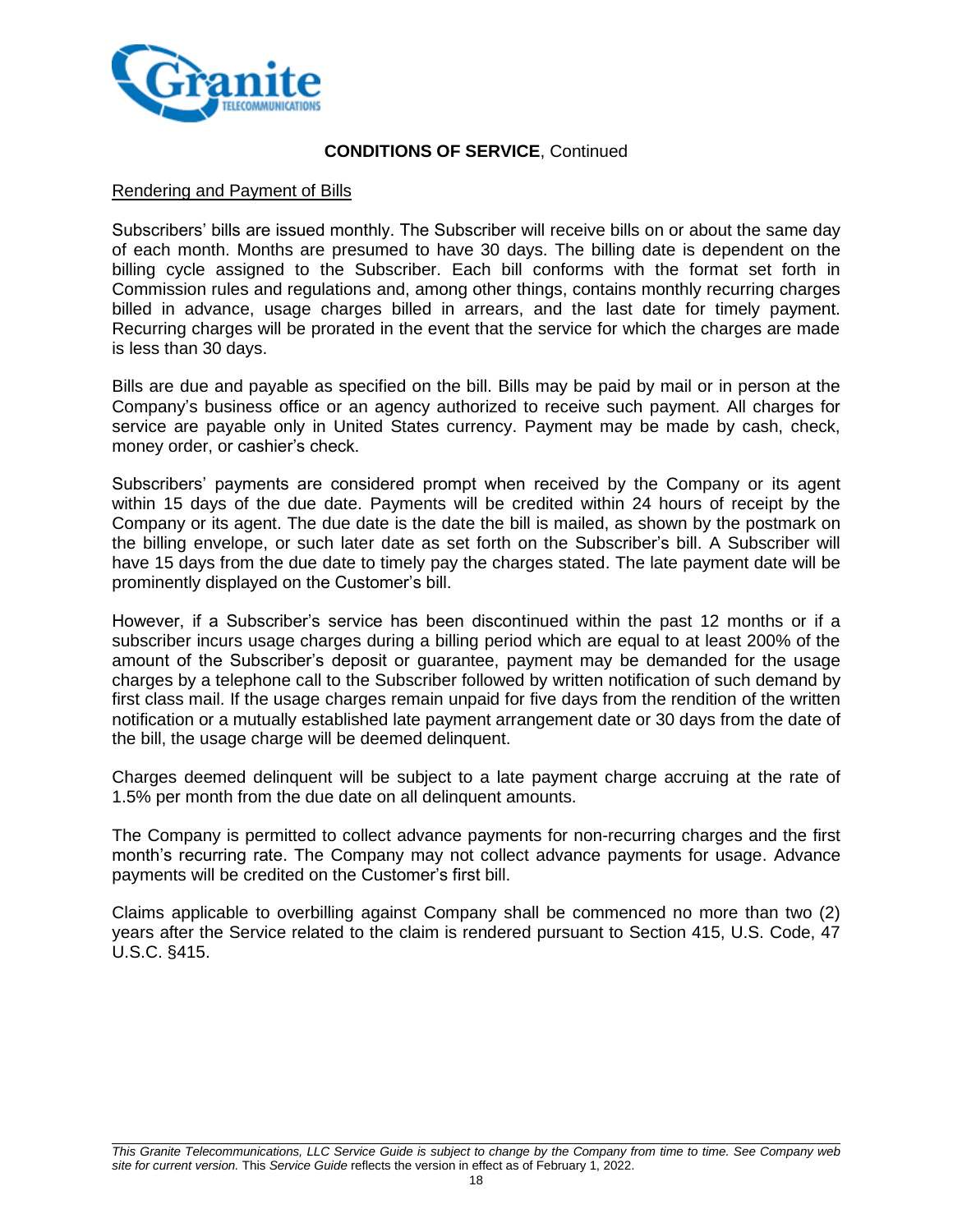**CONDITIONS OF SERVICE**, Continued

Rendering and Payment of Bills

Subscribers' bills are issued monthly. The Subscriber will receive bills on or about the same day of each month. Months are presumed to have 30 days. The billing date is dependent on the billing cycle assigned to the Subscriber. Each bill conforms with the format set forth in Commission rules and regulations and, among other things, contains monthly recurring charges billed in advance, usage charges billed in arrears, and the last date for timely payment. Recurring charges will be prorated in the event that the service for which the charges are made is less than 30 days.

Bills are due and payable as specified on the bill. Bills may be paid by mail or in person at the Company's business office or an agency authorized to receive such payment. All charges for service are payable only in United States currency. Payment may be made by cash, check, money order, or cashier's check.

Subscribers' payments are considered prompt when received by the Company or its agent within 15 days of the due date. Payments will be credited within 24 hours of receipt by the Company or its agent. The due date is the date the bill is mailed, as shown by the postmark on the billing envelope, or such later date as set forth on the Subscriber's bill. A Subscriber will have 15 days from the due date to timely pay the charges stated. The late payment date will be prominently displayed on the Customer's bill.

However, if a Subscriber's service has been discontinued within the past 12 months or if a subscriber incurs usage charges during a billing period which are equal to at least 200% of the amount of the Subscriber's deposit or guarantee, payment may be demanded for the usage charges by a telephone call to the Subscriber followed by written notification of such demand by first class mail. If the usage charges remain unpaid for five days from the rendition of the written notification or a mutually established late payment arrangement date or 30 days from the date of the bill, the usage charge will be deemed delinquent.

Charges deemed delinquent will be subject to a late payment charge accruing at the rate of 1.5% per month from the due date on all delinquent amounts.

The Company is permitted to collect advance payments for non-recurring charges and the first month's recurring rate. The Company may not collect advance payments for usage. Advance payments will be credited on the Customer's first bill.

Claims applicable to overbilling against Company shall be commenced no more than two (2) years after the Service related to the claim is rendered pursuant to Section 415, U.S. Code, 47 U.S.C. §415.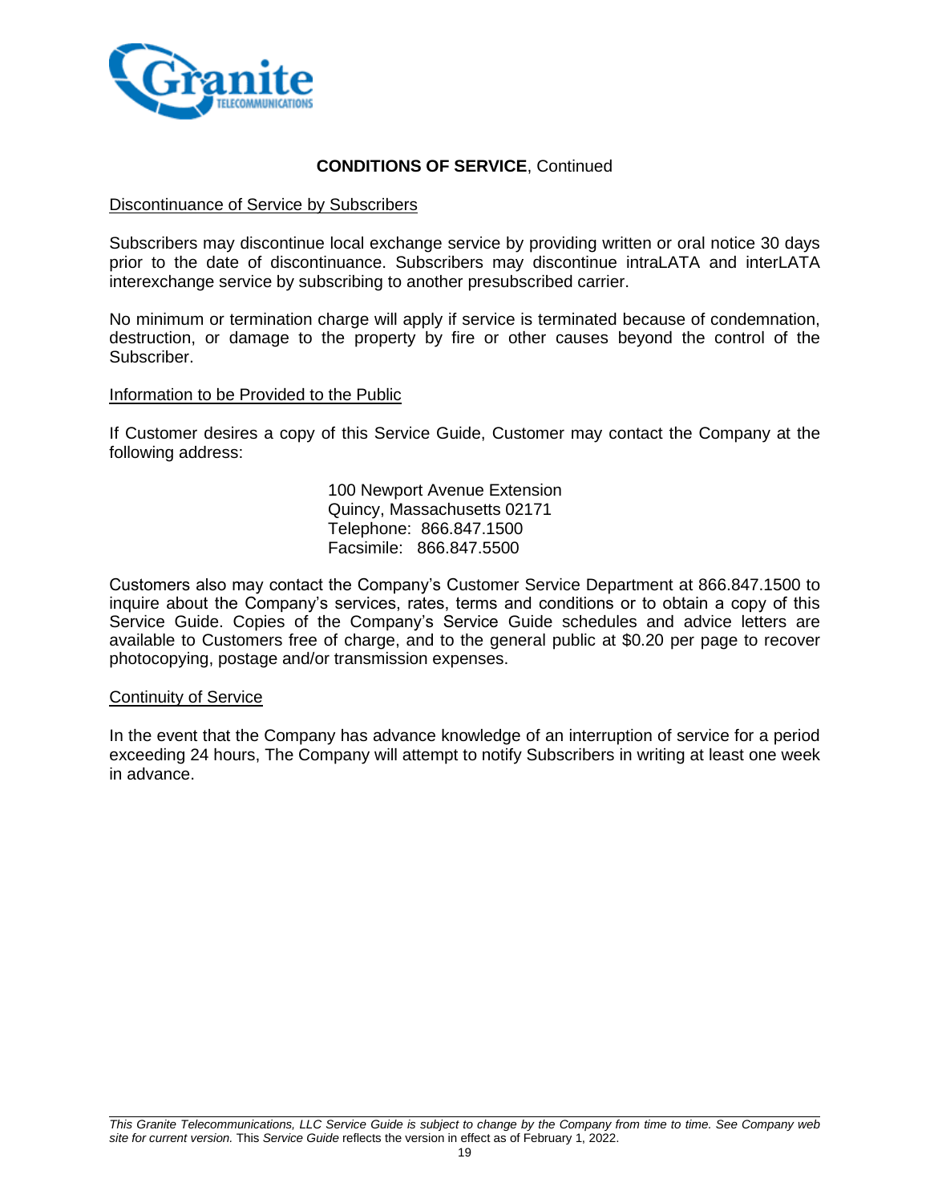**CONDITIONS OF SERVICE**, Continued

Discontinuance of Service by Subscribers

Subscribers may discontinue local exchange service by providing written or oral notice 30 days prior to the date of discontinuance. Subscribers may discontinue intraLATA and interLATA interexchange service by subscribing to another presubscribed carrier.

No minimum or termination charge will apply if service is terminated because of condemnation, destruction, or damage to the property by fire or other causes beyond the control of the Subscriber.

Information to be Provided to the Public

If Customer desires a copy of this Service Guide, Customer may contact the Company at the following address:

100 Newport Avenue Extension
Quincy, Massachusetts 02171
Telephone: 866.847.1500
Facsimile: 866.847.5500

Customers also may contact the Company's Customer Service Department at 866.847.1500 to inquire about the Company's services, rates, terms and conditions or to obtain a copy of this Service Guide. Copies of the Company's Service Guide schedules and advice letters are available to Customers free of charge, and to the general public at $0.20 per page to recover photocopying, postage and/or transmission expenses.

Continuity of Service

In the event that the Company has advance knowledge of an interruption of service for a period exceeding 24 hours, The Company will attempt to notify Subscribers in writing at least one week in advance.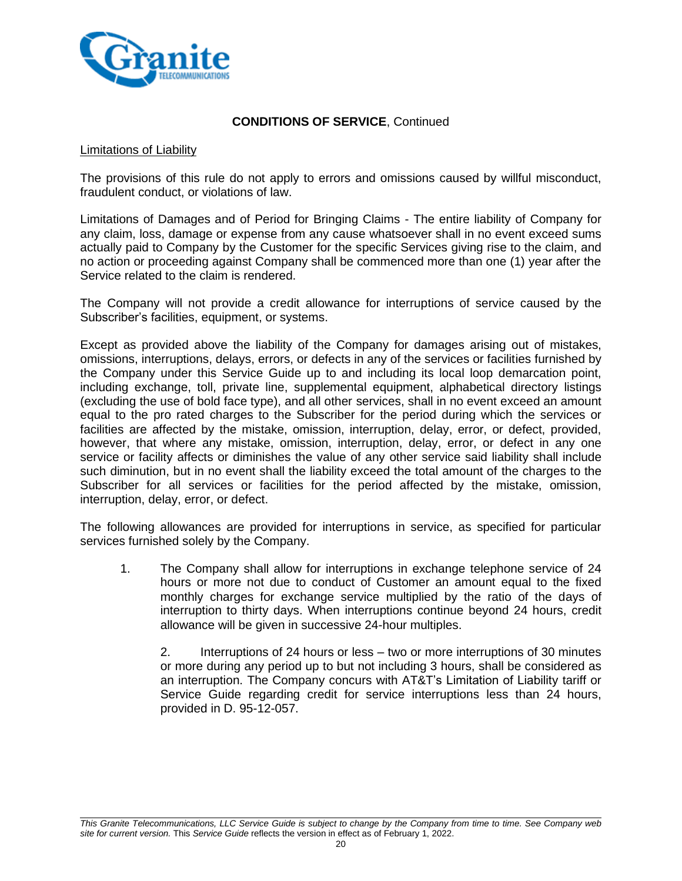**CONDITIONS OF SERVICE**, Continued

Limitations of Liability

The provisions of this rule do not apply to errors and omissions caused by willful misconduct, fraudulent conduct, or violations of law.

Limitations of Damages and of Period for Bringing Claims - The entire liability of Company for any claim, loss, damage or expense from any cause whatsoever shall in no event exceed sums actually paid to Company by the Customer for the specific Services giving rise to the claim, and no action or proceeding against Company shall be commenced more than one (1) year after the Service related to the claim is rendered.

The Company will not provide a credit allowance for interruptions of service caused by the Subscriber's facilities, equipment, or systems.

Except as provided above the liability of the Company for damages arising out of mistakes, omissions, interruptions, delays, errors, or defects in any of the services or facilities furnished by the Company under this Service Guide up to and including its local loop demarcation point, including exchange, toll, private line, supplemental equipment, alphabetical directory listings (excluding the use of bold face type), and all other services, shall in no event exceed an amount equal to the pro rated charges to the Subscriber for the period during which the services or facilities are affected by the mistake, omission, interruption, delay, error, or defect, provided, however, that where any mistake, omission, interruption, delay, error, or defect in any one service or facility affects or diminishes the value of any other service said liability shall include such diminution, but in no event shall the liability exceed the total amount of the charges to the Subscriber for all services or facilities for the period affected by the mistake, omission, interruption, delay, error, or defect.

The following allowances are provided for interruptions in service, as specified for particular services furnished solely by the Company.

1. The Company shall allow for interruptions in exchange telephone service of 24 hours or more not due to conduct of Customer an amount equal to the fixed monthly charges for exchange service multiplied by the ratio of the days of interruption to thirty days. When interruptions continue beyond 24 hours, credit allowance will be given in successive 24-hour multiples.

   2. Interruptions of 24 hours or less – two or more interruptions of 30 minutes or more during any period up to but not including 3 hours, shall be considered as an interruption. The Company concurs with AT&T's Limitation of Liability tariff or Service Guide regarding credit for service interruptions less than 24 hours, provided in D. 95-12-057.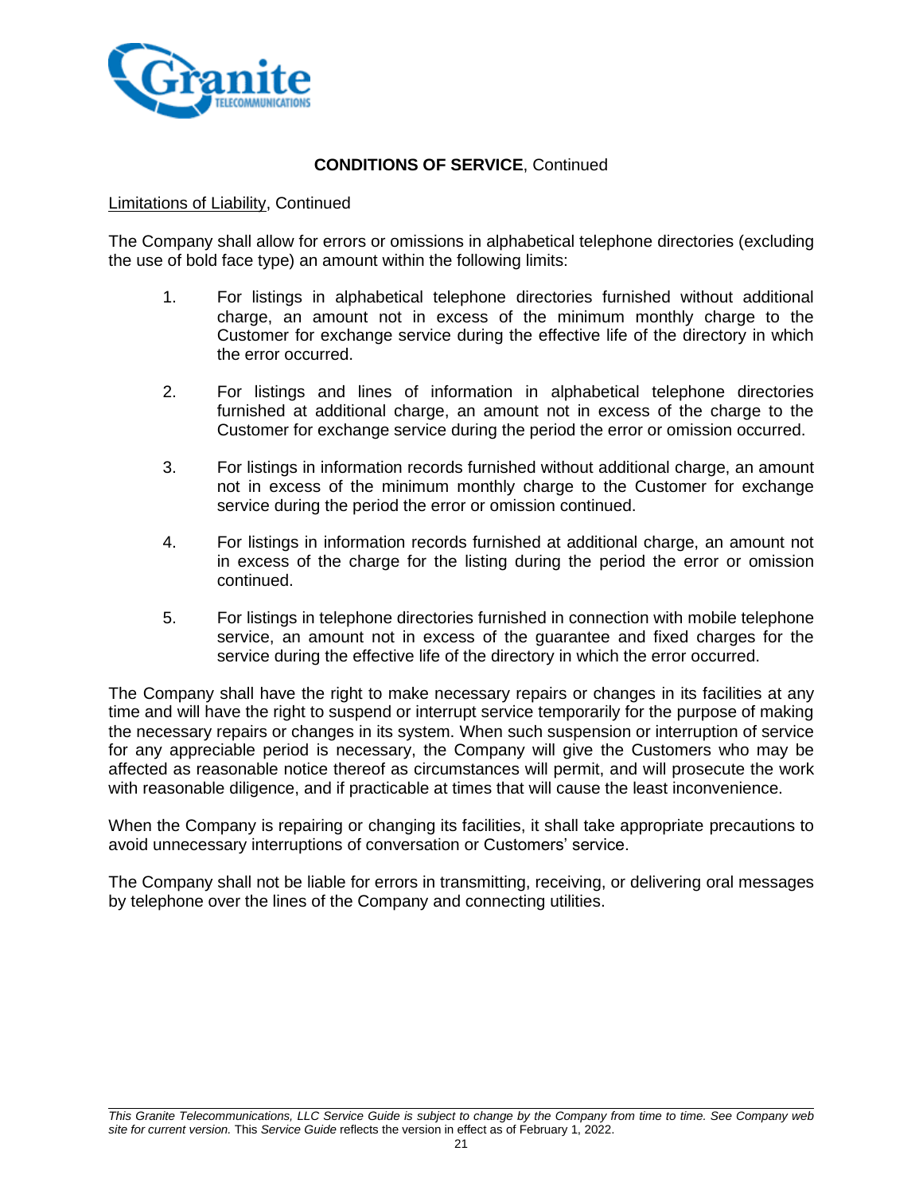## **CONDITIONS OF SERVICE**, Continued

Limitations of Liability, Continued

The Company shall allow for errors or omissions in alphabetical telephone directories (excluding the use of bold face type) an amount within the following limits:

1. For listings in alphabetical telephone directories furnished without additional charge, an amount not in excess of the minimum monthly charge to the Customer for exchange service during the effective life of the directory in which the error occurred.

2. For listings and lines of information in alphabetical telephone directories furnished at additional charge, an amount not in excess of the charge to the Customer for exchange service during the period the error or omission occurred.

3. For listings in information records furnished without additional charge, an amount not in excess of the minimum monthly charge to the Customer for exchange service during the period the error or omission continued.

4. For listings in information records furnished at additional charge, an amount not in excess of the charge for the listing during the period the error or omission continued.

5. For listings in telephone directories furnished in connection with mobile telephone service, an amount not in excess of the guarantee and fixed charges for the service during the effective life of the directory in which the error occurred.

The Company shall have the right to make necessary repairs or changes in its facilities at any time and will have the right to suspend or interrupt service temporarily for the purpose of making the necessary repairs or changes in its system. When such suspension or interruption of service for any appreciable period is necessary, the Company will give the Customers who may be affected as reasonable notice thereof as circumstances will permit, and will prosecute the work with reasonable diligence, and if practicable at times that will cause the least inconvenience.

When the Company is repairing or changing its facilities, it shall take appropriate precautions to avoid unnecessary interruptions of conversation or Customers' service.

The Company shall not be liable for errors in transmitting, receiving, or delivering oral messages by telephone over the lines of the Company and connecting utilities.

*This Granite Telecommunications, LLC Service Guide is subject to change by the Company from time to time. See Company web site for current version.* This *Service Guide* reflects the version in effect as of February 1, 2022.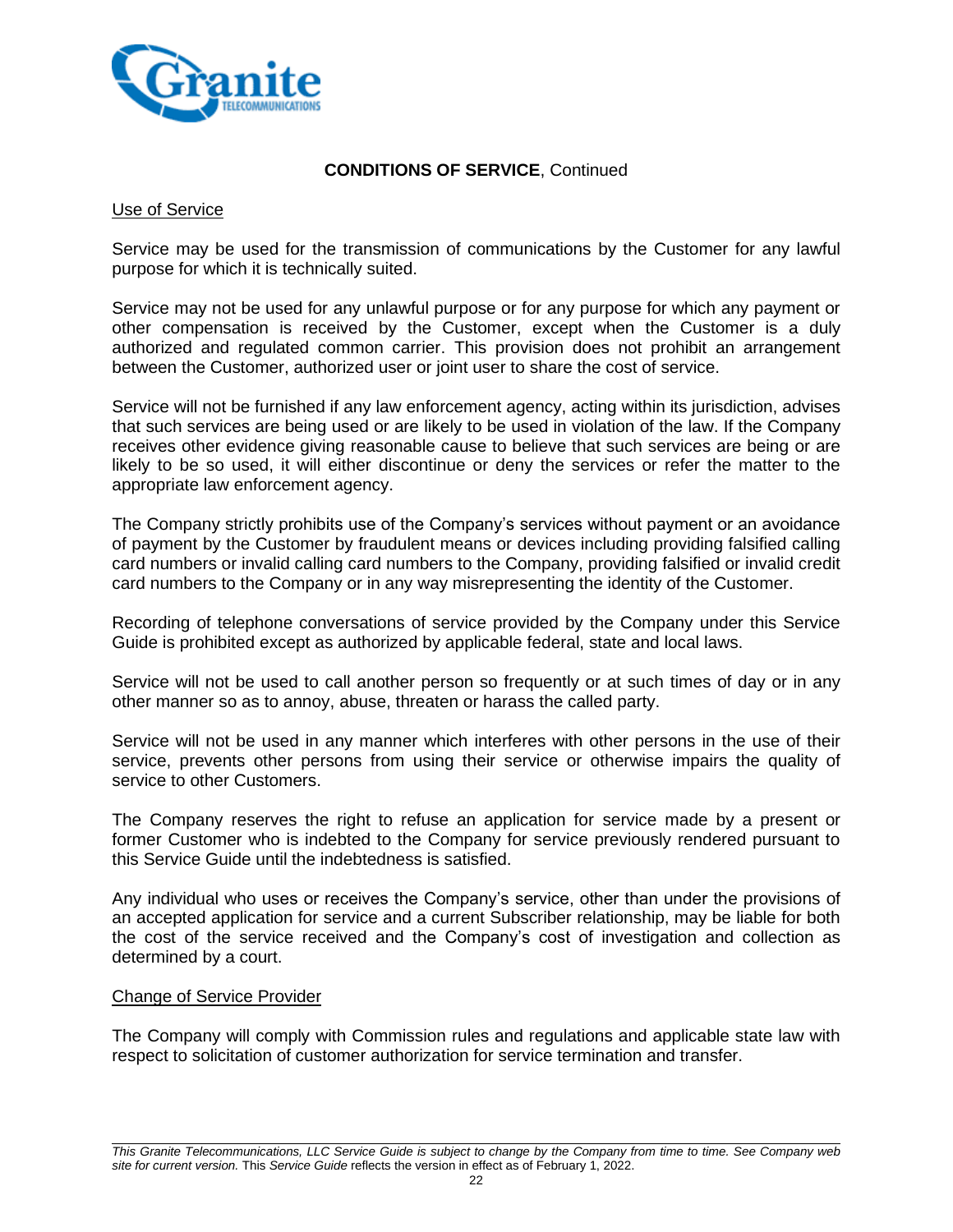**CONDITIONS OF SERVICE**, Continued

Use of Service

Service may be used for the transmission of communications by the Customer for any lawful purpose for which it is technically suited.

Service may not be used for any unlawful purpose or for any purpose for which any payment or other compensation is received by the Customer, except when the Customer is a duly authorized and regulated common carrier. This provision does not prohibit an arrangement between the Customer, authorized user or joint user to share the cost of service.

Service will not be furnished if any law enforcement agency, acting within its jurisdiction, advises that such services are being used or are likely to be used in violation of the law. If the Company receives other evidence giving reasonable cause to believe that such services are being or are likely to be so used, it will either discontinue or deny the services or refer the matter to the appropriate law enforcement agency.

The Company strictly prohibits use of the Company's services without payment or an avoidance of payment by the Customer by fraudulent means or devices including providing falsified calling card numbers or invalid calling card numbers to the Company, providing falsified or invalid credit card numbers to the Company or in any way misrepresenting the identity of the Customer.

Recording of telephone conversations of service provided by the Company under this Service Guide is prohibited except as authorized by applicable federal, state and local laws.

Service will not be used to call another person so frequently or at such times of day or in any other manner so as to annoy, abuse, threaten or harass the called party.

Service will not be used in any manner which interferes with other persons in the use of their service, prevents other persons from using their service or otherwise impairs the quality of service to other Customers.

The Company reserves the right to refuse an application for service made by a present or former Customer who is indebted to the Company for service previously rendered pursuant to this Service Guide until the indebtedness is satisfied.

Any individual who uses or receives the Company's service, other than under the provisions of an accepted application for service and a current Subscriber relationship, may be liable for both the cost of the service received and the Company's cost of investigation and collection as determined by a court.

Change of Service Provider

The Company will comply with Commission rules and regulations and applicable state law with respect to solicitation of customer authorization for service termination and transfer.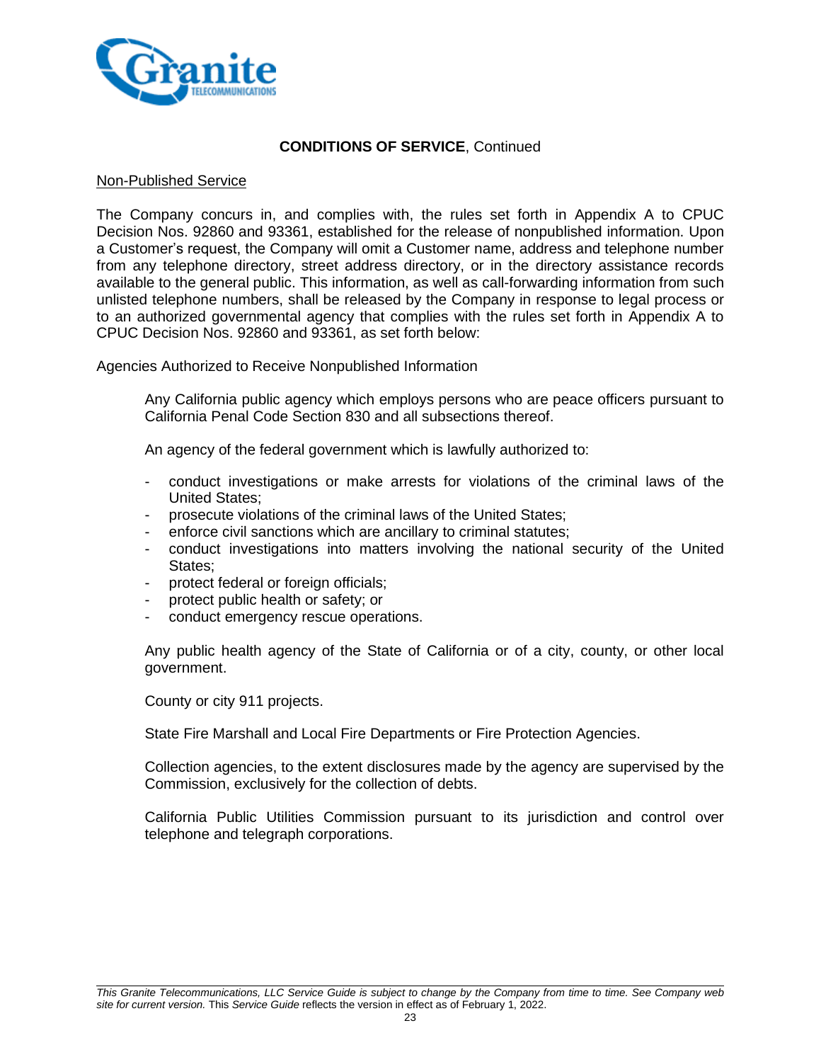## **CONDITIONS OF SERVICE**, Continued

Non-Published Service

The Company concurs in, and complies with, the rules set forth in Appendix A to CPUC Decision Nos. 92860 and 93361, established for the release of nonpublished information. Upon a Customer's request, the Company will omit a Customer name, address and telephone number from any telephone directory, street address directory, or in the directory assistance records available to the general public. This information, as well as call-forwarding information from such unlisted telephone numbers, shall be released by the Company in response to legal process or to an authorized governmental agency that complies with the rules set forth in Appendix A to CPUC Decision Nos. 92860 and 93361, as set forth below:

Agencies Authorized to Receive Nonpublished Information

Any California public agency which employs persons who are peace officers pursuant to California Penal Code Section 830 and all subsections thereof.

An agency of the federal government which is lawfully authorized to:

- conduct investigations or make arrests for violations of the criminal laws of the United States;
- prosecute violations of the criminal laws of the United States;
- enforce civil sanctions which are ancillary to criminal statutes;
- conduct investigations into matters involving the national security of the United States;
- protect federal or foreign officials;
- protect public health or safety; or
- conduct emergency rescue operations.

Any public health agency of the State of California or of a city, county, or other local government.

County or city 911 projects.

State Fire Marshall and Local Fire Departments or Fire Protection Agencies.

Collection agencies, to the extent disclosures made by the agency are supervised by the Commission, exclusively for the collection of debts.

California Public Utilities Commission pursuant to its jurisdiction and control over telephone and telegraph corporations.

*This Granite Telecommunications, LLC Service Guide is subject to change by the Company from time to time. See Company web site for current version.* This *Service Guide* reflects the version in effect as of February 1, 2022.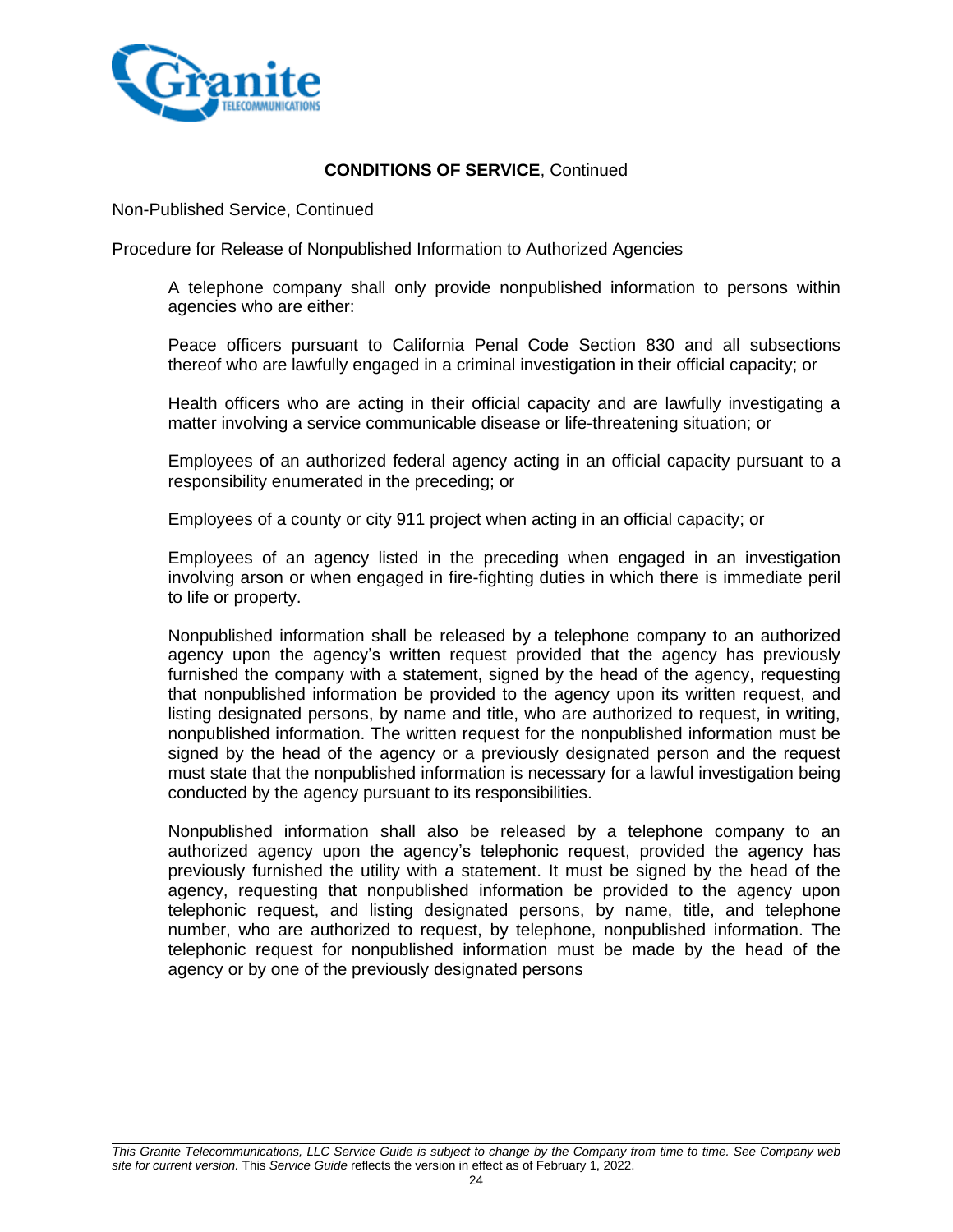**CONDITIONS OF SERVICE**, Continued

Non-Published Service, Continued

Procedure for Release of Nonpublished Information to Authorized Agencies

A telephone company shall only provide nonpublished information to persons within agencies who are either:

Peace officers pursuant to California Penal Code Section 830 and all subsections thereof who are lawfully engaged in a criminal investigation in their official capacity; or

Health officers who are acting in their official capacity and are lawfully investigating a matter involving a service communicable disease or life-threatening situation; or

Employees of an authorized federal agency acting in an official capacity pursuant to a responsibility enumerated in the preceding; or

Employees of a county or city 911 project when acting in an official capacity; or

Employees of an agency listed in the preceding when engaged in an investigation involving arson or when engaged in fire-fighting duties in which there is immediate peril to life or property.

Nonpublished information shall be released by a telephone company to an authorized agency upon the agency's written request provided that the agency has previously furnished the company with a statement, signed by the head of the agency, requesting that nonpublished information be provided to the agency upon its written request, and listing designated persons, by name and title, who are authorized to request, in writing, nonpublished information. The written request for the nonpublished information must be signed by the head of the agency or a previously designated person and the request must state that the nonpublished information is necessary for a lawful investigation being conducted by the agency pursuant to its responsibilities.

Nonpublished information shall also be released by a telephone company to an authorized agency upon the agency's telephonic request, provided the agency has previously furnished the utility with a statement. It must be signed by the head of the agency, requesting that nonpublished information be provided to the agency upon telephonic request, and listing designated persons, by name, title, and telephone number, who are authorized to request, by telephone, nonpublished information. The telephonic request for nonpublished information must be made by the head of the agency or by one of the previously designated persons

*This Granite Telecommunications, LLC Service Guide is subject to change by the Company from time to time. See Company web site for current version.* This *Service Guide* reflects the version in effect as of February 1, 2022.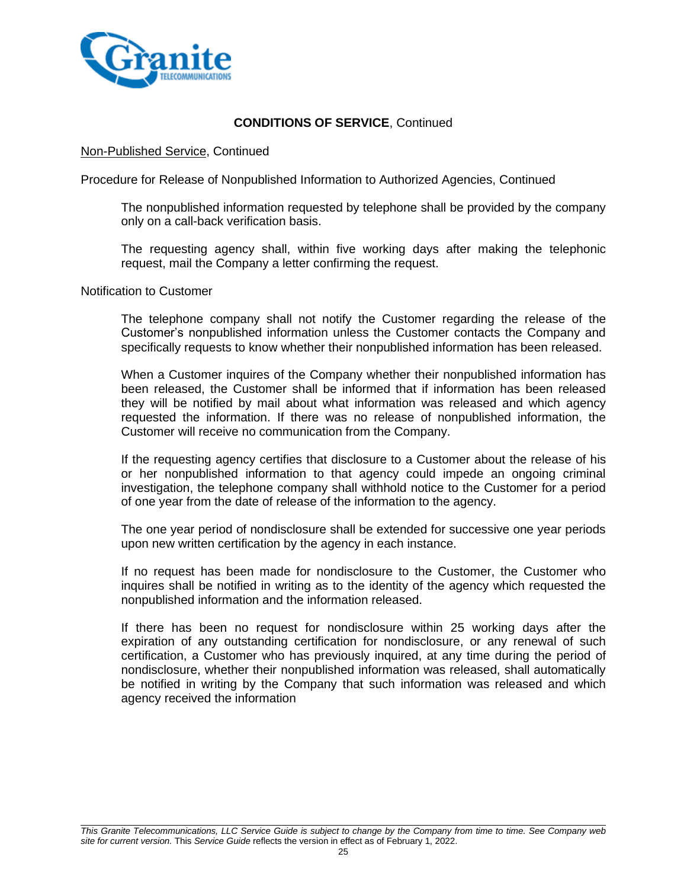## **CONDITIONS OF SERVICE**, Continued

Non-Published Service, Continued

Procedure for Release of Nonpublished Information to Authorized Agencies, Continued

The nonpublished information requested by telephone shall be provided by the company only on a call-back verification basis.

The requesting agency shall, within five working days after making the telephonic request, mail the Company a letter confirming the request.

Notification to Customer

The telephone company shall not notify the Customer regarding the release of the Customer's nonpublished information unless the Customer contacts the Company and specifically requests to know whether their nonpublished information has been released.

When a Customer inquires of the Company whether their nonpublished information has been released, the Customer shall be informed that if information has been released they will be notified by mail about what information was released and which agency requested the information. If there was no release of nonpublished information, the Customer will receive no communication from the Company.

If the requesting agency certifies that disclosure to a Customer about the release of his or her nonpublished information to that agency could impede an ongoing criminal investigation, the telephone company shall withhold notice to the Customer for a period of one year from the date of release of the information to the agency.

The one year period of nondisclosure shall be extended for successive one year periods upon new written certification by the agency in each instance.

If no request has been made for nondisclosure to the Customer, the Customer who inquires shall be notified in writing as to the identity of the agency which requested the nonpublished information and the information released.

If there has been no request for nondisclosure within 25 working days after the expiration of any outstanding certification for nondisclosure, or any renewal of such certification, a Customer who has previously inquired, at any time during the period of nondisclosure, whether their nonpublished information was released, shall automatically be notified in writing by the Company that such information was released and which agency received the information

*This Granite Telecommunications, LLC Service Guide is subject to change by the Company from time to time. See Company web site for current version.* This *Service Guide* reflects the version in effect as of February 1, 2022.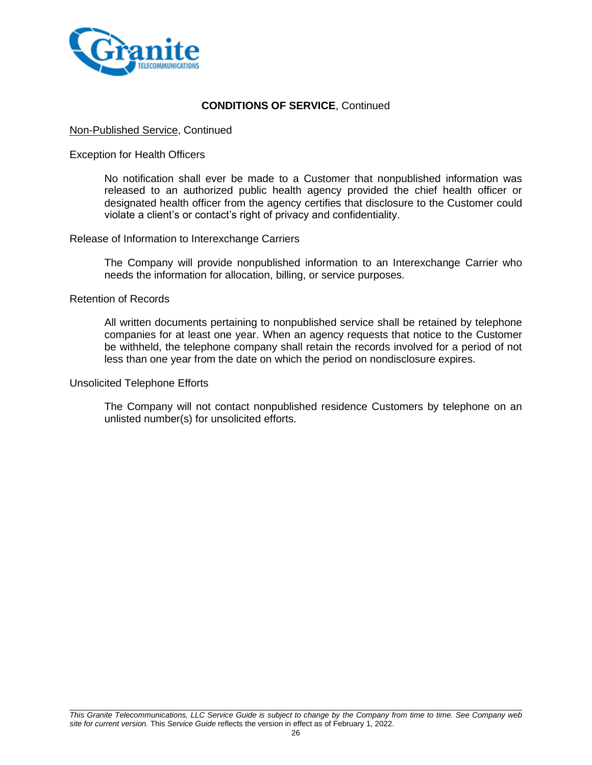## CONDITIONS OF SERVICE, Continued

Non-Published Service, Continued

Exception for Health Officers

No notification shall ever be made to a Customer that nonpublished information was released to an authorized public health agency provided the chief health officer or designated health officer from the agency certifies that disclosure to the Customer could violate a client's or contact's right of privacy and confidentiality.

Release of Information to Interexchange Carriers

The Company will provide nonpublished information to an Interexchange Carrier who needs the information for allocation, billing, or service purposes.

Retention of Records

All written documents pertaining to nonpublished service shall be retained by telephone companies for at least one year. When an agency requests that notice to the Customer be withheld, the telephone company shall retain the records involved for a period of not less than one year from the date on which the period on nondisclosure expires.

Unsolicited Telephone Efforts

The Company will not contact nonpublished residence Customers by telephone on an unlisted number(s) for unsolicited efforts.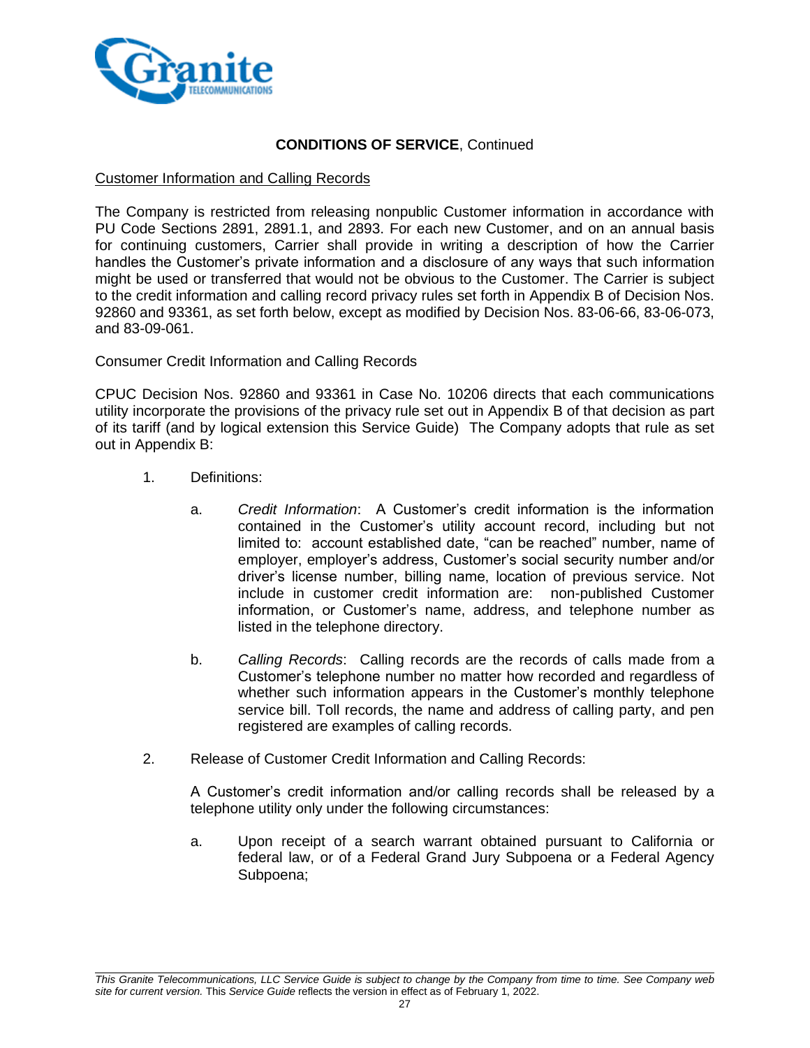**CONDITIONS OF SERVICE**, Continued

Customer Information and Calling Records

The Company is restricted from releasing nonpublic Customer information in accordance with PU Code Sections 2891, 2891.1, and 2893. For each new Customer, and on an annual basis for continuing customers, Carrier shall provide in writing a description of how the Carrier handles the Customer's private information and a disclosure of any ways that such information might be used or transferred that would not be obvious to the Customer. The Carrier is subject to the credit information and calling record privacy rules set forth in Appendix B of Decision Nos. 92860 and 93361, as set forth below, except as modified by Decision Nos. 83-06-66, 83-06-073, and 83-09-061.

Consumer Credit Information and Calling Records

CPUC Decision Nos. 92860 and 93361 in Case No. 10206 directs that each communications utility incorporate the provisions of the privacy rule set out in Appendix B of that decision as part of its tariff (and by logical extension this Service Guide) The Company adopts that rule as set out in Appendix B:

1. Definitions:

   a. *Credit Information*: A Customer's credit information is the information contained in the Customer's utility account record, including but not limited to: account established date, "can be reached" number, name of employer, employer's address, Customer's social security number and/or driver's license number, billing name, location of previous service. Not include in customer credit information are: non-published Customer information, or Customer's name, address, and telephone number as listed in the telephone directory.

   b. *Calling Records*: Calling records are the records of calls made from a Customer's telephone number no matter how recorded and regardless of whether such information appears in the Customer's monthly telephone service bill. Toll records, the name and address of calling party, and pen registered are examples of calling records.

2. Release of Customer Credit Information and Calling Records:

   A Customer's credit information and/or calling records shall be released by a telephone utility only under the following circumstances:

   a. Upon receipt of a search warrant obtained pursuant to California or federal law, or of a Federal Grand Jury Subpoena or a Federal Agency Subpoena;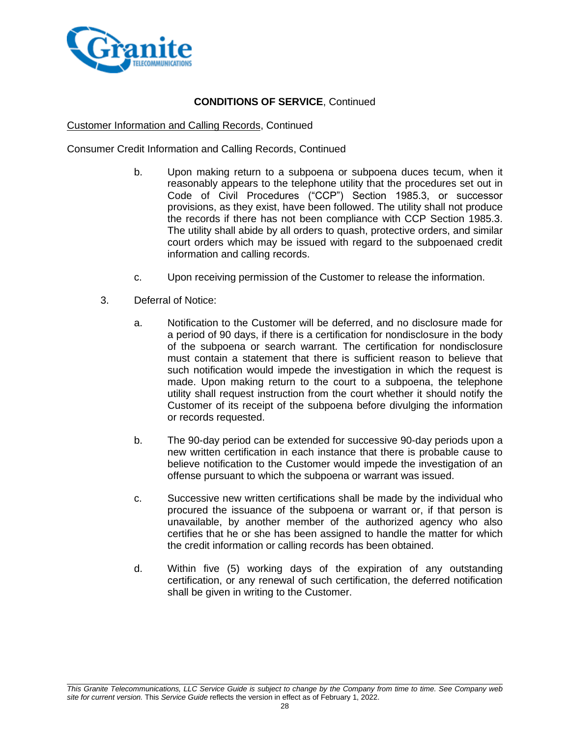**CONDITIONS OF SERVICE**, Continued

Customer Information and Calling Records, Continued

Consumer Credit Information and Calling Records, Continued

b. Upon making return to a subpoena or subpoena duces tecum, when it reasonably appears to the telephone utility that the procedures set out in Code of Civil Procedures ("CCP") Section 1985.3, or successor provisions, as they exist, have been followed. The utility shall not produce the records if there has not been compliance with CCP Section 1985.3. The utility shall abide by all orders to quash, protective orders, and similar court orders which may be issued with regard to the subpoenaed credit information and calling records.

c. Upon receiving permission of the Customer to release the information.

3. Deferral of Notice:

   a. Notification to the Customer will be deferred, and no disclosure made for a period of 90 days, if there is a certification for nondisclosure in the body of the subpoena or search warrant. The certification for nondisclosure must contain a statement that there is sufficient reason to believe that such notification would impede the investigation in which the request is made. Upon making return to the court to a subpoena, the telephone utility shall request instruction from the court whether it should notify the Customer of its receipt of the subpoena before divulging the information or records requested.

   b. The 90-day period can be extended for successive 90-day periods upon a new written certification in each instance that there is probable cause to believe notification to the Customer would impede the investigation of an offense pursuant to which the subpoena or warrant was issued.

   c. Successive new written certifications shall be made by the individual who procured the issuance of the subpoena or warrant or, if that person is unavailable, by another member of the authorized agency who also certifies that he or she has been assigned to handle the matter for which the credit information or calling records has been obtained.

   d. Within five (5) working days of the expiration of any outstanding certification, or any renewal of such certification, the deferred notification shall be given in writing to the Customer.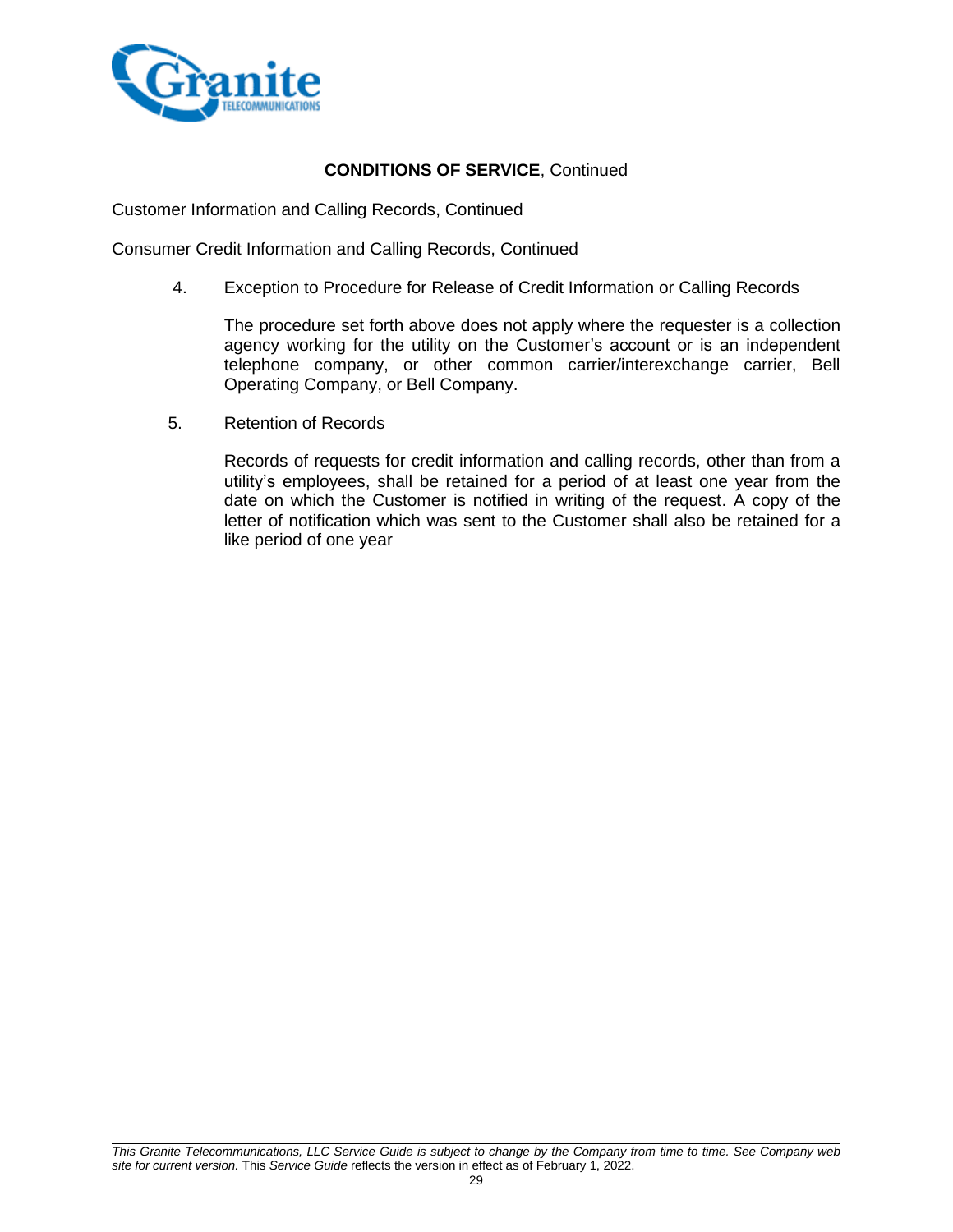**CONDITIONS OF SERVICE**, Continued

Customer Information and Calling Records, Continued

Consumer Credit Information and Calling Records, Continued

4. Exception to Procedure for Release of Credit Information or Calling Records

   The procedure set forth above does not apply where the requester is a collection agency working for the utility on the Customer's account or is an independent telephone company, or other common carrier/interexchange carrier, Bell Operating Company, or Bell Company.

5. Retention of Records

   Records of requests for credit information and calling records, other than from a utility's employees, shall be retained for a period of at least one year from the date on which the Customer is notified in writing of the request. A copy of the letter of notification which was sent to the Customer shall also be retained for a like period of one year

---

*This Granite Telecommunications, LLC Service Guide is subject to change by the Company from time to time. See Company web site for current version.* This *Service Guide* reflects the version in effect as of February 1, 2022.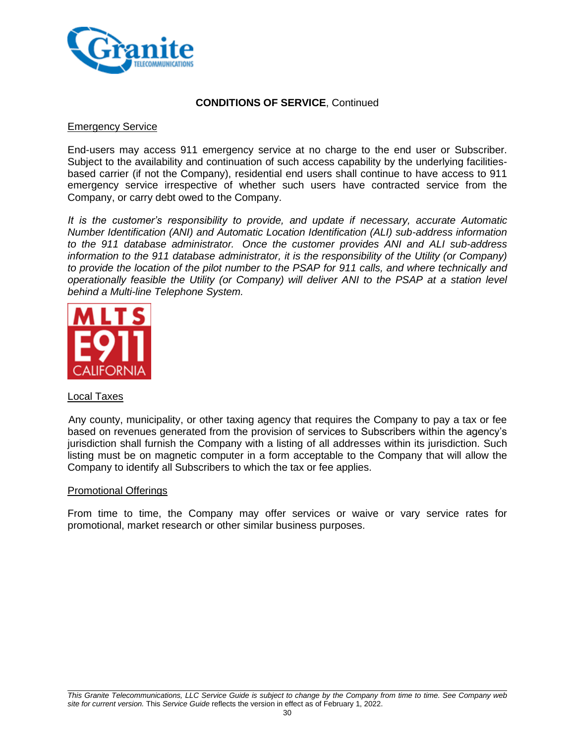**CONDITIONS OF SERVICE**, Continued

Emergency Service

End-users may access 911 emergency service at no charge to the end user or Subscriber. Subject to the availability and continuation of such access capability by the underlying facilities-based carrier (if not the Company), residential end users shall continue to have access to 911 emergency service irrespective of whether such users have contracted service from the Company, or carry debt owed to the Company.

*It is the customer's responsibility to provide, and update if necessary, accurate Automatic Number Identification (ANI) and Automatic Location Identification (ALI) sub-address information to the 911 database administrator. Once the customer provides ANI and ALI sub-address information to the 911 database administrator, it is the responsibility of the Utility (or Company) to provide the location of the pilot number to the PSAP for 911 calls, and where technically and operationally feasible the Utility (or Company) will deliver ANI to the PSAP at a station level behind a Multi-line Telephone System.*

MLTS E911 CALIFORNIA

Local Taxes

Any county, municipality, or other taxing agency that requires the Company to pay a tax or fee based on revenues generated from the provision of services to Subscribers within the agency's jurisdiction shall furnish the Company with a listing of all addresses within its jurisdiction. Such listing must be on magnetic computer in a form acceptable to the Company that will allow the Company to identify all Subscribers to which the tax or fee applies.

Promotional Offerings

From time to time, the Company may offer services or waive or vary service rates for promotional, market research or other similar business purposes.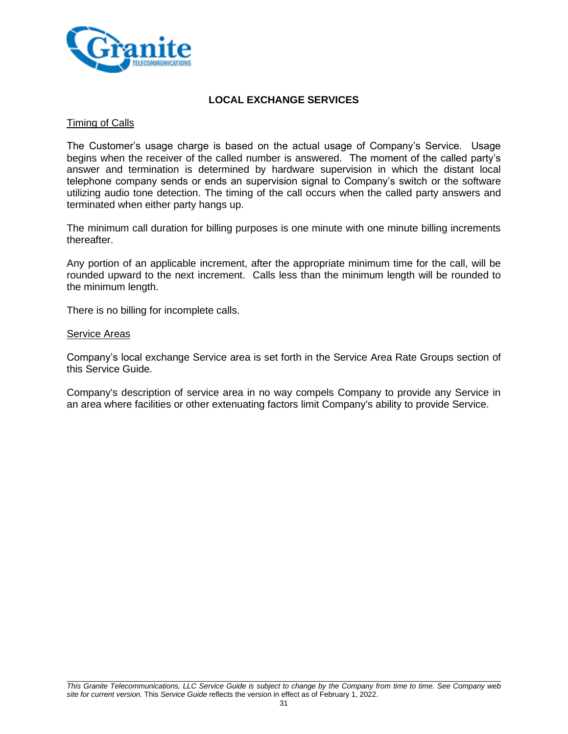## LOCAL EXCHANGE SERVICES

Timing of Calls

The Customer's usage charge is based on the actual usage of Company's Service. Usage begins when the receiver of the called number is answered. The moment of the called party's answer and termination is determined by hardware supervision in which the distant local telephone company sends or ends an supervision signal to Company's switch or the software utilizing audio tone detection. The timing of the call occurs when the called party answers and terminated when either party hangs up.

The minimum call duration for billing purposes is one minute with one minute billing increments thereafter.

Any portion of an applicable increment, after the appropriate minimum time for the call, will be rounded upward to the next increment. Calls less than the minimum length will be rounded to the minimum length.

There is no billing for incomplete calls.

Service Areas

Company's local exchange Service area is set forth in the Service Area Rate Groups section of this Service Guide.

Company's description of service area in no way compels Company to provide any Service in an area where facilities or other extenuating factors limit Company's ability to provide Service.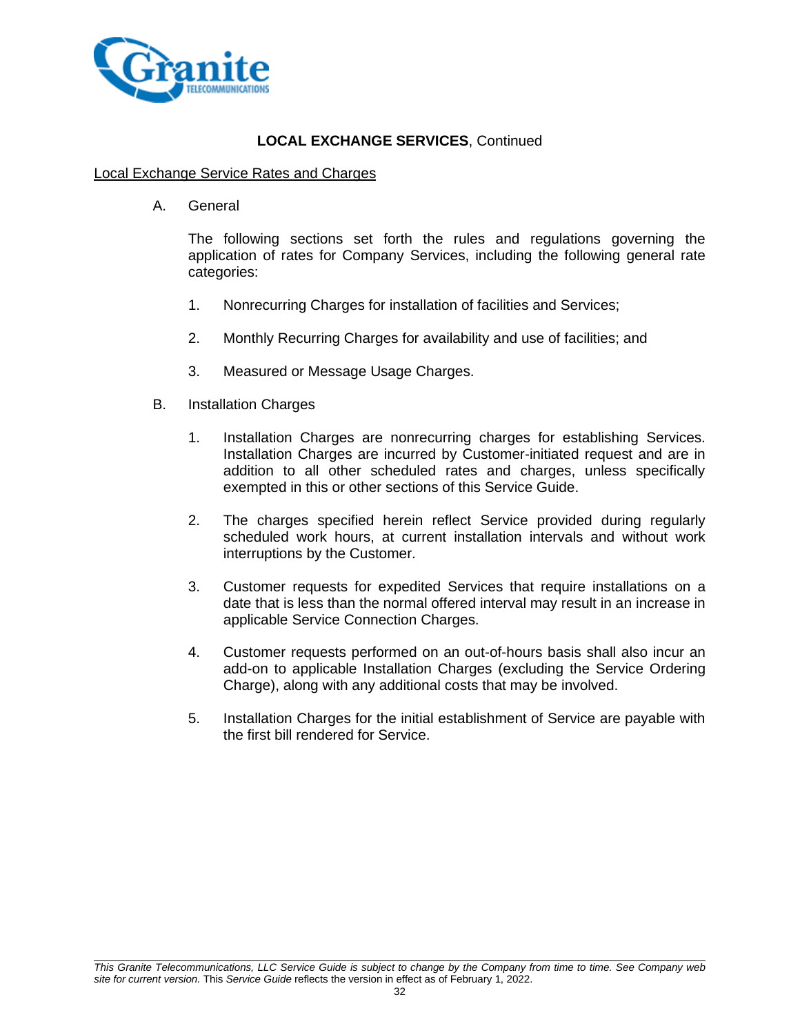**LOCAL EXCHANGE SERVICES**, Continued

Local Exchange Service Rates and Charges

A. General

The following sections set forth the rules and regulations governing the application of rates for Company Services, including the following general rate categories:

1. Nonrecurring Charges for installation of facilities and Services;

2. Monthly Recurring Charges for availability and use of facilities; and

3. Measured or Message Usage Charges.

B. Installation Charges

1. Installation Charges are nonrecurring charges for establishing Services. Installation Charges are incurred by Customer-initiated request and are in addition to all other scheduled rates and charges, unless specifically exempted in this or other sections of this Service Guide.

2. The charges specified herein reflect Service provided during regularly scheduled work hours, at current installation intervals and without work interruptions by the Customer.

3. Customer requests for expedited Services that require installations on a date that is less than the normal offered interval may result in an increase in applicable Service Connection Charges.

4. Customer requests performed on an out-of-hours basis shall also incur an add-on to applicable Installation Charges (excluding the Service Ordering Charge), along with any additional costs that may be involved.

5. Installation Charges for the initial establishment of Service are payable with the first bill rendered for Service.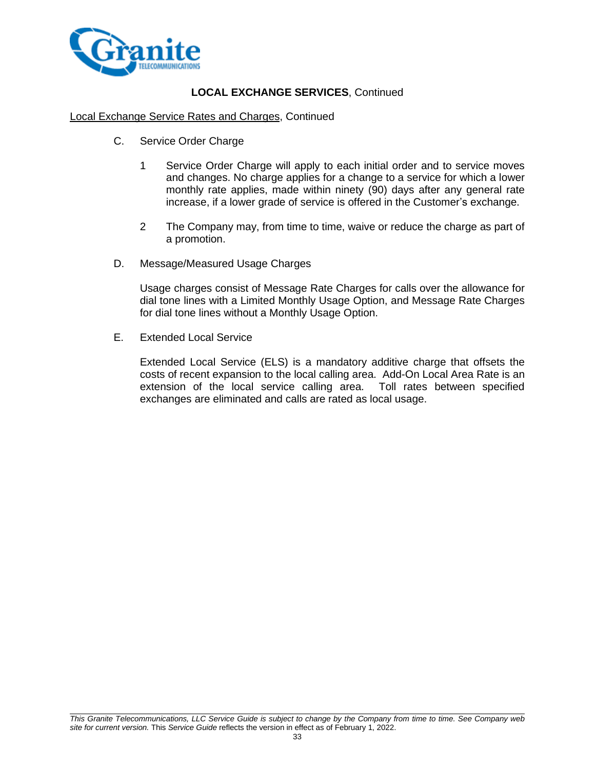## LOCAL EXCHANGE SERVICES, Continued

Local Exchange Service Rates and Charges, Continued

C. Service Order Charge

1. Service Order Charge will apply to each initial order and to service moves and changes. No charge applies for a change to a service for which a lower monthly rate applies, made within ninety (90) days after any general rate increase, if a lower grade of service is offered in the Customer's exchange.

2. The Company may, from time to time, waive or reduce the charge as part of a promotion.

D. Message/Measured Usage Charges

Usage charges consist of Message Rate Charges for calls over the allowance for dial tone lines with a Limited Monthly Usage Option, and Message Rate Charges for dial tone lines without a Monthly Usage Option.

E. Extended Local Service

Extended Local Service (ELS) is a mandatory additive charge that offsets the costs of recent expansion to the local calling area. Add-On Local Area Rate is an extension of the local service calling area. Toll rates between specified exchanges are eliminated and calls are rated as local usage.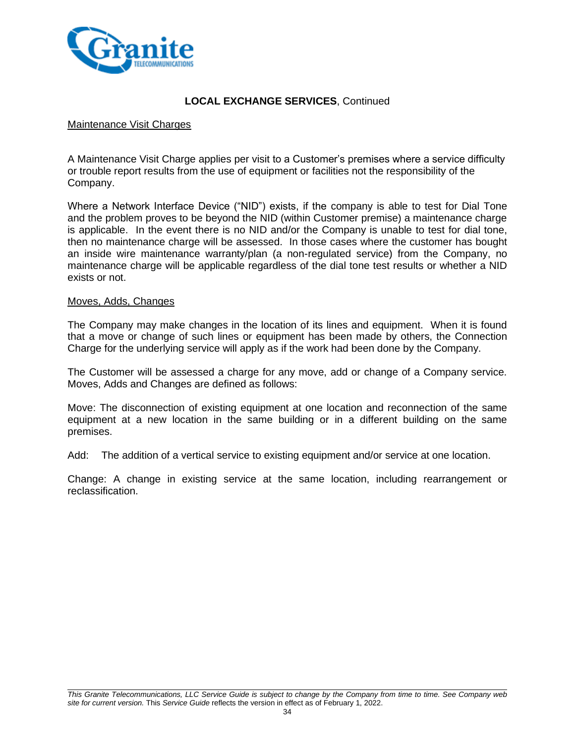**LOCAL EXCHANGE SERVICES**, Continued

Maintenance Visit Charges

A Maintenance Visit Charge applies per visit to a Customer's premises where a service difficulty or trouble report results from the use of equipment or facilities not the responsibility of the Company.

Where a Network Interface Device ("NID") exists, if the company is able to test for Dial Tone and the problem proves to be beyond the NID (within Customer premise) a maintenance charge is applicable. In the event there is no NID and/or the Company is unable to test for dial tone, then no maintenance charge will be assessed. In those cases where the customer has bought an inside wire maintenance warranty/plan (a non-regulated service) from the Company, no maintenance charge will be applicable regardless of the dial tone test results or whether a NID exists or not.

Moves, Adds, Changes

The Company may make changes in the location of its lines and equipment. When it is found that a move or change of such lines or equipment has been made by others, the Connection Charge for the underlying service will apply as if the work had been done by the Company.

The Customer will be assessed a charge for any move, add or change of a Company service. Moves, Adds and Changes are defined as follows:

Move: The disconnection of existing equipment at one location and reconnection of the same equipment at a new location in the same building or in a different building on the same premises.

Add: The addition of a vertical service to existing equipment and/or service at one location.

Change: A change in existing service at the same location, including rearrangement or reclassification.

*This Granite Telecommunications, LLC Service Guide is subject to change by the Company from time to time. See Company web site for current version.* This *Service Guide* reflects the version in effect as of February 1, 2022.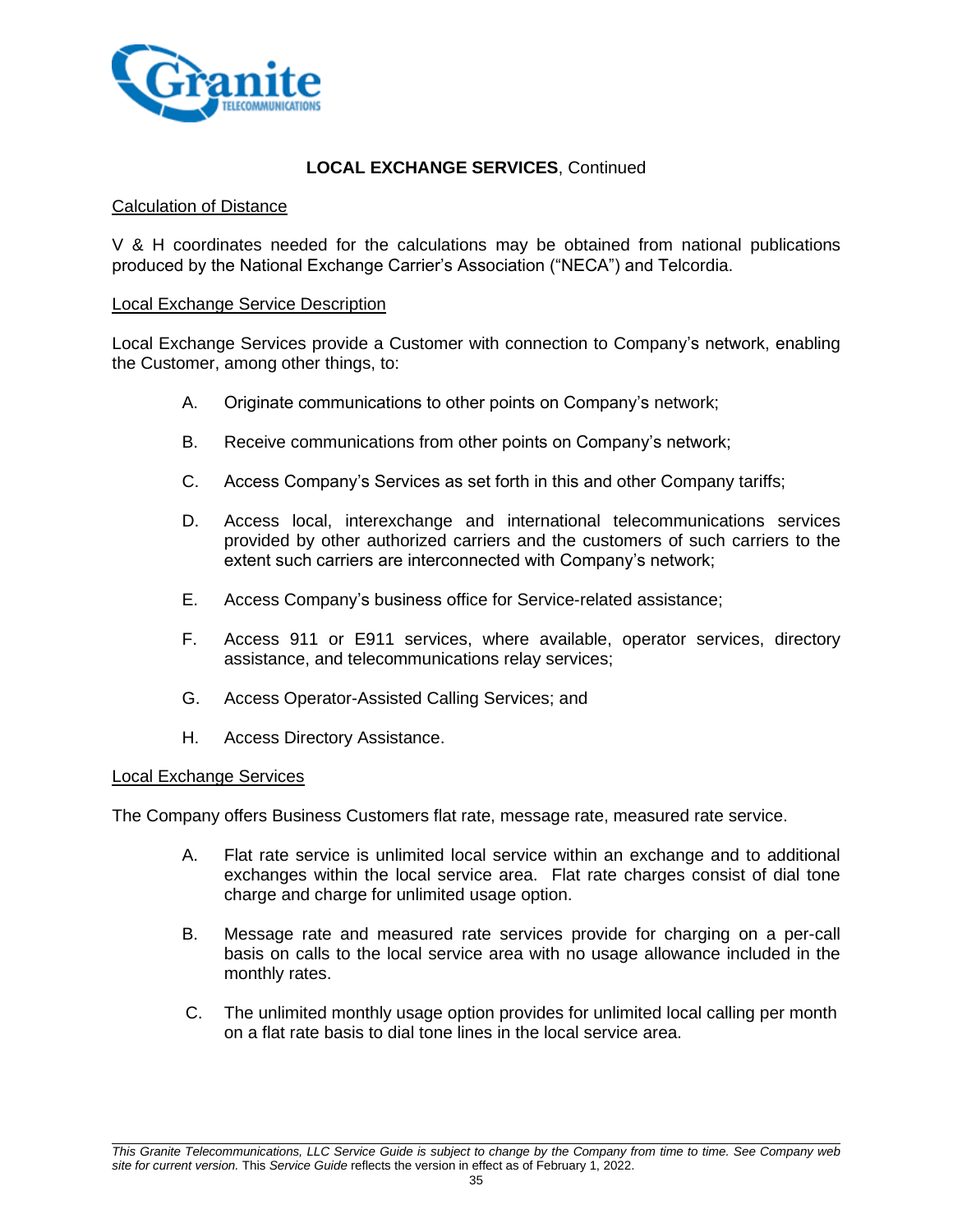**LOCAL EXCHANGE SERVICES**, Continued

Calculation of Distance

V & H coordinates needed for the calculations may be obtained from national publications produced by the National Exchange Carrier's Association ("NECA") and Telcordia.

Local Exchange Service Description

Local Exchange Services provide a Customer with connection to Company's network, enabling the Customer, among other things, to:

A. Originate communications to other points on Company's network;

B. Receive communications from other points on Company's network;

C. Access Company's Services as set forth in this and other Company tariffs;

D. Access local, interexchange and international telecommunications services provided by other authorized carriers and the customers of such carriers to the extent such carriers are interconnected with Company's network;

E. Access Company's business office for Service-related assistance;

F. Access 911 or E911 services, where available, operator services, directory assistance, and telecommunications relay services;

G. Access Operator-Assisted Calling Services; and

H. Access Directory Assistance.

Local Exchange Services

The Company offers Business Customers flat rate, message rate, measured rate service.

A. Flat rate service is unlimited local service within an exchange and to additional exchanges within the local service area. Flat rate charges consist of dial tone charge and charge for unlimited usage option.

B. Message rate and measured rate services provide for charging on a per-call basis on calls to the local service area with no usage allowance included in the monthly rates.

C. The unlimited monthly usage option provides for unlimited local calling per month on a flat rate basis to dial tone lines in the local service area.

*This Granite Telecommunications, LLC Service Guide is subject to change by the Company from time to time. See Company web site for current version.* This *Service Guide* reflects the version in effect as of February 1, 2022.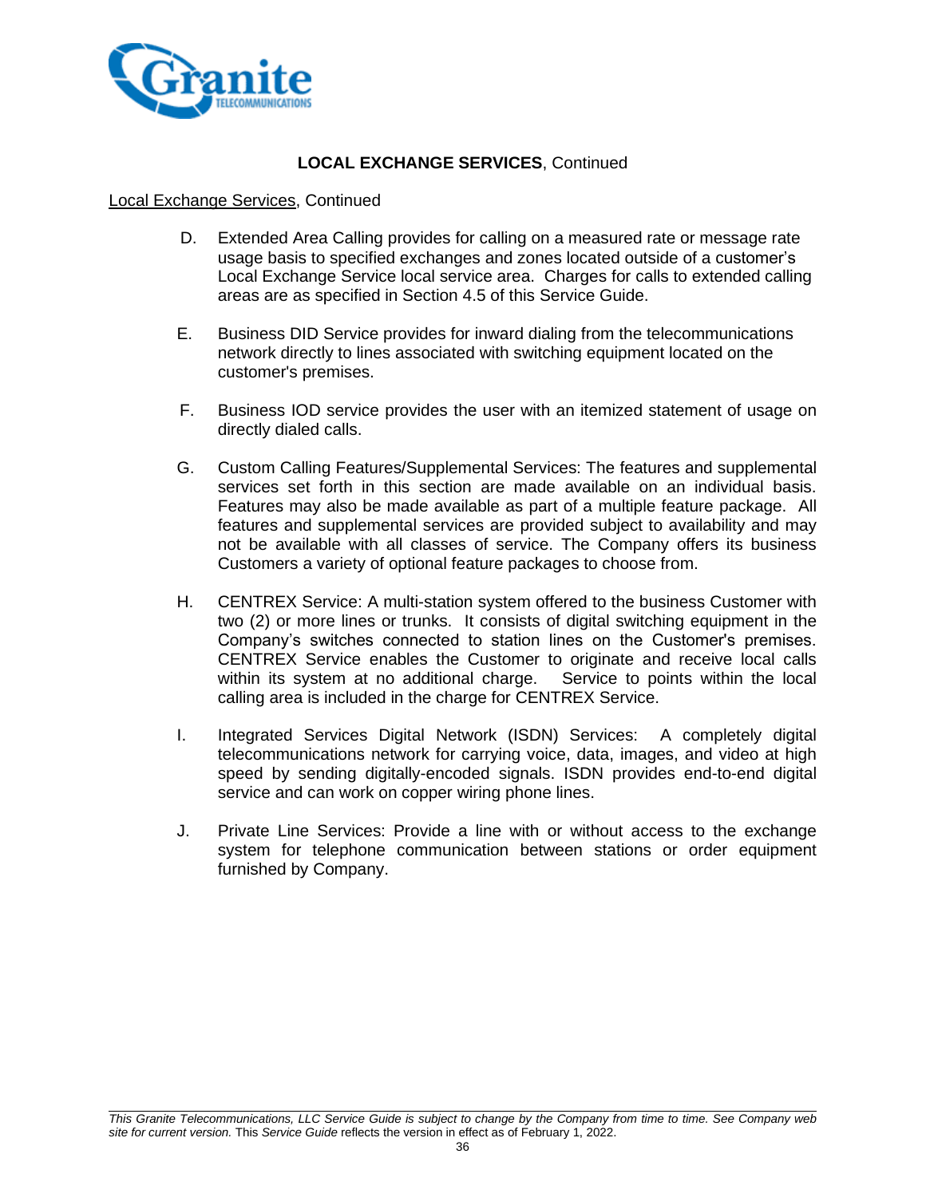**LOCAL EXCHANGE SERVICES**, Continued

Local Exchange Services, Continued

D. Extended Area Calling provides for calling on a measured rate or message rate usage basis to specified exchanges and zones located outside of a customer's Local Exchange Service local service area. Charges for calls to extended calling areas are as specified in Section 4.5 of this Service Guide.

E. Business DID Service provides for inward dialing from the telecommunications network directly to lines associated with switching equipment located on the customer's premises.

F. Business IOD service provides the user with an itemized statement of usage on directly dialed calls.

G. Custom Calling Features/Supplemental Services: The features and supplemental services set forth in this section are made available on an individual basis. Features may also be made available as part of a multiple feature package. All features and supplemental services are provided subject to availability and may not be available with all classes of service. The Company offers its business Customers a variety of optional feature packages to choose from.

H. CENTREX Service: A multi-station system offered to the business Customer with two (2) or more lines or trunks. It consists of digital switching equipment in the Company's switches connected to station lines on the Customer's premises. CENTREX Service enables the Customer to originate and receive local calls within its system at no additional charge. Service to points within the local calling area is included in the charge for CENTREX Service.

I. Integrated Services Digital Network (ISDN) Services: A completely digital telecommunications network for carrying voice, data, images, and video at high speed by sending digitally-encoded signals. ISDN provides end-to-end digital service and can work on copper wiring phone lines.

J. Private Line Services: Provide a line with or without access to the exchange system for telephone communication between stations or order equipment furnished by Company.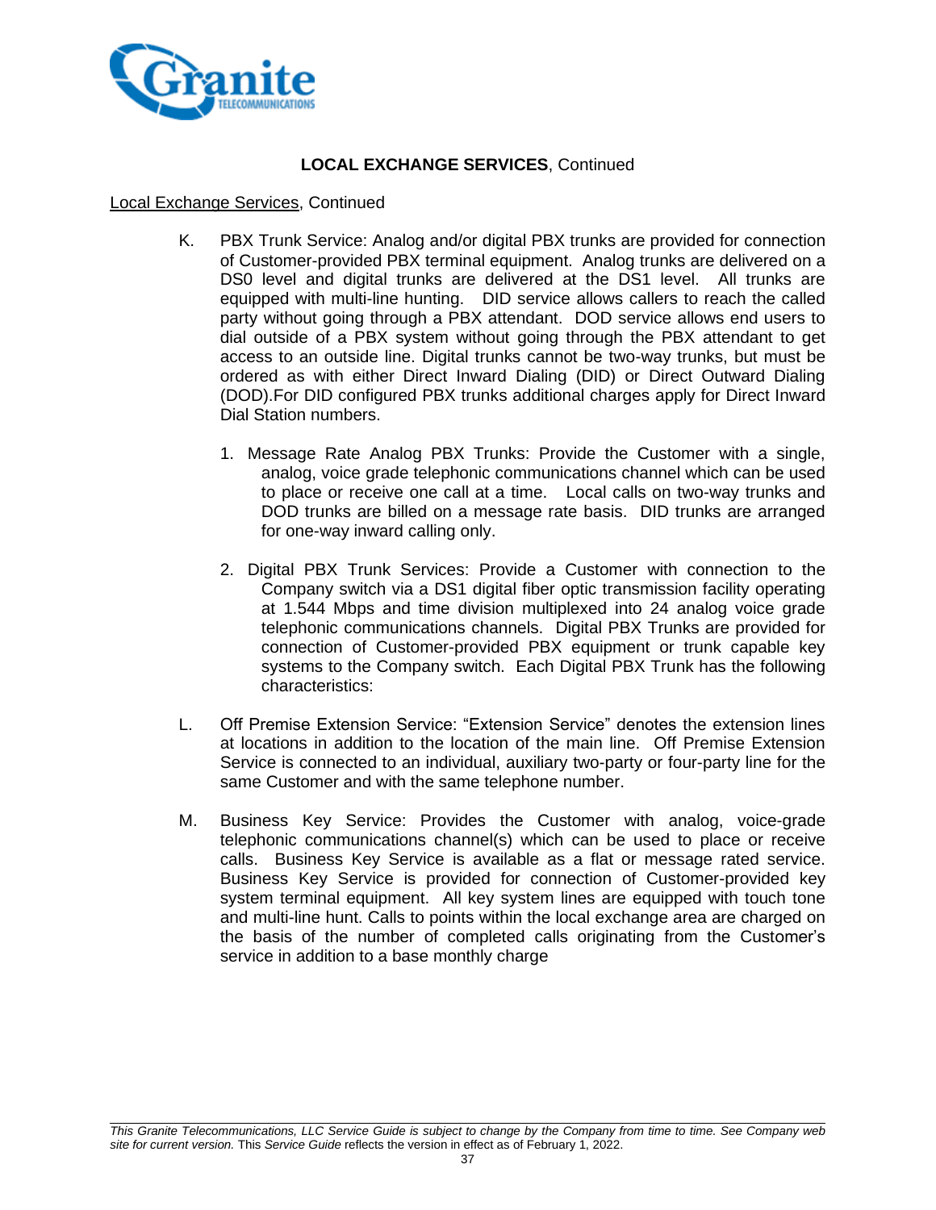## LOCAL EXCHANGE SERVICES, Continued

Local Exchange Services, Continued

K. PBX Trunk Service: Analog and/or digital PBX trunks are provided for connection of Customer-provided PBX terminal equipment. Analog trunks are delivered on a DS0 level and digital trunks are delivered at the DS1 level. All trunks are equipped with multi-line hunting. DID service allows callers to reach the called party without going through a PBX attendant. DOD service allows end users to dial outside of a PBX system without going through the PBX attendant to get access to an outside line. Digital trunks cannot be two-way trunks, but must be ordered as with either Direct Inward Dialing (DID) or Direct Outward Dialing (DOD).For DID configured PBX trunks additional charges apply for Direct Inward Dial Station numbers.

   1. Message Rate Analog PBX Trunks: Provide the Customer with a single, analog, voice grade telephonic communications channel which can be used to place or receive one call at a time. Local calls on two-way trunks and DOD trunks are billed on a message rate basis. DID trunks are arranged for one-way inward calling only.

   2. Digital PBX Trunk Services: Provide a Customer with connection to the Company switch via a DS1 digital fiber optic transmission facility operating at 1.544 Mbps and time division multiplexed into 24 analog voice grade telephonic communications channels. Digital PBX Trunks are provided for connection of Customer-provided PBX equipment or trunk capable key systems to the Company switch. Each Digital PBX Trunk has the following characteristics:

L. Off Premise Extension Service: "Extension Service" denotes the extension lines at locations in addition to the location of the main line. Off Premise Extension Service is connected to an individual, auxiliary two-party or four-party line for the same Customer and with the same telephone number.

M. Business Key Service: Provides the Customer with analog, voice-grade telephonic communications channel(s) which can be used to place or receive calls. Business Key Service is available as a flat or message rated service. Business Key Service is provided for connection of Customer-provided key system terminal equipment. All key system lines are equipped with touch tone and multi-line hunt. Calls to points within the local exchange area are charged on the basis of the number of completed calls originating from the Customer's service in addition to a base monthly charge

*This Granite Telecommunications, LLC Service Guide is subject to change by the Company from time to time. See Company web site for current version.* This *Service Guide* reflects the version in effect as of February 1, 2022.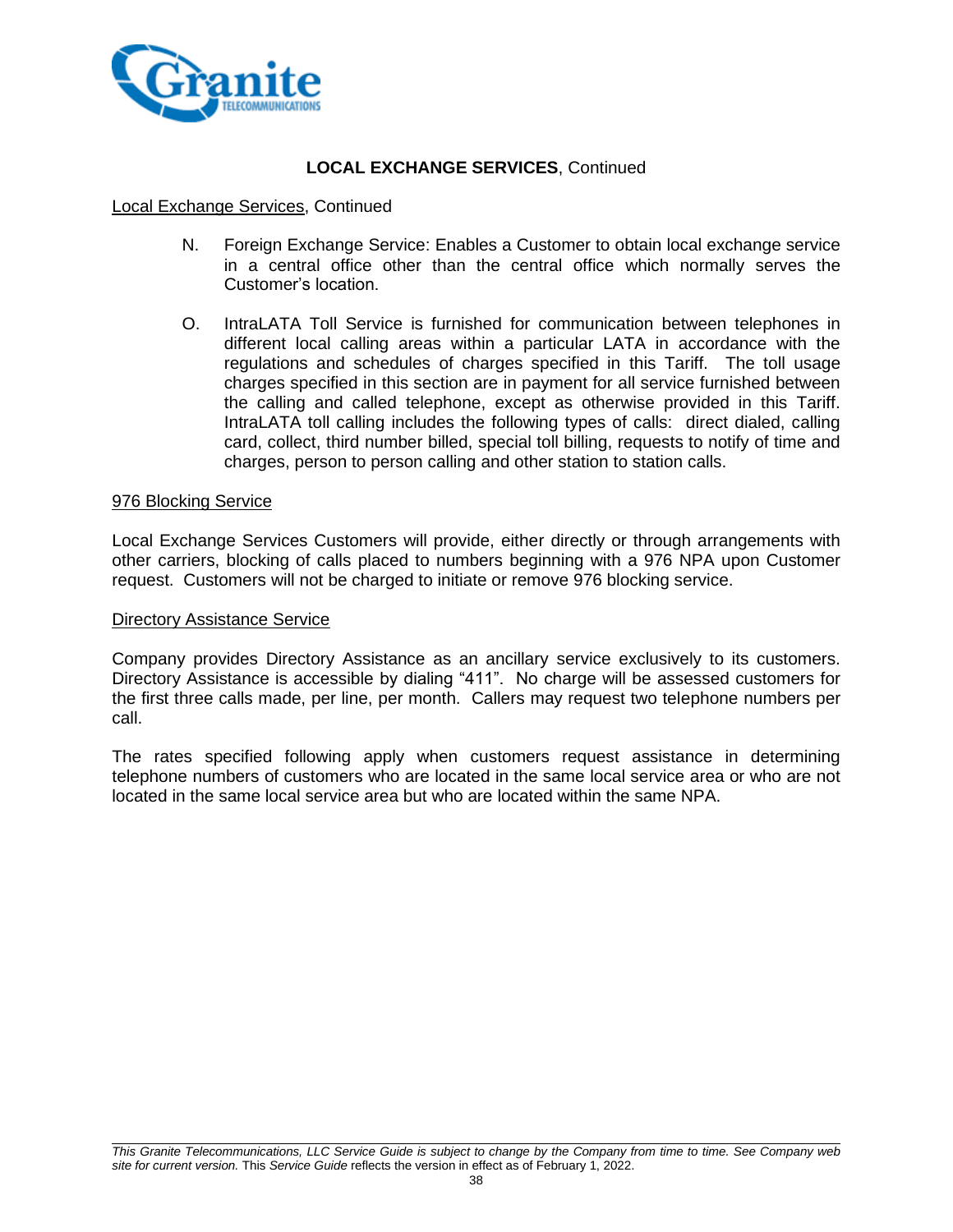**LOCAL EXCHANGE SERVICES**, Continued

Local Exchange Services, Continued

N. Foreign Exchange Service: Enables a Customer to obtain local exchange service in a central office other than the central office which normally serves the Customer's location.

O. IntraLATA Toll Service is furnished for communication between telephones in different local calling areas within a particular LATA in accordance with the regulations and schedules of charges specified in this Tariff. The toll usage charges specified in this section are in payment for all service furnished between the calling and called telephone, except as otherwise provided in this Tariff. IntraLATA toll calling includes the following types of calls: direct dialed, calling card, collect, third number billed, special toll billing, requests to notify of time and charges, person to person calling and other station to station calls.

976 Blocking Service

Local Exchange Services Customers will provide, either directly or through arrangements with other carriers, blocking of calls placed to numbers beginning with a 976 NPA upon Customer request. Customers will not be charged to initiate or remove 976 blocking service.

Directory Assistance Service

Company provides Directory Assistance as an ancillary service exclusively to its customers. Directory Assistance is accessible by dialing "411". No charge will be assessed customers for the first three calls made, per line, per month. Callers may request two telephone numbers per call.

The rates specified following apply when customers request assistance in determining telephone numbers of customers who are located in the same local service area or who are not located in the same local service area but who are located within the same NPA.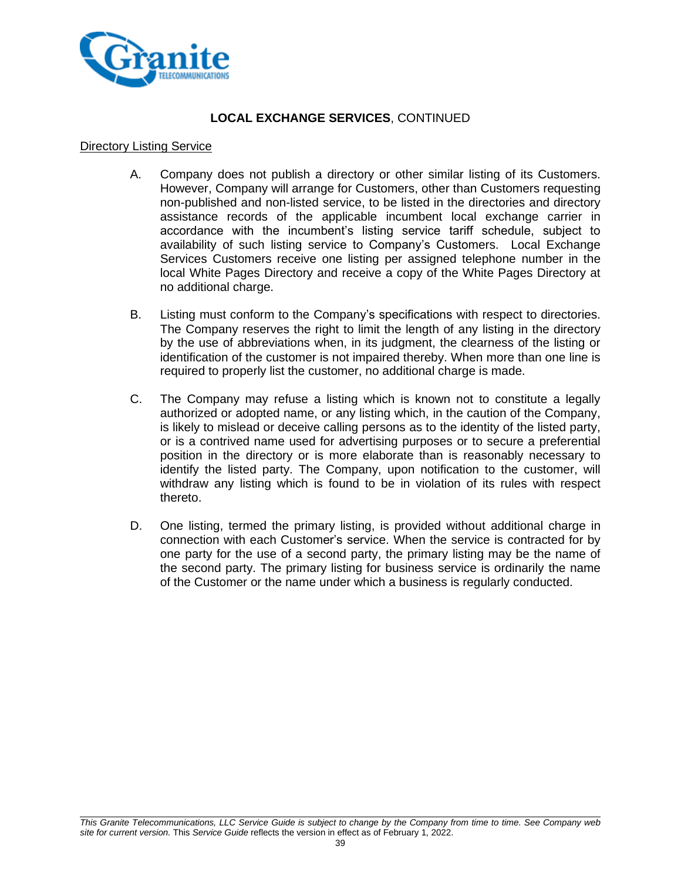## **LOCAL EXCHANGE SERVICES**, CONTINUED

Directory Listing Service

A. Company does not publish a directory or other similar listing of its Customers. However, Company will arrange for Customers, other than Customers requesting non-published and non-listed service, to be listed in the directories and directory assistance records of the applicable incumbent local exchange carrier in accordance with the incumbent's listing service tariff schedule, subject to availability of such listing service to Company's Customers. Local Exchange Services Customers receive one listing per assigned telephone number in the local White Pages Directory and receive a copy of the White Pages Directory at no additional charge.

B. Listing must conform to the Company's specifications with respect to directories. The Company reserves the right to limit the length of any listing in the directory by the use of abbreviations when, in its judgment, the clearness of the listing or identification of the customer is not impaired thereby. When more than one line is required to properly list the customer, no additional charge is made.

C. The Company may refuse a listing which is known not to constitute a legally authorized or adopted name, or any listing which, in the caution of the Company, is likely to mislead or deceive calling persons as to the identity of the listed party, or is a contrived name used for advertising purposes or to secure a preferential position in the directory or is more elaborate than is reasonably necessary to identify the listed party. The Company, upon notification to the customer, will withdraw any listing which is found to be in violation of its rules with respect thereto.

D. One listing, termed the primary listing, is provided without additional charge in connection with each Customer's service. When the service is contracted for by one party for the use of a second party, the primary listing may be the name of the second party. The primary listing for business service is ordinarily the name of the Customer or the name under which a business is regularly conducted.

*This Granite Telecommunications, LLC Service Guide is subject to change by the Company from time to time. See Company web site for current version.* This *Service Guide* reflects the version in effect as of February 1, 2022.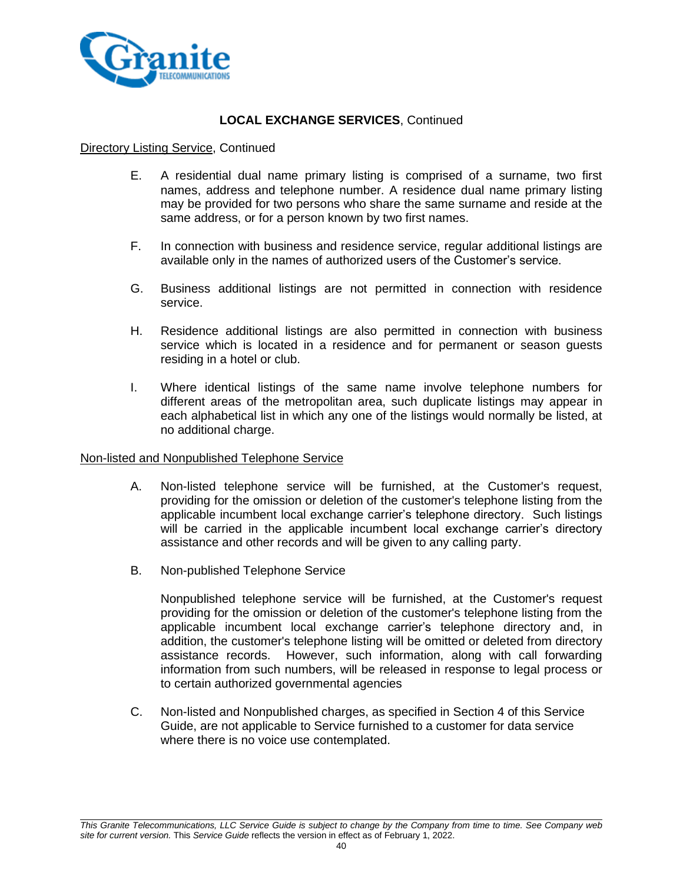## LOCAL EXCHANGE SERVICES, Continued

Directory Listing Service, Continued

E. A residential dual name primary listing is comprised of a surname, two first names, address and telephone number. A residence dual name primary listing may be provided for two persons who share the same surname and reside at the same address, or for a person known by two first names.

F. In connection with business and residence service, regular additional listings are available only in the names of authorized users of the Customer's service.

G. Business additional listings are not permitted in connection with residence service.

H. Residence additional listings are also permitted in connection with business service which is located in a residence and for permanent or season guests residing in a hotel or club.

I. Where identical listings of the same name involve telephone numbers for different areas of the metropolitan area, such duplicate listings may appear in each alphabetical list in which any one of the listings would normally be listed, at no additional charge.

Non-listed and Nonpublished Telephone Service

A. Non-listed telephone service will be furnished, at the Customer's request, providing for the omission or deletion of the customer's telephone listing from the applicable incumbent local exchange carrier's telephone directory. Such listings will be carried in the applicable incumbent local exchange carrier's directory assistance and other records and will be given to any calling party.

B. Non-published Telephone Service

Nonpublished telephone service will be furnished, at the Customer's request providing for the omission or deletion of the customer's telephone listing from the applicable incumbent local exchange carrier's telephone directory and, in addition, the customer's telephone listing will be omitted or deleted from directory assistance records. However, such information, along with call forwarding information from such numbers, will be released in response to legal process or to certain authorized governmental agencies

C. Non-listed and Nonpublished charges, as specified in Section 4 of this Service Guide, are not applicable to Service furnished to a customer for data service where there is no voice use contemplated.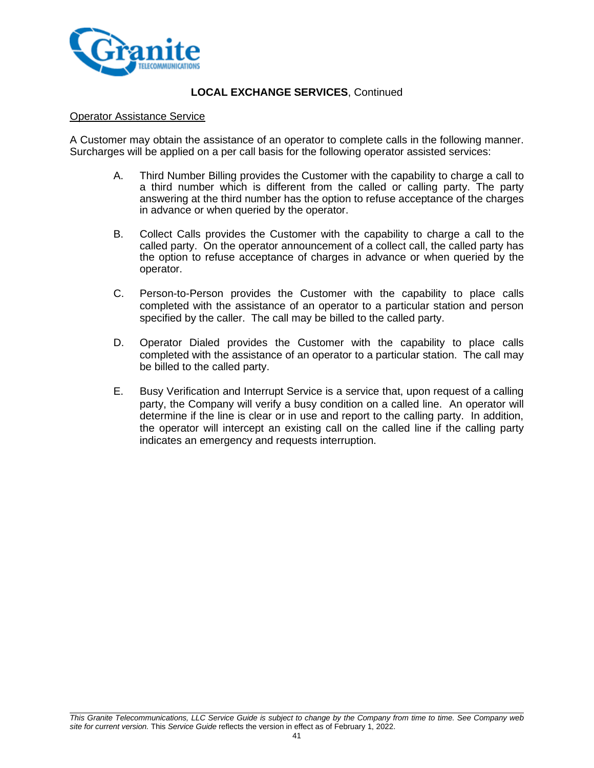## LOCAL EXCHANGE SERVICES, Continued

### Operator Assistance Service

A Customer may obtain the assistance of an operator to complete calls in the following manner. Surcharges will be applied on a per call basis for the following operator assisted services:

A. Third Number Billing provides the Customer with the capability to charge a call to a third number which is different from the called or calling party. The party answering at the third number has the option to refuse acceptance of the charges in advance or when queried by the operator.

B. Collect Calls provides the Customer with the capability to charge a call to the called party. On the operator announcement of a collect call, the called party has the option to refuse acceptance of charges in advance or when queried by the operator.

C. Person-to-Person provides the Customer with the capability to place calls completed with the assistance of an operator to a particular station and person specified by the caller. The call may be billed to the called party.

D. Operator Dialed provides the Customer with the capability to place calls completed with the assistance of an operator to a particular station. The call may be billed to the called party.

E. Busy Verification and Interrupt Service is a service that, upon request of a calling party, the Company will verify a busy condition on a called line. An operator will determine if the line is clear or in use and report to the calling party. In addition, the operator will intercept an existing call on the called line if the calling party indicates an emergency and requests interruption.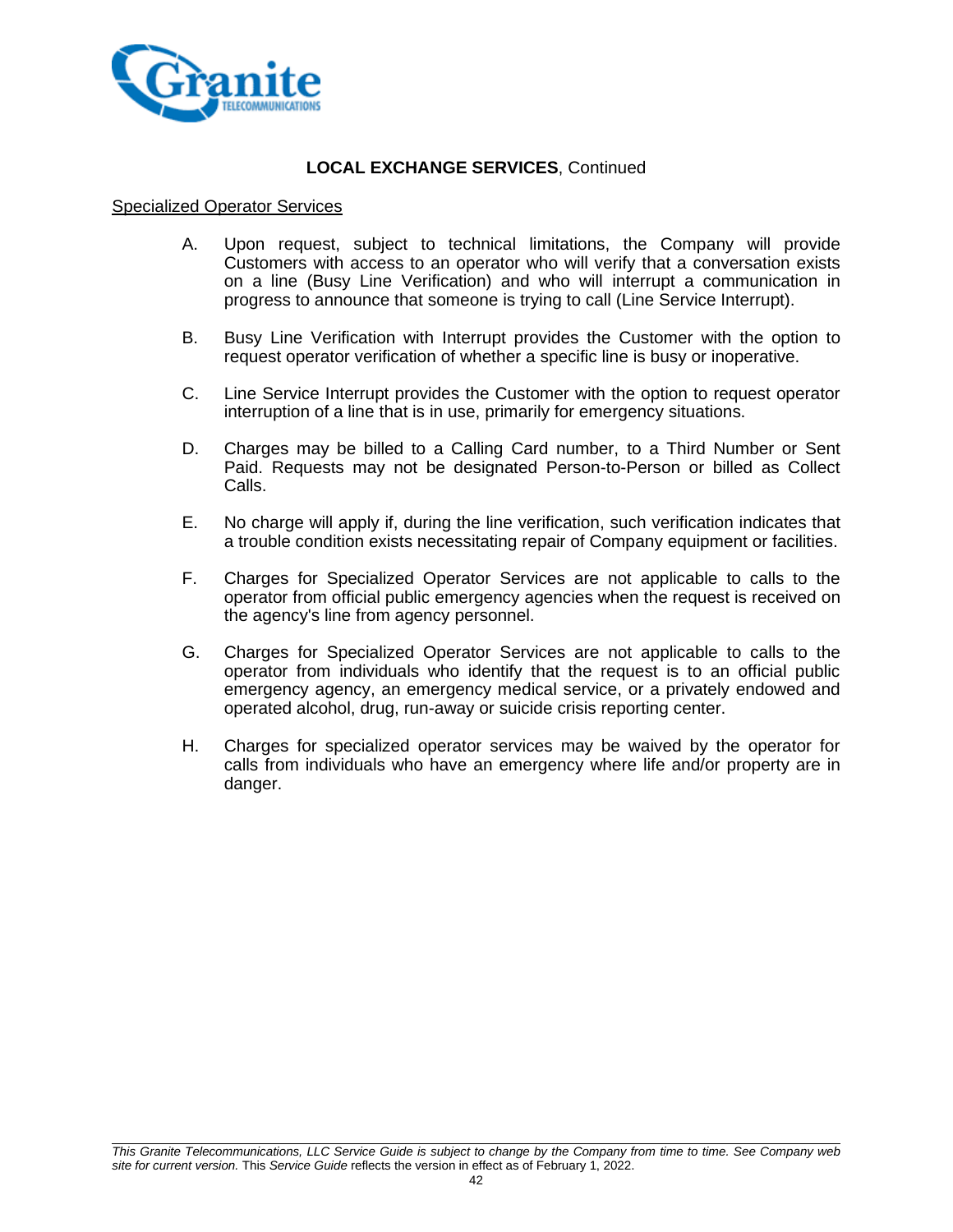**LOCAL EXCHANGE SERVICES**, Continued

Specialized Operator Services

A. Upon request, subject to technical limitations, the Company will provide Customers with access to an operator who will verify that a conversation exists on a line (Busy Line Verification) and who will interrupt a communication in progress to announce that someone is trying to call (Line Service Interrupt).

B. Busy Line Verification with Interrupt provides the Customer with the option to request operator verification of whether a specific line is busy or inoperative.

C. Line Service Interrupt provides the Customer with the option to request operator interruption of a line that is in use, primarily for emergency situations.

D. Charges may be billed to a Calling Card number, to a Third Number or Sent Paid. Requests may not be designated Person-to-Person or billed as Collect Calls.

E. No charge will apply if, during the line verification, such verification indicates that a trouble condition exists necessitating repair of Company equipment or facilities.

F. Charges for Specialized Operator Services are not applicable to calls to the operator from official public emergency agencies when the request is received on the agency's line from agency personnel.

G. Charges for Specialized Operator Services are not applicable to calls to the operator from individuals who identify that the request is to an official public emergency agency, an emergency medical service, or a privately endowed and operated alcohol, drug, run-away or suicide crisis reporting center.

H. Charges for specialized operator services may be waived by the operator for calls from individuals who have an emergency where life and/or property are in danger.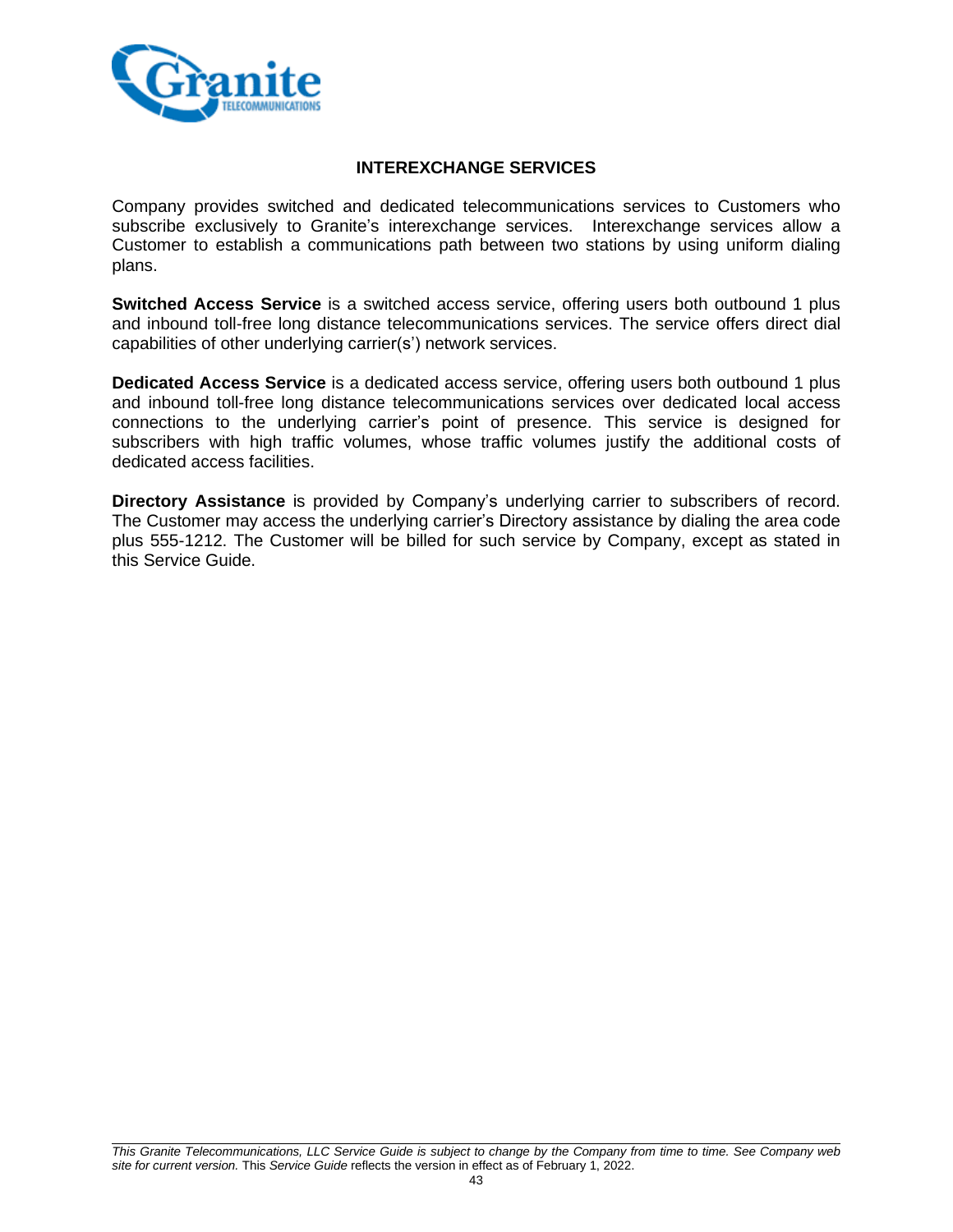## INTEREXCHANGE SERVICES

Company provides switched and dedicated telecommunications services to Customers who subscribe exclusively to Granite's interexchange services. Interexchange services allow a Customer to establish a communications path between two stations by using uniform dialing plans.

**Switched Access Service** is a switched access service, offering users both outbound 1 plus and inbound toll-free long distance telecommunications services. The service offers direct dial capabilities of other underlying carrier(s') network services.

**Dedicated Access Service** is a dedicated access service, offering users both outbound 1 plus and inbound toll-free long distance telecommunications services over dedicated local access connections to the underlying carrier's point of presence. This service is designed for subscribers with high traffic volumes, whose traffic volumes justify the additional costs of dedicated access facilities.

**Directory Assistance** is provided by Company's underlying carrier to subscribers of record. The Customer may access the underlying carrier's Directory assistance by dialing the area code plus 555-1212. The Customer will be billed for such service by Company, except as stated in this Service Guide.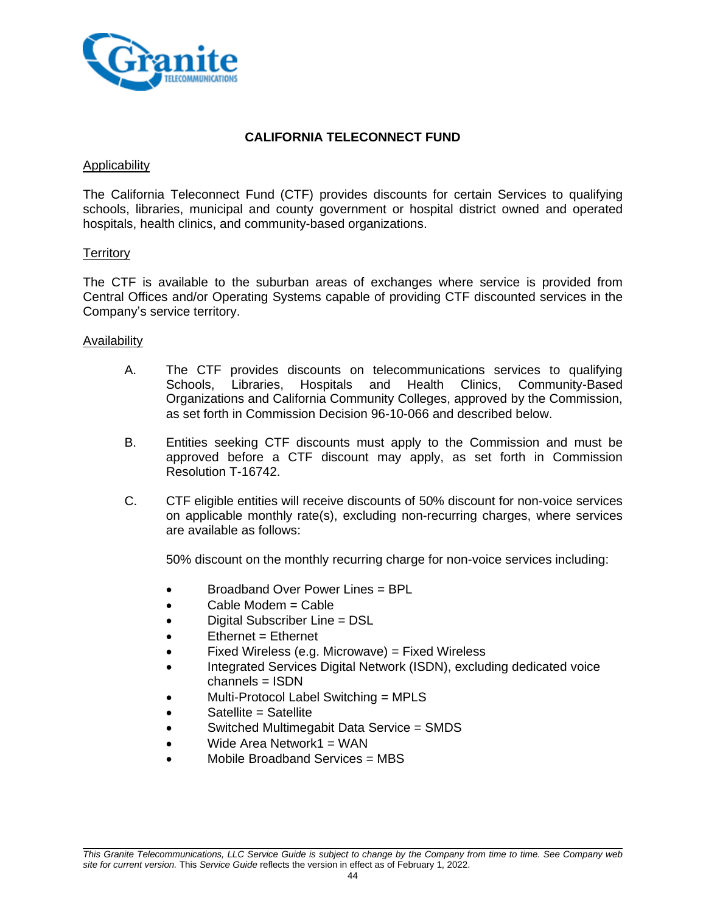## CALIFORNIA TELECONNECT FUND

Applicability

The California Teleconnect Fund (CTF) provides discounts for certain Services to qualifying schools, libraries, municipal and county government or hospital district owned and operated hospitals, health clinics, and community-based organizations.

Territory

The CTF is available to the suburban areas of exchanges where service is provided from Central Offices and/or Operating Systems capable of providing CTF discounted services in the Company's service territory.

Availability

A. The CTF provides discounts on telecommunications services to qualifying Schools, Libraries, Hospitals and Health Clinics, Community-Based Organizations and California Community Colleges, approved by the Commission, as set forth in Commission Decision 96-10-066 and described below.

B. Entities seeking CTF discounts must apply to the Commission and must be approved before a CTF discount may apply, as set forth in Commission Resolution T-16742.

C. CTF eligible entities will receive discounts of 50% discount for non-voice services on applicable monthly rate(s), excluding non-recurring charges, where services are available as follows:

   50% discount on the monthly recurring charge for non-voice services including:

   - Broadband Over Power Lines = BPL
   - Cable Modem = Cable
   - Digital Subscriber Line = DSL
   - Ethernet = Ethernet
   - Fixed Wireless (e.g. Microwave) = Fixed Wireless
   - Integrated Services Digital Network (ISDN), excluding dedicated voice channels = ISDN
   - Multi-Protocol Label Switching = MPLS
   - Satellite = Satellite
   - Switched Multimegabit Data Service = SMDS
   - Wide Area Network1 = WAN
   - Mobile Broadband Services = MBS

*This Granite Telecommunications, LLC Service Guide is subject to change by the Company from time to time. See Company web site for current version.* This *Service Guide* reflects the version in effect as of February 1, 2022.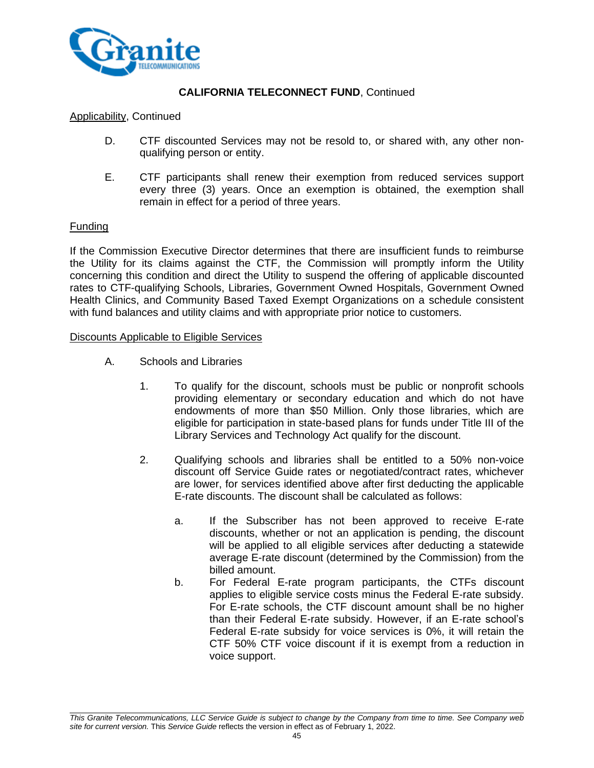## **CALIFORNIA TELECONNECT FUND**, Continued

Applicability, Continued

D. CTF discounted Services may not be resold to, or shared with, any other non-qualifying person or entity.

E. CTF participants shall renew their exemption from reduced services support every three (3) years. Once an exemption is obtained, the exemption shall remain in effect for a period of three years.

Funding

If the Commission Executive Director determines that there are insufficient funds to reimburse the Utility for its claims against the CTF, the Commission will promptly inform the Utility concerning this condition and direct the Utility to suspend the offering of applicable discounted rates to CTF-qualifying Schools, Libraries, Government Owned Hospitals, Government Owned Health Clinics, and Community Based Taxed Exempt Organizations on a schedule consistent with fund balances and utility claims and with appropriate prior notice to customers.

Discounts Applicable to Eligible Services

A. Schools and Libraries

1. To qualify for the discount, schools must be public or nonprofit schools providing elementary or secondary education and which do not have endowments of more than $50 Million. Only those libraries, which are eligible for participation in state-based plans for funds under Title III of the Library Services and Technology Act qualify for the discount.

2. Qualifying schools and libraries shall be entitled to a 50% non-voice discount off Service Guide rates or negotiated/contract rates, whichever are lower, for services identified above after first deducting the applicable E-rate discounts. The discount shall be calculated as follows:

   a. If the Subscriber has not been approved to receive E-rate discounts, whether or not an application is pending, the discount will be applied to all eligible services after deducting a statewide average E-rate discount (determined by the Commission) from the billed amount.

   b. For Federal E-rate program participants, the CTFs discount applies to eligible service costs minus the Federal E-rate subsidy. For E-rate schools, the CTF discount amount shall be no higher than their Federal E-rate subsidy. However, if an E-rate school's Federal E-rate subsidy for voice services is 0%, it will retain the CTF 50% CTF voice discount if it is exempt from a reduction in voice support.

*This Granite Telecommunications, LLC Service Guide is subject to change by the Company from time to time. See Company web site for current version.* This *Service Guide* reflects the version in effect as of February 1, 2022.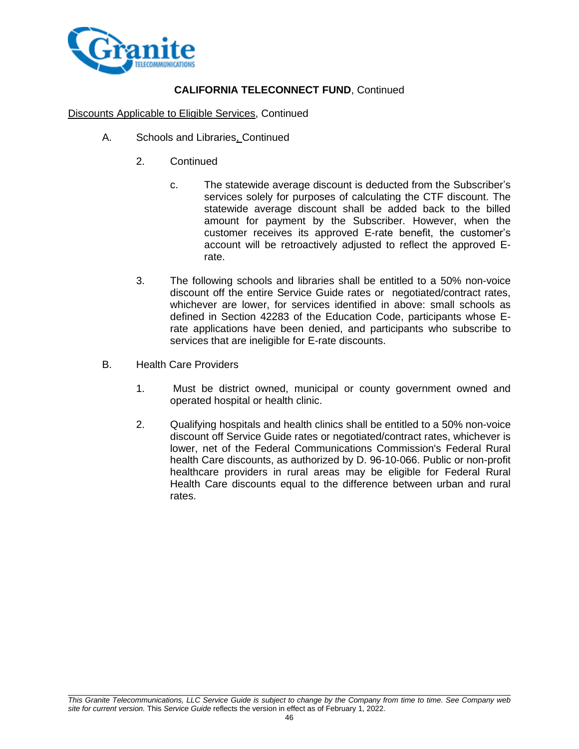## **CALIFORNIA TELECONNECT FUND**, Continued

Discounts Applicable to Eligible Services, Continued

A. Schools and Libraries, Continued

2. Continued

c. The statewide average discount is deducted from the Subscriber's services solely for purposes of calculating the CTF discount. The statewide average discount shall be added back to the billed amount for payment by the Subscriber. However, when the customer receives its approved E-rate benefit, the customer's account will be retroactively adjusted to reflect the approved E-rate.

3. The following schools and libraries shall be entitled to a 50% non-voice discount off the entire Service Guide rates or negotiated/contract rates, whichever are lower, for services identified in above: small schools as defined in Section 42283 of the Education Code, participants whose E-rate applications have been denied, and participants who subscribe to services that are ineligible for E-rate discounts.

B. Health Care Providers

1. Must be district owned, municipal or county government owned and operated hospital or health clinic.

2. Qualifying hospitals and health clinics shall be entitled to a 50% non-voice discount off Service Guide rates or negotiated/contract rates, whichever is lower, net of the Federal Communications Commission's Federal Rural health Care discounts, as authorized by D. 96-10-066. Public or non-profit healthcare providers in rural areas may be eligible for Federal Rural Health Care discounts equal to the difference between urban and rural rates.

*This Granite Telecommunications, LLC Service Guide is subject to change by the Company from time to time. See Company web site for current version.* This *Service Guide* reflects the version in effect as of February 1, 2022.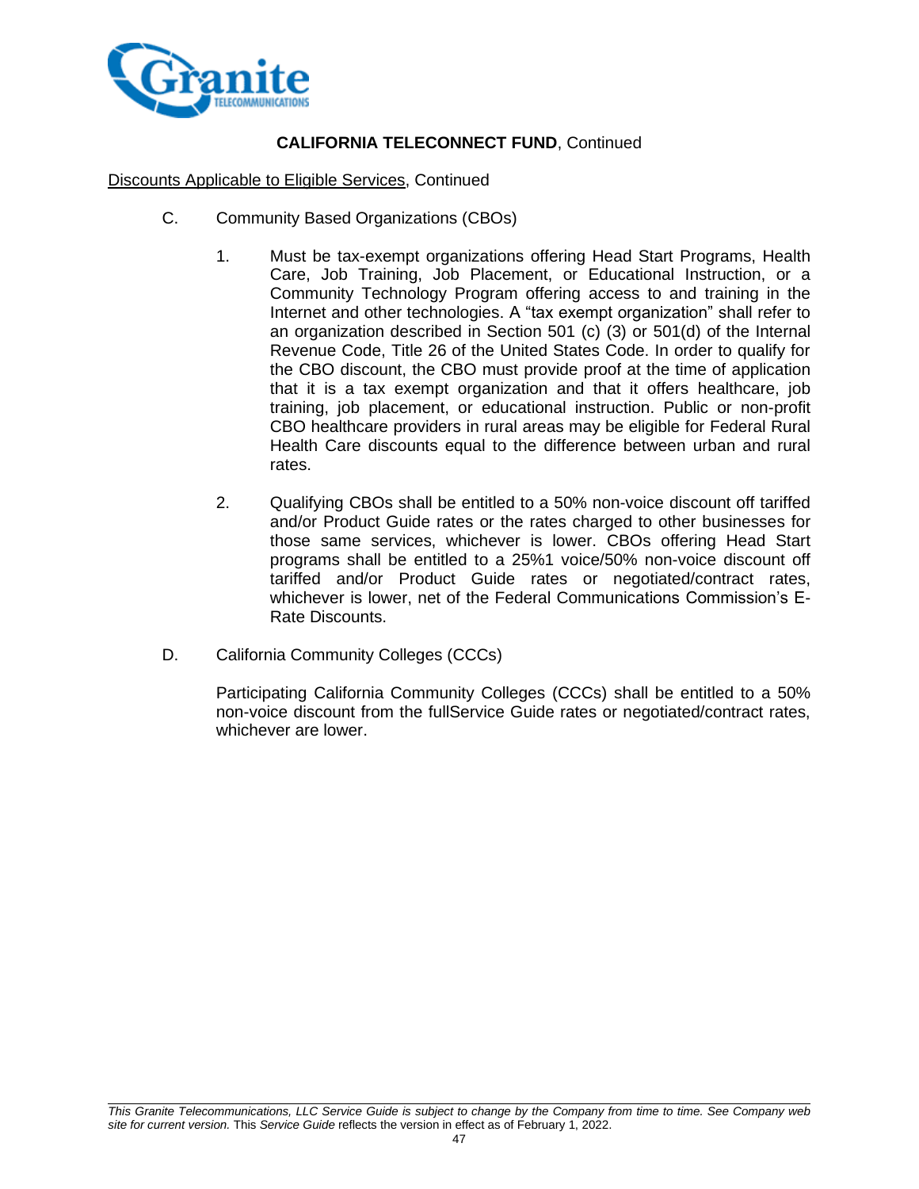## CALIFORNIA TELECONNECT FUND, Continued

Discounts Applicable to Eligible Services, Continued

C. Community Based Organizations (CBOs)

1. Must be tax-exempt organizations offering Head Start Programs, Health Care, Job Training, Job Placement, or Educational Instruction, or a Community Technology Program offering access to and training in the Internet and other technologies. A "tax exempt organization" shall refer to an organization described in Section 501 (c) (3) or 501(d) of the Internal Revenue Code, Title 26 of the United States Code. In order to qualify for the CBO discount, the CBO must provide proof at the time of application that it is a tax exempt organization and that it offers healthcare, job training, job placement, or educational instruction. Public or non-profit CBO healthcare providers in rural areas may be eligible for Federal Rural Health Care discounts equal to the difference between urban and rural rates.

2. Qualifying CBOs shall be entitled to a 50% non-voice discount off tariffed and/or Product Guide rates or the rates charged to other businesses for those same services, whichever is lower. CBOs offering Head Start programs shall be entitled to a 25%1 voice/50% non-voice discount off tariffed and/or Product Guide rates or negotiated/contract rates, whichever is lower, net of the Federal Communications Commission's E-Rate Discounts.

D. California Community Colleges (CCCs)

Participating California Community Colleges (CCCs) shall be entitled to a 50% non-voice discount from the fullService Guide rates or negotiated/contract rates, whichever are lower.

*This Granite Telecommunications, LLC Service Guide is subject to change by the Company from time to time. See Company web site for current version.* This *Service Guide* reflects the version in effect as of February 1, 2022.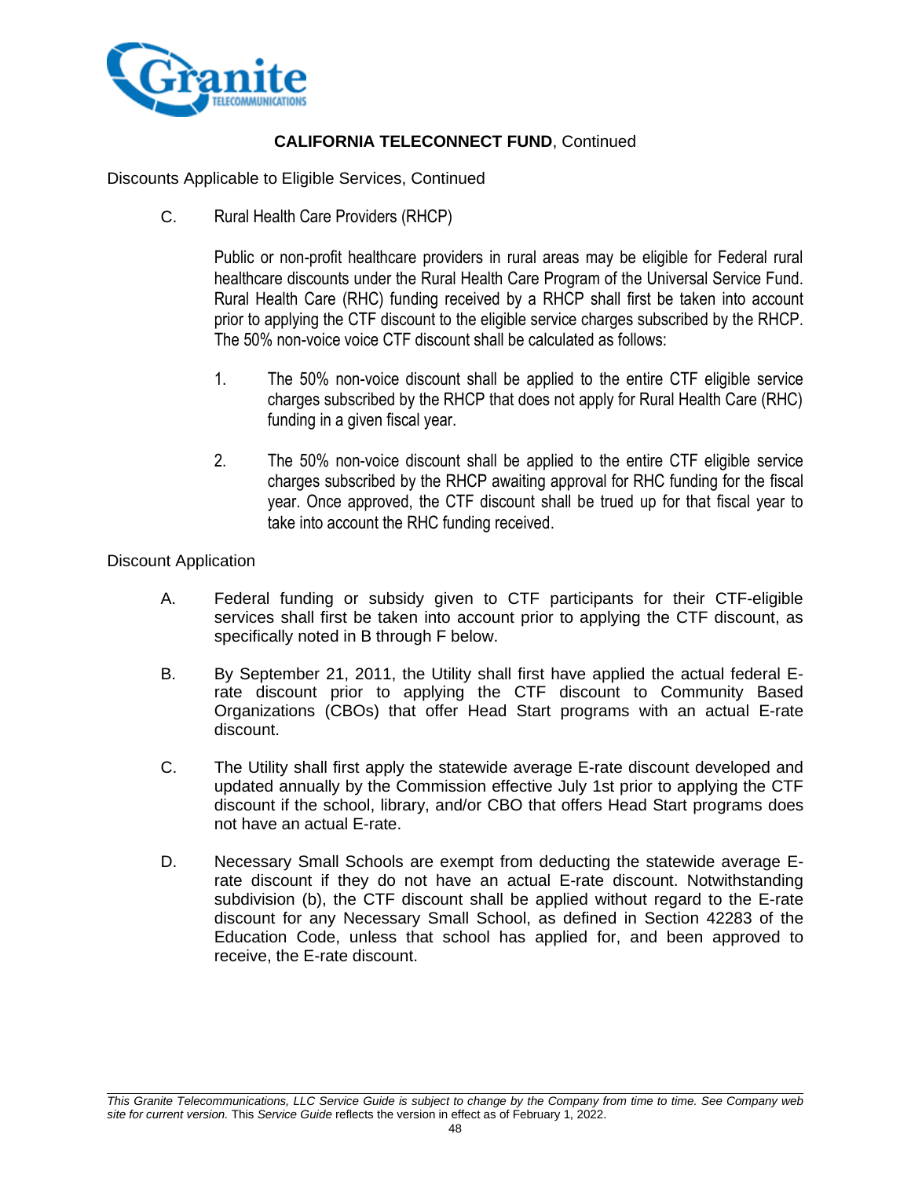## CALIFORNIA TELECONNECT FUND, Continued

Discounts Applicable to Eligible Services, Continued

C. Rural Health Care Providers (RHCP)

Public or non-profit healthcare providers in rural areas may be eligible for Federal rural healthcare discounts under the Rural Health Care Program of the Universal Service Fund. Rural Health Care (RHC) funding received by a RHCP shall first be taken into account prior to applying the CTF discount to the eligible service charges subscribed by the RHCP. The 50% non-voice voice CTF discount shall be calculated as follows:

1. The 50% non-voice discount shall be applied to the entire CTF eligible service charges subscribed by the RHCP that does not apply for Rural Health Care (RHC) funding in a given fiscal year.

2. The 50% non-voice discount shall be applied to the entire CTF eligible service charges subscribed by the RHCP awaiting approval for RHC funding for the fiscal year. Once approved, the CTF discount shall be trued up for that fiscal year to take into account the RHC funding received.

Discount Application

A. Federal funding or subsidy given to CTF participants for their CTF-eligible services shall first be taken into account prior to applying the CTF discount, as specifically noted in B through F below.

B. By September 21, 2011, the Utility shall first have applied the actual federal E-rate discount prior to applying the CTF discount to Community Based Organizations (CBOs) that offer Head Start programs with an actual E-rate discount.

C. The Utility shall first apply the statewide average E-rate discount developed and updated annually by the Commission effective July 1st prior to applying the CTF discount if the school, library, and/or CBO that offers Head Start programs does not have an actual E-rate.

D. Necessary Small Schools are exempt from deducting the statewide average E-rate discount if they do not have an actual E-rate discount. Notwithstanding subdivision (b), the CTF discount shall be applied without regard to the E-rate discount for any Necessary Small School, as defined in Section 42283 of the Education Code, unless that school has applied for, and been approved to receive, the E-rate discount.

*This Granite Telecommunications, LLC Service Guide is subject to change by the Company from time to time. See Company web site for current version.* This *Service Guide* reflects the version in effect as of February 1, 2022.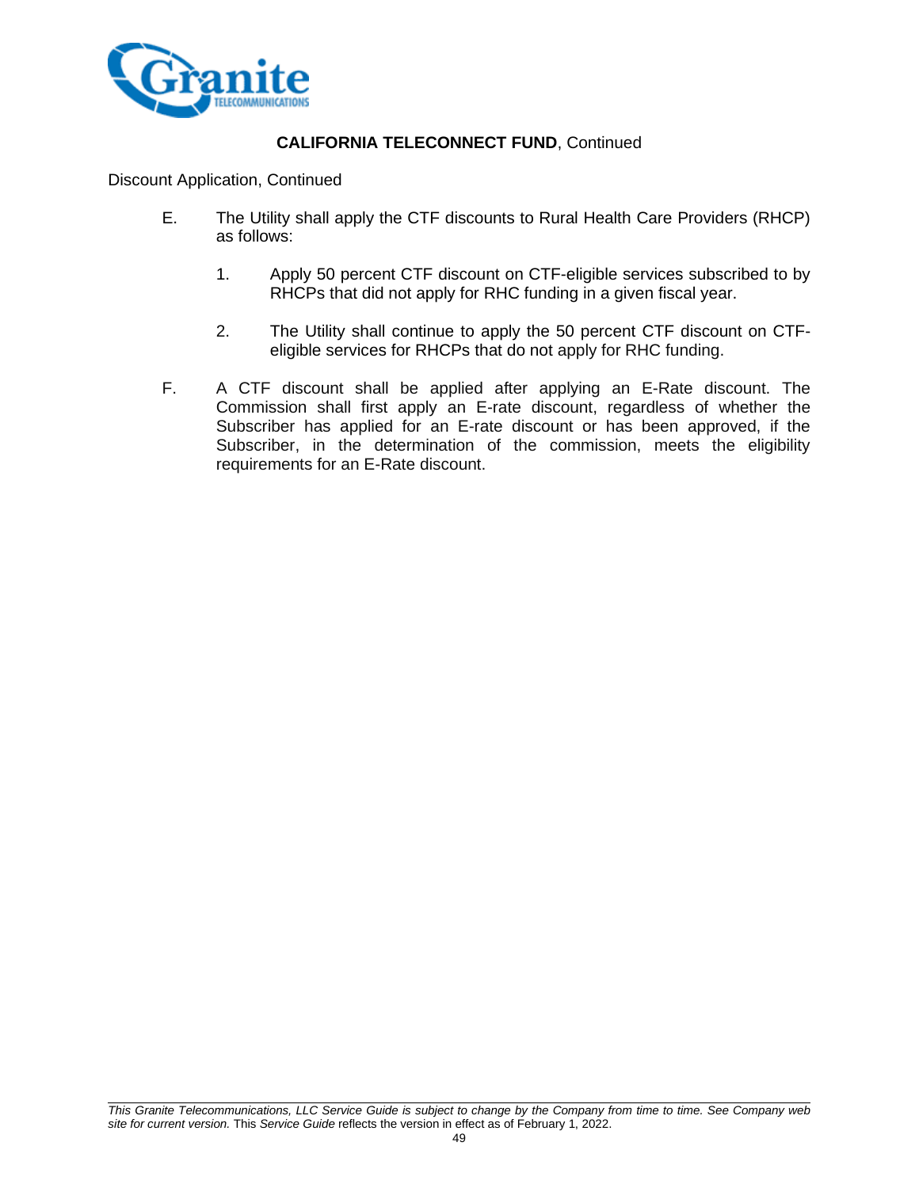## **CALIFORNIA TELECONNECT FUND**, Continued

Discount Application, Continued

E. The Utility shall apply the CTF discounts to Rural Health Care Providers (RHCP) as follows:

   1. Apply 50 percent CTF discount on CTF-eligible services subscribed to by RHCPs that did not apply for RHC funding in a given fiscal year.

   2. The Utility shall continue to apply the 50 percent CTF discount on CTF-eligible services for RHCPs that do not apply for RHC funding.

F. A CTF discount shall be applied after applying an E-Rate discount. The Commission shall first apply an E-rate discount, regardless of whether the Subscriber has applied for an E-rate discount or has been approved, if the Subscriber, in the determination of the commission, meets the eligibility requirements for an E-Rate discount.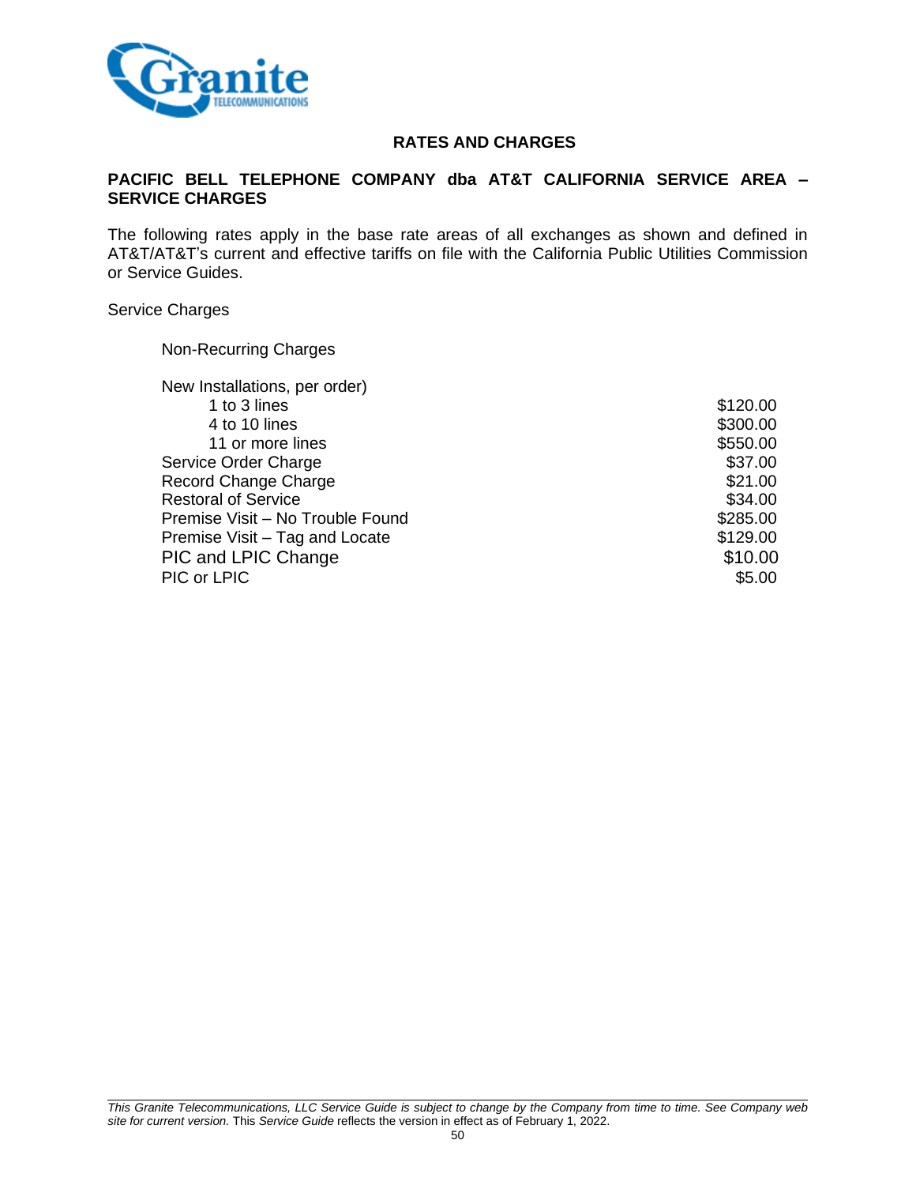## RATES AND CHARGES

### PACIFIC BELL TELEPHONE COMPANY dba AT&T CALIFORNIA SERVICE AREA – SERVICE CHARGES

The following rates apply in the base rate areas of all exchanges as shown and defined in AT&T/AT&T's current and effective tariffs on file with the California Public Utilities Commission or Service Guides.

Service Charges

Non-Recurring Charges

| | |
|---|---|
| New Installations, per order) | |
| 1 to 3 lines | $120.00 |
| 4 to 10 lines | $300.00 |
| 11 or more lines | $550.00 |
| Service Order Charge | $37.00 |
| Record Change Charge | $21.00 |
| Restoral of Service | $34.00 |
| Premise Visit – No Trouble Found | $285.00 |
| Premise Visit – Tag and Locate | $129.00 |
| PIC and LPIC Change | $10.00 |
| PIC or LPIC | $5.00 |

*This Granite Telecommunications, LLC Service Guide is subject to change by the Company from time to time. See Company web site for current version.* This *Service Guide* reflects the version in effect as of February 1, 2022.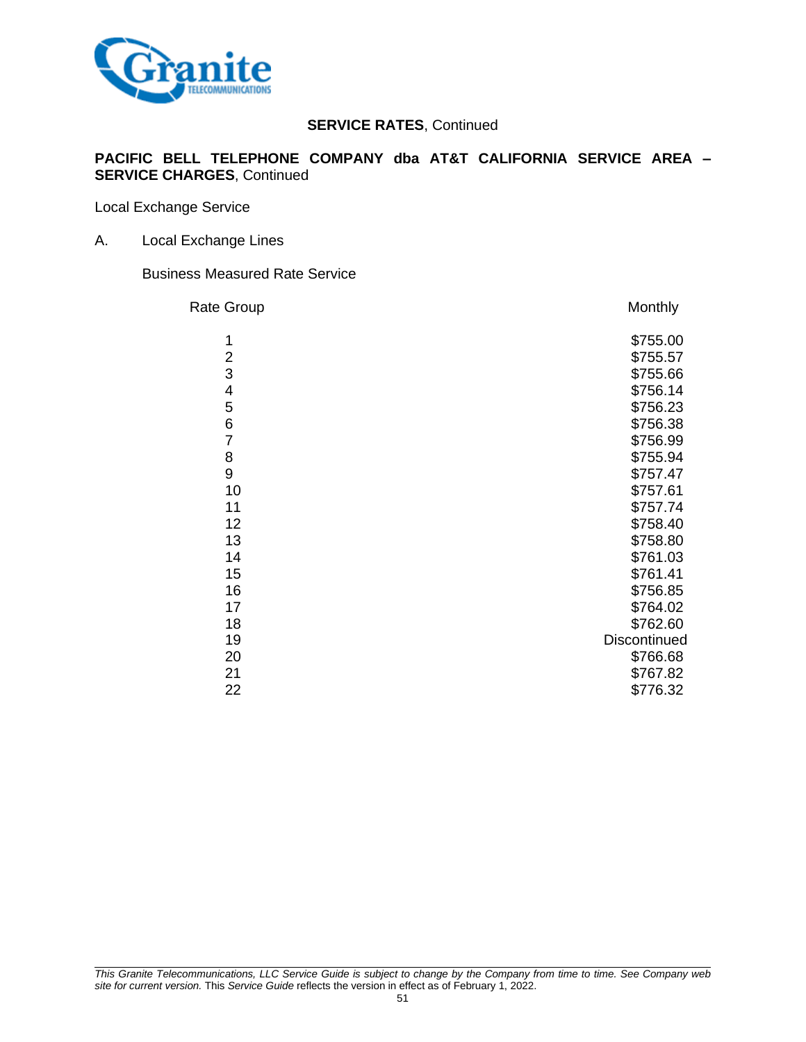**SERVICE RATES**, Continued

**PACIFIC BELL TELEPHONE COMPANY dba AT&T CALIFORNIA SERVICE AREA – SERVICE CHARGES**, Continued

Local Exchange Service

A. Local Exchange Lines

Business Measured Rate Service

| Rate Group | Monthly |
|---|---|
| 1 | $755.00 |
| 2 | $755.57 |
| 3 | $755.66 |
| 4 | $756.14 |
| 5 | $756.23 |
| 6 | $756.38 |
| 7 | $756.99 |
| 8 | $755.94 |
| 9 | $757.47 |
| 10 | $757.61 |
| 11 | $757.74 |
| 12 | $758.40 |
| 13 | $758.80 |
| 14 | $761.03 |
| 15 | $761.41 |
| 16 | $756.85 |
| 17 | $764.02 |
| 18 | $762.60 |
| 19 | Discontinued |
| 20 | $766.68 |
| 21 | $767.82 |
| 22 | $776.32 |

*This Granite Telecommunications, LLC Service Guide is subject to change by the Company from time to time. See Company web site for current version.* This *Service Guide* reflects the version in effect as of February 1, 2022.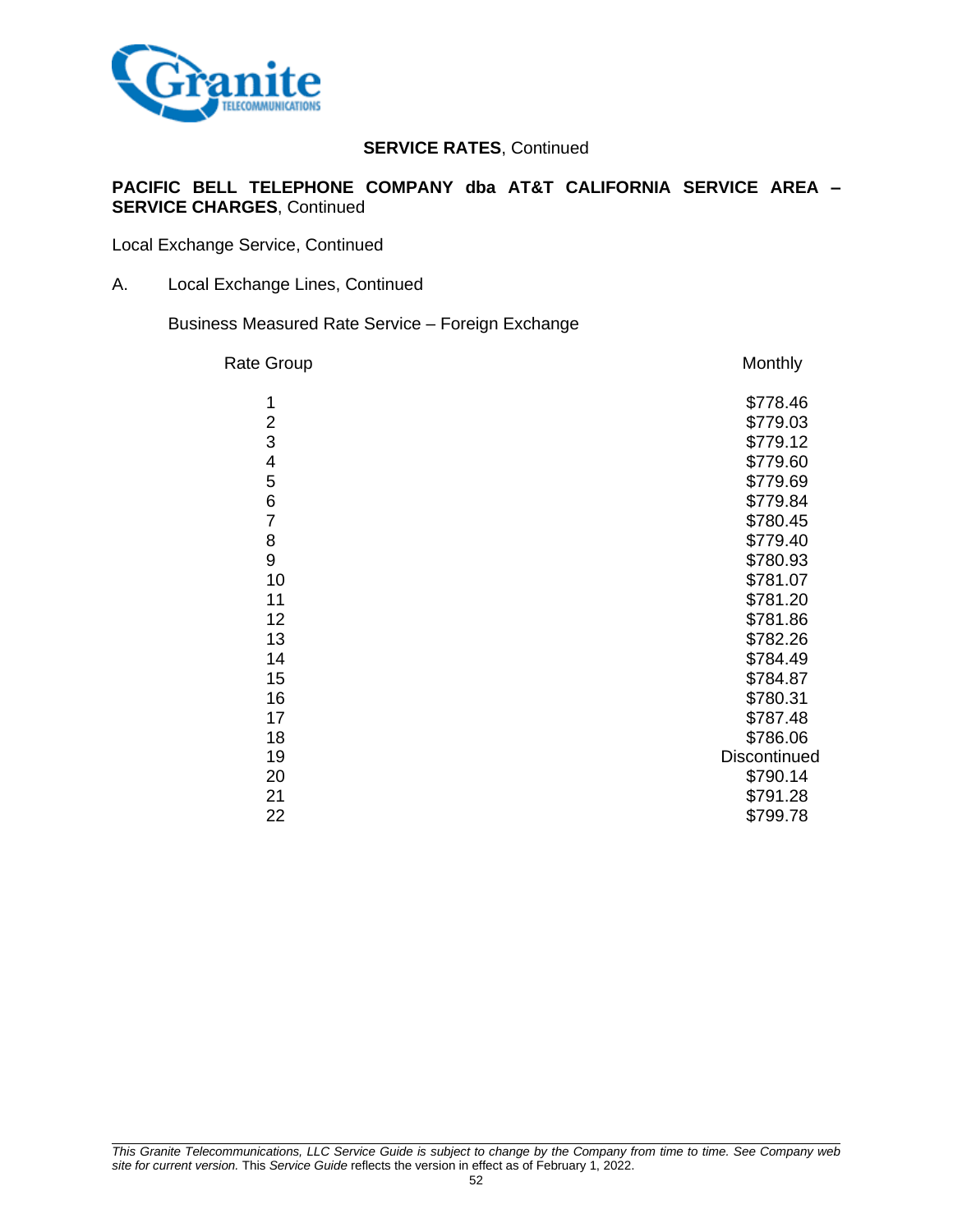**SERVICE RATES**, Continued

**PACIFIC BELL TELEPHONE COMPANY dba AT&T CALIFORNIA SERVICE AREA – SERVICE CHARGES**, Continued

Local Exchange Service, Continued

A. Local Exchange Lines, Continued

Business Measured Rate Service – Foreign Exchange

| Rate Group | Monthly |
|---|---|
| 1 | $778.46 |
| 2 | $779.03 |
| 3 | $779.12 |
| 4 | $779.60 |
| 5 | $779.69 |
| 6 | $779.84 |
| 7 | $780.45 |
| 8 | $779.40 |
| 9 | $780.93 |
| 10 | $781.07 |
| 11 | $781.20 |
| 12 | $781.86 |
| 13 | $782.26 |
| 14 | $784.49 |
| 15 | $784.87 |
| 16 | $780.31 |
| 17 | $787.48 |
| 18 | $786.06 |
| 19 | Discontinued |
| 20 | $790.14 |
| 21 | $791.28 |
| 22 | $799.78 |

*This Granite Telecommunications, LLC Service Guide is subject to change by the Company from time to time. See Company web site for current version.* This *Service Guide* reflects the version in effect as of February 1, 2022.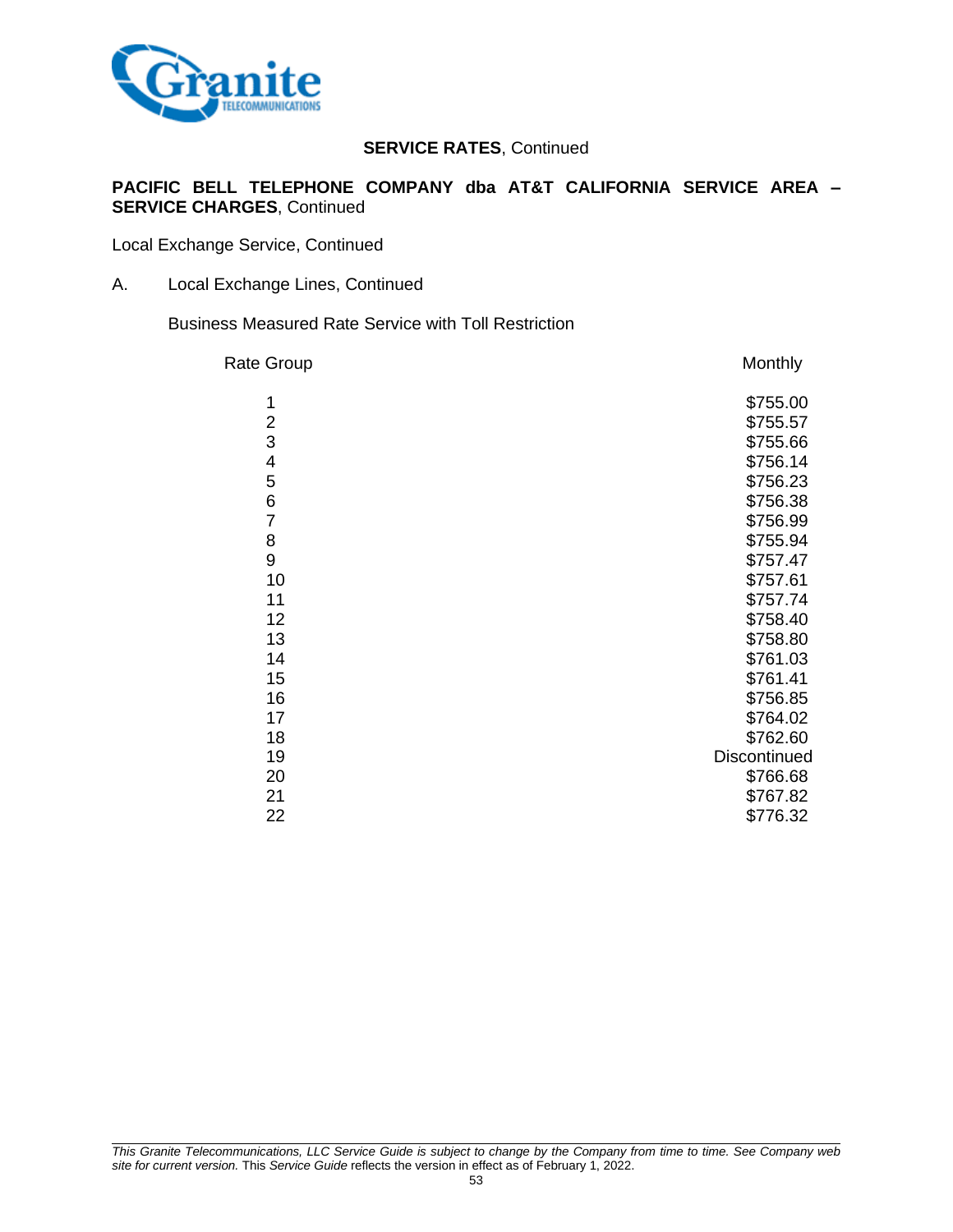**SERVICE RATES**, Continued

**PACIFIC BELL TELEPHONE COMPANY dba AT&T CALIFORNIA SERVICE AREA – SERVICE CHARGES**, Continued

Local Exchange Service, Continued

A. Local Exchange Lines, Continued

Business Measured Rate Service with Toll Restriction

| Rate Group | Monthly |
|---|---|
| 1 | $755.00 |
| 2 | $755.57 |
| 3 | $755.66 |
| 4 | $756.14 |
| 5 | $756.23 |
| 6 | $756.38 |
| 7 | $756.99 |
| 8 | $755.94 |
| 9 | $757.47 |
| 10 | $757.61 |
| 11 | $757.74 |
| 12 | $758.40 |
| 13 | $758.80 |
| 14 | $761.03 |
| 15 | $761.41 |
| 16 | $756.85 |
| 17 | $764.02 |
| 18 | $762.60 |
| 19 | Discontinued |
| 20 | $766.68 |
| 21 | $767.82 |
| 22 | $776.32 |

*This Granite Telecommunications, LLC Service Guide is subject to change by the Company from time to time. See Company web site for current version.* This *Service Guide* reflects the version in effect as of February 1, 2022.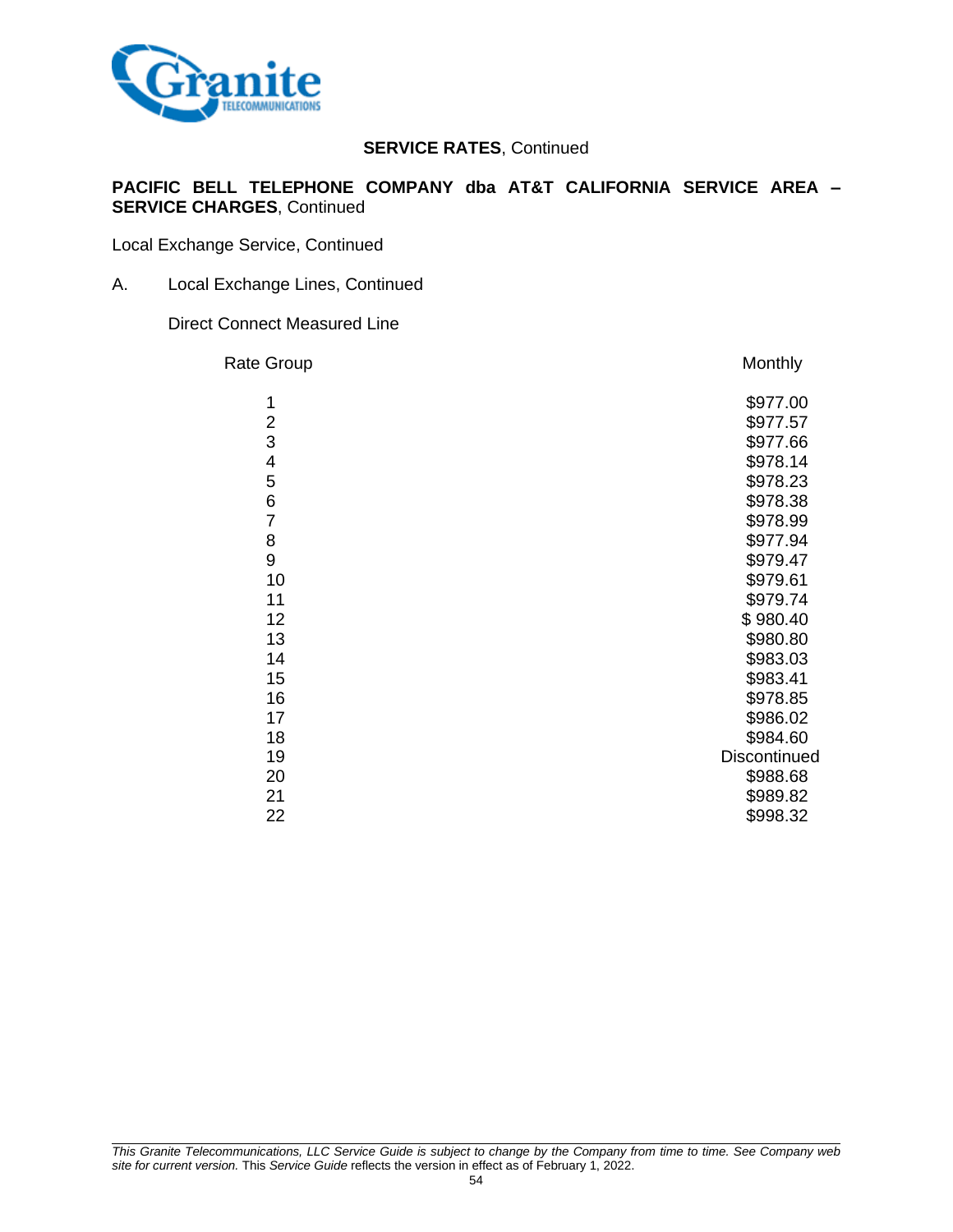**SERVICE RATES**, Continued

**PACIFIC BELL TELEPHONE COMPANY dba AT&T CALIFORNIA SERVICE AREA – SERVICE CHARGES**, Continued

Local Exchange Service, Continued

A. Local Exchange Lines, Continued

Direct Connect Measured Line

| Rate Group | Monthly |
|---|---|
| 1 | $977.00 |
| 2 | $977.57 |
| 3 | $977.66 |
| 4 | $978.14 |
| 5 | $978.23 |
| 6 | $978.38 |
| 7 | $978.99 |
| 8 | $977.94 |
| 9 | $979.47 |
| 10 | $979.61 |
| 11 | $979.74 |
| 12 | $ 980.40 |
| 13 | $980.80 |
| 14 | $983.03 |
| 15 | $983.41 |
| 16 | $978.85 |
| 17 | $986.02 |
| 18 | $984.60 |
| 19 | Discontinued |
| 20 | $988.68 |
| 21 | $989.82 |
| 22 | $998.32 |

*This Granite Telecommunications, LLC Service Guide is subject to change by the Company from time to time. See Company web site for current version.* This *Service Guide* reflects the version in effect as of February 1, 2022.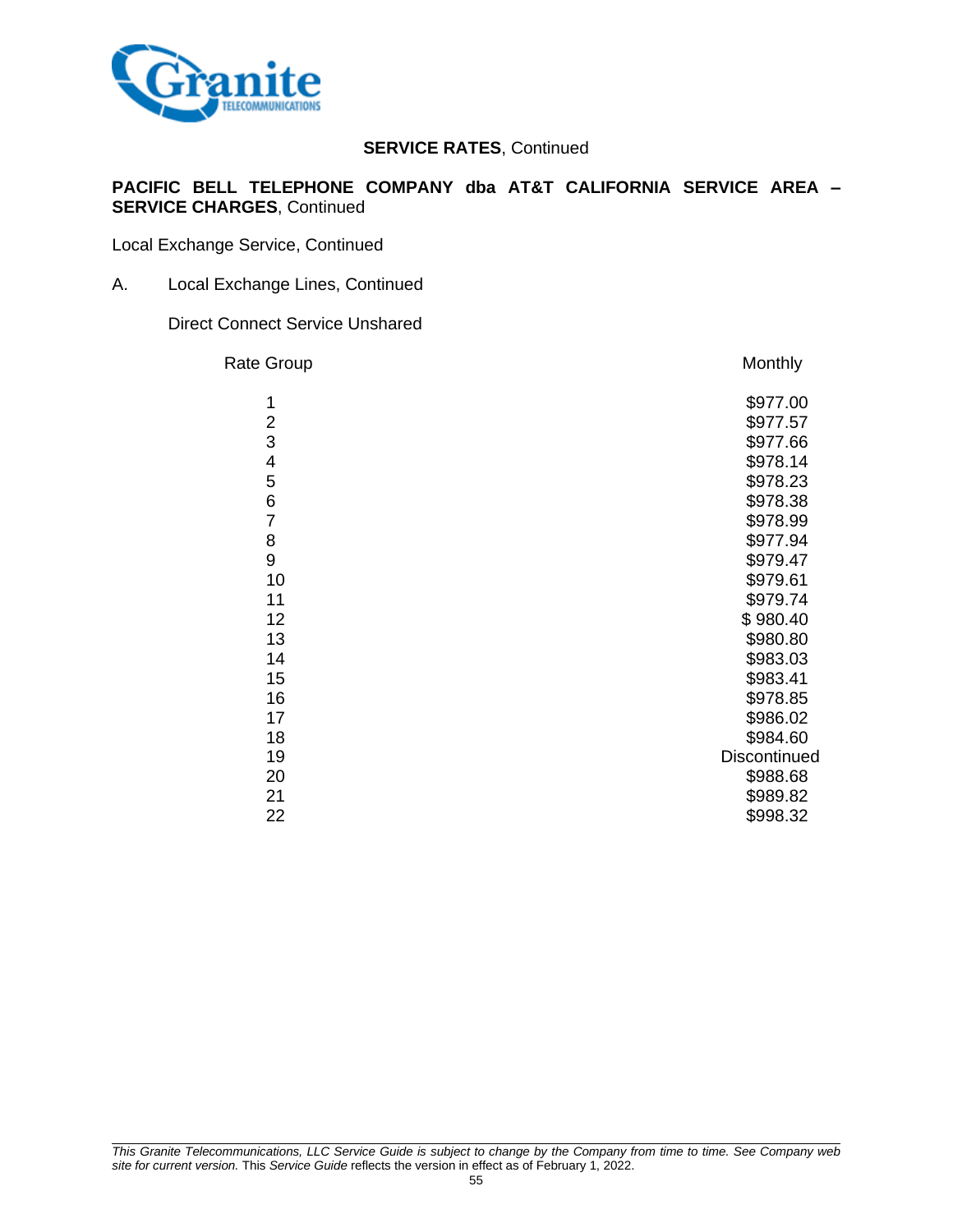**SERVICE RATES**, Continued

**PACIFIC BELL TELEPHONE COMPANY dba AT&T CALIFORNIA SERVICE AREA – SERVICE CHARGES**, Continued

Local Exchange Service, Continued

A. Local Exchange Lines, Continued

Direct Connect Service Unshared

| Rate Group | Monthly |
|---|---|
| 1 | $977.00 |
| 2 | $977.57 |
| 3 | $977.66 |
| 4 | $978.14 |
| 5 | $978.23 |
| 6 | $978.38 |
| 7 | $978.99 |
| 8 | $977.94 |
| 9 | $979.47 |
| 10 | $979.61 |
| 11 | $979.74 |
| 12 | $ 980.40 |
| 13 | $980.80 |
| 14 | $983.03 |
| 15 | $983.41 |
| 16 | $978.85 |
| 17 | $986.02 |
| 18 | $984.60 |
| 19 | Discontinued |
| 20 | $988.68 |
| 21 | $989.82 |
| 22 | $998.32 |

*This Granite Telecommunications, LLC Service Guide is subject to change by the Company from time to time. See Company web site for current version.* This *Service Guide* reflects the version in effect as of February 1, 2022.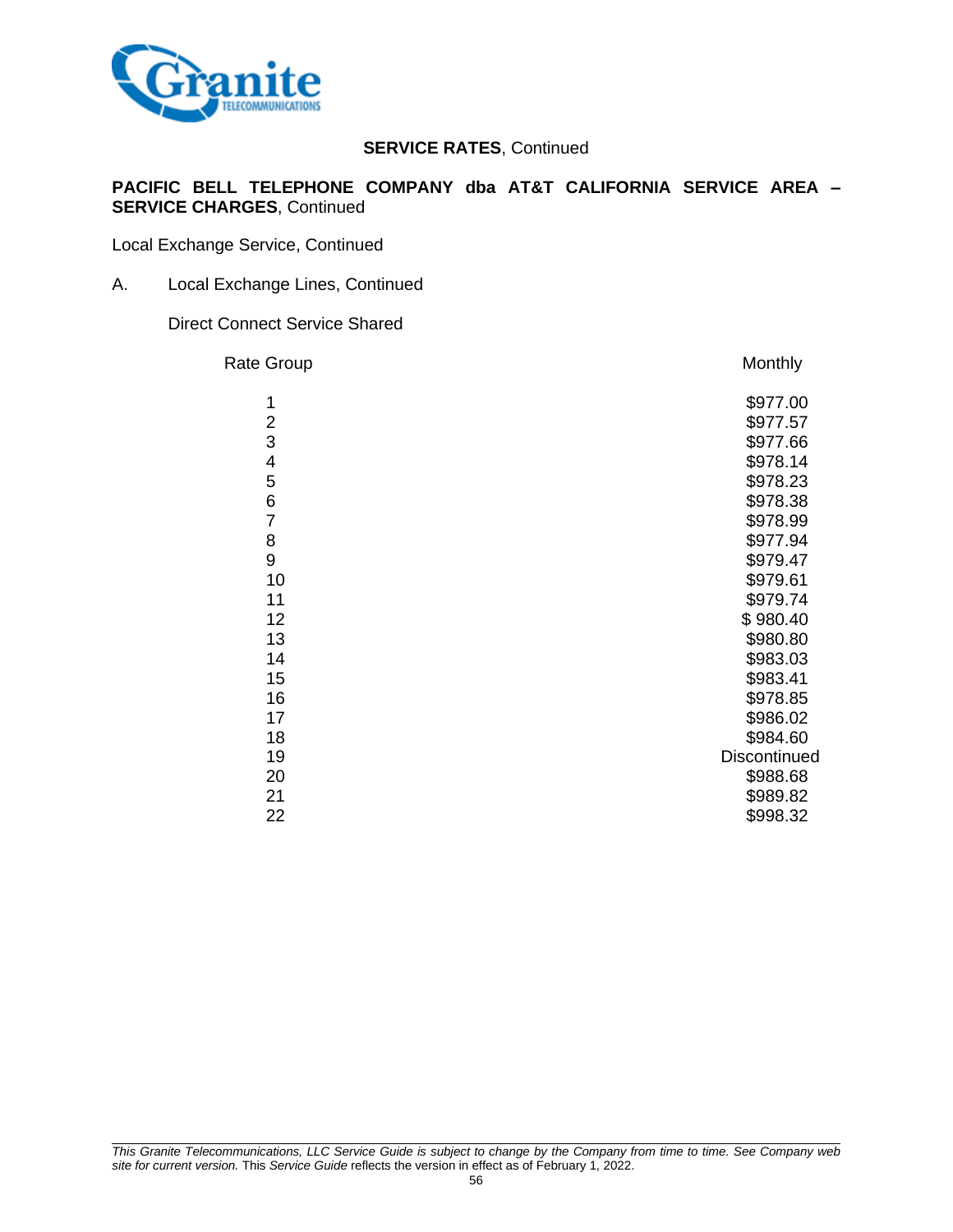**SERVICE RATES**, Continued

**PACIFIC BELL TELEPHONE COMPANY dba AT&T CALIFORNIA SERVICE AREA – SERVICE CHARGES**, Continued

Local Exchange Service, Continued

A. Local Exchange Lines, Continued

Direct Connect Service Shared

| Rate Group | Monthly |
|---|---|
| 1 | $977.00 |
| 2 | $977.57 |
| 3 | $977.66 |
| 4 | $978.14 |
| 5 | $978.23 |
| 6 | $978.38 |
| 7 | $978.99 |
| 8 | $977.94 |
| 9 | $979.47 |
| 10 | $979.61 |
| 11 | $979.74 |
| 12 | $ 980.40 |
| 13 | $980.80 |
| 14 | $983.03 |
| 15 | $983.41 |
| 16 | $978.85 |
| 17 | $986.02 |
| 18 | $984.60 |
| 19 | Discontinued |
| 20 | $988.68 |
| 21 | $989.82 |
| 22 | $998.32 |

*This Granite Telecommunications, LLC Service Guide is subject to change by the Company from time to time. See Company web site for current version.* This *Service Guide* reflects the version in effect as of February 1, 2022.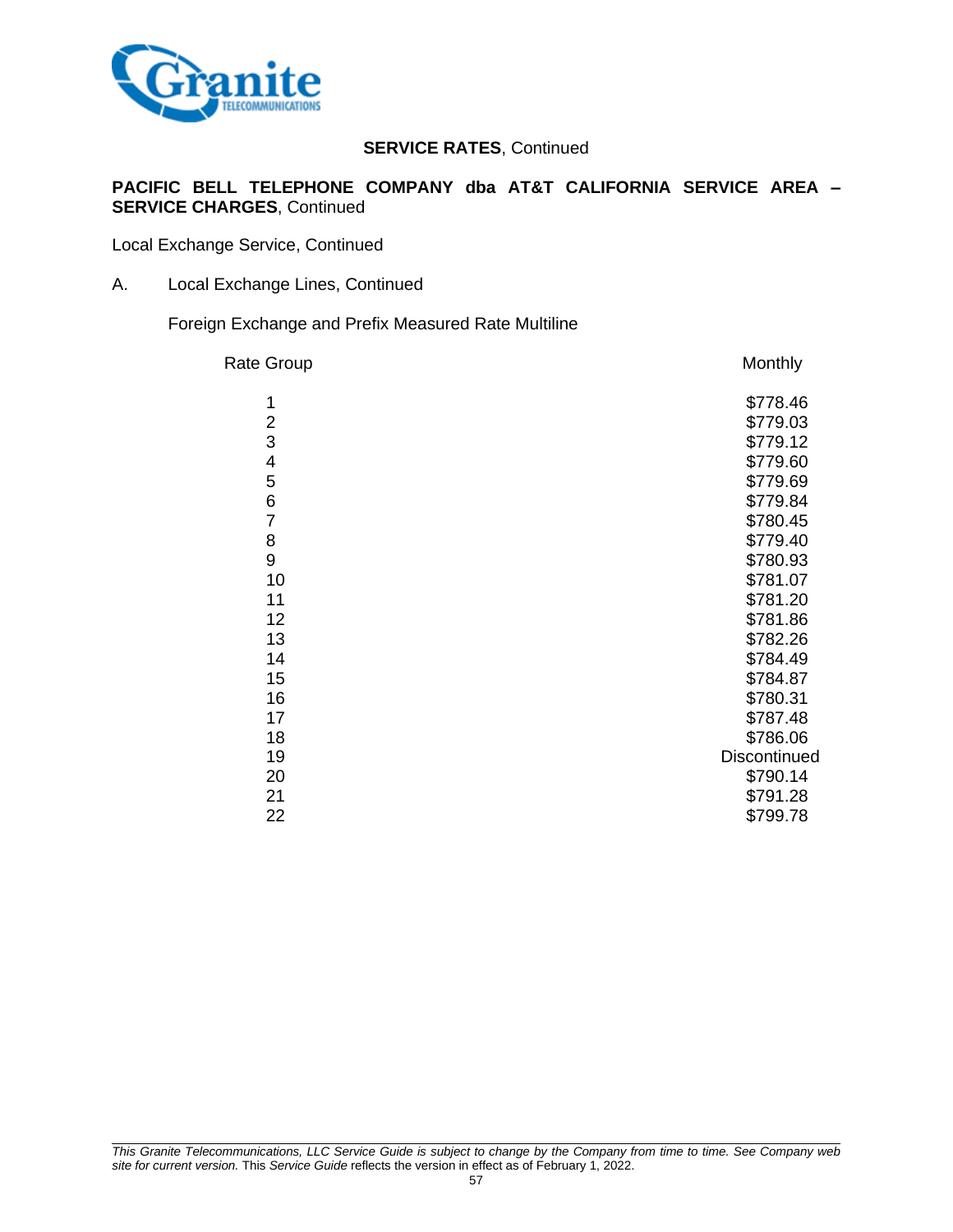**SERVICE RATES**, Continued

**PACIFIC BELL TELEPHONE COMPANY dba AT&T CALIFORNIA SERVICE AREA – SERVICE CHARGES**, Continued

Local Exchange Service, Continued

A. Local Exchange Lines, Continued

Foreign Exchange and Prefix Measured Rate Multiline

| Rate Group | Monthly |
|---|---|
| 1 | $778.46 |
| 2 | $779.03 |
| 3 | $779.12 |
| 4 | $779.60 |
| 5 | $779.69 |
| 6 | $779.84 |
| 7 | $780.45 |
| 8 | $779.40 |
| 9 | $780.93 |
| 10 | $781.07 |
| 11 | $781.20 |
| 12 | $781.86 |
| 13 | $782.26 |
| 14 | $784.49 |
| 15 | $784.87 |
| 16 | $780.31 |
| 17 | $787.48 |
| 18 | $786.06 |
| 19 | Discontinued |
| 20 | $790.14 |
| 21 | $791.28 |
| 22 | $799.78 |

*This Granite Telecommunications, LLC Service Guide is subject to change by the Company from time to time. See Company web site for current version.* This *Service Guide* reflects the version in effect as of February 1, 2022.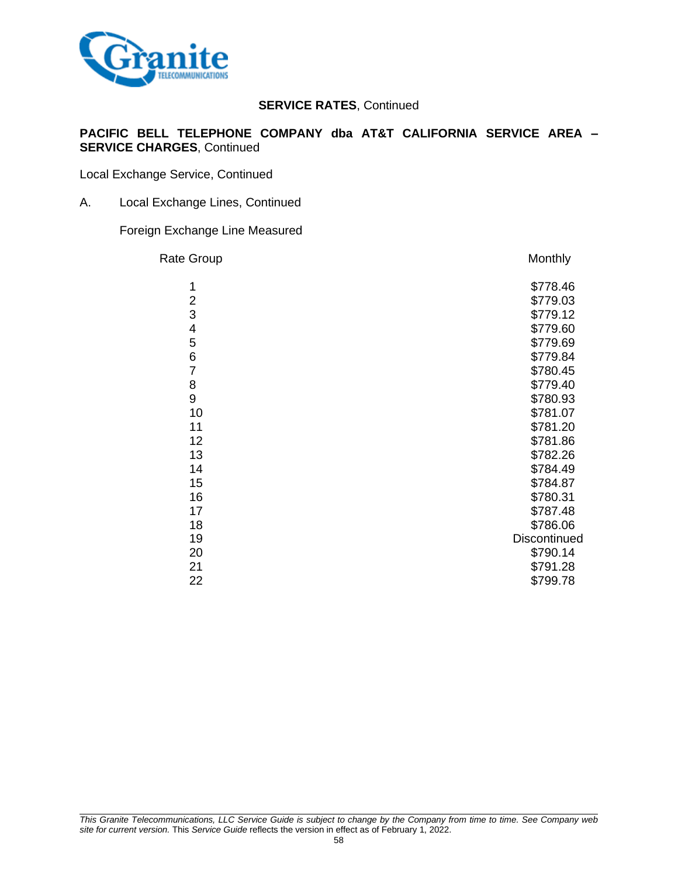**SERVICE RATES**, Continued

**PACIFIC BELL TELEPHONE COMPANY dba AT&T CALIFORNIA SERVICE AREA – SERVICE CHARGES**, Continued

Local Exchange Service, Continued

A. Local Exchange Lines, Continued

Foreign Exchange Line Measured

| Rate Group | Monthly |
|---|---|
| 1 | $778.46 |
| 2 | $779.03 |
| 3 | $779.12 |
| 4 | $779.60 |
| 5 | $779.69 |
| 6 | $779.84 |
| 7 | $780.45 |
| 8 | $779.40 |
| 9 | $780.93 |
| 10 | $781.07 |
| 11 | $781.20 |
| 12 | $781.86 |
| 13 | $782.26 |
| 14 | $784.49 |
| 15 | $784.87 |
| 16 | $780.31 |
| 17 | $787.48 |
| 18 | $786.06 |
| 19 | Discontinued |
| 20 | $790.14 |
| 21 | $791.28 |
| 22 | $799.78 |

*This Granite Telecommunications, LLC Service Guide is subject to change by the Company from time to time. See Company web site for current version.* This *Service Guide* reflects the version in effect as of February 1, 2022.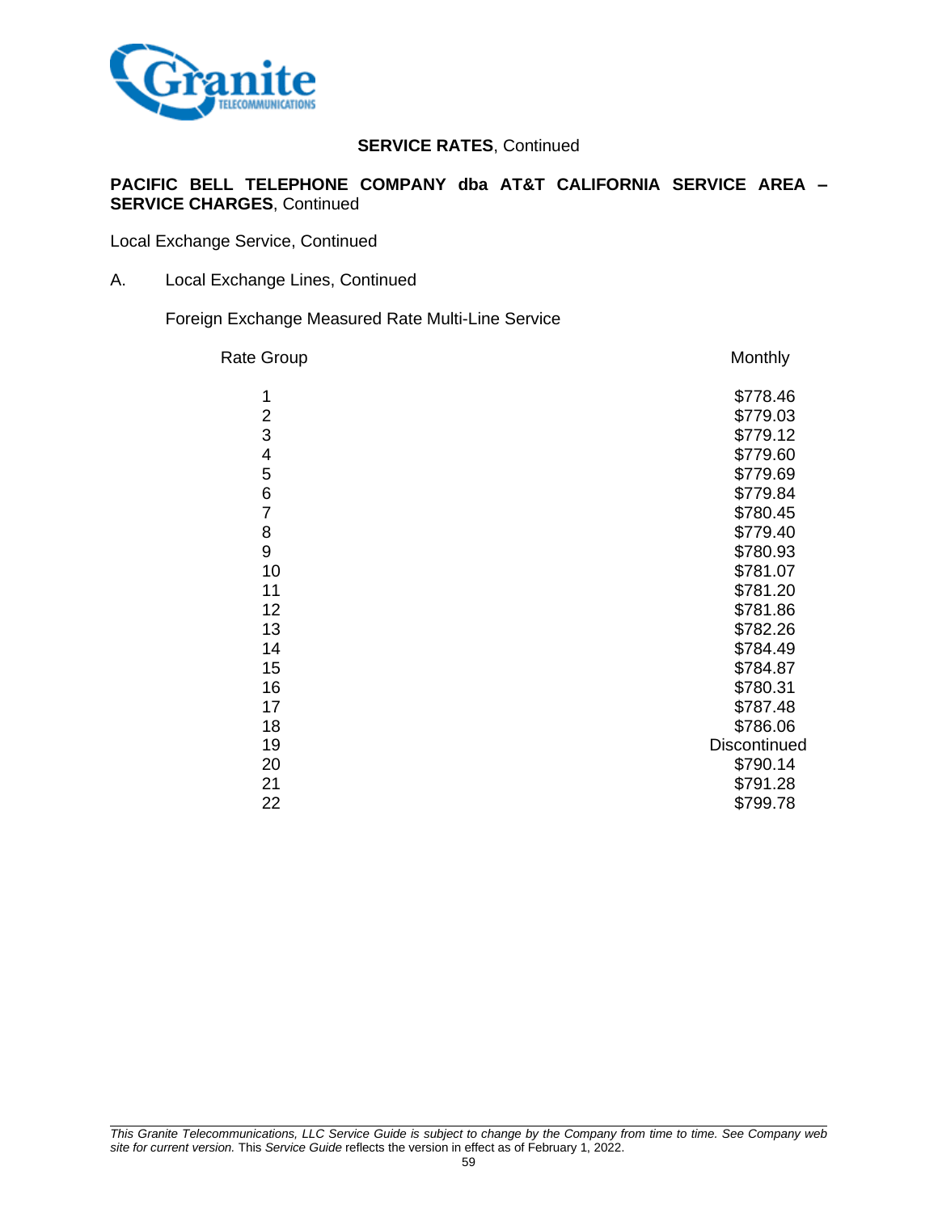**SERVICE RATES**, Continued

**PACIFIC BELL TELEPHONE COMPANY dba AT&T CALIFORNIA SERVICE AREA – SERVICE CHARGES**, Continued

Local Exchange Service, Continued

A. Local Exchange Lines, Continued

Foreign Exchange Measured Rate Multi-Line Service

| Rate Group | Monthly |
|---|---|
| 1 | $778.46 |
| 2 | $779.03 |
| 3 | $779.12 |
| 4 | $779.60 |
| 5 | $779.69 |
| 6 | $779.84 |
| 7 | $780.45 |
| 8 | $779.40 |
| 9 | $780.93 |
| 10 | $781.07 |
| 11 | $781.20 |
| 12 | $781.86 |
| 13 | $782.26 |
| 14 | $784.49 |
| 15 | $784.87 |
| 16 | $780.31 |
| 17 | $787.48 |
| 18 | $786.06 |
| 19 | Discontinued |
| 20 | $790.14 |
| 21 | $791.28 |
| 22 | $799.78 |

*This Granite Telecommunications, LLC Service Guide is subject to change by the Company from time to time. See Company web site for current version.* This *Service Guide* reflects the version in effect as of February 1, 2022.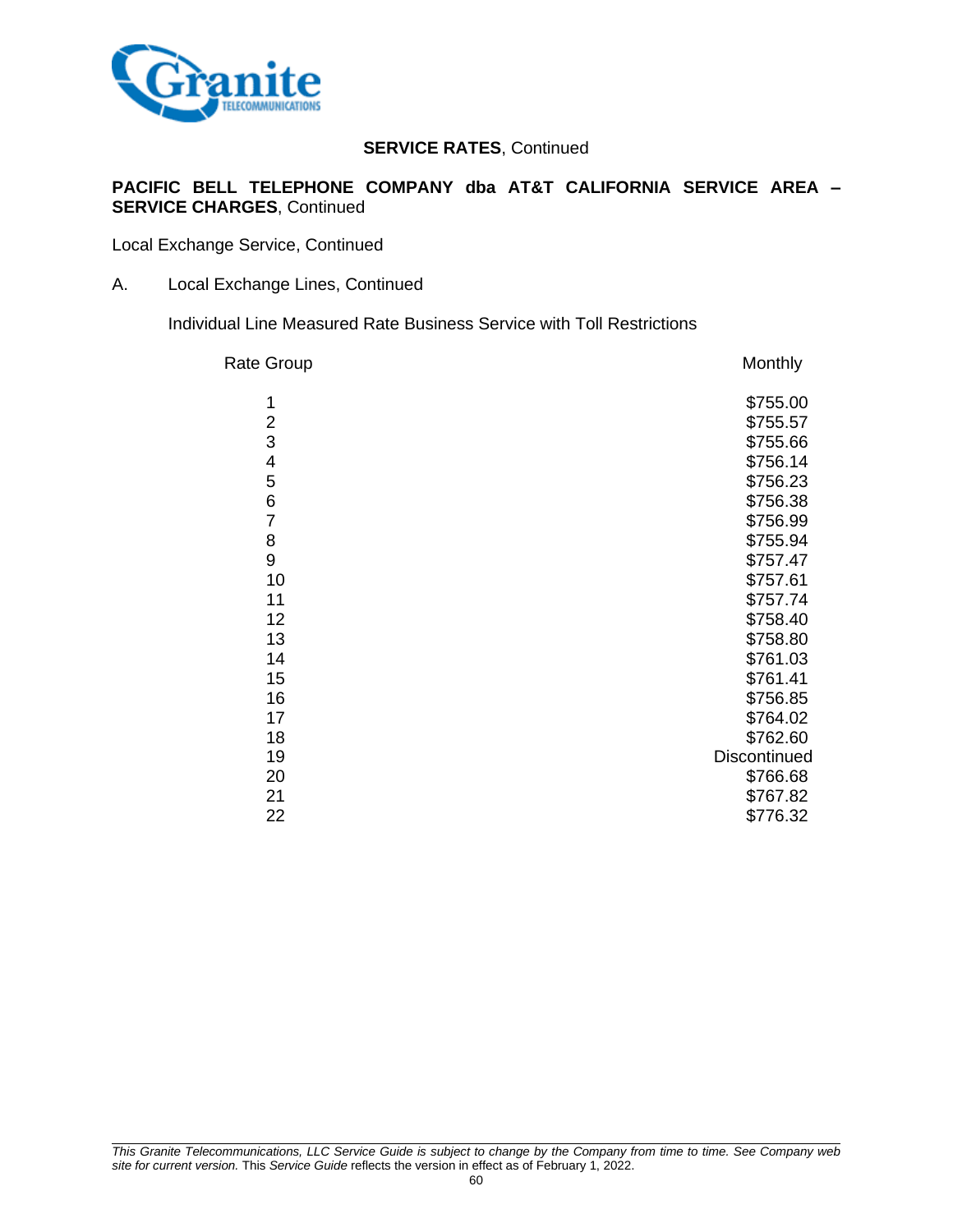**SERVICE RATES**, Continued

**PACIFIC BELL TELEPHONE COMPANY dba AT&T CALIFORNIA SERVICE AREA – SERVICE CHARGES**, Continued

Local Exchange Service, Continued

A. Local Exchange Lines, Continued

Individual Line Measured Rate Business Service with Toll Restrictions

| Rate Group | Monthly |
|---|---|
| 1 | $755.00 |
| 2 | $755.57 |
| 3 | $755.66 |
| 4 | $756.14 |
| 5 | $756.23 |
| 6 | $756.38 |
| 7 | $756.99 |
| 8 | $755.94 |
| 9 | $757.47 |
| 10 | $757.61 |
| 11 | $757.74 |
| 12 | $758.40 |
| 13 | $758.80 |
| 14 | $761.03 |
| 15 | $761.41 |
| 16 | $756.85 |
| 17 | $764.02 |
| 18 | $762.60 |
| 19 | Discontinued |
| 20 | $766.68 |
| 21 | $767.82 |
| 22 | $776.32 |

*This Granite Telecommunications, LLC Service Guide is subject to change by the Company from time to time. See Company web site for current version.* This *Service Guide* reflects the version in effect as of February 1, 2022.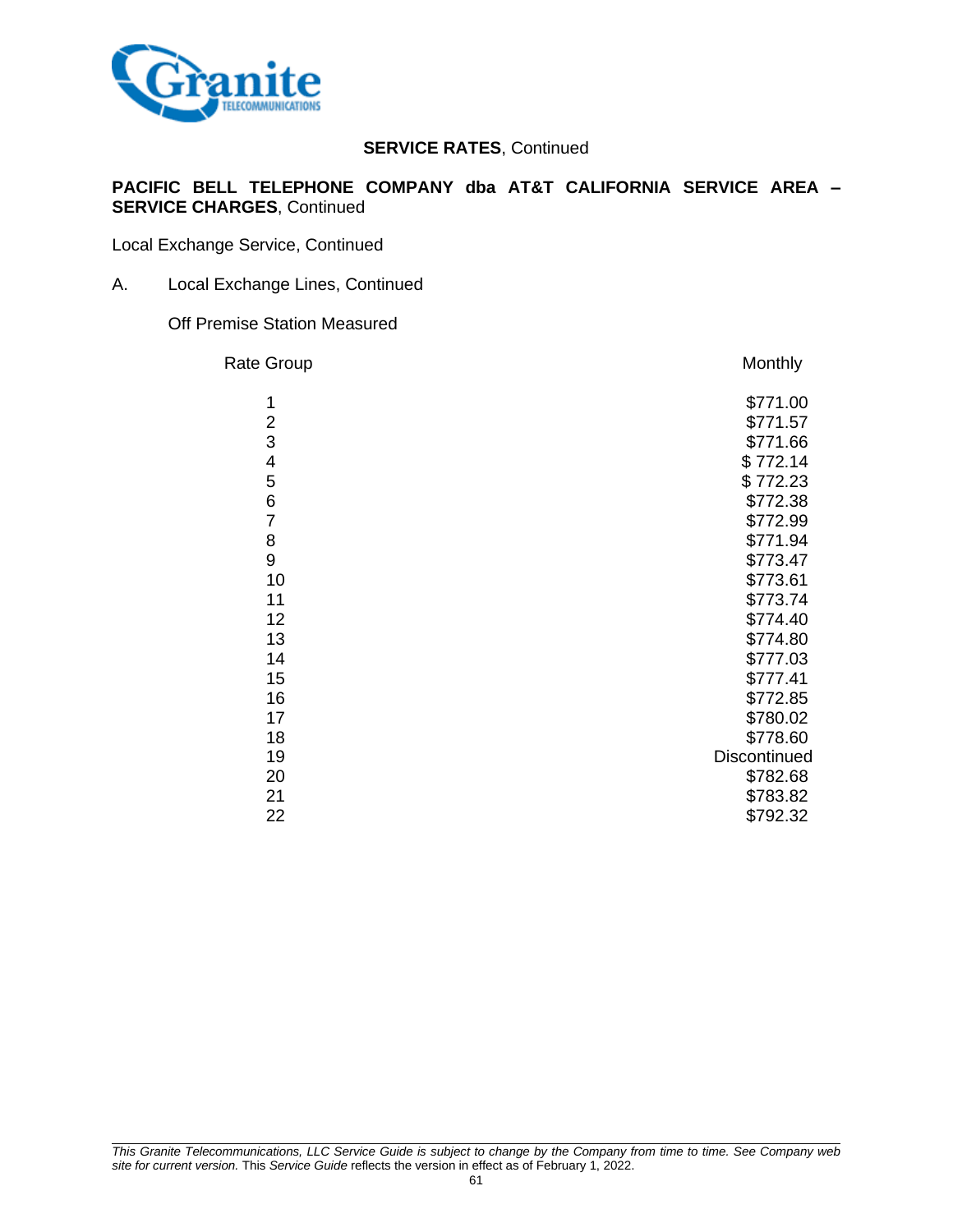**SERVICE RATES**, Continued

**PACIFIC BELL TELEPHONE COMPANY dba AT&T CALIFORNIA SERVICE AREA – SERVICE CHARGES**, Continued

Local Exchange Service, Continued

A. Local Exchange Lines, Continued

Off Premise Station Measured

| Rate Group | Monthly |
|---|---|
| 1 | $771.00 |
| 2 | $771.57 |
| 3 | $771.66 |
| 4 | $ 772.14 |
| 5 | $ 772.23 |
| 6 | $772.38 |
| 7 | $772.99 |
| 8 | $771.94 |
| 9 | $773.47 |
| 10 | $773.61 |
| 11 | $773.74 |
| 12 | $774.40 |
| 13 | $774.80 |
| 14 | $777.03 |
| 15 | $777.41 |
| 16 | $772.85 |
| 17 | $780.02 |
| 18 | $778.60 |
| 19 | Discontinued |
| 20 | $782.68 |
| 21 | $783.82 |
| 22 | $792.32 |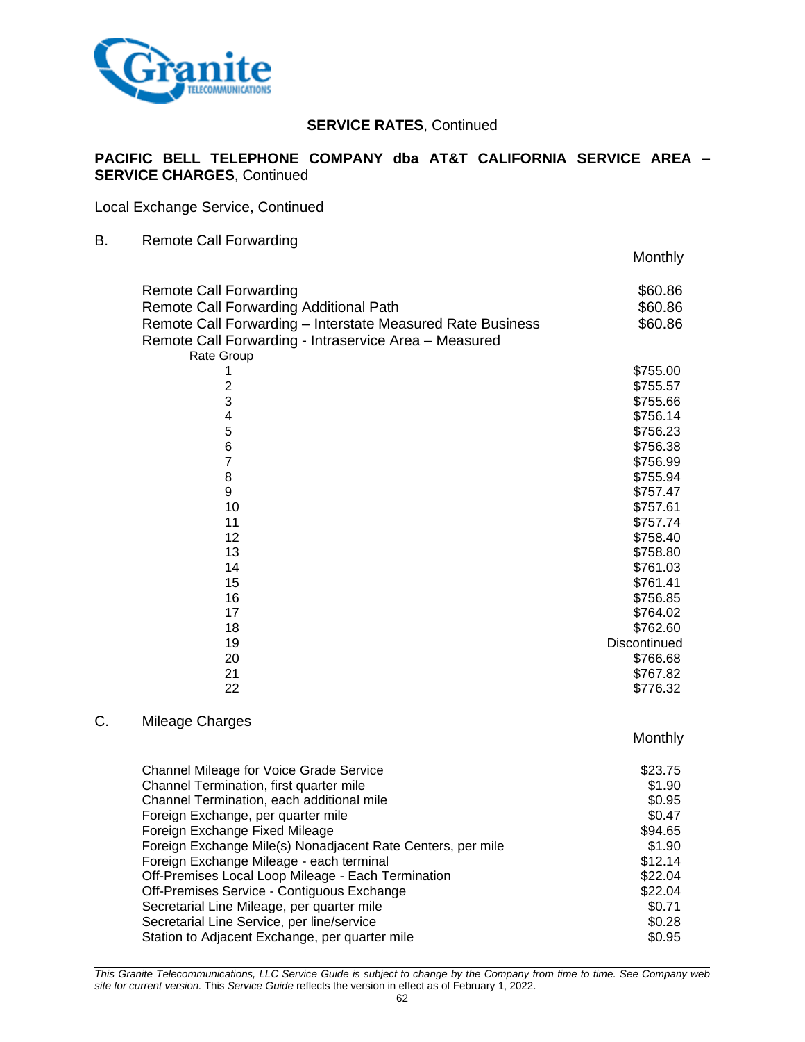**SERVICE RATES**, Continued

**PACIFIC BELL TELEPHONE COMPANY dba AT&T CALIFORNIA SERVICE AREA – SERVICE CHARGES**, Continued

Local Exchange Service, Continued

B. Remote Call Forwarding

| | Monthly |
|---|---|
| Remote Call Forwarding | $60.86 |
| Remote Call Forwarding Additional Path | $60.86 |
| Remote Call Forwarding – Interstate Measured Rate Business | $60.86 |
| Remote Call Forwarding - Intraservice Area – Measured | |
| Rate Group | |
| 1 | $755.00 |
| 2 | $755.57 |
| 3 | $755.66 |
| 4 | $756.14 |
| 5 | $756.23 |
| 6 | $756.38 |
| 7 | $756.99 |
| 8 | $755.94 |
| 9 | $757.47 |
| 10 | $757.61 |
| 11 | $757.74 |
| 12 | $758.40 |
| 13 | $758.80 |
| 14 | $761.03 |
| 15 | $761.41 |
| 16 | $756.85 |
| 17 | $764.02 |
| 18 | $762.60 |
| 19 | Discontinued |
| 20 | $766.68 |
| 21 | $767.82 |
| 22 | $776.32 |

C. Mileage Charges

| | Monthly |
|---|---|
| Channel Mileage for Voice Grade Service | $23.75 |
| Channel Termination, first quarter mile | $1.90 |
| Channel Termination, each additional mile | $0.95 |
| Foreign Exchange, per quarter mile | $0.47 |
| Foreign Exchange Fixed Mileage | $94.65 |
| Foreign Exchange Mile(s) Nonadjacent Rate Centers, per mile | $1.90 |
| Foreign Exchange Mileage - each terminal | $12.14 |
| Off-Premises Local Loop Mileage - Each Termination | $22.04 |
| Off-Premises Service - Contiguous Exchange | $22.04 |
| Secretarial Line Mileage, per quarter mile | $0.71 |
| Secretarial Line Service, per line/service | $0.28 |
| Station to Adjacent Exchange, per quarter mile | $0.95 |

*This Granite Telecommunications, LLC Service Guide is subject to change by the Company from time to time. See Company web site for current version.* This *Service Guide* reflects the version in effect as of February 1, 2022.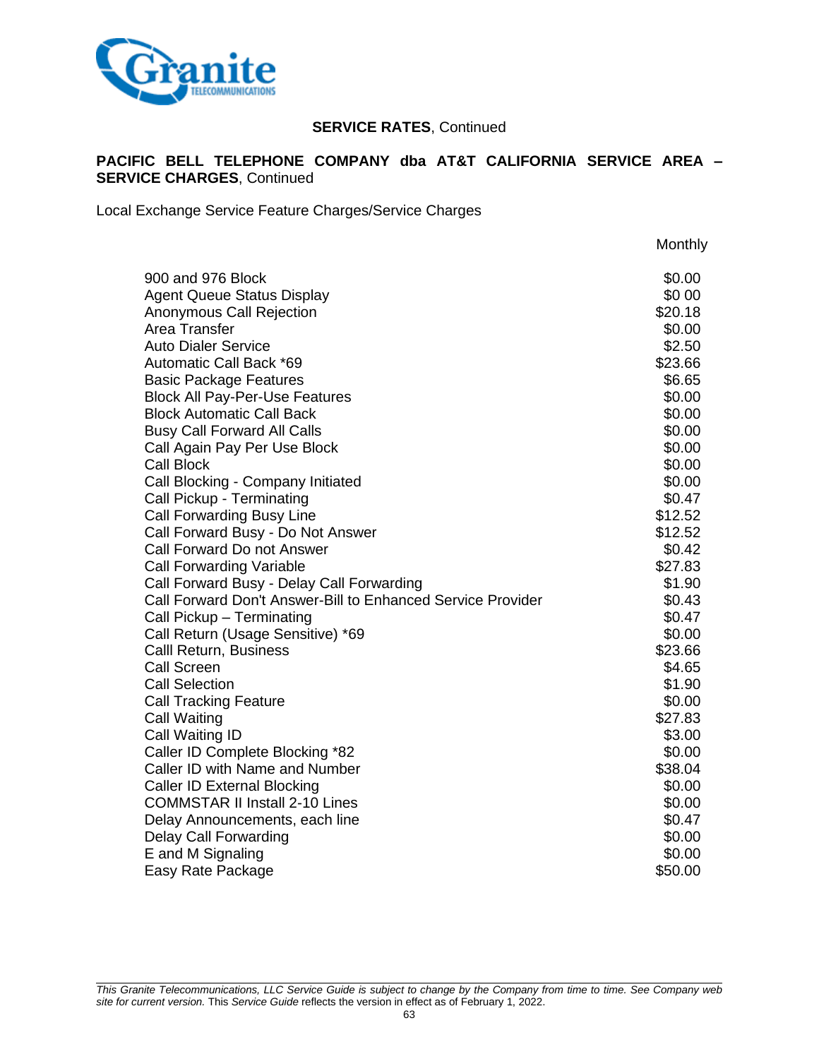**SERVICE RATES**, Continued

**PACIFIC BELL TELEPHONE COMPANY dba AT&T CALIFORNIA SERVICE AREA – SERVICE CHARGES**, Continued

Local Exchange Service Feature Charges/Service Charges

| | Monthly |
|---|---|
| 900 and 976 Block | $0.00 |
| Agent Queue Status Display | $0 00 |
| Anonymous Call Rejection | $20.18 |
| Area Transfer | $0.00 |
| Auto Dialer Service | $2.50 |
| Automatic Call Back *69 | $23.66 |
| Basic Package Features | $6.65 |
| Block All Pay-Per-Use Features | $0.00 |
| Block Automatic Call Back | $0.00 |
| Busy Call Forward All Calls | $0.00 |
| Call Again Pay Per Use Block | $0.00 |
| Call Block | $0.00 |
| Call Blocking - Company Initiated | $0.00 |
| Call Pickup - Terminating | $0.47 |
| Call Forwarding Busy Line | $12.52 |
| Call Forward Busy - Do Not Answer | $12.52 |
| Call Forward Do not Answer | $0.42 |
| Call Forwarding Variable | $27.83 |
| Call Forward Busy - Delay Call Forwarding | $1.90 |
| Call Forward Don't Answer-Bill to Enhanced Service Provider | $0.43 |
| Call Pickup – Terminating | $0.47 |
| Call Return (Usage Sensitive) *69 | $0.00 |
| Calll Return, Business | $23.66 |
| Call Screen | $4.65 |
| Call Selection | $1.90 |
| Call Tracking Feature | $0.00 |
| Call Waiting | $27.83 |
| Call Waiting ID | $3.00 |
| Caller ID Complete Blocking *82 | $0.00 |
| Caller ID with Name and Number | $38.04 |
| Caller ID External Blocking | $0.00 |
| COMMSTAR II Install 2-10 Lines | $0.00 |
| Delay Announcements, each line | $0.47 |
| Delay Call Forwarding | $0.00 |
| E and M Signaling | $0.00 |
| Easy Rate Package | $50.00 |

*This Granite Telecommunications, LLC Service Guide is subject to change by the Company from time to time. See Company web site for current version.* This *Service Guide* reflects the version in effect as of February 1, 2022.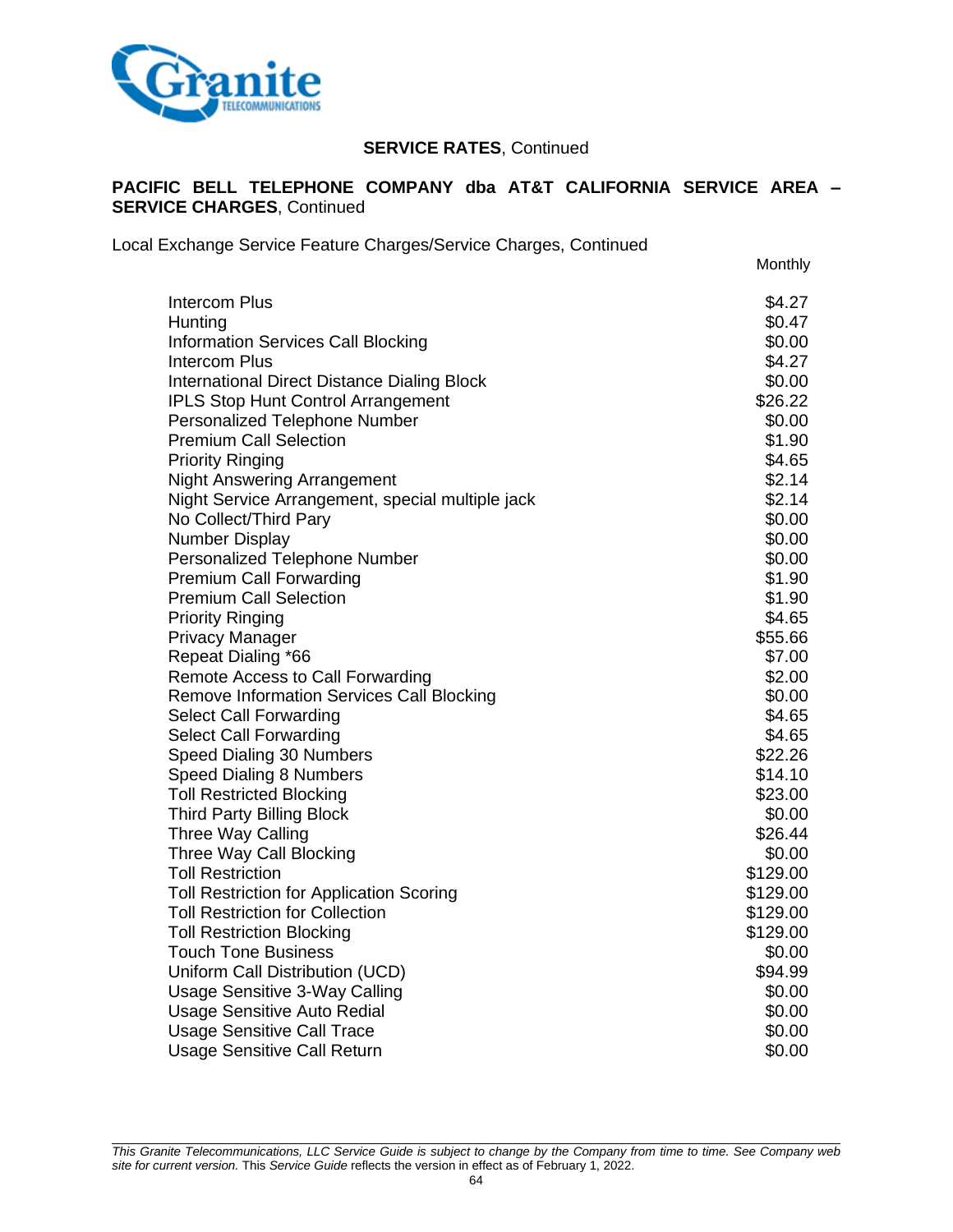**SERVICE RATES**, Continued

**PACIFIC BELL TELEPHONE COMPANY dba AT&T CALIFORNIA SERVICE AREA – SERVICE CHARGES**, Continued

Local Exchange Service Feature Charges/Service Charges, Continued

| | Monthly |
|---|---|
| Intercom Plus | $4.27 |
| Hunting | $0.47 |
| Information Services Call Blocking | $0.00 |
| Intercom Plus | $4.27 |
| International Direct Distance Dialing Block | $0.00 |
| IPLS Stop Hunt Control Arrangement | $26.22 |
| Personalized Telephone Number | $0.00 |
| Premium Call Selection | $1.90 |
| Priority Ringing | $4.65 |
| Night Answering Arrangement | $2.14 |
| Night Service Arrangement, special multiple jack | $2.14 |
| No Collect/Third Pary | $0.00 |
| Number Display | $0.00 |
| Personalized Telephone Number | $0.00 |
| Premium Call Forwarding | $1.90 |
| Premium Call Selection | $1.90 |
| Priority Ringing | $4.65 |
| Privacy Manager | $55.66 |
| Repeat Dialing *66 | $7.00 |
| Remote Access to Call Forwarding | $2.00 |
| Remove Information Services Call Blocking | $0.00 |
| Select Call Forwarding | $4.65 |
| Select Call Forwarding | $4.65 |
| Speed Dialing 30 Numbers | $22.26 |
| Speed Dialing 8 Numbers | $14.10 |
| Toll Restricted Blocking | $23.00 |
| Third Party Billing Block | $0.00 |
| Three Way Calling | $26.44 |
| Three Way Call Blocking | $0.00 |
| Toll Restriction | $129.00 |
| Toll Restriction for Application Scoring | $129.00 |
| Toll Restriction for Collection | $129.00 |
| Toll Restriction Blocking | $129.00 |
| Touch Tone Business | $0.00 |
| Uniform Call Distribution (UCD) | $94.99 |
| Usage Sensitive 3-Way Calling | $0.00 |
| Usage Sensitive Auto Redial | $0.00 |
| Usage Sensitive Call Trace | $0.00 |
| Usage Sensitive Call Return | $0.00 |

*This Granite Telecommunications, LLC Service Guide is subject to change by the Company from time to time. See Company web site for current version.* This *Service Guide* reflects the version in effect as of February 1, 2022.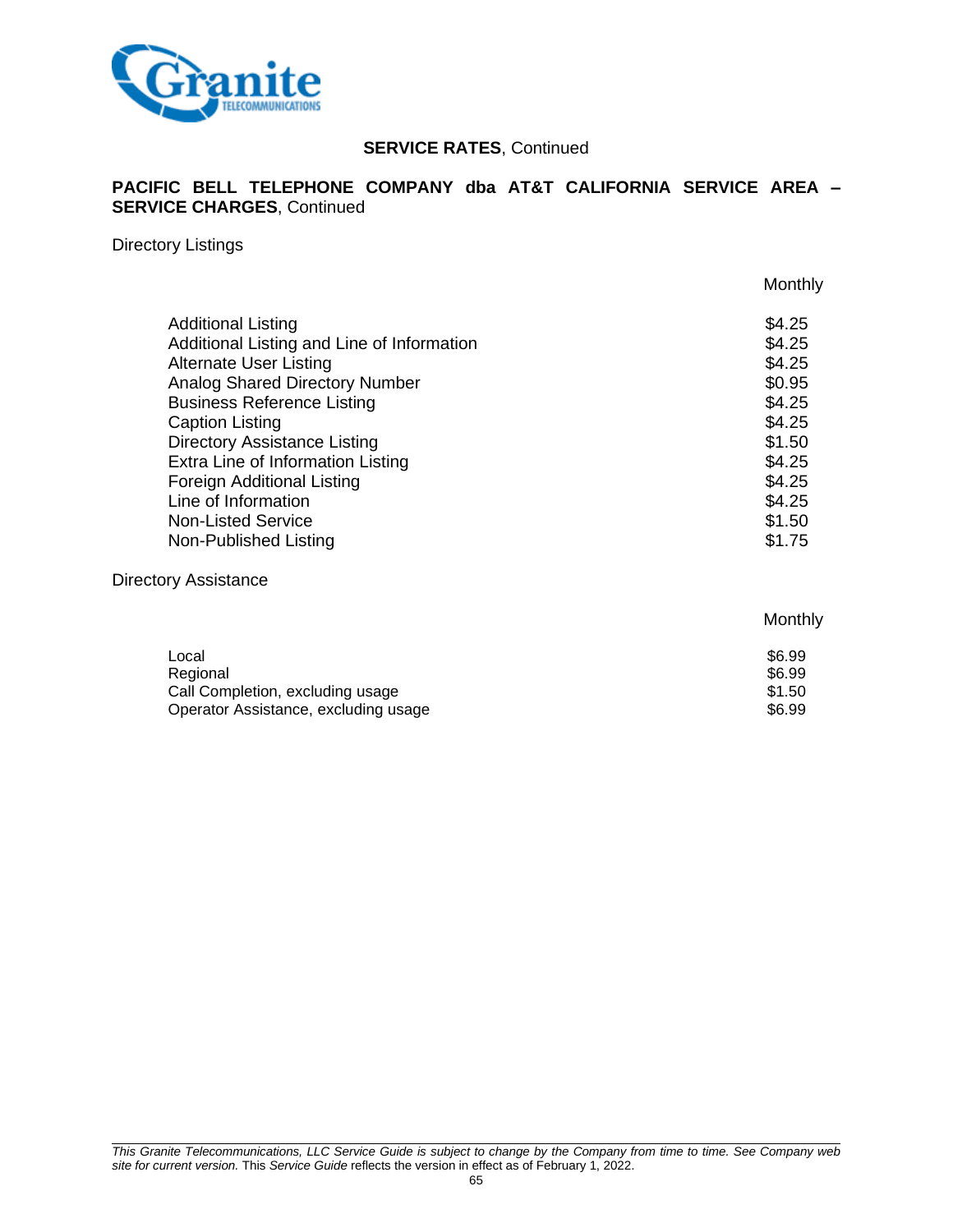**SERVICE RATES**, Continued

**PACIFIC BELL TELEPHONE COMPANY dba AT&T CALIFORNIA SERVICE AREA – SERVICE CHARGES**, Continued

Directory Listings

| | Monthly |
|---|---|
| Additional Listing | $4.25 |
| Additional Listing and Line of Information | $4.25 |
| Alternate User Listing | $4.25 |
| Analog Shared Directory Number | $0.95 |
| Business Reference Listing | $4.25 |
| Caption Listing | $4.25 |
| Directory Assistance Listing | $1.50 |
| Extra Line of Information Listing | $4.25 |
| Foreign Additional Listing | $4.25 |
| Line of Information | $4.25 |
| Non-Listed Service | $1.50 |
| Non-Published Listing | $1.75 |

Directory Assistance

| | Monthly |
|---|---|
| Local | $6.99 |
| Regional | $6.99 |
| Call Completion, excluding usage | $1.50 |
| Operator Assistance, excluding usage | $6.99 |

*This Granite Telecommunications, LLC Service Guide is subject to change by the Company from time to time. See Company web site for current version.* This *Service Guide* reflects the version in effect as of February 1, 2022.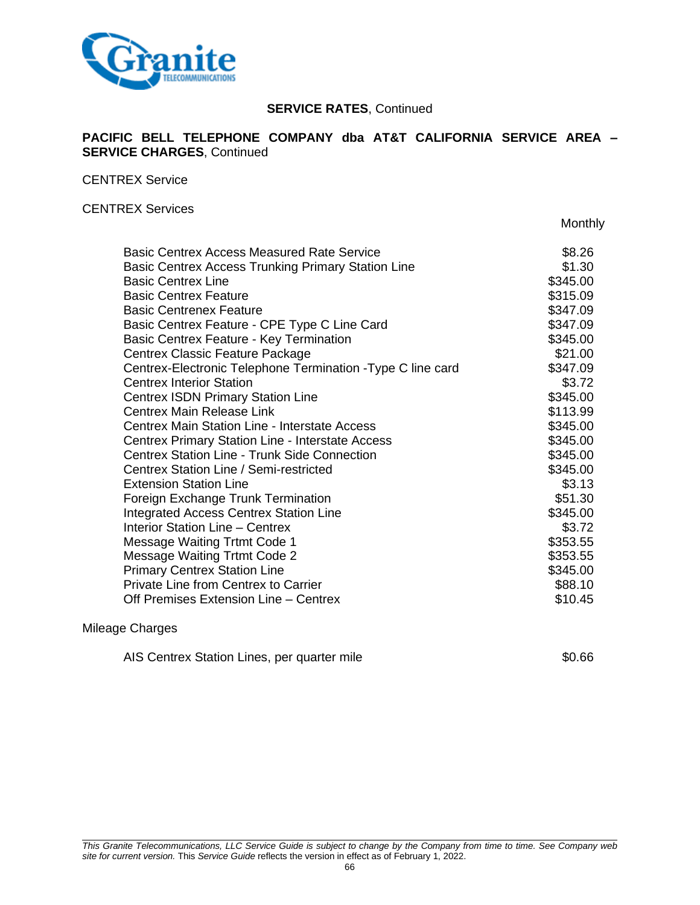**SERVICE RATES**, Continued

**PACIFIC BELL TELEPHONE COMPANY dba AT&T CALIFORNIA SERVICE AREA – SERVICE CHARGES**, Continued

CENTREX Service

CENTREX Services

| | Monthly |
|---|---|
| Basic Centrex Access Measured Rate Service | $8.26 |
| Basic Centrex Access Trunking Primary Station Line | $1.30 |
| Basic Centrex Line | $345.00 |
| Basic Centrex Feature | $315.09 |
| Basic Centrenex Feature | $347.09 |
| Basic Centrex Feature - CPE Type C Line Card | $347.09 |
| Basic Centrex Feature - Key Termination | $345.00 |
| Centrex Classic Feature Package | $21.00 |
| Centrex-Electronic Telephone Termination -Type C line card | $347.09 |
| Centrex Interior Station | $3.72 |
| Centrex ISDN Primary Station Line | $345.00 |
| Centrex Main Release Link | $113.99 |
| Centrex Main Station Line - Interstate Access | $345.00 |
| Centrex Primary Station Line - Interstate Access | $345.00 |
| Centrex Station Line - Trunk Side Connection | $345.00 |
| Centrex Station Line / Semi-restricted | $345.00 |
| Extension Station Line | $3.13 |
| Foreign Exchange Trunk Termination | $51.30 |
| Integrated Access Centrex Station Line | $345.00 |
| Interior Station Line – Centrex | $3.72 |
| Message Waiting Trtmt Code 1 | $353.55 |
| Message Waiting Trtmt Code 2 | $353.55 |
| Primary Centrex Station Line | $345.00 |
| Private Line from Centrex to Carrier | $88.10 |
| Off Premises Extension Line – Centrex | $10.45 |

Mileage Charges

| | |
|---|---|
| AIS Centrex Station Lines, per quarter mile | $0.66 |

*This Granite Telecommunications, LLC Service Guide is subject to change by the Company from time to time. See Company web site for current version.* This *Service Guide* reflects the version in effect as of February 1, 2022.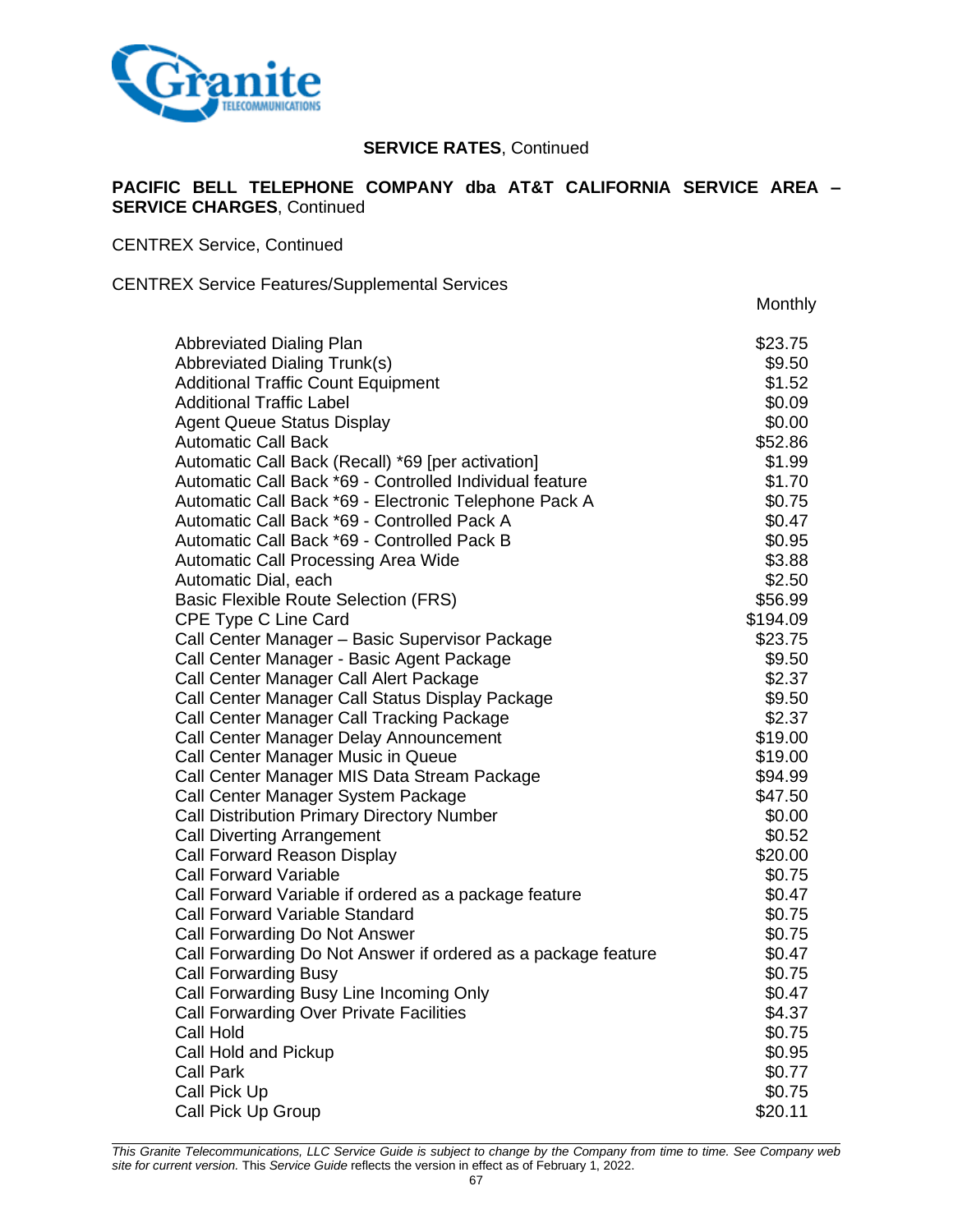**SERVICE RATES**, Continued

**PACIFIC BELL TELEPHONE COMPANY dba AT&T CALIFORNIA SERVICE AREA – SERVICE CHARGES**, Continued

CENTREX Service, Continued

CENTREX Service Features/Supplemental Services

| | Monthly |
|---|---|
| Abbreviated Dialing Plan | $23.75 |
| Abbreviated Dialing Trunk(s) | $9.50 |
| Additional Traffic Count Equipment | $1.52 |
| Additional Traffic Label | $0.09 |
| Agent Queue Status Display | $0.00 |
| Automatic Call Back | $52.86 |
| Automatic Call Back (Recall) *69 [per activation] | $1.99 |
| Automatic Call Back *69 - Controlled Individual feature | $1.70 |
| Automatic Call Back *69 - Electronic Telephone Pack A | $0.75 |
| Automatic Call Back *69 - Controlled Pack A | $0.47 |
| Automatic Call Back *69 - Controlled Pack B | $0.95 |
| Automatic Call Processing Area Wide | $3.88 |
| Automatic Dial, each | $2.50 |
| Basic Flexible Route Selection (FRS) | $56.99 |
| CPE Type C Line Card | $194.09 |
| Call Center Manager – Basic Supervisor Package | $23.75 |
| Call Center Manager - Basic Agent Package | $9.50 |
| Call Center Manager Call Alert Package | $2.37 |
| Call Center Manager Call Status Display Package | $9.50 |
| Call Center Manager Call Tracking Package | $2.37 |
| Call Center Manager Delay Announcement | $19.00 |
| Call Center Manager Music in Queue | $19.00 |
| Call Center Manager MIS Data Stream Package | $94.99 |
| Call Center Manager System Package | $47.50 |
| Call Distribution Primary Directory Number | $0.00 |
| Call Diverting Arrangement | $0.52 |
| Call Forward Reason Display | $20.00 |
| Call Forward Variable | $0.75 |
| Call Forward Variable if ordered as a package feature | $0.47 |
| Call Forward Variable Standard | $0.75 |
| Call Forwarding Do Not Answer | $0.75 |
| Call Forwarding Do Not Answer if ordered as a package feature | $0.47 |
| Call Forwarding Busy | $0.75 |
| Call Forwarding Busy Line Incoming Only | $0.47 |
| Call Forwarding Over Private Facilities | $4.37 |
| Call Hold | $0.75 |
| Call Hold and Pickup | $0.95 |
| Call Park | $0.77 |
| Call Pick Up | $0.75 |
| Call Pick Up Group | $20.11 |

*This Granite Telecommunications, LLC Service Guide is subject to change by the Company from time to time. See Company web site for current version.* This *Service Guide* reflects the version in effect as of February 1, 2022.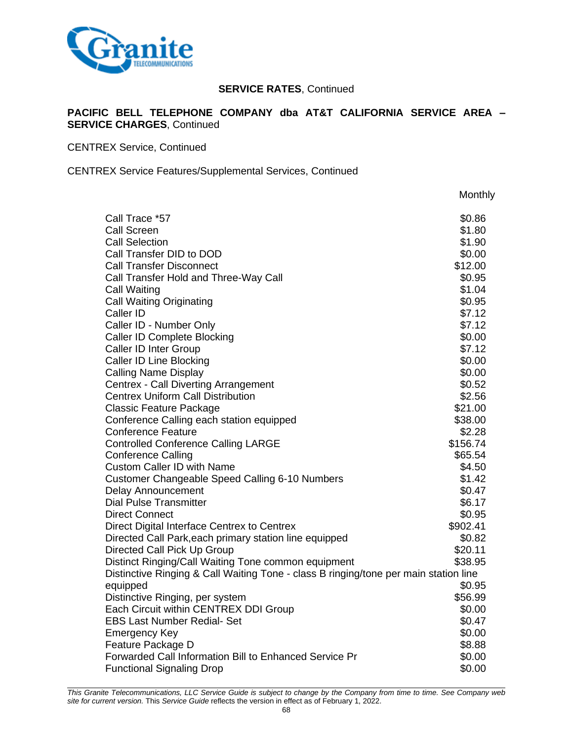**SERVICE RATES**, Continued

**PACIFIC BELL TELEPHONE COMPANY dba AT&T CALIFORNIA SERVICE AREA – SERVICE CHARGES**, Continued

CENTREX Service, Continued

CENTREX Service Features/Supplemental Services, Continued

| | Monthly |
|---|---|
| Call Trace *57 | $0.86 |
| Call Screen | $1.80 |
| Call Selection | $1.90 |
| Call Transfer DID to DOD | $0.00 |
| Call Transfer Disconnect | $12.00 |
| Call Transfer Hold and Three-Way Call | $0.95 |
| Call Waiting | $1.04 |
| Call Waiting Originating | $0.95 |
| Caller ID | $7.12 |
| Caller ID - Number Only | $7.12 |
| Caller ID Complete Blocking | $0.00 |
| Caller ID Inter Group | $7.12 |
| Caller ID Line Blocking | $0.00 |
| Calling Name Display | $0.00 |
| Centrex - Call Diverting Arrangement | $0.52 |
| Centrex Uniform Call Distribution | $2.56 |
| Classic Feature Package | $21.00 |
| Conference Calling each station equipped | $38.00 |
| Conference Feature | $2.28 |
| Controlled Conference Calling LARGE | $156.74 |
| Conference Calling | $65.54 |
| Custom Caller ID with Name | $4.50 |
| Customer Changeable Speed Calling 6-10 Numbers | $1.42 |
| Delay Announcement | $0.47 |
| Dial Pulse Transmitter | $6.17 |
| Direct Connect | $0.95 |
| Direct Digital Interface Centrex to Centrex | $902.41 |
| Directed Call Park,each primary station line equipped | $0.82 |
| Directed Call Pick Up Group | $20.11 |
| Distinct Ringing/Call Waiting Tone common equipment | $38.95 |
| Distinctive Ringing & Call Waiting Tone - class B ringing/tone per main station line equipped | $0.95 |
| Distinctive Ringing, per system | $56.99 |
| Each Circuit within CENTREX DDI Group | $0.00 |
| EBS Last Number Redial- Set | $0.47 |
| Emergency Key | $0.00 |
| Feature Package D | $8.88 |
| Forwarded Call Information Bill to Enhanced Service Pr | $0.00 |
| Functional Signaling Drop | $0.00 |

*This Granite Telecommunications, LLC Service Guide is subject to change by the Company from time to time. See Company web site for current version.* This *Service Guide* reflects the version in effect as of February 1, 2022.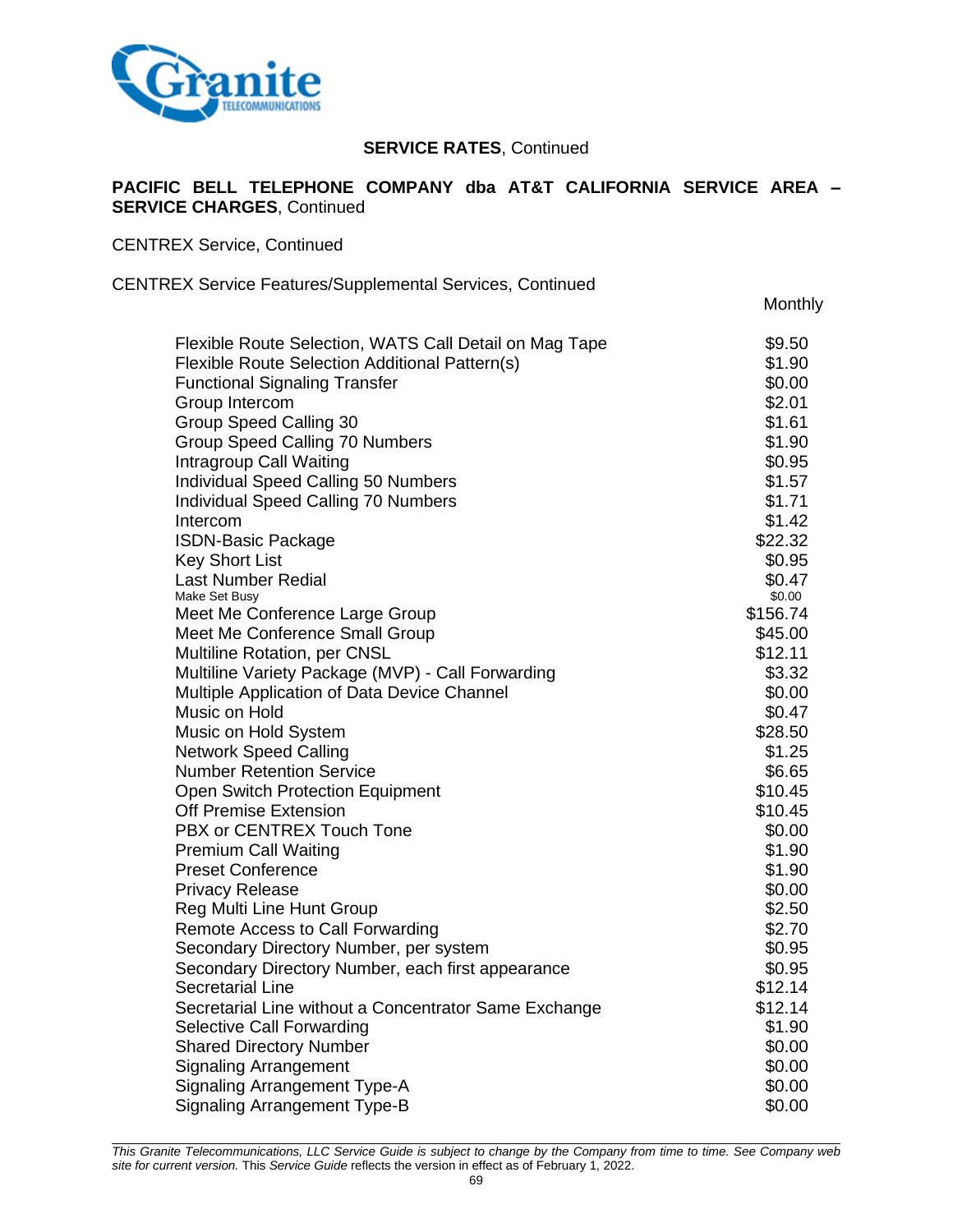**SERVICE RATES**, Continued

**PACIFIC BELL TELEPHONE COMPANY dba AT&T CALIFORNIA SERVICE AREA – SERVICE CHARGES**, Continued

CENTREX Service, Continued

CENTREX Service Features/Supplemental Services, Continued

| | Monthly |
|---|---|
| Flexible Route Selection, WATS Call Detail on Mag Tape | $9.50 |
| Flexible Route Selection Additional Pattern(s) | $1.90 |
| Functional Signaling Transfer | $0.00 |
| Group Intercom | $2.01 |
| Group Speed Calling 30 | $1.61 |
| Group Speed Calling 70 Numbers | $1.90 |
| Intragroup Call Waiting | $0.95 |
| Individual Speed Calling 50 Numbers | $1.57 |
| Individual Speed Calling 70 Numbers | $1.71 |
| Intercom | $1.42 |
| ISDN-Basic Package | $22.32 |
| Key Short List | $0.95 |
| Last Number Redial | $0.47 |
| Make Set Busy | $0.00 |
| Meet Me Conference Large Group | $156.74 |
| Meet Me Conference Small Group | $45.00 |
| Multiline Rotation, per CNSL | $12.11 |
| Multiline Variety Package (MVP) - Call Forwarding | $3.32 |
| Multiple Application of Data Device Channel | $0.00 |
| Music on Hold | $0.47 |
| Music on Hold System | $28.50 |
| Network Speed Calling | $1.25 |
| Number Retention Service | $6.65 |
| Open Switch Protection Equipment | $10.45 |
| Off Premise Extension | $10.45 |
| PBX or CENTREX Touch Tone | $0.00 |
| Premium Call Waiting | $1.90 |
| Preset Conference | $1.90 |
| Privacy Release | $0.00 |
| Reg Multi Line Hunt Group | $2.50 |
| Remote Access to Call Forwarding | $2.70 |
| Secondary Directory Number, per system | $0.95 |
| Secondary Directory Number, each first appearance | $0.95 |
| Secretarial Line | $12.14 |
| Secretarial Line without a Concentrator Same Exchange | $12.14 |
| Selective Call Forwarding | $1.90 |
| Shared Directory Number | $0.00 |
| Signaling Arrangement | $0.00 |
| Signaling Arrangement Type-A | $0.00 |
| Signaling Arrangement Type-B | $0.00 |

*This Granite Telecommunications, LLC Service Guide is subject to change by the Company from time to time. See Company web site for current version.* This *Service Guide* reflects the version in effect as of February 1, 2022.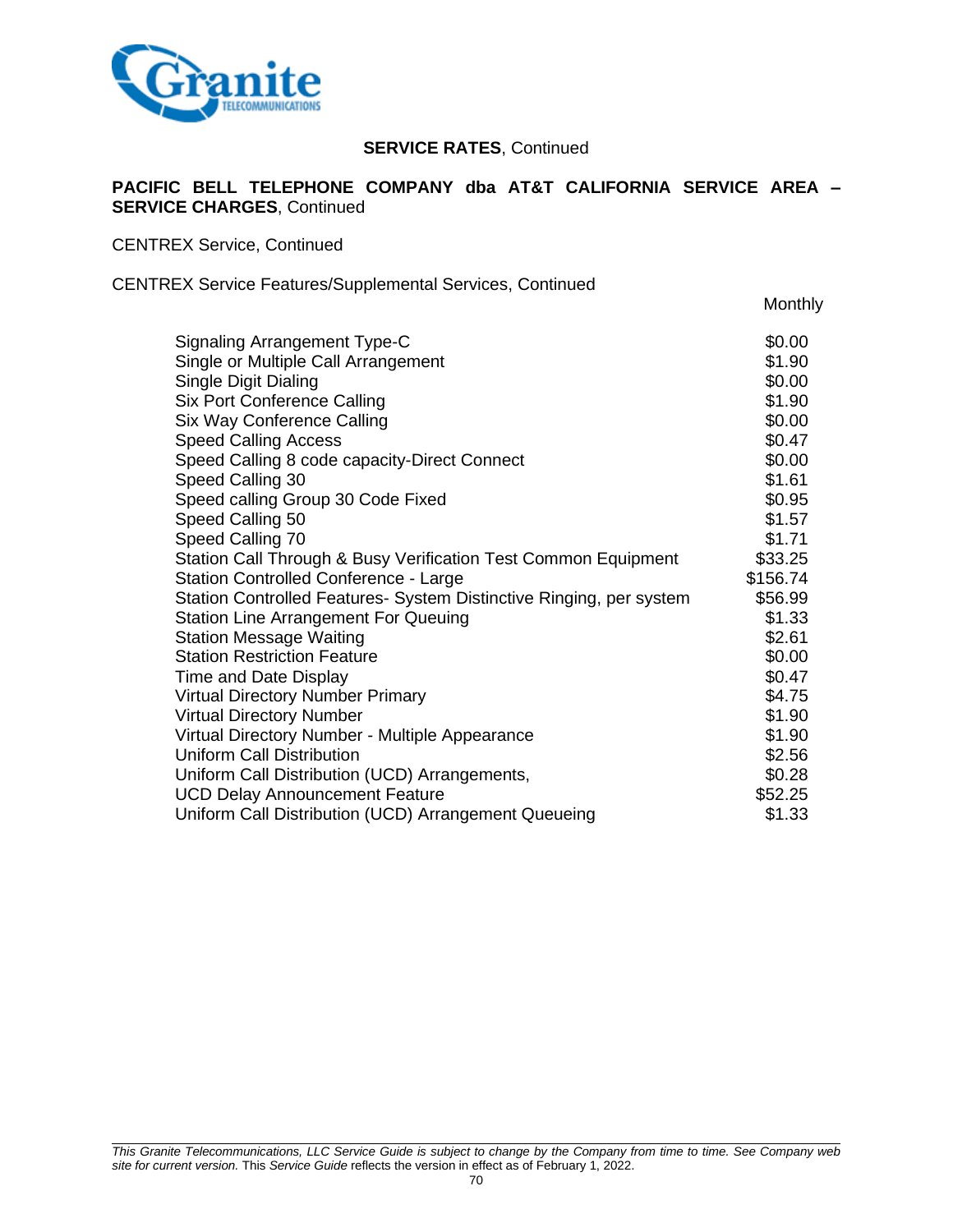**SERVICE RATES**, Continued

**PACIFIC BELL TELEPHONE COMPANY dba AT&T CALIFORNIA SERVICE AREA – SERVICE CHARGES**, Continued

CENTREX Service, Continued

CENTREX Service Features/Supplemental Services, Continued

| | Monthly |
|---|---|
| Signaling Arrangement Type-C | $0.00 |
| Single or Multiple Call Arrangement | $1.90 |
| Single Digit Dialing | $0.00 |
| Six Port Conference Calling | $1.90 |
| Six Way Conference Calling | $0.00 |
| Speed Calling Access | $0.47 |
| Speed Calling 8 code capacity-Direct Connect | $0.00 |
| Speed Calling 30 | $1.61 |
| Speed calling Group 30 Code Fixed | $0.95 |
| Speed Calling 50 | $1.57 |
| Speed Calling 70 | $1.71 |
| Station Call Through & Busy Verification Test Common Equipment | $33.25 |
| Station Controlled Conference - Large | $156.74 |
| Station Controlled Features- System Distinctive Ringing, per system | $56.99 |
| Station Line Arrangement For Queuing | $1.33 |
| Station Message Waiting | $2.61 |
| Station Restriction Feature | $0.00 |
| Time and Date Display | $0.47 |
| Virtual Directory Number Primary | $4.75 |
| Virtual Directory Number | $1.90 |
| Virtual Directory Number - Multiple Appearance | $1.90 |
| Uniform Call Distribution | $2.56 |
| Uniform Call Distribution (UCD) Arrangements, | $0.28 |
| UCD Delay Announcement Feature | $52.25 |
| Uniform Call Distribution (UCD) Arrangement Queueing | $1.33 |

*This Granite Telecommunications, LLC Service Guide is subject to change by the Company from time to time. See Company web site for current version.* This *Service Guide* reflects the version in effect as of February 1, 2022.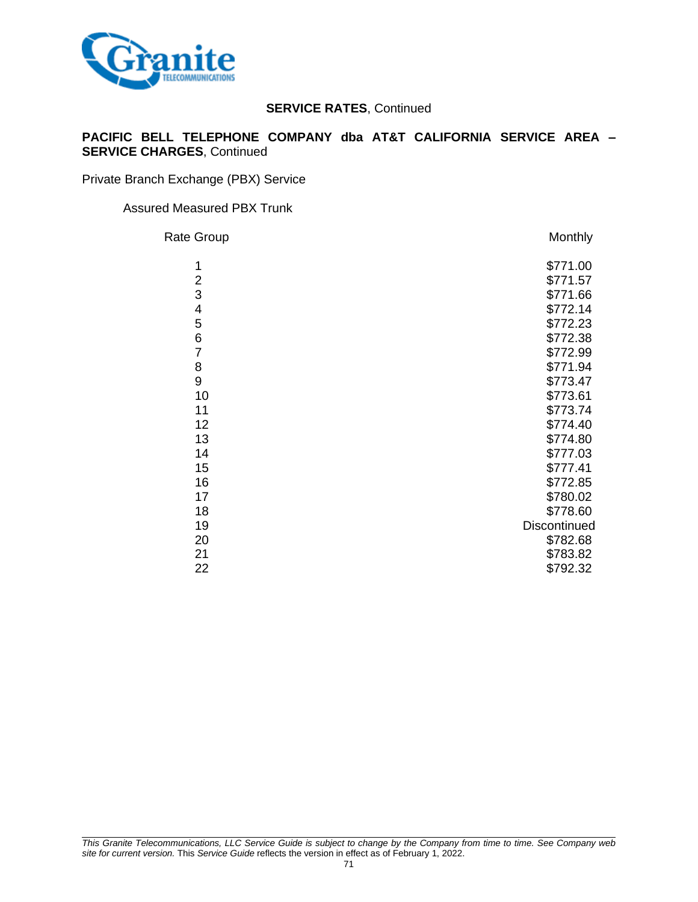**SERVICE RATES**, Continued

**PACIFIC BELL TELEPHONE COMPANY dba AT&T CALIFORNIA SERVICE AREA – SERVICE CHARGES**, Continued

Private Branch Exchange (PBX) Service

Assured Measured PBX Trunk

| Rate Group | Monthly |
|---|---|
| 1 | $771.00 |
| 2 | $771.57 |
| 3 | $771.66 |
| 4 | $772.14 |
| 5 | $772.23 |
| 6 | $772.38 |
| 7 | $772.99 |
| 8 | $771.94 |
| 9 | $773.47 |
| 10 | $773.61 |
| 11 | $773.74 |
| 12 | $774.40 |
| 13 | $774.80 |
| 14 | $777.03 |
| 15 | $777.41 |
| 16 | $772.85 |
| 17 | $780.02 |
| 18 | $778.60 |
| 19 | Discontinued |
| 20 | $782.68 |
| 21 | $783.82 |
| 22 | $792.32 |

*This Granite Telecommunications, LLC Service Guide is subject to change by the Company from time to time. See Company web site for current version.* This *Service Guide* reflects the version in effect as of February 1, 2022.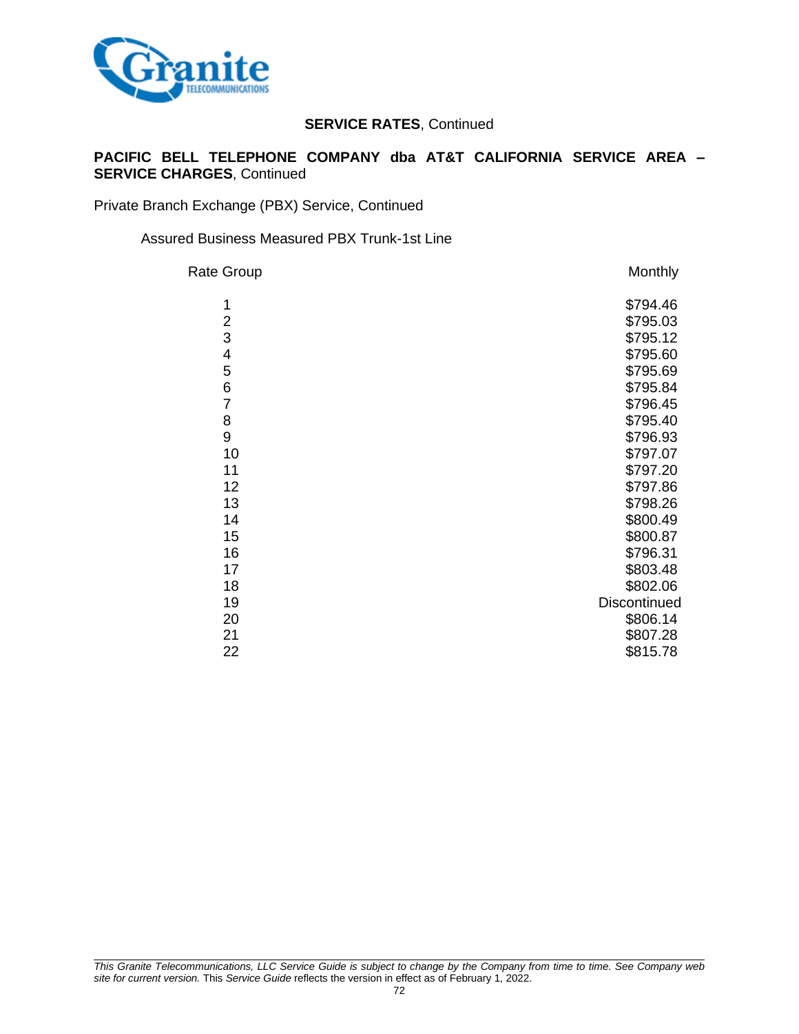**SERVICE RATES**, Continued

**PACIFIC BELL TELEPHONE COMPANY dba AT&T CALIFORNIA SERVICE AREA – SERVICE CHARGES**, Continued

Private Branch Exchange (PBX) Service, Continued

Assured Business Measured PBX Trunk-1st Line

| Rate Group | Monthly |
|---|---|
| 1 | $794.46 |
| 2 | $795.03 |
| 3 | $795.12 |
| 4 | $795.60 |
| 5 | $795.69 |
| 6 | $795.84 |
| 7 | $796.45 |
| 8 | $795.40 |
| 9 | $796.93 |
| 10 | $797.07 |
| 11 | $797.20 |
| 12 | $797.86 |
| 13 | $798.26 |
| 14 | $800.49 |
| 15 | $800.87 |
| 16 | $796.31 |
| 17 | $803.48 |
| 18 | $802.06 |
| 19 | Discontinued |
| 20 | $806.14 |
| 21 | $807.28 |
| 22 | $815.78 |

*This Granite Telecommunications, LLC Service Guide is subject to change by the Company from time to time. See Company web site for current version.* This *Service Guide* reflects the version in effect as of February 1, 2022.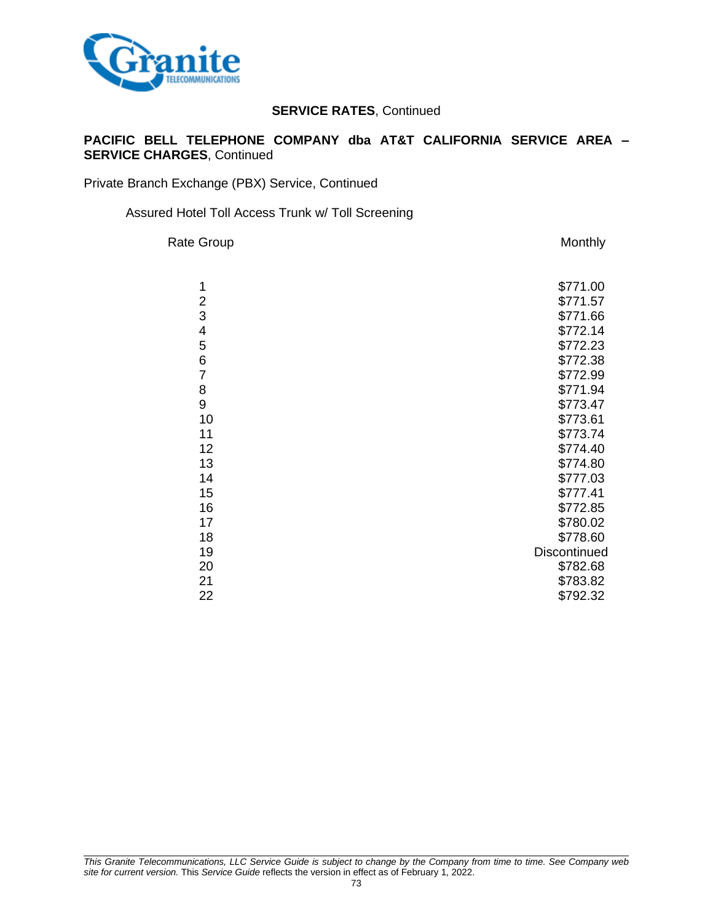**SERVICE RATES**, Continued

**PACIFIC BELL TELEPHONE COMPANY dba AT&T CALIFORNIA SERVICE AREA – SERVICE CHARGES**, Continued

Private Branch Exchange (PBX) Service, Continued

Assured Hotel Toll Access Trunk w/ Toll Screening

| Rate Group | Monthly |
|---|---|
| 1 | $771.00 |
| 2 | $771.57 |
| 3 | $771.66 |
| 4 | $772.14 |
| 5 | $772.23 |
| 6 | $772.38 |
| 7 | $772.99 |
| 8 | $771.94 |
| 9 | $773.47 |
| 10 | $773.61 |
| 11 | $773.74 |
| 12 | $774.40 |
| 13 | $774.80 |
| 14 | $777.03 |
| 15 | $777.41 |
| 16 | $772.85 |
| 17 | $780.02 |
| 18 | $778.60 |
| 19 | Discontinued |
| 20 | $782.68 |
| 21 | $783.82 |
| 22 | $792.32 |

*This Granite Telecommunications, LLC Service Guide is subject to change by the Company from time to time. See Company web site for current version.* This *Service Guide* reflects the version in effect as of February 1, 2022.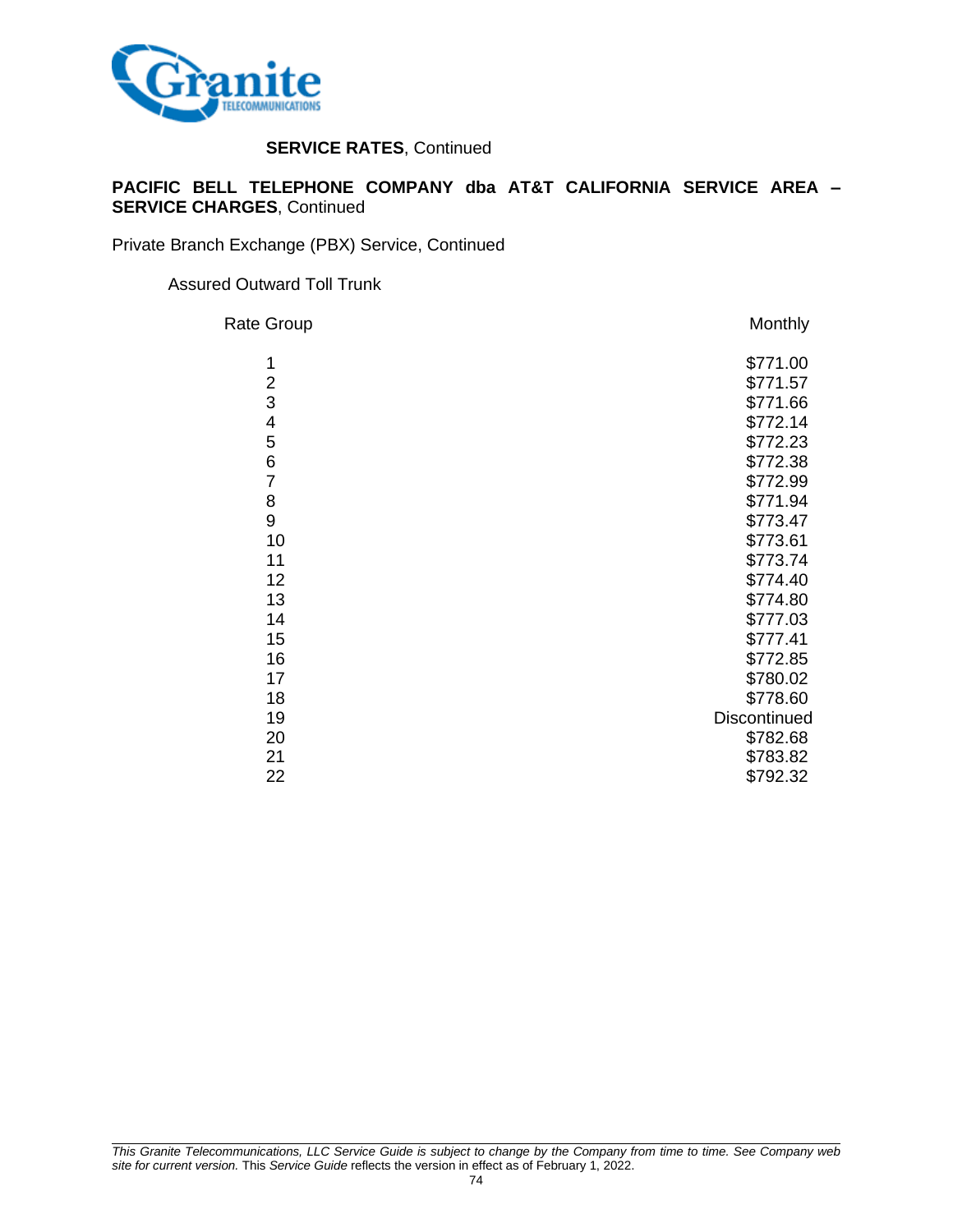**SERVICE RATES**, Continued

**PACIFIC BELL TELEPHONE COMPANY dba AT&T CALIFORNIA SERVICE AREA – SERVICE CHARGES**, Continued

Private Branch Exchange (PBX) Service, Continued

Assured Outward Toll Trunk

| Rate Group | Monthly |
|---|---|
| 1 | $771.00 |
| 2 | $771.57 |
| 3 | $771.66 |
| 4 | $772.14 |
| 5 | $772.23 |
| 6 | $772.38 |
| 7 | $772.99 |
| 8 | $771.94 |
| 9 | $773.47 |
| 10 | $773.61 |
| 11 | $773.74 |
| 12 | $774.40 |
| 13 | $774.80 |
| 14 | $777.03 |
| 15 | $777.41 |
| 16 | $772.85 |
| 17 | $780.02 |
| 18 | $778.60 |
| 19 | Discontinued |
| 20 | $782.68 |
| 21 | $783.82 |
| 22 | $792.32 |

*This Granite Telecommunications, LLC Service Guide is subject to change by the Company from time to time. See Company web site for current version.* This *Service Guide* reflects the version in effect as of February 1, 2022.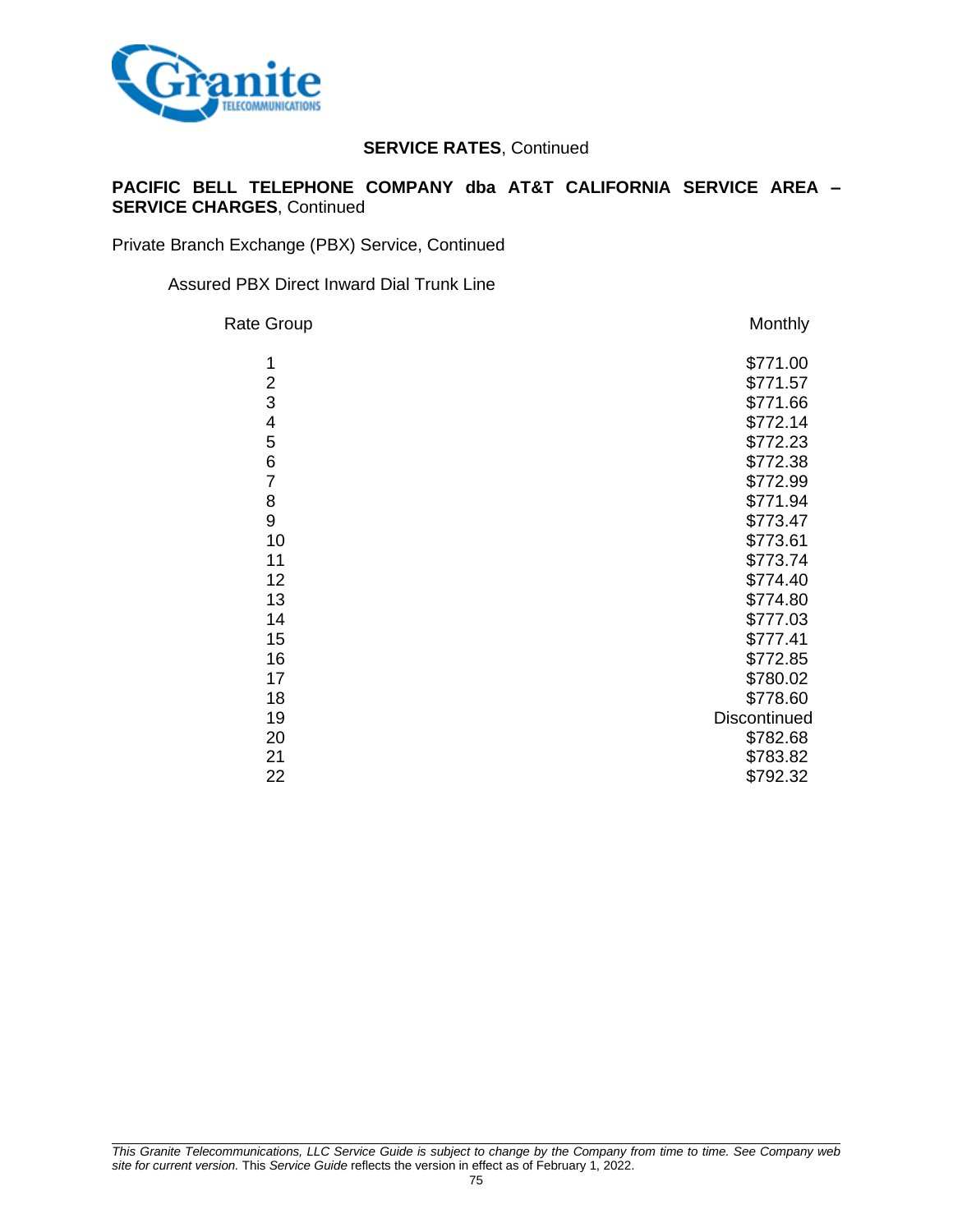**SERVICE RATES**, Continued

**PACIFIC BELL TELEPHONE COMPANY dba AT&T CALIFORNIA SERVICE AREA – SERVICE CHARGES**, Continued

Private Branch Exchange (PBX) Service, Continued

Assured PBX Direct Inward Dial Trunk Line

| Rate Group | Monthly |
|---|---|
| 1 | $771.00 |
| 2 | $771.57 |
| 3 | $771.66 |
| 4 | $772.14 |
| 5 | $772.23 |
| 6 | $772.38 |
| 7 | $772.99 |
| 8 | $771.94 |
| 9 | $773.47 |
| 10 | $773.61 |
| 11 | $773.74 |
| 12 | $774.40 |
| 13 | $774.80 |
| 14 | $777.03 |
| 15 | $777.41 |
| 16 | $772.85 |
| 17 | $780.02 |
| 18 | $778.60 |
| 19 | Discontinued |
| 20 | $782.68 |
| 21 | $783.82 |
| 22 | $792.32 |

*This Granite Telecommunications, LLC Service Guide is subject to change by the Company from time to time. See Company web site for current version.* This *Service Guide* reflects the version in effect as of February 1, 2022.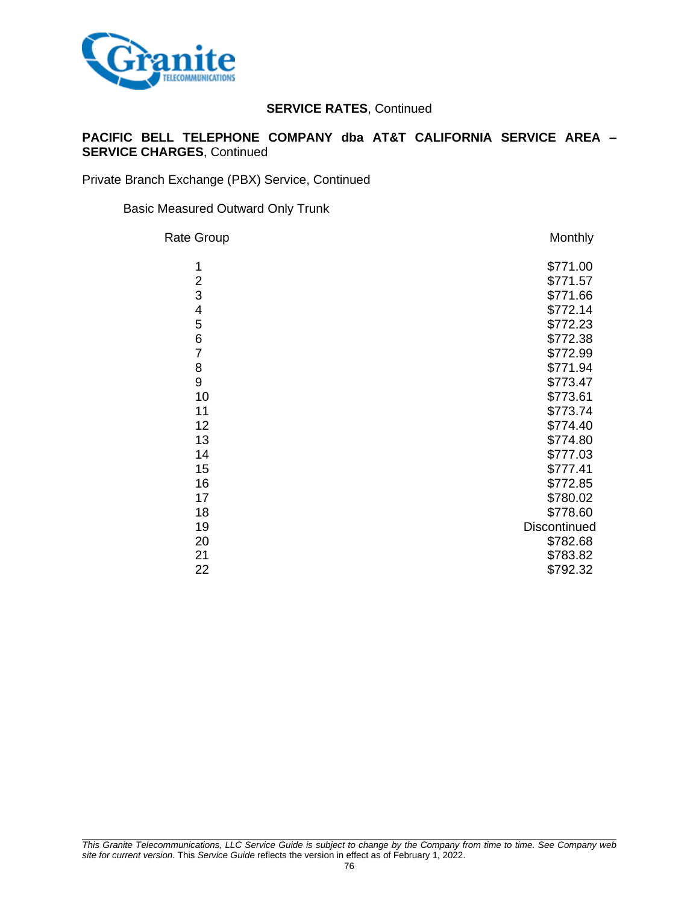**SERVICE RATES**, Continued

**PACIFIC BELL TELEPHONE COMPANY dba AT&T CALIFORNIA SERVICE AREA – SERVICE CHARGES**, Continued

Private Branch Exchange (PBX) Service, Continued

Basic Measured Outward Only Trunk

| Rate Group | Monthly |
|---|---|
| 1 | $771.00 |
| 2 | $771.57 |
| 3 | $771.66 |
| 4 | $772.14 |
| 5 | $772.23 |
| 6 | $772.38 |
| 7 | $772.99 |
| 8 | $771.94 |
| 9 | $773.47 |
| 10 | $773.61 |
| 11 | $773.74 |
| 12 | $774.40 |
| 13 | $774.80 |
| 14 | $777.03 |
| 15 | $777.41 |
| 16 | $772.85 |
| 17 | $780.02 |
| 18 | $778.60 |
| 19 | Discontinued |
| 20 | $782.68 |
| 21 | $783.82 |
| 22 | $792.32 |

*This Granite Telecommunications, LLC Service Guide is subject to change by the Company from time to time. See Company web site for current version.* This *Service Guide* reflects the version in effect as of February 1, 2022.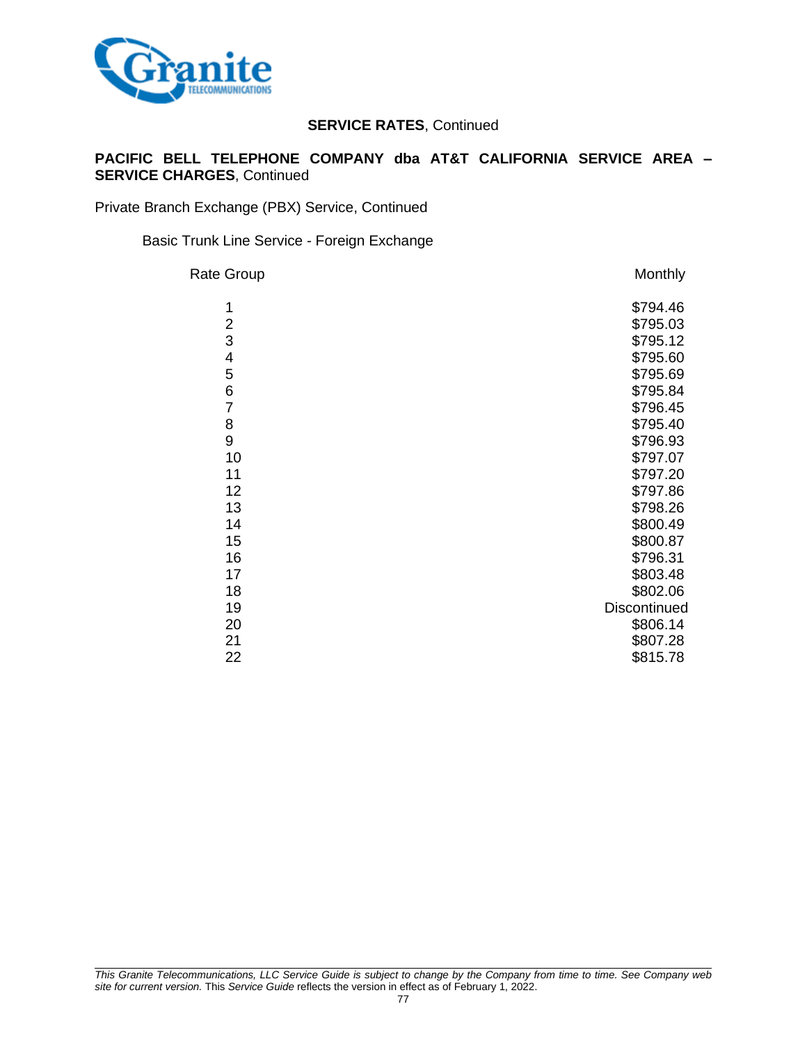## SERVICE RATES, Continued

**PACIFIC BELL TELEPHONE COMPANY dba AT&T CALIFORNIA SERVICE AREA – SERVICE CHARGES**, Continued

Private Branch Exchange (PBX) Service, Continued

Basic Trunk Line Service - Foreign Exchange

| Rate Group | Monthly |
|---|---|
| 1 | $794.46 |
| 2 | $795.03 |
| 3 | $795.12 |
| 4 | $795.60 |
| 5 | $795.69 |
| 6 | $795.84 |
| 7 | $796.45 |
| 8 | $795.40 |
| 9 | $796.93 |
| 10 | $797.07 |
| 11 | $797.20 |
| 12 | $797.86 |
| 13 | $798.26 |
| 14 | $800.49 |
| 15 | $800.87 |
| 16 | $796.31 |
| 17 | $803.48 |
| 18 | $802.06 |
| 19 | Discontinued |
| 20 | $806.14 |
| 21 | $807.28 |
| 22 | $815.78 |

*This Granite Telecommunications, LLC Service Guide is subject to change by the Company from time to time. See Company web site for current version.* This *Service Guide* reflects the version in effect as of February 1, 2022.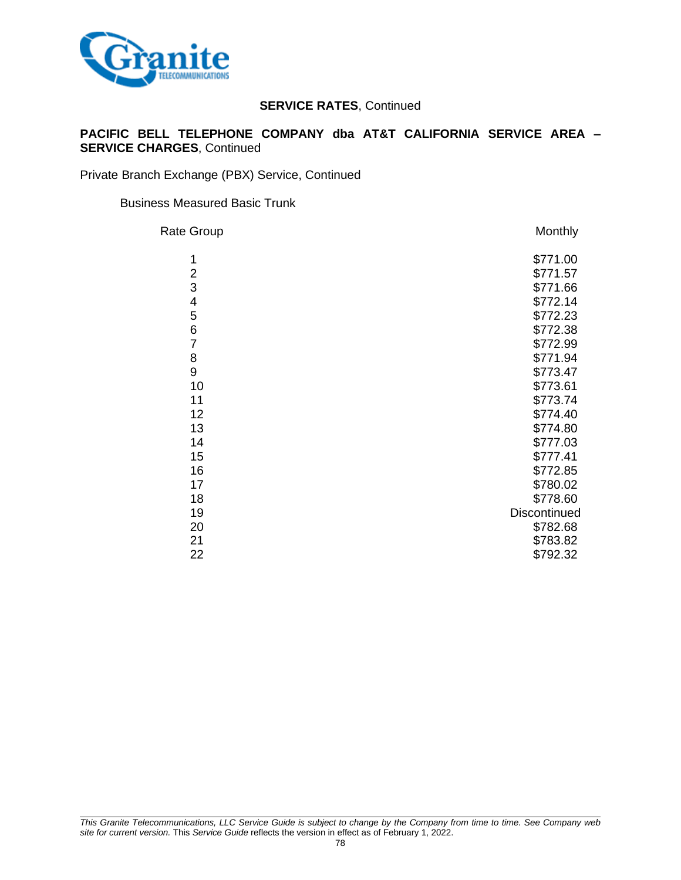**SERVICE RATES**, Continued

**PACIFIC BELL TELEPHONE COMPANY dba AT&T CALIFORNIA SERVICE AREA – SERVICE CHARGES**, Continued

Private Branch Exchange (PBX) Service, Continued

Business Measured Basic Trunk

| Rate Group | Monthly |
|---|---|
| 1 | $771.00 |
| 2 | $771.57 |
| 3 | $771.66 |
| 4 | $772.14 |
| 5 | $772.23 |
| 6 | $772.38 |
| 7 | $772.99 |
| 8 | $771.94 |
| 9 | $773.47 |
| 10 | $773.61 |
| 11 | $773.74 |
| 12 | $774.40 |
| 13 | $774.80 |
| 14 | $777.03 |
| 15 | $777.41 |
| 16 | $772.85 |
| 17 | $780.02 |
| 18 | $778.60 |
| 19 | Discontinued |
| 20 | $782.68 |
| 21 | $783.82 |
| 22 | $792.32 |

*This Granite Telecommunications, LLC Service Guide is subject to change by the Company from time to time. See Company web site for current version.* This *Service Guide* reflects the version in effect as of February 1, 2022.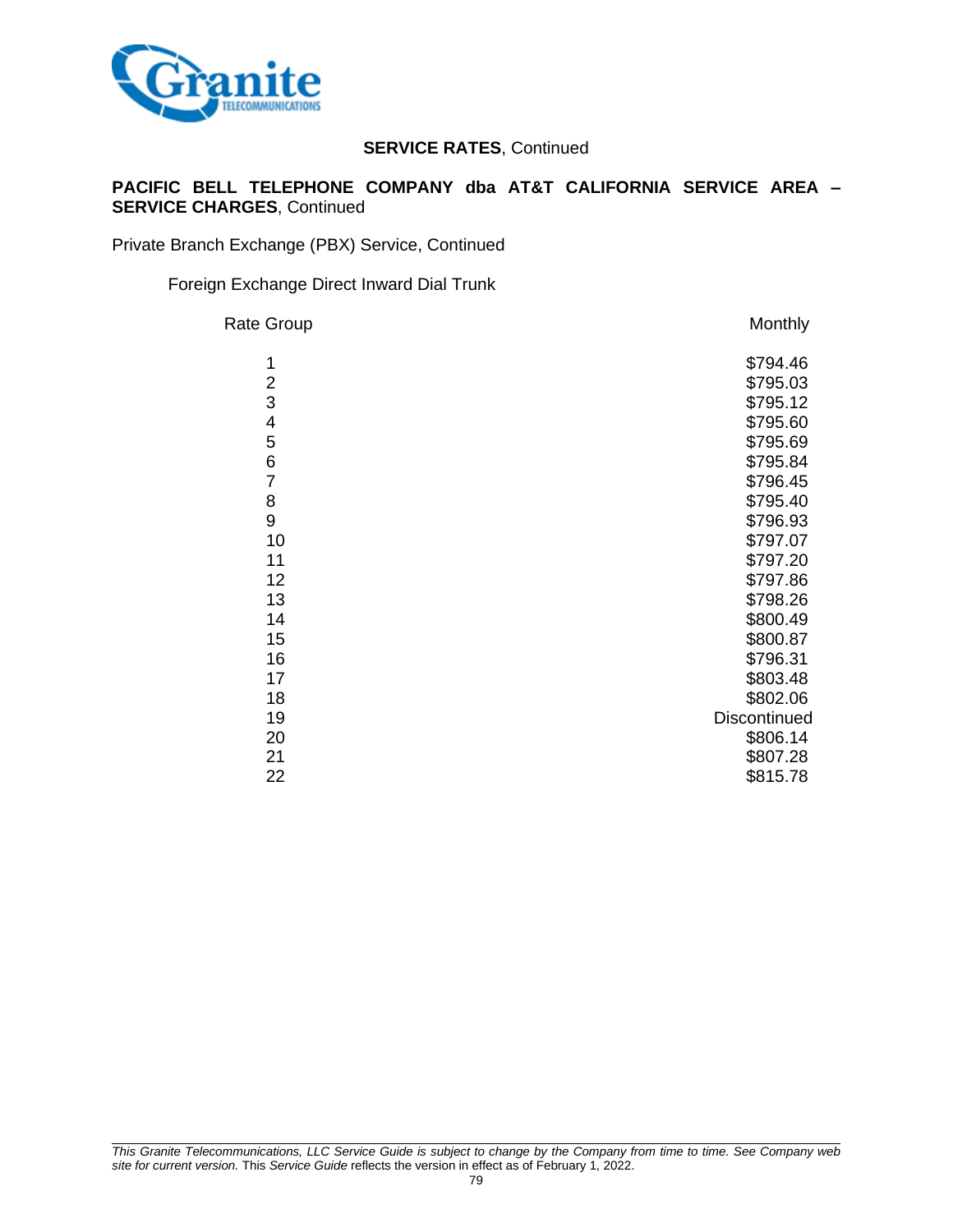**SERVICE RATES**, Continued

**PACIFIC BELL TELEPHONE COMPANY dba AT&T CALIFORNIA SERVICE AREA – SERVICE CHARGES**, Continued

Private Branch Exchange (PBX) Service, Continued

Foreign Exchange Direct Inward Dial Trunk

| Rate Group | Monthly |
|---|---|
| 1 | $794.46 |
| 2 | $795.03 |
| 3 | $795.12 |
| 4 | $795.60 |
| 5 | $795.69 |
| 6 | $795.84 |
| 7 | $796.45 |
| 8 | $795.40 |
| 9 | $796.93 |
| 10 | $797.07 |
| 11 | $797.20 |
| 12 | $797.86 |
| 13 | $798.26 |
| 14 | $800.49 |
| 15 | $800.87 |
| 16 | $796.31 |
| 17 | $803.48 |
| 18 | $802.06 |
| 19 | Discontinued |
| 20 | $806.14 |
| 21 | $807.28 |
| 22 | $815.78 |

*This Granite Telecommunications, LLC Service Guide is subject to change by the Company from time to time. See Company web site for current version.* This *Service Guide* reflects the version in effect as of February 1, 2022.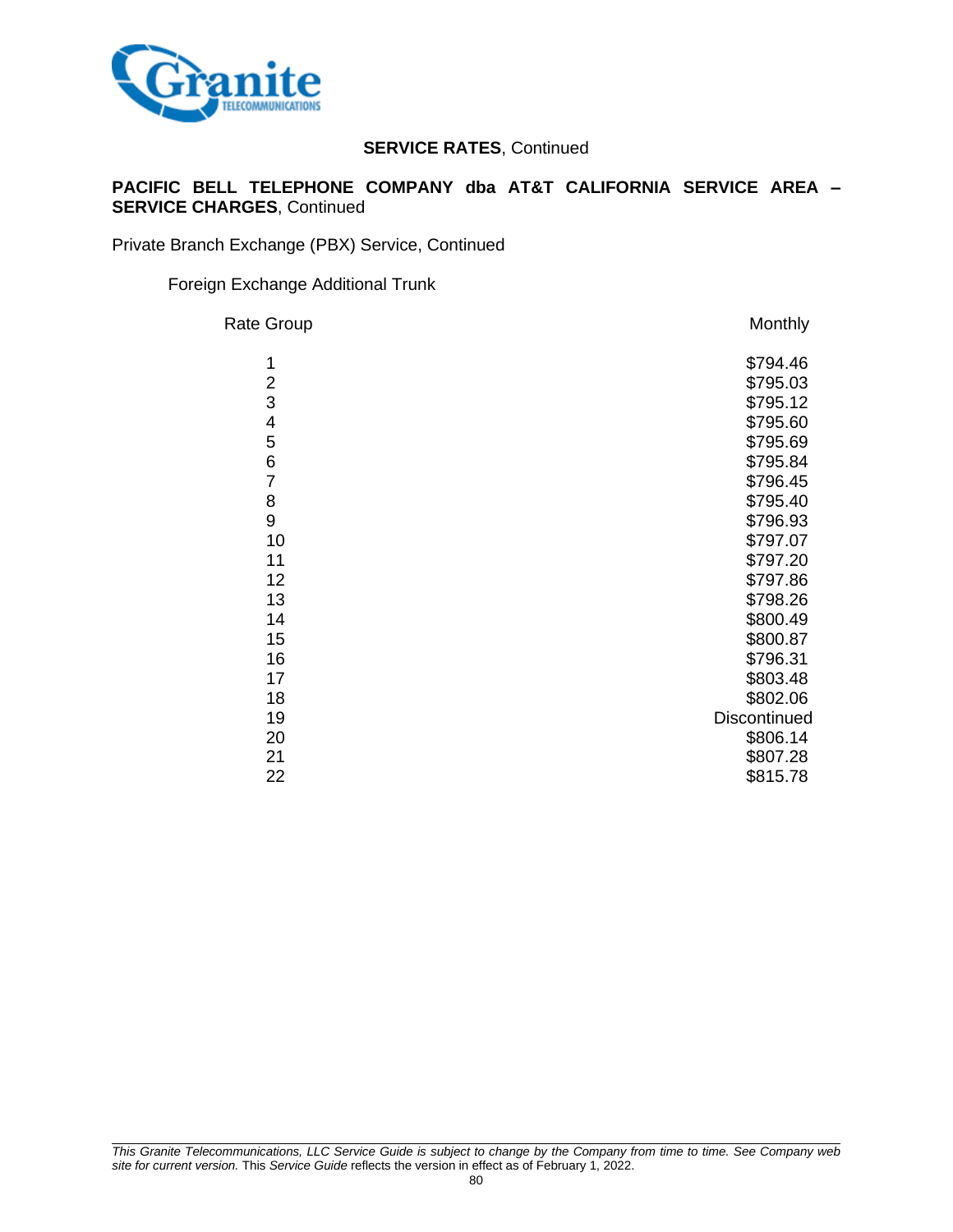**SERVICE RATES**, Continued

**PACIFIC BELL TELEPHONE COMPANY dba AT&T CALIFORNIA SERVICE AREA – SERVICE CHARGES**, Continued

Private Branch Exchange (PBX) Service, Continued

Foreign Exchange Additional Trunk

| Rate Group | Monthly |
|---|---|
| 1 | $794.46 |
| 2 | $795.03 |
| 3 | $795.12 |
| 4 | $795.60 |
| 5 | $795.69 |
| 6 | $795.84 |
| 7 | $796.45 |
| 8 | $795.40 |
| 9 | $796.93 |
| 10 | $797.07 |
| 11 | $797.20 |
| 12 | $797.86 |
| 13 | $798.26 |
| 14 | $800.49 |
| 15 | $800.87 |
| 16 | $796.31 |
| 17 | $803.48 |
| 18 | $802.06 |
| 19 | Discontinued |
| 20 | $806.14 |
| 21 | $807.28 |
| 22 | $815.78 |

*This Granite Telecommunications, LLC Service Guide is subject to change by the Company from time to time. See Company web site for current version.* This *Service Guide* reflects the version in effect as of February 1, 2022.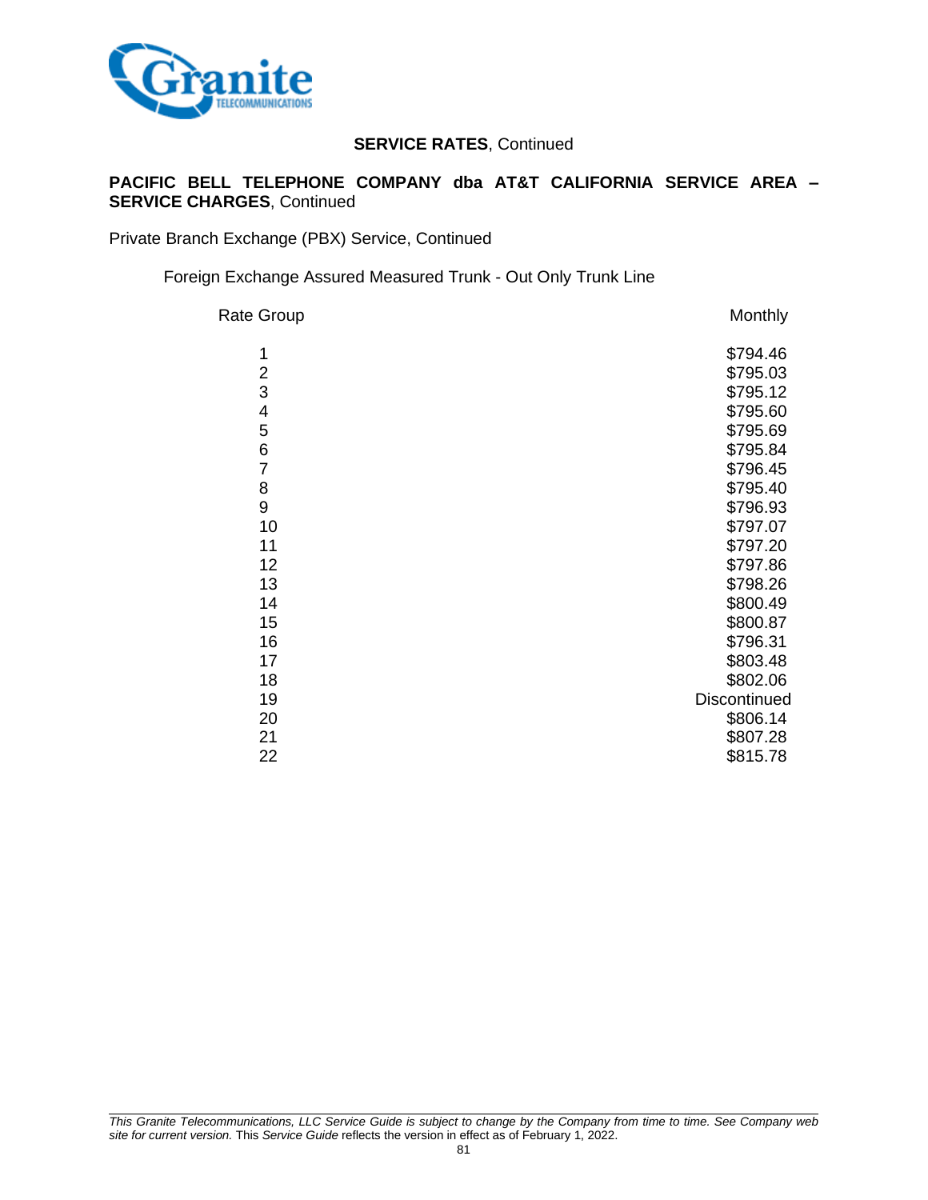**SERVICE RATES**, Continued

**PACIFIC BELL TELEPHONE COMPANY dba AT&T CALIFORNIA SERVICE AREA – SERVICE CHARGES**, Continued

Private Branch Exchange (PBX) Service, Continued

Foreign Exchange Assured Measured Trunk - Out Only Trunk Line

| Rate Group | Monthly |
|---|---|
| 1 | $794.46 |
| 2 | $795.03 |
| 3 | $795.12 |
| 4 | $795.60 |
| 5 | $795.69 |
| 6 | $795.84 |
| 7 | $796.45 |
| 8 | $795.40 |
| 9 | $796.93 |
| 10 | $797.07 |
| 11 | $797.20 |
| 12 | $797.86 |
| 13 | $798.26 |
| 14 | $800.49 |
| 15 | $800.87 |
| 16 | $796.31 |
| 17 | $803.48 |
| 18 | $802.06 |
| 19 | Discontinued |
| 20 | $806.14 |
| 21 | $807.28 |
| 22 | $815.78 |

*This Granite Telecommunications, LLC Service Guide is subject to change by the Company from time to time. See Company web site for current version.* This *Service Guide* reflects the version in effect as of February 1, 2022.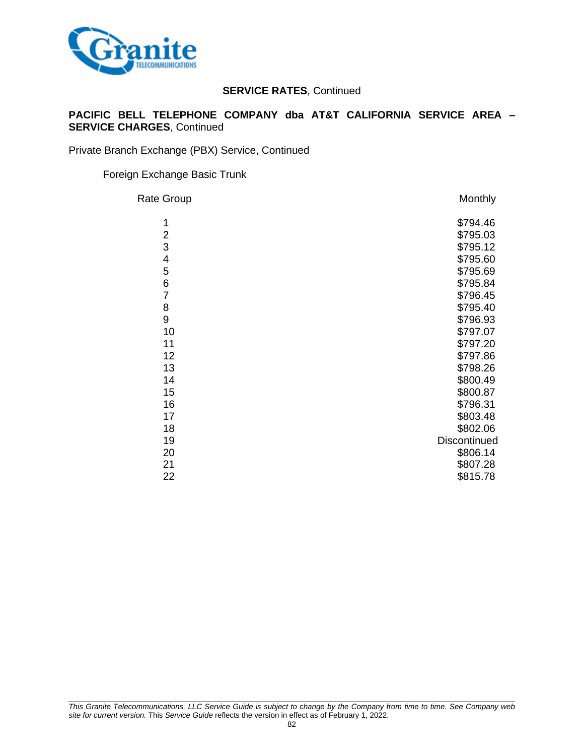**SERVICE RATES**, Continued

**PACIFIC BELL TELEPHONE COMPANY dba AT&T CALIFORNIA SERVICE AREA – SERVICE CHARGES**, Continued

Private Branch Exchange (PBX) Service, Continued

Foreign Exchange Basic Trunk

| Rate Group | Monthly |
|---|---|
| 1 | $794.46 |
| 2 | $795.03 |
| 3 | $795.12 |
| 4 | $795.60 |
| 5 | $795.69 |
| 6 | $795.84 |
| 7 | $796.45 |
| 8 | $795.40 |
| 9 | $796.93 |
| 10 | $797.07 |
| 11 | $797.20 |
| 12 | $797.86 |
| 13 | $798.26 |
| 14 | $800.49 |
| 15 | $800.87 |
| 16 | $796.31 |
| 17 | $803.48 |
| 18 | $802.06 |
| 19 | Discontinued |
| 20 | $806.14 |
| 21 | $807.28 |
| 22 | $815.78 |

*This Granite Telecommunications, LLC Service Guide is subject to change by the Company from time to time. See Company web site for current version.* This *Service Guide* reflects the version in effect as of February 1, 2022.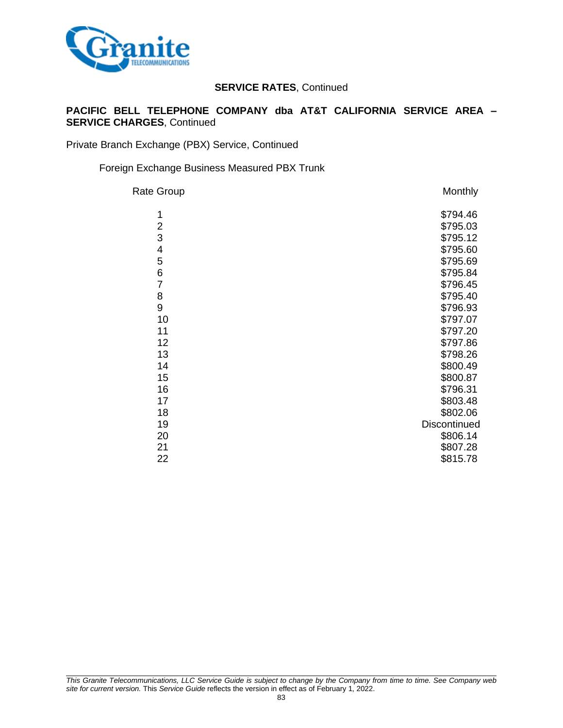**SERVICE RATES**, Continued

**PACIFIC BELL TELEPHONE COMPANY dba AT&T CALIFORNIA SERVICE AREA – SERVICE CHARGES**, Continued

Private Branch Exchange (PBX) Service, Continued

Foreign Exchange Business Measured PBX Trunk

| Rate Group | Monthly |
|---|---|
| 1 | $794.46 |
| 2 | $795.03 |
| 3 | $795.12 |
| 4 | $795.60 |
| 5 | $795.69 |
| 6 | $795.84 |
| 7 | $796.45 |
| 8 | $795.40 |
| 9 | $796.93 |
| 10 | $797.07 |
| 11 | $797.20 |
| 12 | $797.86 |
| 13 | $798.26 |
| 14 | $800.49 |
| 15 | $800.87 |
| 16 | $796.31 |
| 17 | $803.48 |
| 18 | $802.06 |
| 19 | Discontinued |
| 20 | $806.14 |
| 21 | $807.28 |
| 22 | $815.78 |

*This Granite Telecommunications, LLC Service Guide is subject to change by the Company from time to time. See Company web site for current version.* This *Service Guide* reflects the version in effect as of February 1, 2022.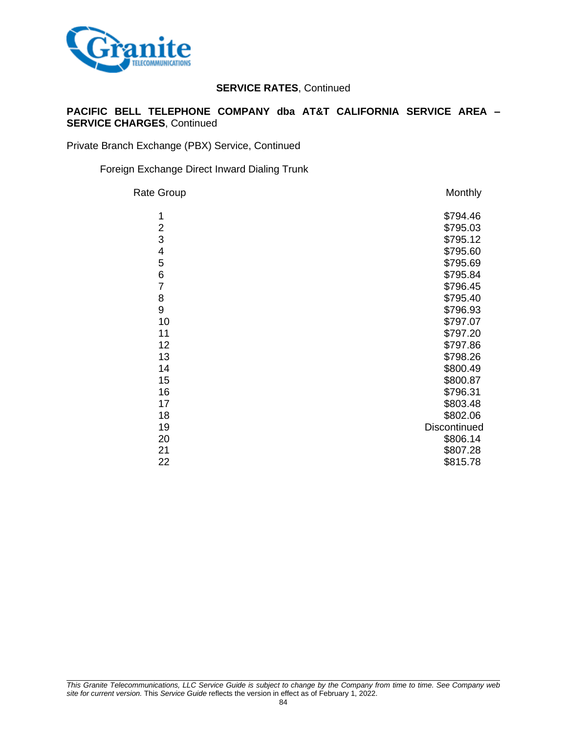**SERVICE RATES**, Continued

**PACIFIC BELL TELEPHONE COMPANY dba AT&T CALIFORNIA SERVICE AREA – SERVICE CHARGES**, Continued

Private Branch Exchange (PBX) Service, Continued

Foreign Exchange Direct Inward Dialing Trunk

| Rate Group | Monthly |
|---|---|
| 1 | $794.46 |
| 2 | $795.03 |
| 3 | $795.12 |
| 4 | $795.60 |
| 5 | $795.69 |
| 6 | $795.84 |
| 7 | $796.45 |
| 8 | $795.40 |
| 9 | $796.93 |
| 10 | $797.07 |
| 11 | $797.20 |
| 12 | $797.86 |
| 13 | $798.26 |
| 14 | $800.49 |
| 15 | $800.87 |
| 16 | $796.31 |
| 17 | $803.48 |
| 18 | $802.06 |
| 19 | Discontinued |
| 20 | $806.14 |
| 21 | $807.28 |
| 22 | $815.78 |

*This Granite Telecommunications, LLC Service Guide is subject to change by the Company from time to time. See Company web site for current version.* This *Service Guide* reflects the version in effect as of February 1, 2022.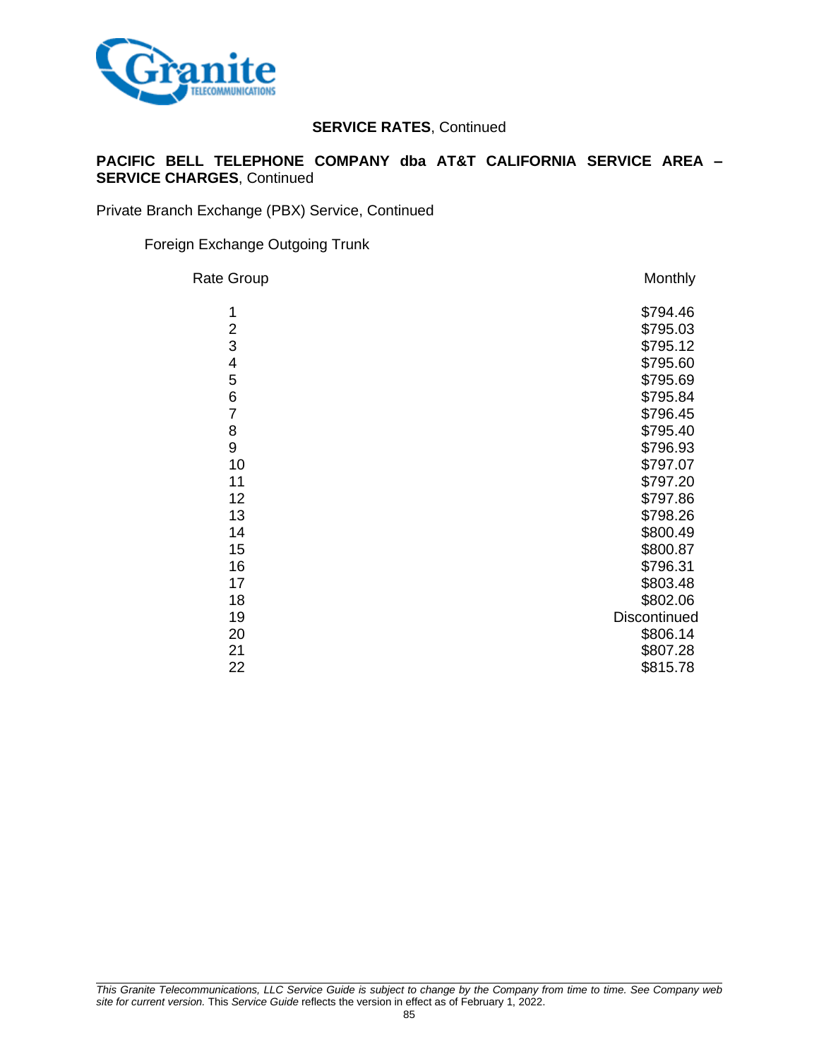**SERVICE RATES**, Continued

**PACIFIC BELL TELEPHONE COMPANY dba AT&T CALIFORNIA SERVICE AREA – SERVICE CHARGES**, Continued

Private Branch Exchange (PBX) Service, Continued

Foreign Exchange Outgoing Trunk

| Rate Group | Monthly |
|---|---|
| 1 | $794.46 |
| 2 | $795.03 |
| 3 | $795.12 |
| 4 | $795.60 |
| 5 | $795.69 |
| 6 | $795.84 |
| 7 | $796.45 |
| 8 | $795.40 |
| 9 | $796.93 |
| 10 | $797.07 |
| 11 | $797.20 |
| 12 | $797.86 |
| 13 | $798.26 |
| 14 | $800.49 |
| 15 | $800.87 |
| 16 | $796.31 |
| 17 | $803.48 |
| 18 | $802.06 |
| 19 | Discontinued |
| 20 | $806.14 |
| 21 | $807.28 |
| 22 | $815.78 |

*This Granite Telecommunications, LLC Service Guide is subject to change by the Company from time to time. See Company web site for current version.* This *Service Guide* reflects the version in effect as of February 1, 2022.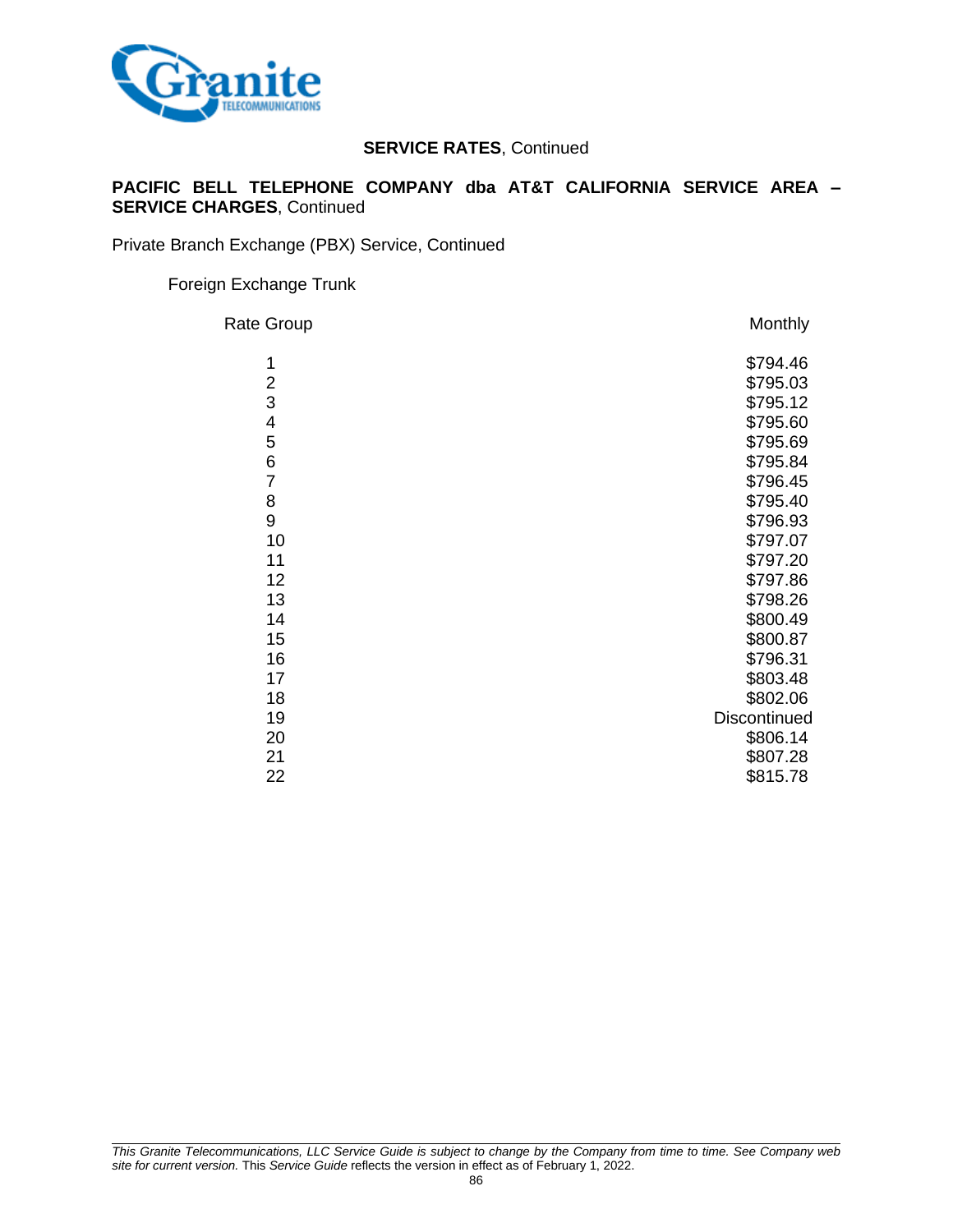**SERVICE RATES**, Continued

**PACIFIC BELL TELEPHONE COMPANY dba AT&T CALIFORNIA SERVICE AREA – SERVICE CHARGES**, Continued

Private Branch Exchange (PBX) Service, Continued

Foreign Exchange Trunk

| Rate Group | Monthly |
|---|---|
| 1 | $794.46 |
| 2 | $795.03 |
| 3 | $795.12 |
| 4 | $795.60 |
| 5 | $795.69 |
| 6 | $795.84 |
| 7 | $796.45 |
| 8 | $795.40 |
| 9 | $796.93 |
| 10 | $797.07 |
| 11 | $797.20 |
| 12 | $797.86 |
| 13 | $798.26 |
| 14 | $800.49 |
| 15 | $800.87 |
| 16 | $796.31 |
| 17 | $803.48 |
| 18 | $802.06 |
| 19 | Discontinued |
| 20 | $806.14 |
| 21 | $807.28 |
| 22 | $815.78 |

*This Granite Telecommunications, LLC Service Guide is subject to change by the Company from time to time. See Company web site for current version.* This *Service Guide* reflects the version in effect as of February 1, 2022.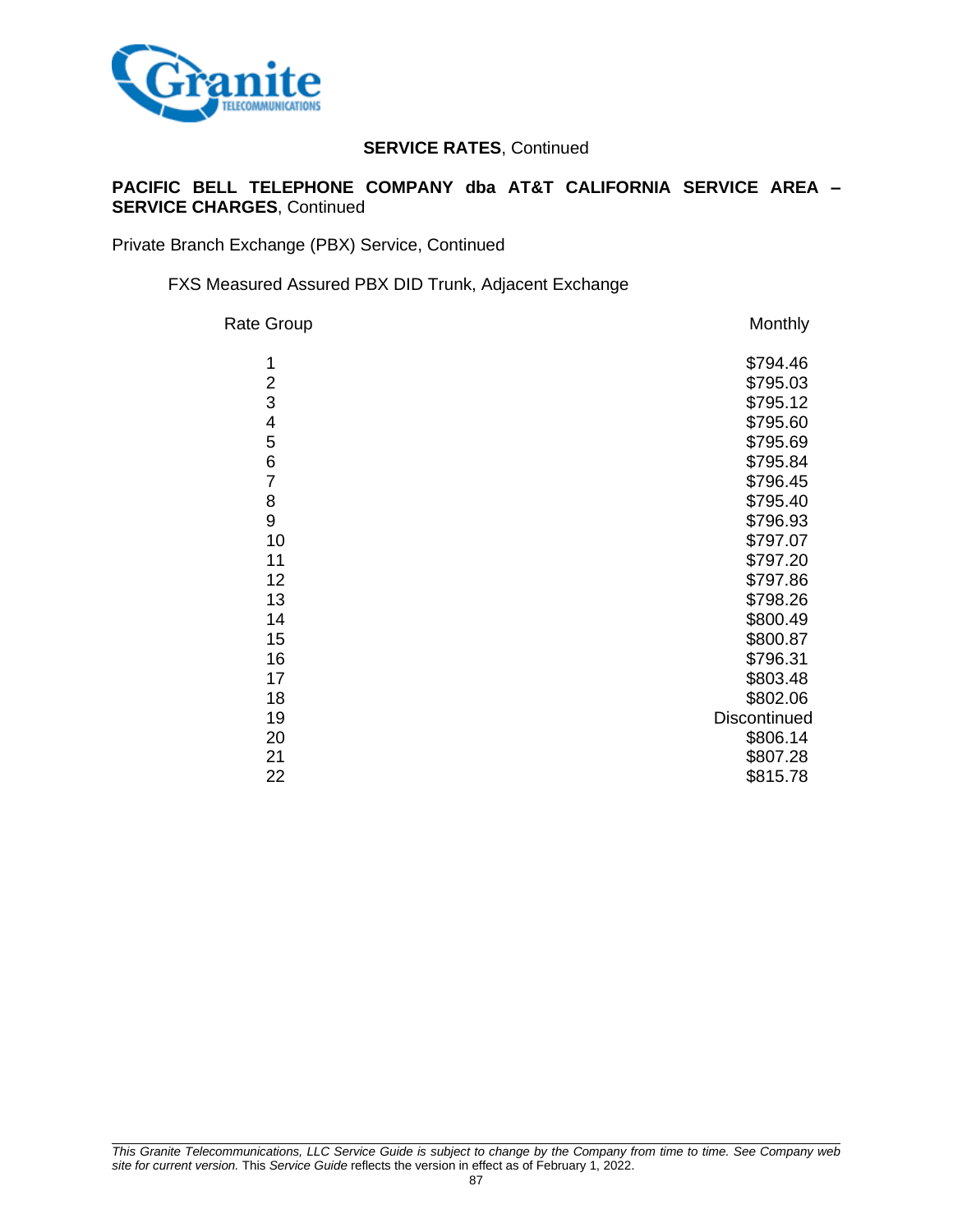**SERVICE RATES**, Continued

**PACIFIC BELL TELEPHONE COMPANY dba AT&T CALIFORNIA SERVICE AREA – SERVICE CHARGES**, Continued

Private Branch Exchange (PBX) Service, Continued

FXS Measured Assured PBX DID Trunk, Adjacent Exchange

| Rate Group | Monthly |
|---|---|
| 1 | $794.46 |
| 2 | $795.03 |
| 3 | $795.12 |
| 4 | $795.60 |
| 5 | $795.69 |
| 6 | $795.84 |
| 7 | $796.45 |
| 8 | $795.40 |
| 9 | $796.93 |
| 10 | $797.07 |
| 11 | $797.20 |
| 12 | $797.86 |
| 13 | $798.26 |
| 14 | $800.49 |
| 15 | $800.87 |
| 16 | $796.31 |
| 17 | $803.48 |
| 18 | $802.06 |
| 19 | Discontinued |
| 20 | $806.14 |
| 21 | $807.28 |
| 22 | $815.78 |

*This Granite Telecommunications, LLC Service Guide is subject to change by the Company from time to time. See Company web site for current version.* This *Service Guide* reflects the version in effect as of February 1, 2022.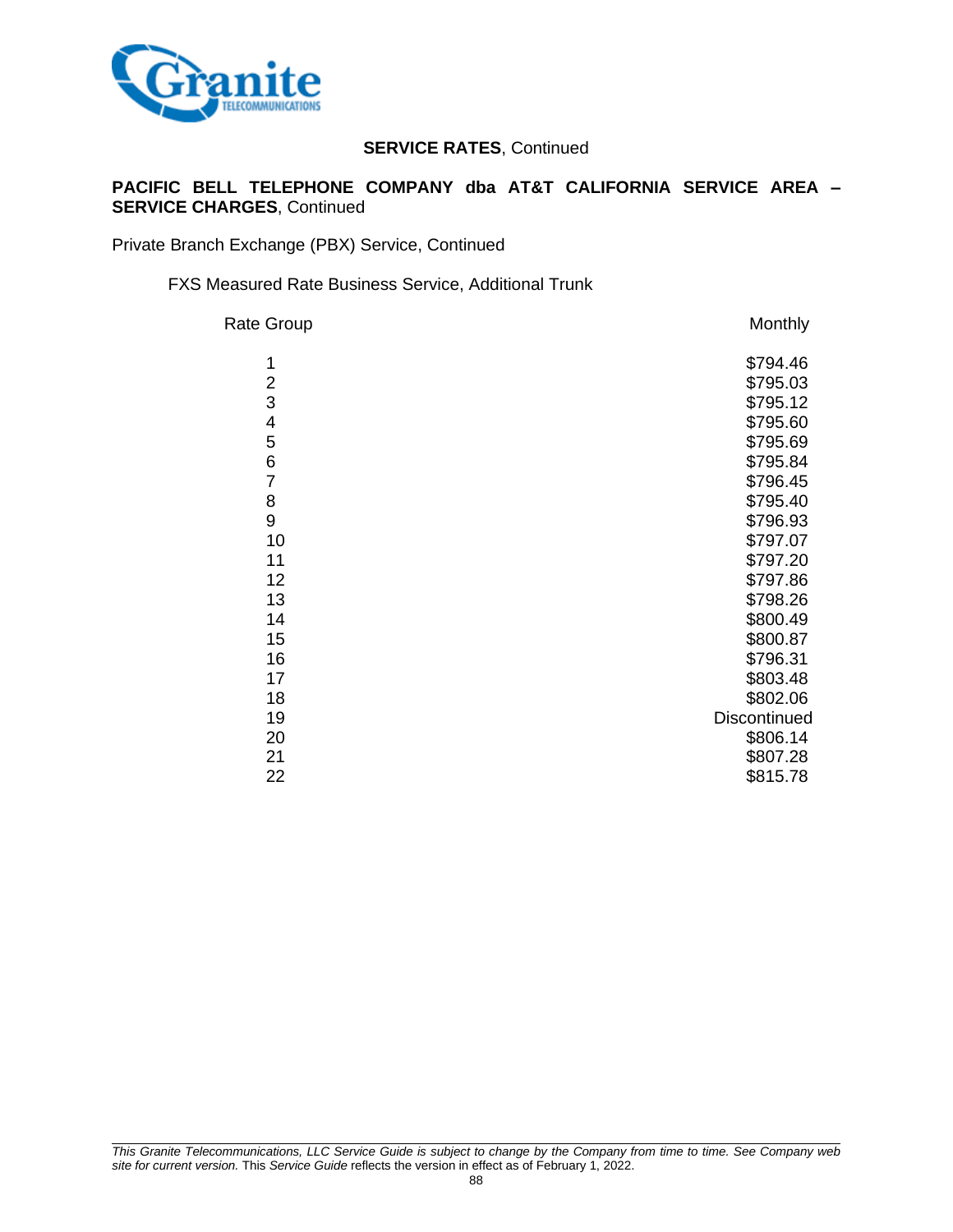**SERVICE RATES**, Continued

**PACIFIC BELL TELEPHONE COMPANY dba AT&T CALIFORNIA SERVICE AREA – SERVICE CHARGES**, Continued

Private Branch Exchange (PBX) Service, Continued

FXS Measured Rate Business Service, Additional Trunk

| Rate Group | Monthly |
|---|---|
| 1 | $794.46 |
| 2 | $795.03 |
| 3 | $795.12 |
| 4 | $795.60 |
| 5 | $795.69 |
| 6 | $795.84 |
| 7 | $796.45 |
| 8 | $795.40 |
| 9 | $796.93 |
| 10 | $797.07 |
| 11 | $797.20 |
| 12 | $797.86 |
| 13 | $798.26 |
| 14 | $800.49 |
| 15 | $800.87 |
| 16 | $796.31 |
| 17 | $803.48 |
| 18 | $802.06 |
| 19 | Discontinued |
| 20 | $806.14 |
| 21 | $807.28 |
| 22 | $815.78 |

*This Granite Telecommunications, LLC Service Guide is subject to change by the Company from time to time. See Company web site for current version.* This *Service Guide* reflects the version in effect as of February 1, 2022.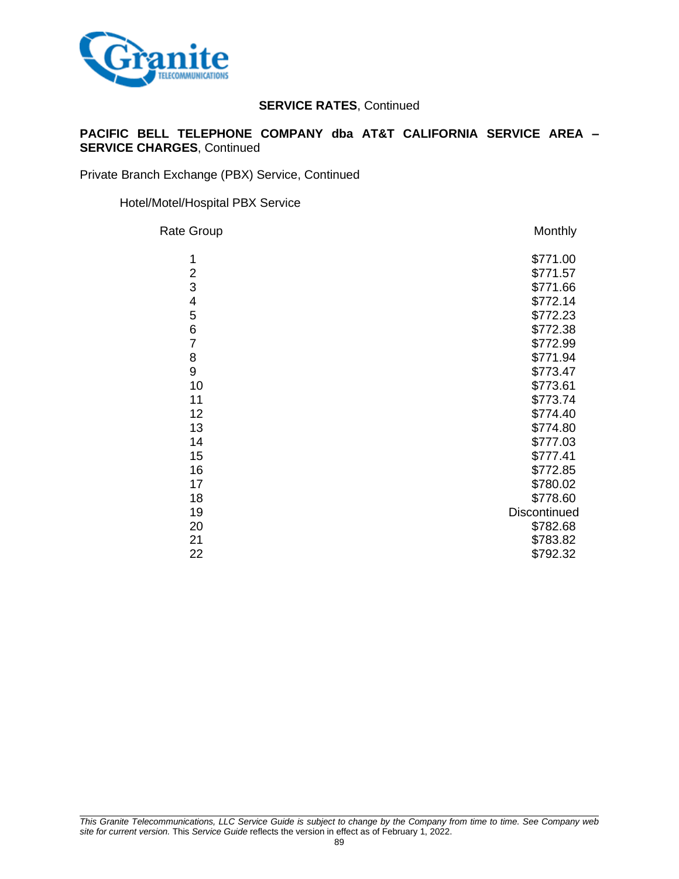**SERVICE RATES**, Continued

**PACIFIC BELL TELEPHONE COMPANY dba AT&T CALIFORNIA SERVICE AREA – SERVICE CHARGES**, Continued

Private Branch Exchange (PBX) Service, Continued

Hotel/Motel/Hospital PBX Service

| Rate Group | Monthly |
|---|---|
| 1 | $771.00 |
| 2 | $771.57 |
| 3 | $771.66 |
| 4 | $772.14 |
| 5 | $772.23 |
| 6 | $772.38 |
| 7 | $772.99 |
| 8 | $771.94 |
| 9 | $773.47 |
| 10 | $773.61 |
| 11 | $773.74 |
| 12 | $774.40 |
| 13 | $774.80 |
| 14 | $777.03 |
| 15 | $777.41 |
| 16 | $772.85 |
| 17 | $780.02 |
| 18 | $778.60 |
| 19 | Discontinued |
| 20 | $782.68 |
| 21 | $783.82 |
| 22 | $792.32 |

*This Granite Telecommunications, LLC Service Guide is subject to change by the Company from time to time. See Company web site for current version.* This *Service Guide* reflects the version in effect as of February 1, 2022.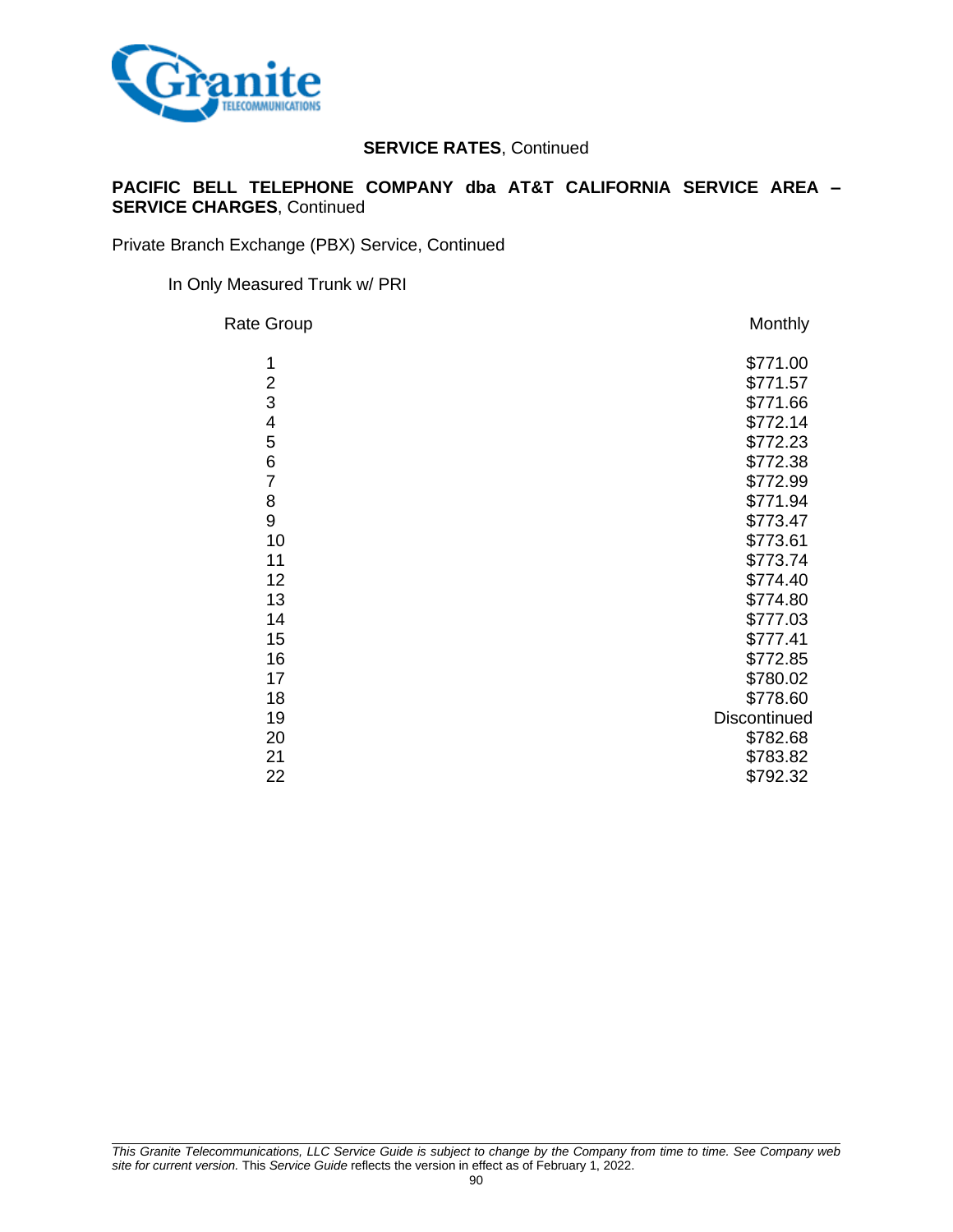**SERVICE RATES**, Continued

**PACIFIC BELL TELEPHONE COMPANY dba AT&T CALIFORNIA SERVICE AREA – SERVICE CHARGES**, Continued

Private Branch Exchange (PBX) Service, Continued

In Only Measured Trunk w/ PRI

| Rate Group | Monthly |
|---|---|
| 1 | $771.00 |
| 2 | $771.57 |
| 3 | $771.66 |
| 4 | $772.14 |
| 5 | $772.23 |
| 6 | $772.38 |
| 7 | $772.99 |
| 8 | $771.94 |
| 9 | $773.47 |
| 10 | $773.61 |
| 11 | $773.74 |
| 12 | $774.40 |
| 13 | $774.80 |
| 14 | $777.03 |
| 15 | $777.41 |
| 16 | $772.85 |
| 17 | $780.02 |
| 18 | $778.60 |
| 19 | Discontinued |
| 20 | $782.68 |
| 21 | $783.82 |
| 22 | $792.32 |

*This Granite Telecommunications, LLC Service Guide is subject to change by the Company from time to time. See Company web site for current version.* This *Service Guide* reflects the version in effect as of February 1, 2022.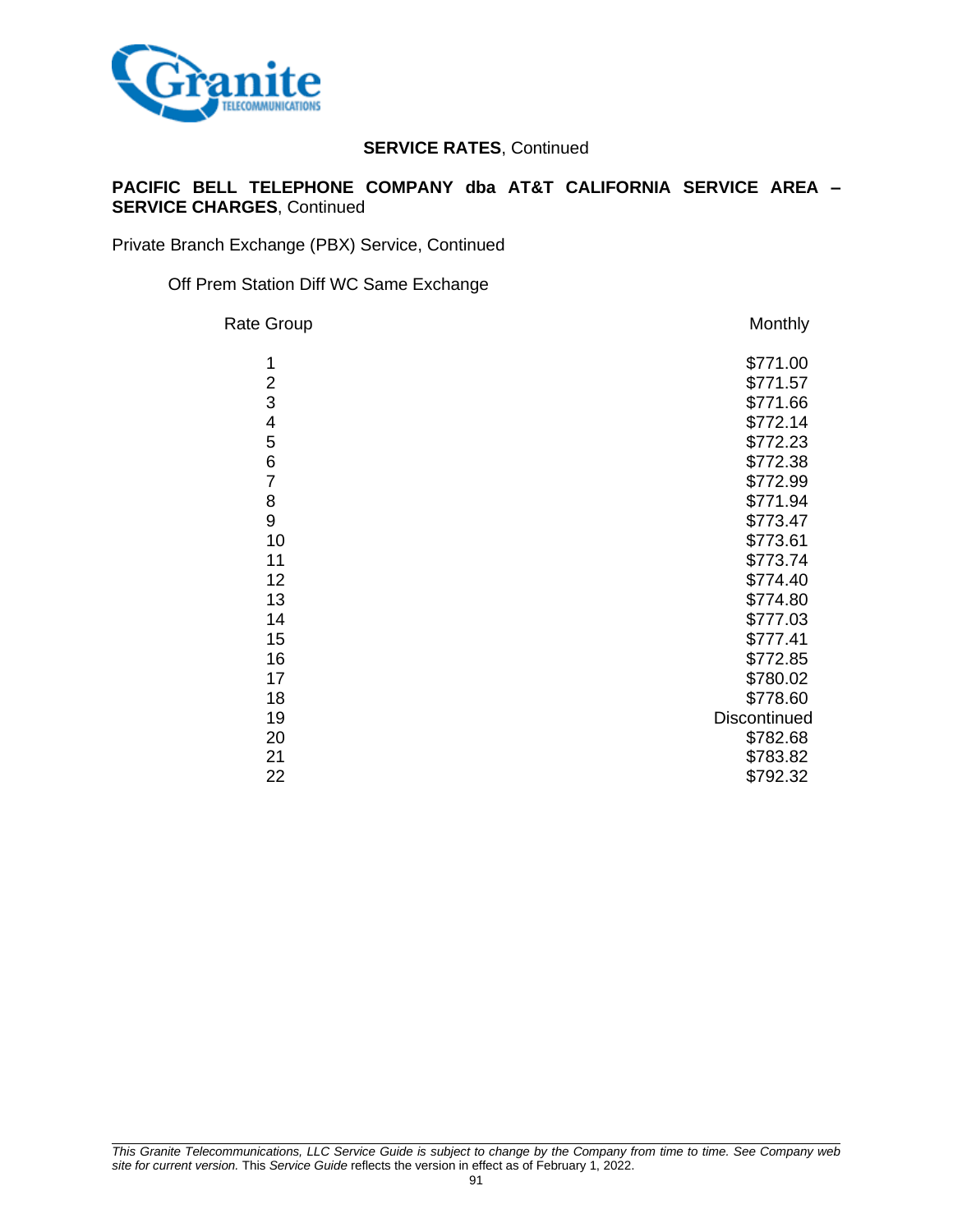**SERVICE RATES**, Continued

**PACIFIC BELL TELEPHONE COMPANY dba AT&T CALIFORNIA SERVICE AREA – SERVICE CHARGES**, Continued

Private Branch Exchange (PBX) Service, Continued

Off Prem Station Diff WC Same Exchange

| Rate Group | Monthly |
|---|---|
| 1 | $771.00 |
| 2 | $771.57 |
| 3 | $771.66 |
| 4 | $772.14 |
| 5 | $772.23 |
| 6 | $772.38 |
| 7 | $772.99 |
| 8 | $771.94 |
| 9 | $773.47 |
| 10 | $773.61 |
| 11 | $773.74 |
| 12 | $774.40 |
| 13 | $774.80 |
| 14 | $777.03 |
| 15 | $777.41 |
| 16 | $772.85 |
| 17 | $780.02 |
| 18 | $778.60 |
| 19 | Discontinued |
| 20 | $782.68 |
| 21 | $783.82 |
| 22 | $792.32 |

*This Granite Telecommunications, LLC Service Guide is subject to change by the Company from time to time. See Company web site for current version.* This *Service Guide* reflects the version in effect as of February 1, 2022.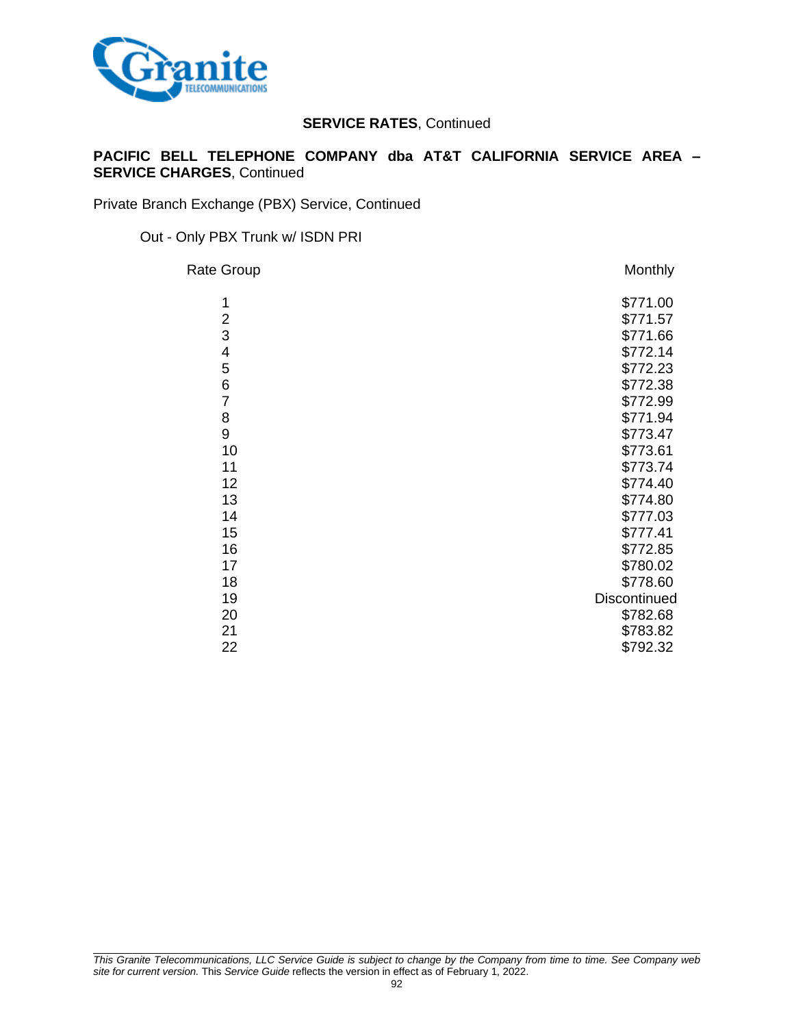**SERVICE RATES**, Continued

**PACIFIC BELL TELEPHONE COMPANY dba AT&T CALIFORNIA SERVICE AREA – SERVICE CHARGES**, Continued

Private Branch Exchange (PBX) Service, Continued

Out - Only PBX Trunk w/ ISDN PRI

| Rate Group | Monthly |
|---|---|
| 1 | $771.00 |
| 2 | $771.57 |
| 3 | $771.66 |
| 4 | $772.14 |
| 5 | $772.23 |
| 6 | $772.38 |
| 7 | $772.99 |
| 8 | $771.94 |
| 9 | $773.47 |
| 10 | $773.61 |
| 11 | $773.74 |
| 12 | $774.40 |
| 13 | $774.80 |
| 14 | $777.03 |
| 15 | $777.41 |
| 16 | $772.85 |
| 17 | $780.02 |
| 18 | $778.60 |
| 19 | Discontinued |
| 20 | $782.68 |
| 21 | $783.82 |
| 22 | $792.32 |

*This Granite Telecommunications, LLC Service Guide is subject to change by the Company from time to time. See Company web site for current version.* This *Service Guide* reflects the version in effect as of February 1, 2022.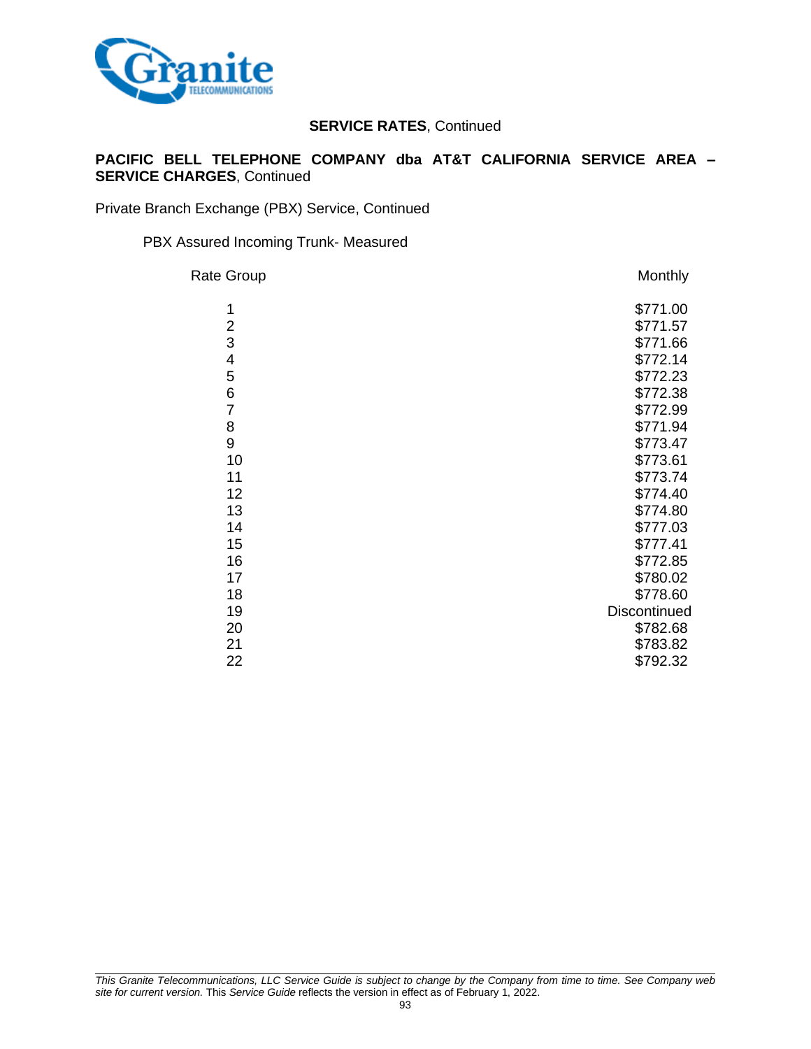**SERVICE RATES**, Continued

**PACIFIC BELL TELEPHONE COMPANY dba AT&T CALIFORNIA SERVICE AREA – SERVICE CHARGES**, Continued

Private Branch Exchange (PBX) Service, Continued

PBX Assured Incoming Trunk- Measured

| Rate Group | Monthly |
|---|---|
| 1 | $771.00 |
| 2 | $771.57 |
| 3 | $771.66 |
| 4 | $772.14 |
| 5 | $772.23 |
| 6 | $772.38 |
| 7 | $772.99 |
| 8 | $771.94 |
| 9 | $773.47 |
| 10 | $773.61 |
| 11 | $773.74 |
| 12 | $774.40 |
| 13 | $774.80 |
| 14 | $777.03 |
| 15 | $777.41 |
| 16 | $772.85 |
| 17 | $780.02 |
| 18 | $778.60 |
| 19 | Discontinued |
| 20 | $782.68 |
| 21 | $783.82 |
| 22 | $792.32 |

*This Granite Telecommunications, LLC Service Guide is subject to change by the Company from time to time. See Company web site for current version.* This *Service Guide* reflects the version in effect as of February 1, 2022.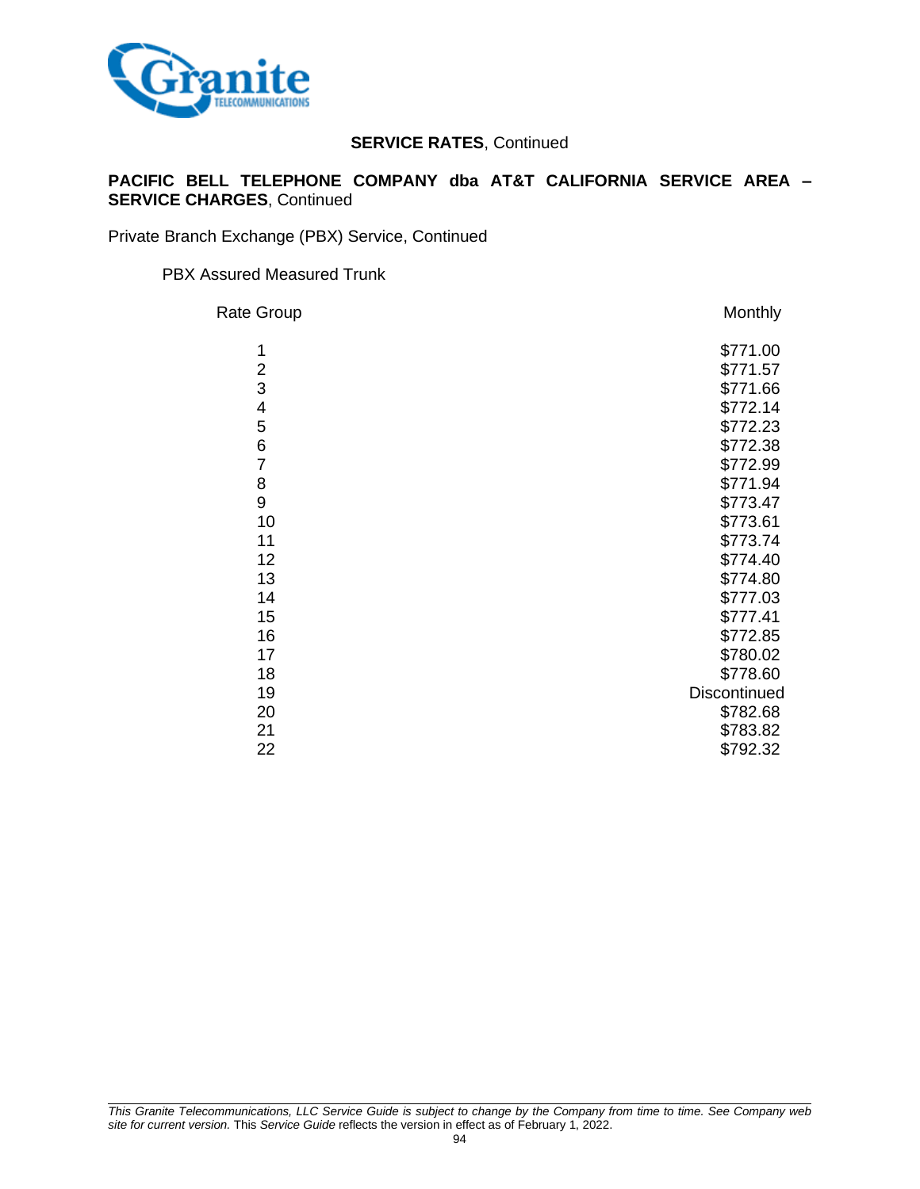**SERVICE RATES**, Continued

**PACIFIC BELL TELEPHONE COMPANY dba AT&T CALIFORNIA SERVICE AREA – SERVICE CHARGES**, Continued

Private Branch Exchange (PBX) Service, Continued

PBX Assured Measured Trunk

| Rate Group | Monthly |
|---|---|
| 1 | $771.00 |
| 2 | $771.57 |
| 3 | $771.66 |
| 4 | $772.14 |
| 5 | $772.23 |
| 6 | $772.38 |
| 7 | $772.99 |
| 8 | $771.94 |
| 9 | $773.47 |
| 10 | $773.61 |
| 11 | $773.74 |
| 12 | $774.40 |
| 13 | $774.80 |
| 14 | $777.03 |
| 15 | $777.41 |
| 16 | $772.85 |
| 17 | $780.02 |
| 18 | $778.60 |
| 19 | Discontinued |
| 20 | $782.68 |
| 21 | $783.82 |
| 22 | $792.32 |

*This Granite Telecommunications, LLC Service Guide is subject to change by the Company from time to time. See Company web site for current version.* This *Service Guide* reflects the version in effect as of February 1, 2022.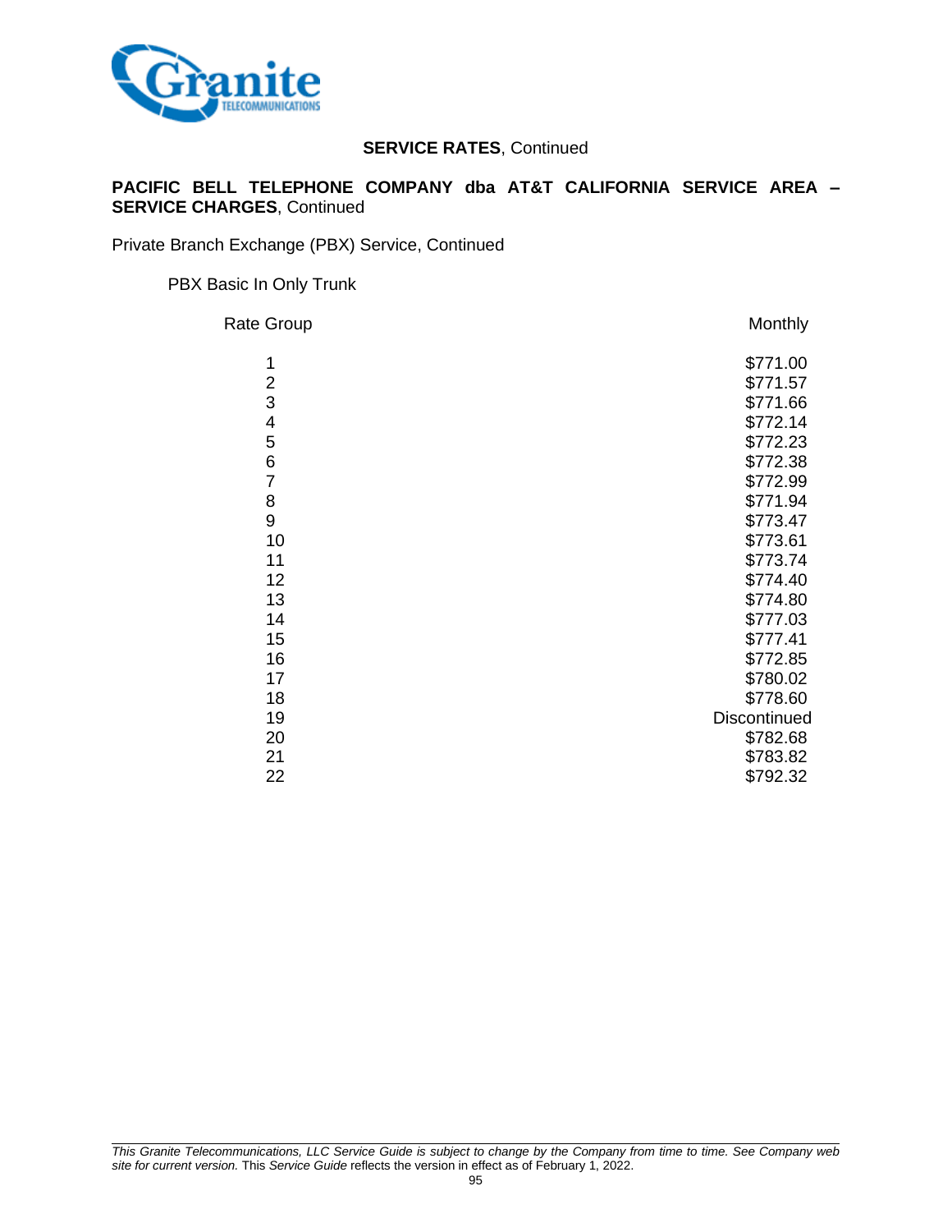**SERVICE RATES**, Continued

**PACIFIC BELL TELEPHONE COMPANY dba AT&T CALIFORNIA SERVICE AREA – SERVICE CHARGES**, Continued

Private Branch Exchange (PBX) Service, Continued

PBX Basic In Only Trunk

| Rate Group | Monthly |
|---|---|
| 1 | $771.00 |
| 2 | $771.57 |
| 3 | $771.66 |
| 4 | $772.14 |
| 5 | $772.23 |
| 6 | $772.38 |
| 7 | $772.99 |
| 8 | $771.94 |
| 9 | $773.47 |
| 10 | $773.61 |
| 11 | $773.74 |
| 12 | $774.40 |
| 13 | $774.80 |
| 14 | $777.03 |
| 15 | $777.41 |
| 16 | $772.85 |
| 17 | $780.02 |
| 18 | $778.60 |
| 19 | Discontinued |
| 20 | $782.68 |
| 21 | $783.82 |
| 22 | $792.32 |

*This Granite Telecommunications, LLC Service Guide is subject to change by the Company from time to time. See Company web site for current version.* This *Service Guide* reflects the version in effect as of February 1, 2022.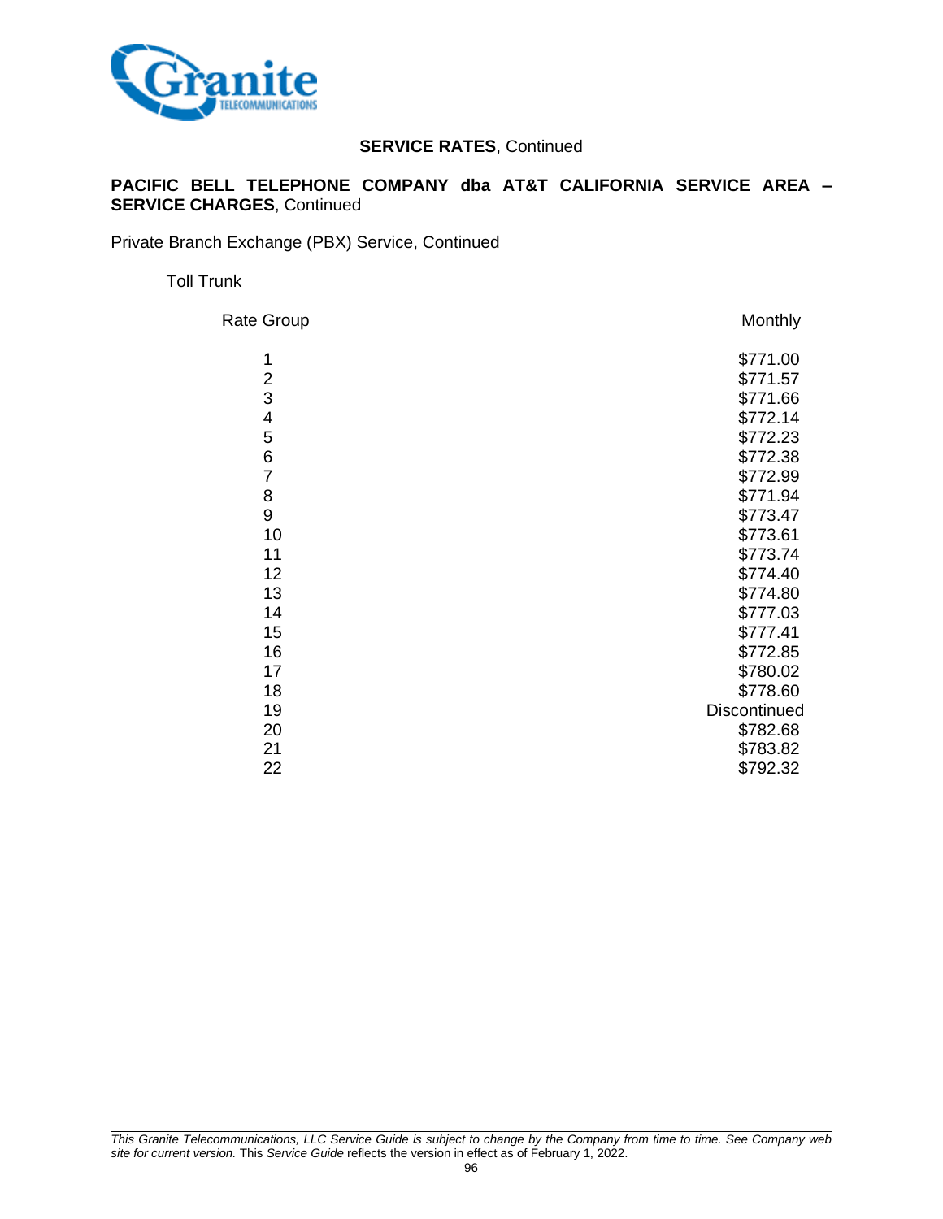**SERVICE RATES**, Continued

**PACIFIC BELL TELEPHONE COMPANY dba AT&T CALIFORNIA SERVICE AREA – SERVICE CHARGES**, Continued

Private Branch Exchange (PBX) Service, Continued

Toll Trunk

| Rate Group | Monthly |
|---|---|
| 1 | $771.00 |
| 2 | $771.57 |
| 3 | $771.66 |
| 4 | $772.14 |
| 5 | $772.23 |
| 6 | $772.38 |
| 7 | $772.99 |
| 8 | $771.94 |
| 9 | $773.47 |
| 10 | $773.61 |
| 11 | $773.74 |
| 12 | $774.40 |
| 13 | $774.80 |
| 14 | $777.03 |
| 15 | $777.41 |
| 16 | $772.85 |
| 17 | $780.02 |
| 18 | $778.60 |
| 19 | Discontinued |
| 20 | $782.68 |
| 21 | $783.82 |
| 22 | $792.32 |

*This Granite Telecommunications, LLC Service Guide is subject to change by the Company from time to time. See Company web site for current version.* This *Service Guide* reflects the version in effect as of February 1, 2022.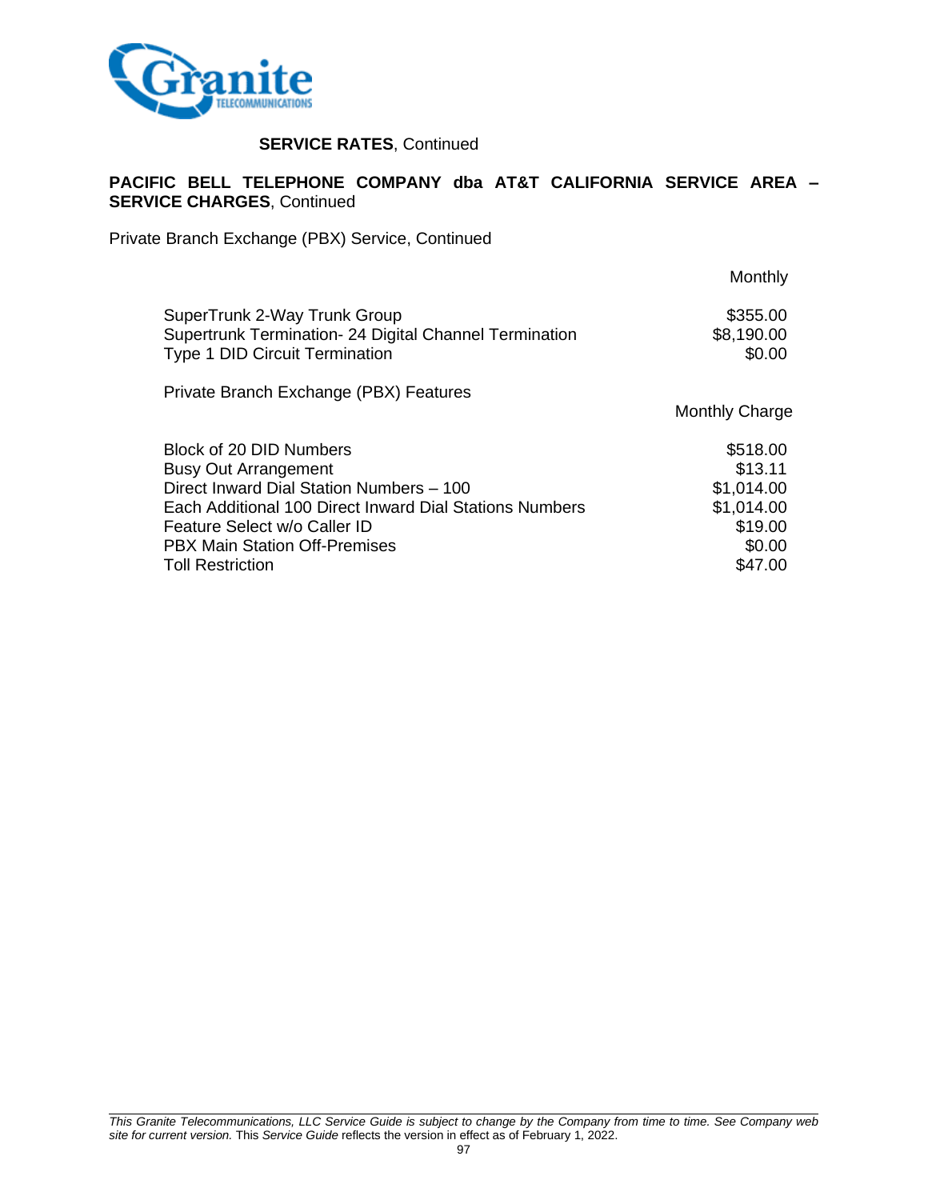**SERVICE RATES**, Continued

**PACIFIC BELL TELEPHONE COMPANY dba AT&T CALIFORNIA SERVICE AREA – SERVICE CHARGES**, Continued

Private Branch Exchange (PBX) Service, Continued

| | Monthly |
|---|---|
| SuperTrunk 2-Way Trunk Group | $355.00 |
| Supertrunk Termination- 24 Digital Channel Termination | $8,190.00 |
| Type 1 DID Circuit Termination | $0.00 |

Private Branch Exchange (PBX) Features

| | Monthly Charge |
|---|---|
| Block of 20 DID Numbers | $518.00 |
| Busy Out Arrangement | $13.11 |
| Direct Inward Dial Station Numbers – 100 | $1,014.00 |
| Each Additional 100 Direct Inward Dial Stations Numbers | $1,014.00 |
| Feature Select w/o Caller ID | $19.00 |
| PBX Main Station Off-Premises | $0.00 |
| Toll Restriction | $47.00 |

*This Granite Telecommunications, LLC Service Guide is subject to change by the Company from time to time. See Company web site for current version.* This *Service Guide* reflects the version in effect as of February 1, 2022.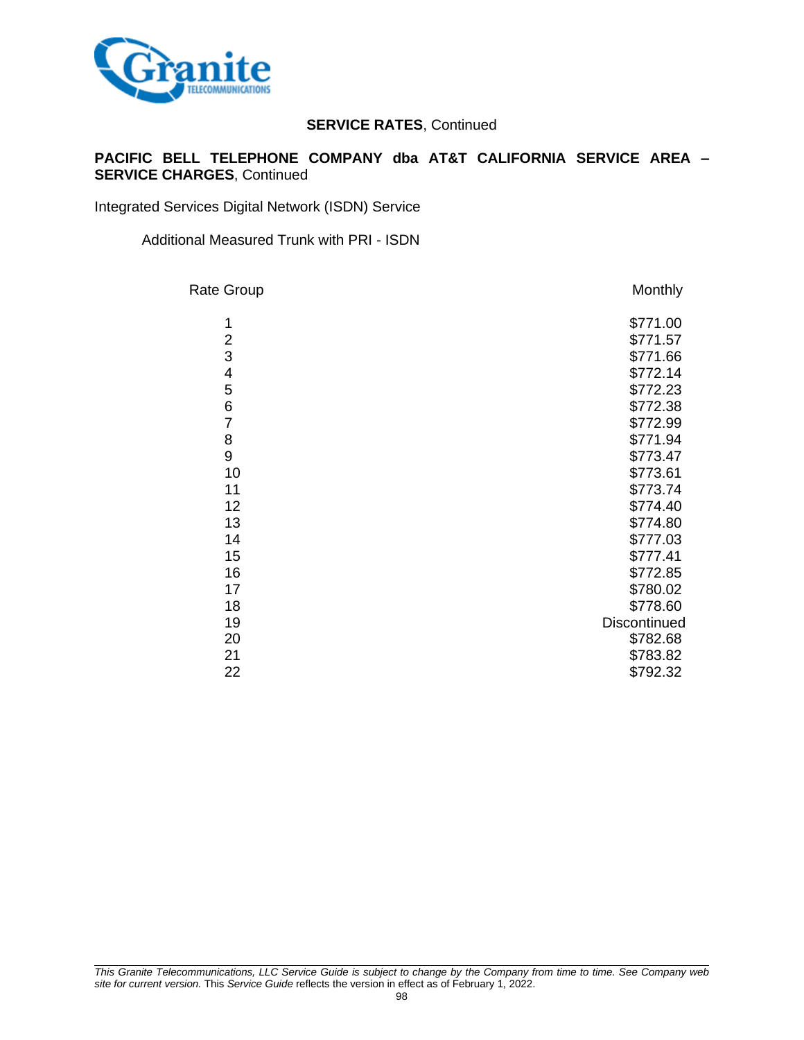**SERVICE RATES**, Continued

**PACIFIC BELL TELEPHONE COMPANY dba AT&T CALIFORNIA SERVICE AREA – SERVICE CHARGES**, Continued

Integrated Services Digital Network (ISDN) Service

Additional Measured Trunk with PRI - ISDN

| Rate Group | Monthly |
|---|---|
| 1 | $771.00 |
| 2 | $771.57 |
| 3 | $771.66 |
| 4 | $772.14 |
| 5 | $772.23 |
| 6 | $772.38 |
| 7 | $772.99 |
| 8 | $771.94 |
| 9 | $773.47 |
| 10 | $773.61 |
| 11 | $773.74 |
| 12 | $774.40 |
| 13 | $774.80 |
| 14 | $777.03 |
| 15 | $777.41 |
| 16 | $772.85 |
| 17 | $780.02 |
| 18 | $778.60 |
| 19 | Discontinued |
| 20 | $782.68 |
| 21 | $783.82 |
| 22 | $792.32 |

*This Granite Telecommunications, LLC Service Guide is subject to change by the Company from time to time. See Company web site for current version.* This *Service Guide* reflects the version in effect as of February 1, 2022.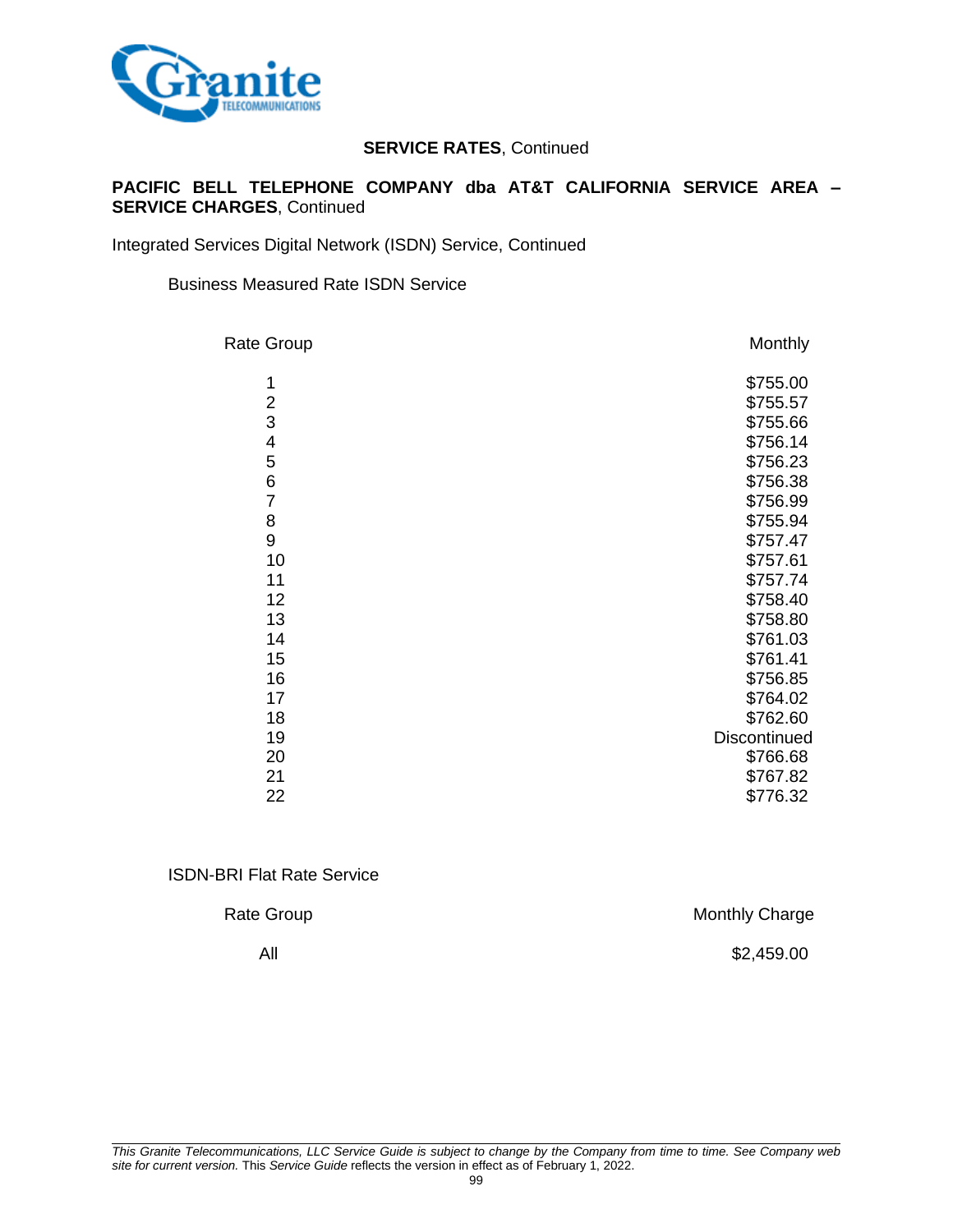**SERVICE RATES**, Continued

**PACIFIC BELL TELEPHONE COMPANY dba AT&T CALIFORNIA SERVICE AREA – SERVICE CHARGES**, Continued

Integrated Services Digital Network (ISDN) Service, Continued

Business Measured Rate ISDN Service

| Rate Group | Monthly |
|---|---|
| 1 | $755.00 |
| 2 | $755.57 |
| 3 | $755.66 |
| 4 | $756.14 |
| 5 | $756.23 |
| 6 | $756.38 |
| 7 | $756.99 |
| 8 | $755.94 |
| 9 | $757.47 |
| 10 | $757.61 |
| 11 | $757.74 |
| 12 | $758.40 |
| 13 | $758.80 |
| 14 | $761.03 |
| 15 | $761.41 |
| 16 | $756.85 |
| 17 | $764.02 |
| 18 | $762.60 |
| 19 | Discontinued |
| 20 | $766.68 |
| 21 | $767.82 |
| 22 | $776.32 |

ISDN-BRI Flat Rate Service

| Rate Group | Monthly Charge |
|---|---|
| All | $2,459.00 |

*This Granite Telecommunications, LLC Service Guide is subject to change by the Company from time to time. See Company web site for current version.* This *Service Guide* reflects the version in effect as of February 1, 2022.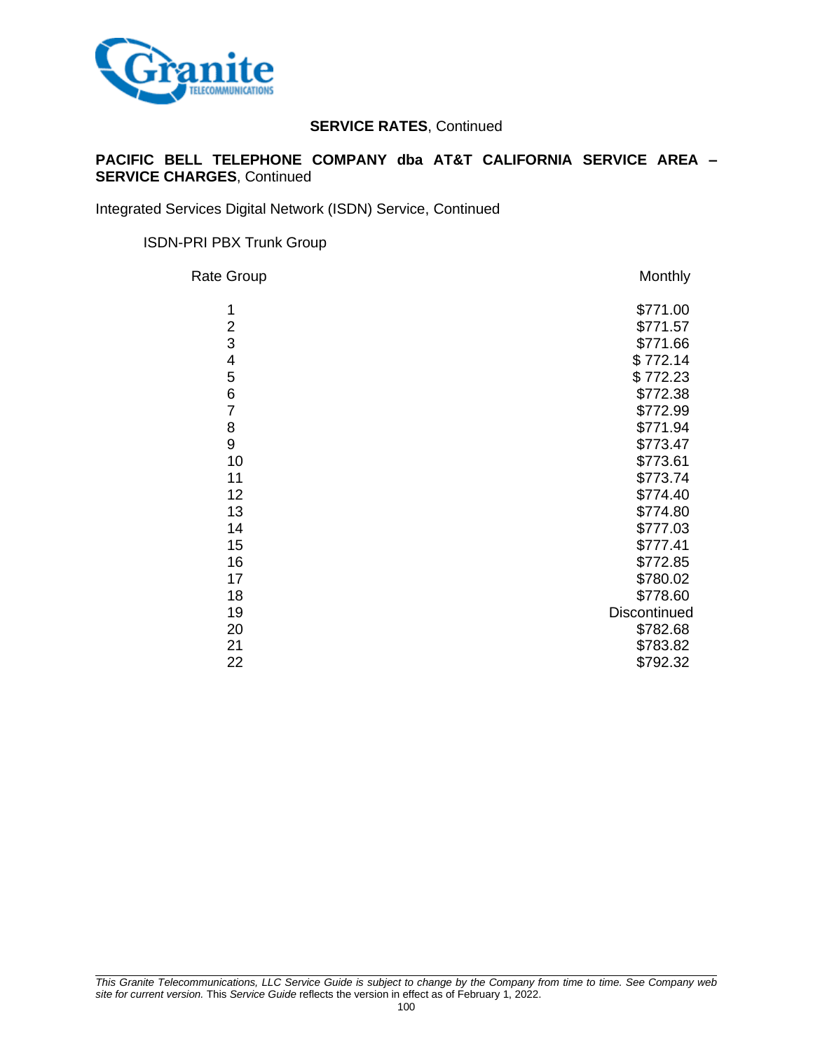**SERVICE RATES**, Continued

**PACIFIC BELL TELEPHONE COMPANY dba AT&T CALIFORNIA SERVICE AREA – SERVICE CHARGES**, Continued

Integrated Services Digital Network (ISDN) Service, Continued

ISDN-PRI PBX Trunk Group

| Rate Group | Monthly |
|---|---|
| 1 | $771.00 |
| 2 | $771.57 |
| 3 | $771.66 |
| 4 | $ 772.14 |
| 5 | $ 772.23 |
| 6 | $772.38 |
| 7 | $772.99 |
| 8 | $771.94 |
| 9 | $773.47 |
| 10 | $773.61 |
| 11 | $773.74 |
| 12 | $774.40 |
| 13 | $774.80 |
| 14 | $777.03 |
| 15 | $777.41 |
| 16 | $772.85 |
| 17 | $780.02 |
| 18 | $778.60 |
| 19 | Discontinued |
| 20 | $782.68 |
| 21 | $783.82 |
| 22 | $792.32 |

*This Granite Telecommunications, LLC Service Guide is subject to change by the Company from time to time. See Company web site for current version.* This *Service Guide* reflects the version in effect as of February 1, 2022.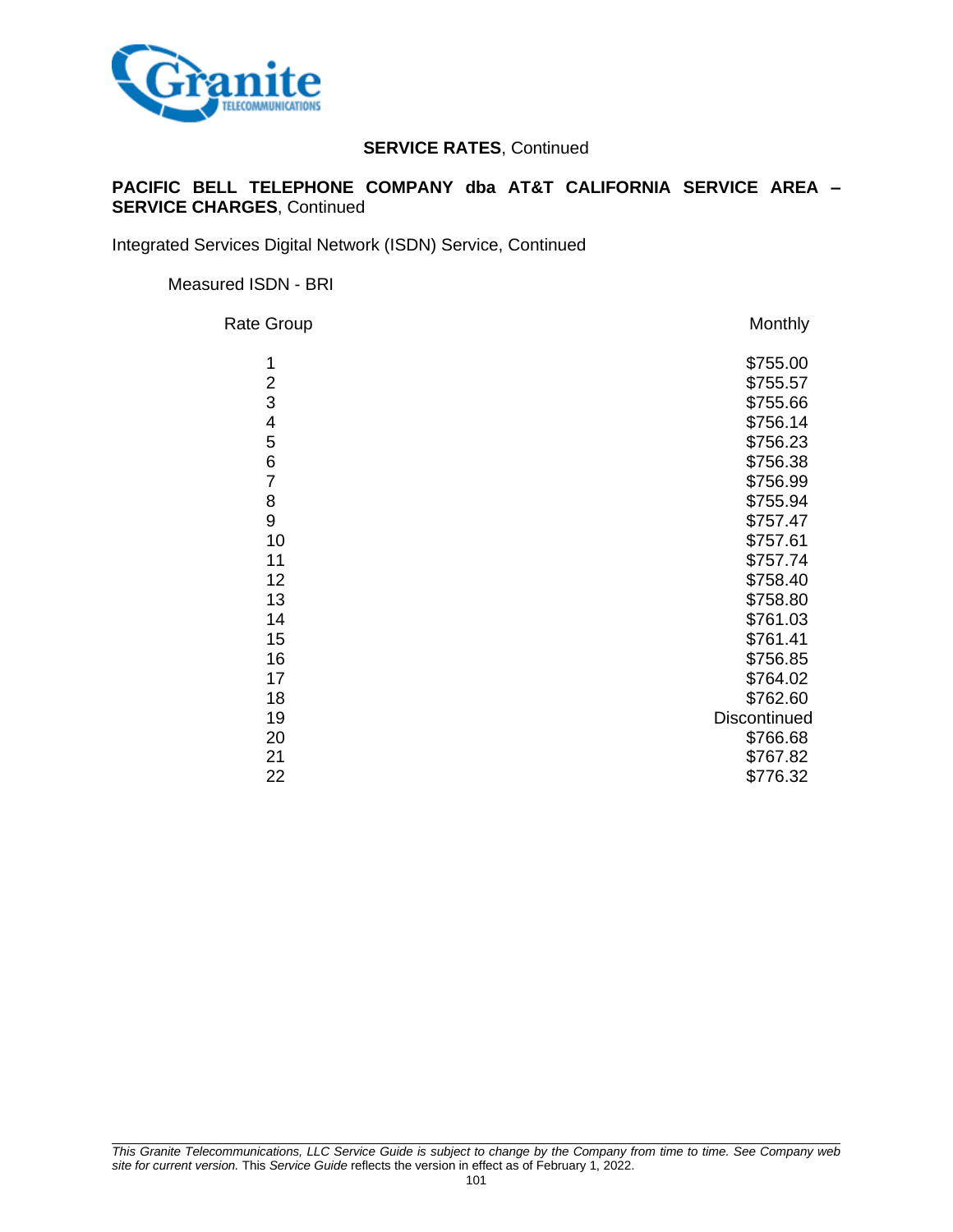**SERVICE RATES**, Continued

**PACIFIC BELL TELEPHONE COMPANY dba AT&T CALIFORNIA SERVICE AREA – SERVICE CHARGES**, Continued

Integrated Services Digital Network (ISDN) Service, Continued

Measured ISDN - BRI

| Rate Group | Monthly |
|---|---|
| 1 | $755.00 |
| 2 | $755.57 |
| 3 | $755.66 |
| 4 | $756.14 |
| 5 | $756.23 |
| 6 | $756.38 |
| 7 | $756.99 |
| 8 | $755.94 |
| 9 | $757.47 |
| 10 | $757.61 |
| 11 | $757.74 |
| 12 | $758.40 |
| 13 | $758.80 |
| 14 | $761.03 |
| 15 | $761.41 |
| 16 | $756.85 |
| 17 | $764.02 |
| 18 | $762.60 |
| 19 | Discontinued |
| 20 | $766.68 |
| 21 | $767.82 |
| 22 | $776.32 |

*This Granite Telecommunications, LLC Service Guide is subject to change by the Company from time to time. See Company web site for current version.* This *Service Guide* reflects the version in effect as of February 1, 2022.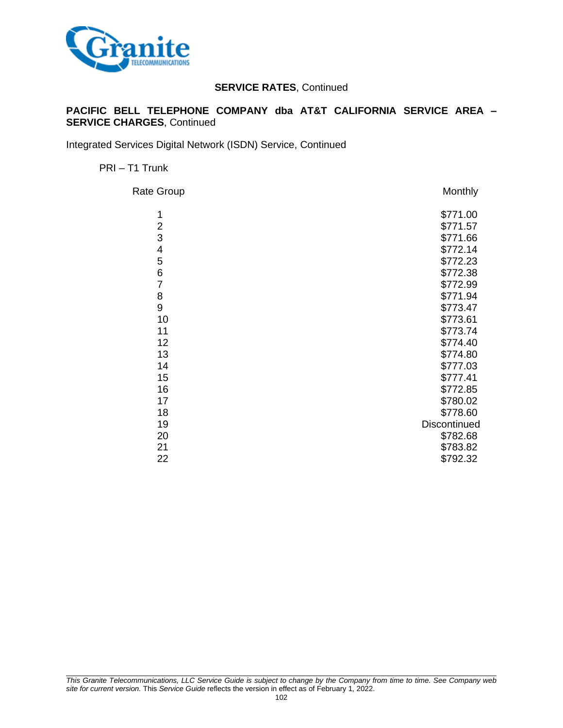**SERVICE RATES**, Continued

**PACIFIC BELL TELEPHONE COMPANY dba AT&T CALIFORNIA SERVICE AREA – SERVICE CHARGES**, Continued

Integrated Services Digital Network (ISDN) Service, Continued

PRI – T1 Trunk

| Rate Group | Monthly |
|---|---|
| 1 | $771.00 |
| 2 | $771.57 |
| 3 | $771.66 |
| 4 | $772.14 |
| 5 | $772.23 |
| 6 | $772.38 |
| 7 | $772.99 |
| 8 | $771.94 |
| 9 | $773.47 |
| 10 | $773.61 |
| 11 | $773.74 |
| 12 | $774.40 |
| 13 | $774.80 |
| 14 | $777.03 |
| 15 | $777.41 |
| 16 | $772.85 |
| 17 | $780.02 |
| 18 | $778.60 |
| 19 | Discontinued |
| 20 | $782.68 |
| 21 | $783.82 |
| 22 | $792.32 |

*This Granite Telecommunications, LLC Service Guide is subject to change by the Company from time to time. See Company web site for current version.* This *Service Guide* reflects the version in effect as of February 1, 2022.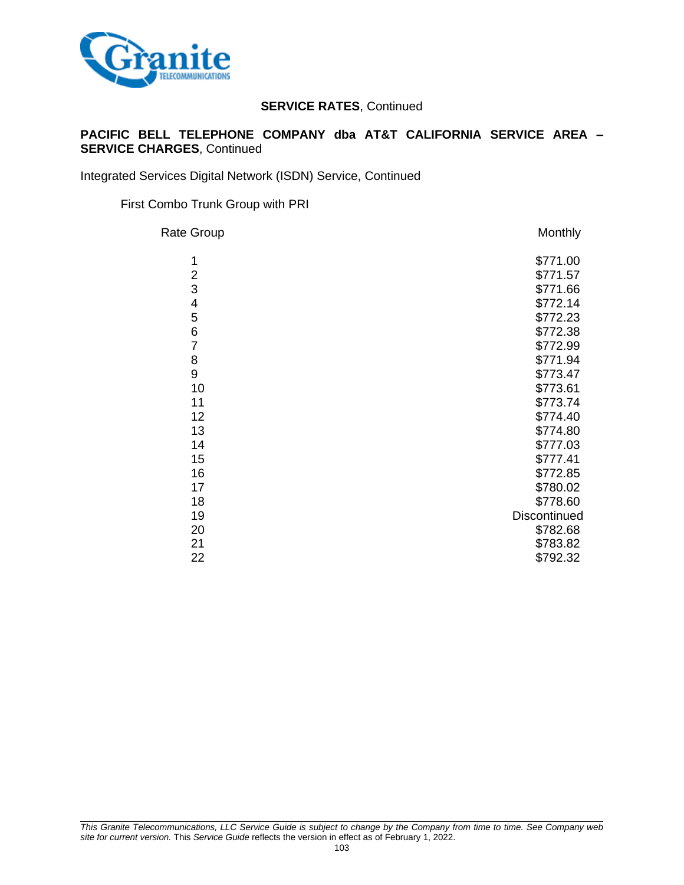**SERVICE RATES**, Continued

**PACIFIC BELL TELEPHONE COMPANY dba AT&T CALIFORNIA SERVICE AREA – SERVICE CHARGES**, Continued

Integrated Services Digital Network (ISDN) Service, Continued

First Combo Trunk Group with PRI

| Rate Group | Monthly |
|---|---|
| 1 | $771.00 |
| 2 | $771.57 |
| 3 | $771.66 |
| 4 | $772.14 |
| 5 | $772.23 |
| 6 | $772.38 |
| 7 | $772.99 |
| 8 | $771.94 |
| 9 | $773.47 |
| 10 | $773.61 |
| 11 | $773.74 |
| 12 | $774.40 |
| 13 | $774.80 |
| 14 | $777.03 |
| 15 | $777.41 |
| 16 | $772.85 |
| 17 | $780.02 |
| 18 | $778.60 |
| 19 | Discontinued |
| 20 | $782.68 |
| 21 | $783.82 |
| 22 | $792.32 |

*This Granite Telecommunications, LLC Service Guide is subject to change by the Company from time to time. See Company web site for current version.* This *Service Guide* reflects the version in effect as of February 1, 2022.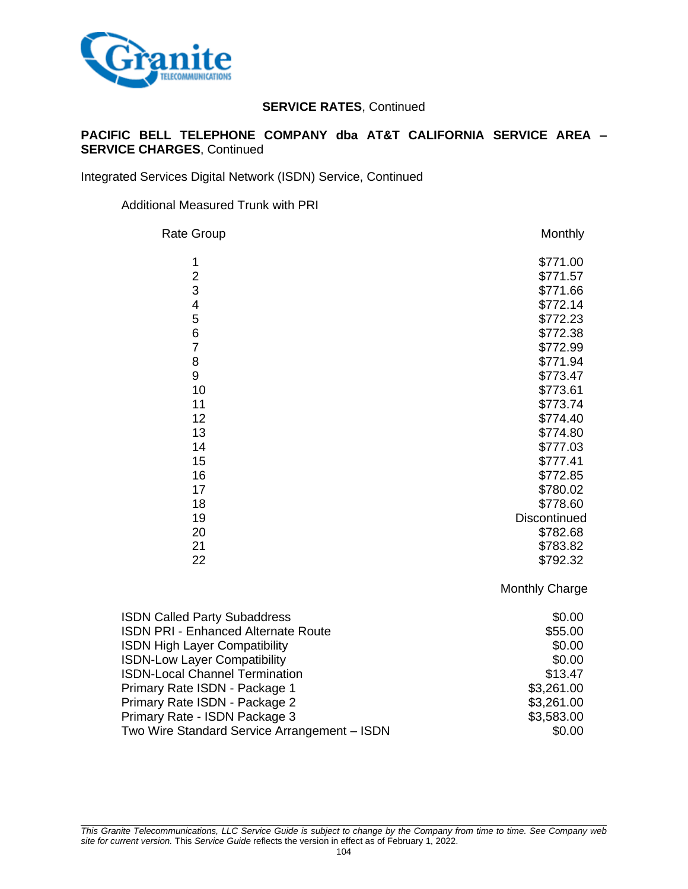**SERVICE RATES**, Continued

**PACIFIC BELL TELEPHONE COMPANY dba AT&T CALIFORNIA SERVICE AREA – SERVICE CHARGES**, Continued

Integrated Services Digital Network (ISDN) Service, Continued

Additional Measured Trunk with PRI

| Rate Group | Monthly |
|---|---|
| 1 | $771.00 |
| 2 | $771.57 |
| 3 | $771.66 |
| 4 | $772.14 |
| 5 | $772.23 |
| 6 | $772.38 |
| 7 | $772.99 |
| 8 | $771.94 |
| 9 | $773.47 |
| 10 | $773.61 |
| 11 | $773.74 |
| 12 | $774.40 |
| 13 | $774.80 |
| 14 | $777.03 |
| 15 | $777.41 |
| 16 | $772.85 |
| 17 | $780.02 |
| 18 | $778.60 |
| 19 | Discontinued |
| 20 | $782.68 |
| 21 | $783.82 |
| 22 | $792.32 |

| | Monthly Charge |
|---|---|
| ISDN Called Party Subaddress | $0.00 |
| ISDN PRI - Enhanced Alternate Route | $55.00 |
| ISDN High Layer Compatibility | $0.00 |
| ISDN-Low Layer Compatibility | $0.00 |
| ISDN-Local Channel Termination | $13.47 |
| Primary Rate ISDN - Package 1 | $3,261.00 |
| Primary Rate ISDN - Package 2 | $3,261.00 |
| Primary Rate - ISDN Package 3 | $3,583.00 |
| Two Wire Standard Service Arrangement – ISDN | $0.00 |

*This Granite Telecommunications, LLC Service Guide is subject to change by the Company from time to time. See Company web site for current version.* This *Service Guide* reflects the version in effect as of February 1, 2022.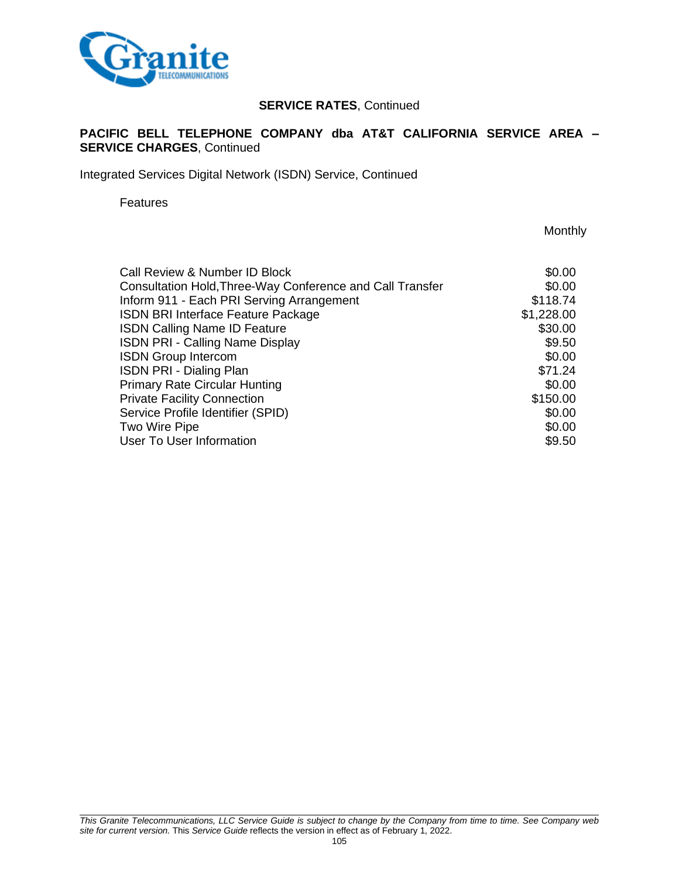**SERVICE RATES**, Continued

**PACIFIC BELL TELEPHONE COMPANY dba AT&T CALIFORNIA SERVICE AREA – SERVICE CHARGES**, Continued

Integrated Services Digital Network (ISDN) Service, Continued

Features

| | Monthly |
|---|---|
| Call Review & Number ID Block | $0.00 |
| Consultation Hold,Three-Way Conference and Call Transfer | $0.00 |
| Inform 911 - Each PRI Serving Arrangement | $118.74 |
| ISDN BRI Interface Feature Package | $1,228.00 |
| ISDN Calling Name ID Feature | $30.00 |
| ISDN PRI - Calling Name Display | $9.50 |
| ISDN Group Intercom | $0.00 |
| ISDN PRI - Dialing Plan | $71.24 |
| Primary Rate Circular Hunting | $0.00 |
| Private Facility Connection | $150.00 |
| Service Profile Identifier (SPID) | $0.00 |
| Two Wire Pipe | $0.00 |
| User To User Information | $9.50 |

*This Granite Telecommunications, LLC Service Guide is subject to change by the Company from time to time. See Company web site for current version.* This *Service Guide* reflects the version in effect as of February 1, 2022.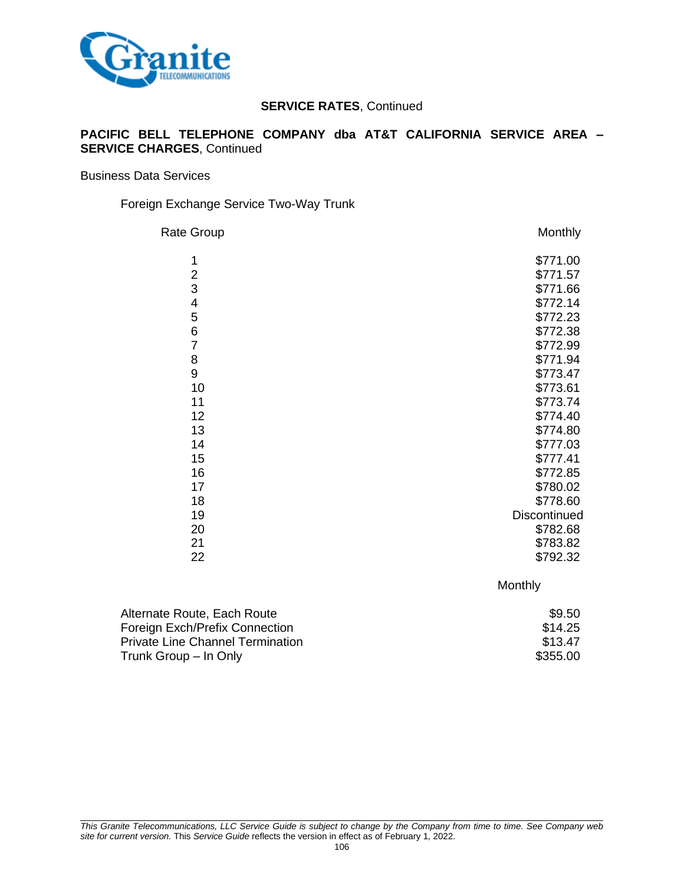**SERVICE RATES**, Continued

**PACIFIC BELL TELEPHONE COMPANY dba AT&T CALIFORNIA SERVICE AREA – SERVICE CHARGES**, Continued

Business Data Services

Foreign Exchange Service Two-Way Trunk

| Rate Group | Monthly |
|---|---|
| 1 | $771.00 |
| 2 | $771.57 |
| 3 | $771.66 |
| 4 | $772.14 |
| 5 | $772.23 |
| 6 | $772.38 |
| 7 | $772.99 |
| 8 | $771.94 |
| 9 | $773.47 |
| 10 | $773.61 |
| 11 | $773.74 |
| 12 | $774.40 |
| 13 | $774.80 |
| 14 | $777.03 |
| 15 | $777.41 |
| 16 | $772.85 |
| 17 | $780.02 |
| 18 | $778.60 |
| 19 | Discontinued |
| 20 | $782.68 |
| 21 | $783.82 |
| 22 | $792.32 |

| | Monthly |
|---|---|
| Alternate Route, Each Route | $9.50 |
| Foreign Exch/Prefix Connection | $14.25 |
| Private Line Channel Termination | $13.47 |
| Trunk Group – In Only | $355.00 |

*This Granite Telecommunications, LLC Service Guide is subject to change by the Company from time to time. See Company web site for current version.* This *Service Guide* reflects the version in effect as of February 1, 2022.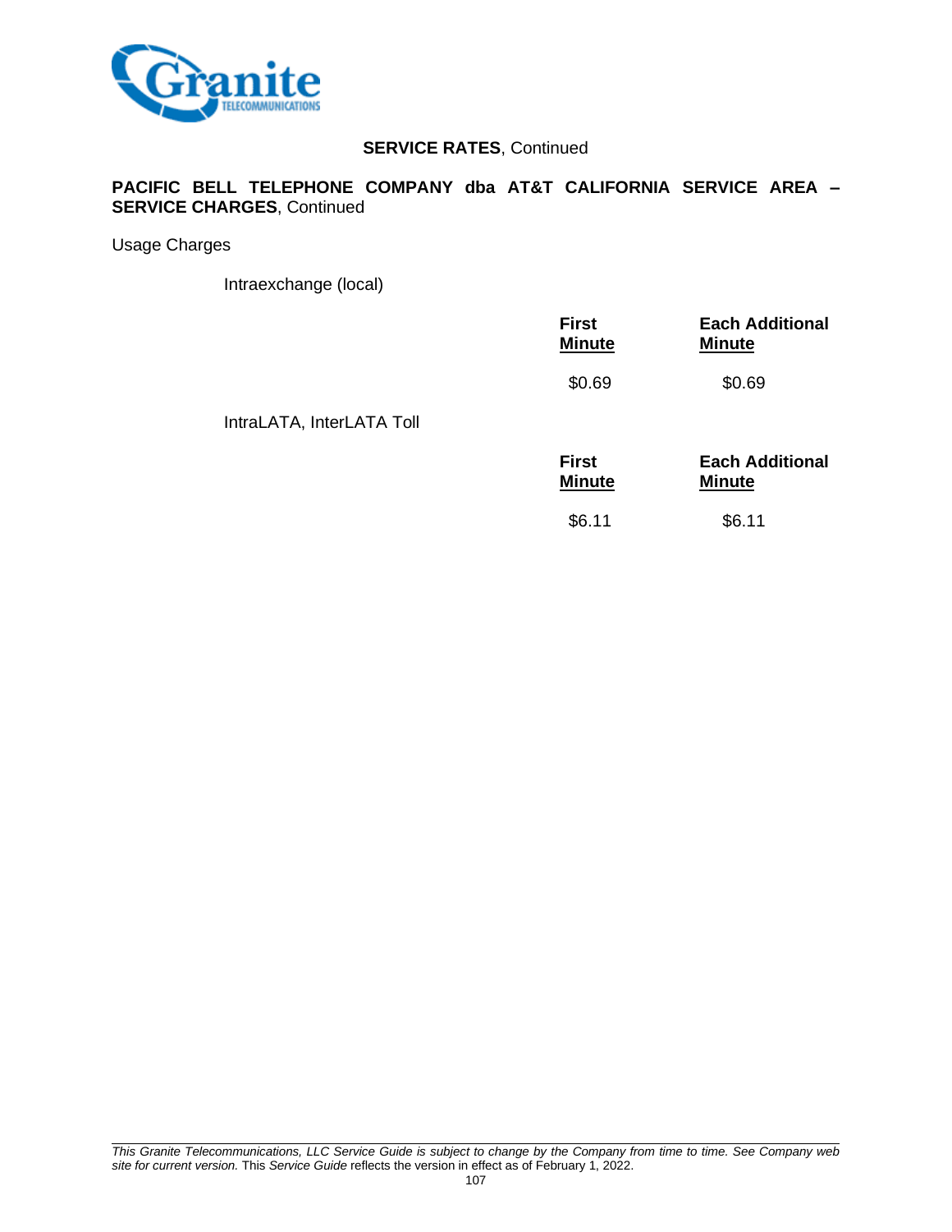**SERVICE RATES**, Continued

**PACIFIC BELL TELEPHONE COMPANY dba AT&T CALIFORNIA SERVICE AREA – SERVICE CHARGES**, Continued

Usage Charges

Intraexchange (local)

| | **First Minute** | **Each Additional Minute** |
|---|---|---|
| | $0.69 | $0.69 |

IntraLATA, InterLATA Toll

| | **First Minute** | **Each Additional Minute** |
|---|---|---|
| | $6.11 | $6.11 |

*This Granite Telecommunications, LLC Service Guide is subject to change by the Company from time to time. See Company web site for current version.* This *Service Guide* reflects the version in effect as of February 1, 2022.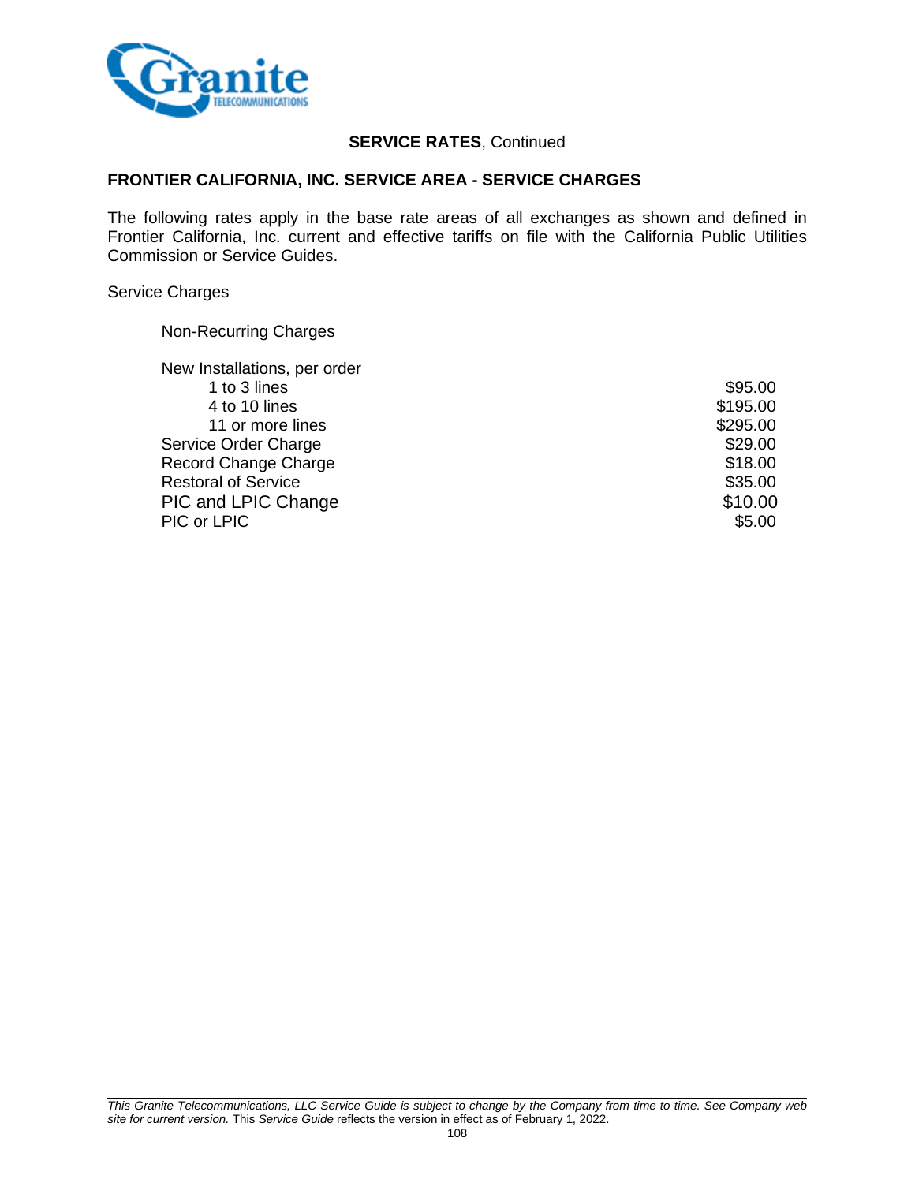**SERVICE RATES**, Continued

## FRONTIER CALIFORNIA, INC. SERVICE AREA - SERVICE CHARGES

The following rates apply in the base rate areas of all exchanges as shown and defined in Frontier California, Inc. current and effective tariffs on file with the California Public Utilities Commission or Service Guides.

Service Charges

Non-Recurring Charges

| | |
|---|---|
| New Installations, per order | |
| 1 to 3 lines | $95.00 |
| 4 to 10 lines | $195.00 |
| 11 or more lines | $295.00 |
| Service Order Charge | $29.00 |
| Record Change Charge | $18.00 |
| Restoral of Service | $35.00 |
| PIC and LPIC Change | $10.00 |
| PIC or LPIC | $5.00 |

*This Granite Telecommunications, LLC Service Guide is subject to change by the Company from time to time. See Company web site for current version.* This *Service Guide* reflects the version in effect as of February 1, 2022.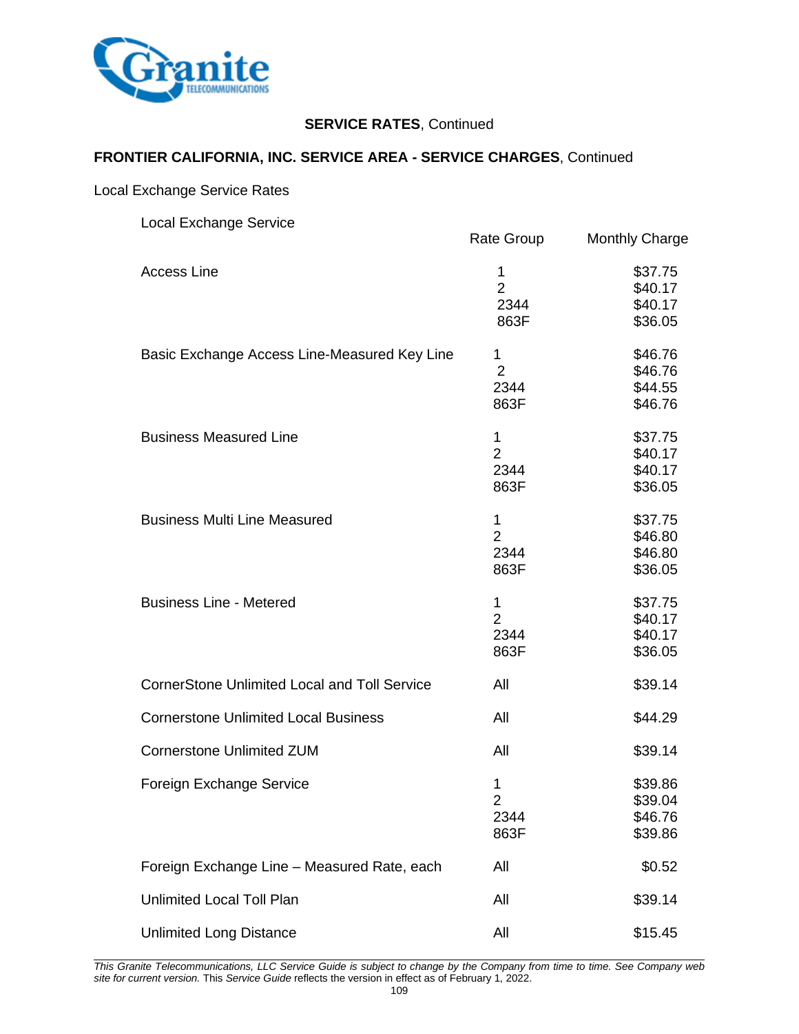**SERVICE RATES**, Continued

**FRONTIER CALIFORNIA, INC. SERVICE AREA - SERVICE CHARGES**, Continued

Local Exchange Service Rates

| Local Exchange Service | Rate Group | Monthly Charge |
|---|---|---|
| Access Line | 1 | $37.75 |
| | 2 | $40.17 |
| | 2344 | $40.17 |
| | 863F | $36.05 |
| Basic Exchange Access Line-Measured Key Line | 1 | $46.76 |
| | 2 | $46.76 |
| | 2344 | $44.55 |
| | 863F | $46.76 |
| Business Measured Line | 1 | $37.75 |
| | 2 | $40.17 |
| | 2344 | $40.17 |
| | 863F | $36.05 |
| Business Multi Line Measured | 1 | $37.75 |
| | 2 | $46.80 |
| | 2344 | $46.80 |
| | 863F | $36.05 |
| Business Line - Metered | 1 | $37.75 |
| | 2 | $40.17 |
| | 2344 | $40.17 |
| | 863F | $36.05 |
| CornerStone Unlimited Local and Toll Service | All | $39.14 |
| Cornerstone Unlimited Local Business | All | $44.29 |
| Cornerstone Unlimited ZUM | All | $39.14 |
| Foreign Exchange Service | 1 | $39.86 |
| | 2 | $39.04 |
| | 2344 | $46.76 |
| | 863F | $39.86 |
| Foreign Exchange Line – Measured Rate, each | All | $0.52 |
| Unlimited Local Toll Plan | All | $39.14 |
| Unlimited Long Distance | All | $15.45 |

*This Granite Telecommunications, LLC Service Guide is subject to change by the Company from time to time. See Company web site for current version.* This *Service Guide* reflects the version in effect as of February 1, 2022.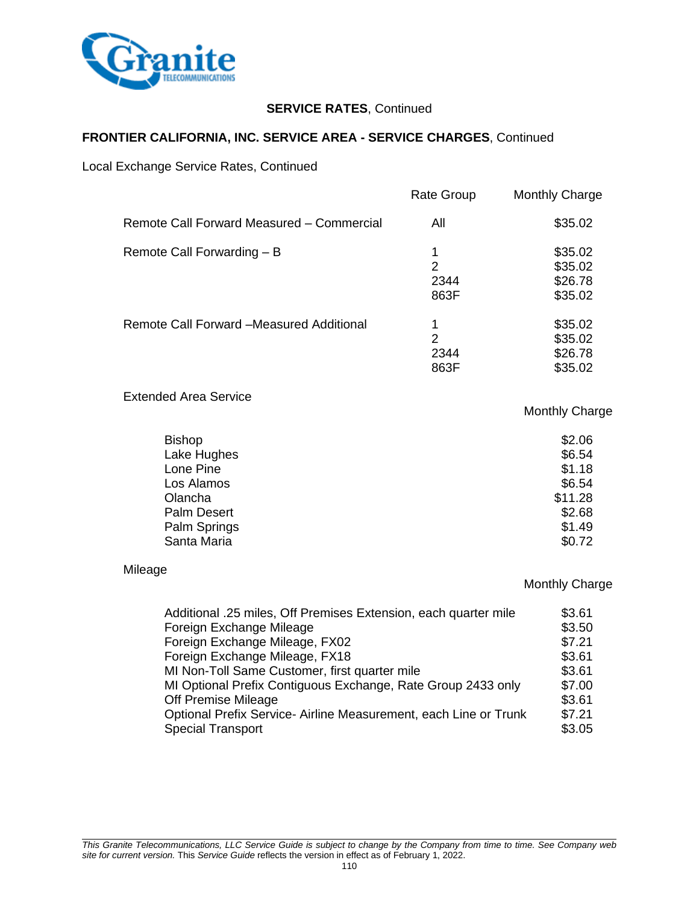**SERVICE RATES**, Continued

**FRONTIER CALIFORNIA, INC. SERVICE AREA - SERVICE CHARGES**, Continued

Local Exchange Service Rates, Continued

| | Rate Group | Monthly Charge |
|---|---|---|
| Remote Call Forward Measured – Commercial | All | $35.02 |
| Remote Call Forwarding – B | 1 | $35.02 |
| | 2 | $35.02 |
| | 2344 | $26.78 |
| | 863F | $35.02 |
| Remote Call Forward –Measured Additional | 1 | $35.02 |
| | 2 | $35.02 |
| | 2344 | $26.78 |
| | 863F | $35.02 |

Extended Area Service

| | Monthly Charge |
|---|---|
| Bishop | $2.06 |
| Lake Hughes | $6.54 |
| Lone Pine | $1.18 |
| Los Alamos | $6.54 |
| Olancha | $11.28 |
| Palm Desert | $2.68 |
| Palm Springs | $1.49 |
| Santa Maria | $0.72 |

Mileage

| | Monthly Charge |
|---|---|
| Additional .25 miles, Off Premises Extension, each quarter mile | $3.61 |
| Foreign Exchange Mileage | $3.50 |
| Foreign Exchange Mileage, FX02 | $7.21 |
| Foreign Exchange Mileage, FX18 | $3.61 |
| MI Non-Toll Same Customer, first quarter mile | $3.61 |
| MI Optional Prefix Contiguous Exchange, Rate Group 2433 only | $7.00 |
| Off Premise Mileage | $3.61 |
| Optional Prefix Service- Airline Measurement, each Line or Trunk | $7.21 |
| Special Transport | $3.05 |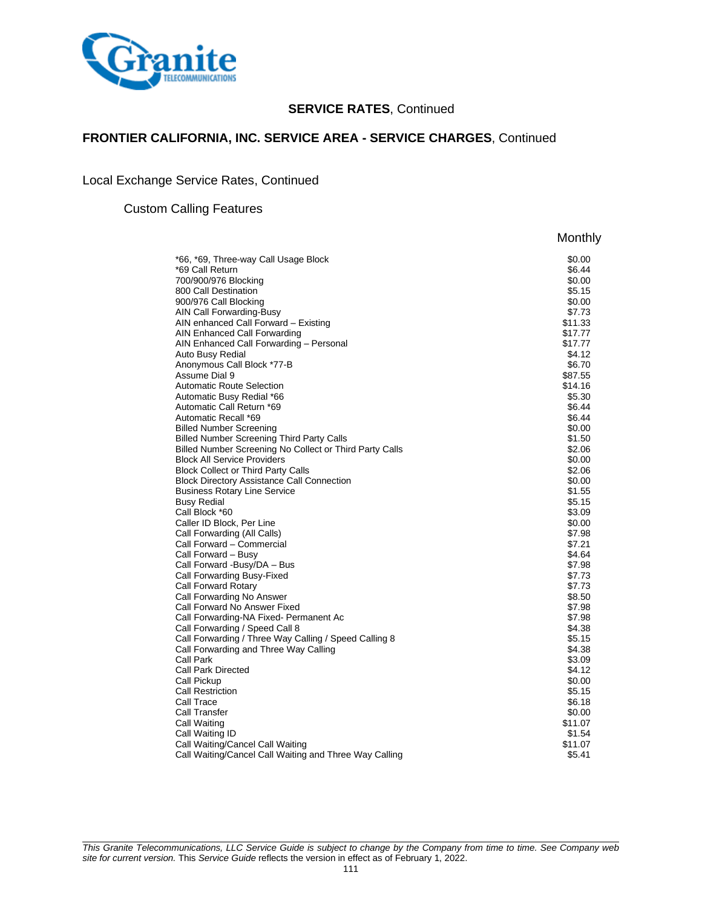## SERVICE RATES, Continued

## FRONTIER CALIFORNIA, INC. SERVICE AREA - SERVICE CHARGES, Continued

### Local Exchange Service Rates, Continued

#### Custom Calling Features

| | Monthly |
|---|---|
| *66, *69, Three-way Call Usage Block | $0.00 |
| *69 Call Return | $6.44 |
| 700/900/976 Blocking | $0.00 |
| 800 Call Destination | $5.15 |
| 900/976 Call Blocking | $0.00 |
| AIN Call Forwarding-Busy | $7.73 |
| AIN enhanced Call Forward – Existing | $11.33 |
| AIN Enhanced Call Forwarding | $17.77 |
| AIN Enhanced Call Forwarding – Personal | $17.77 |
| Auto Busy Redial | $4.12 |
| Anonymous Call Block *77-B | $6.70 |
| Assume Dial 9 | $87.55 |
| Automatic Route Selection | $14.16 |
| Automatic Busy Redial *66 | $5.30 |
| Automatic Call Return *69 | $6.44 |
| Automatic Recall *69 | $6.44 |
| Billed Number Screening | $0.00 |
| Billed Number Screening Third Party Calls | $1.50 |
| Billed Number Screening No Collect or Third Party Calls | $2.06 |
| Block All Service Providers | $0.00 |
| Block Collect or Third Party Calls | $2.06 |
| Block Directory Assistance Call Connection | $0.00 |
| Business Rotary Line Service | $1.55 |
| Busy Redial | $5.15 |
| Call Block *60 | $3.09 |
| Caller ID Block, Per Line | $0.00 |
| Call Forwarding (All Calls) | $7.98 |
| Call Forward – Commercial | $7.21 |
| Call Forward – Busy | $4.64 |
| Call Forward -Busy/DA – Bus | $7.98 |
| Call Forwarding Busy-Fixed | $7.73 |
| Call Forward Rotary | $7.73 |
| Call Forwarding No Answer | $8.50 |
| Call Forward No Answer Fixed | $7.98 |
| Call Forwarding-NA Fixed- Permanent Ac | $7.98 |
| Call Forwarding / Speed Call 8 | $4.38 |
| Call Forwarding / Three Way Calling / Speed Calling 8 | $5.15 |
| Call Forwarding and Three Way Calling | $4.38 |
| Call Park | $3.09 |
| Call Park Directed | $4.12 |
| Call Pickup | $0.00 |
| Call Restriction | $5.15 |
| Call Trace | $6.18 |
| Call Transfer | $0.00 |
| Call Waiting | $11.07 |
| Call Waiting ID | $1.54 |
| Call Waiting/Cancel Call Waiting | $11.07 |
| Call Waiting/Cancel Call Waiting and Three Way Calling | $5.41 |

*This Granite Telecommunications, LLC Service Guide is subject to change by the Company from time to time. See Company web site for current version.* This *Service Guide* reflects the version in effect as of February 1, 2022.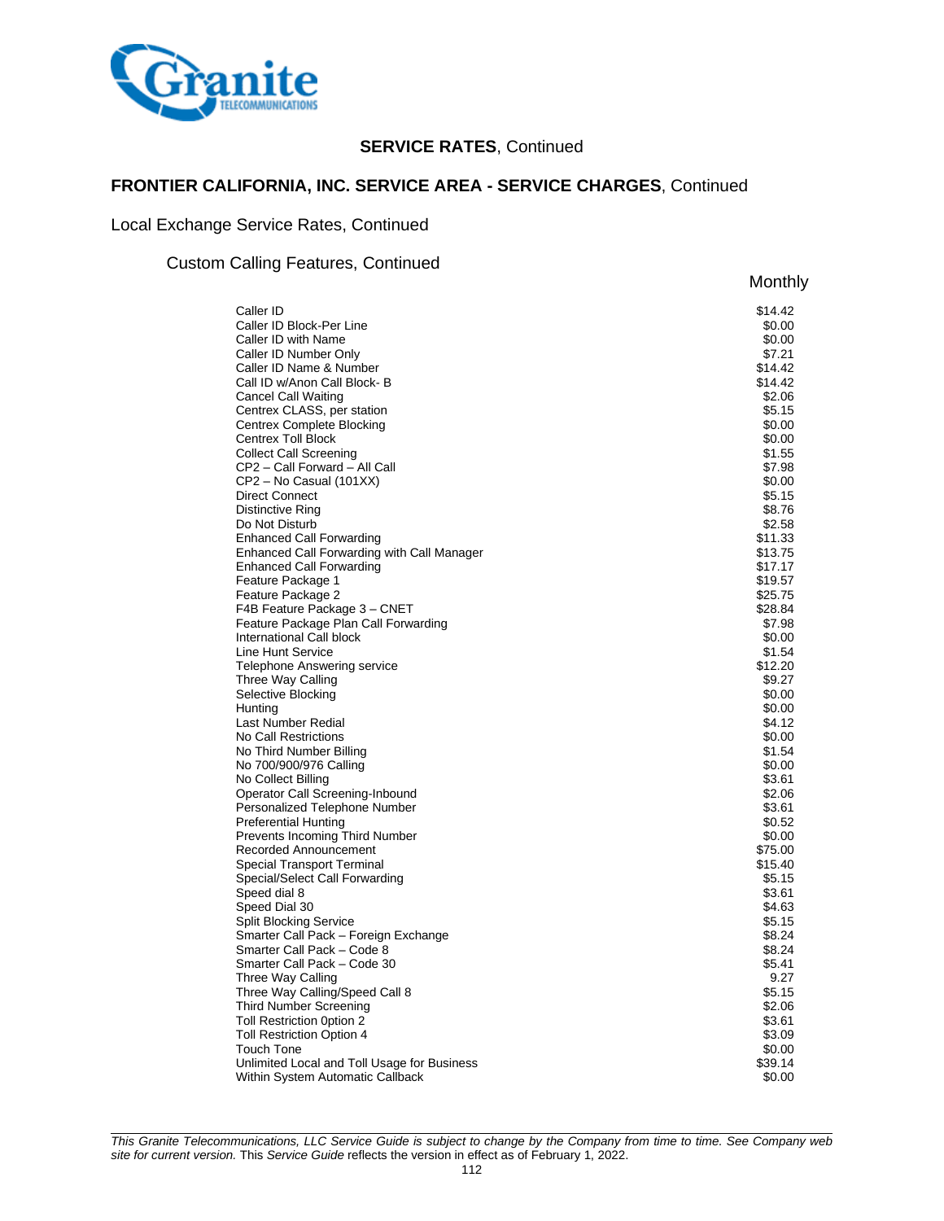## SERVICE RATES, Continued

## FRONTIER CALIFORNIA, INC. SERVICE AREA - SERVICE CHARGES, Continued

### Local Exchange Service Rates, Continued

#### Custom Calling Features, Continued

| | Monthly |
|---|---|
| Caller ID | $14.42 |
| Caller ID Block-Per Line | $0.00 |
| Caller ID with Name | $0.00 |
| Caller ID Number Only | $7.21 |
| Caller ID Name & Number | $14.42 |
| Call ID w/Anon Call Block- B | $14.42 |
| Cancel Call Waiting | $2.06 |
| Centrex CLASS, per station | $5.15 |
| Centrex Complete Blocking | $0.00 |
| Centrex Toll Block | $0.00 |
| Collect Call Screening | $1.55 |
| CP2 – Call Forward – All Call | $7.98 |
| CP2 – No Casual (101XX) | $0.00 |
| Direct Connect | $5.15 |
| Distinctive Ring | $8.76 |
| Do Not Disturb | $2.58 |
| Enhanced Call Forwarding | $11.33 |
| Enhanced Call Forwarding with Call Manager | $13.75 |
| Enhanced Call Forwarding | $17.17 |
| Feature Package 1 | $19.57 |
| Feature Package 2 | $25.75 |
| F4B Feature Package 3 – CNET | $28.84 |
| Feature Package Plan Call Forwarding | $7.98 |
| International Call block | $0.00 |
| Line Hunt Service | $1.54 |
| Telephone Answering service | $12.20 |
| Three Way Calling | $9.27 |
| Selective Blocking | $0.00 |
| Hunting | $0.00 |
| Last Number Redial | $4.12 |
| No Call Restrictions | $0.00 |
| No Third Number Billing | $1.54 |
| No 700/900/976 Calling | $0.00 |
| No Collect Billing | $3.61 |
| Operator Call Screening-Inbound | $2.06 |
| Personalized Telephone Number | $3.61 |
| Preferential Hunting | $0.52 |
| Prevents Incoming Third Number | $0.00 |
| Recorded Announcement | $75.00 |
| Special Transport Terminal | $15.40 |
| Special/Select Call Forwarding | $5.15 |
| Speed dial 8 | $3.61 |
| Speed Dial 30 | $4.63 |
| Split Blocking Service | $5.15 |
| Smarter Call Pack – Foreign Exchange | $8.24 |
| Smarter Call Pack – Code 8 | $8.24 |
| Smarter Call Pack – Code 30 | $5.41 |
| Three Way Calling | 9.27 |
| Three Way Calling/Speed Call 8 | $5.15 |
| Third Number Screening | $2.06 |
| Toll Restriction 0ption 2 | $3.61 |
| Toll Restriction Option 4 | $3.09 |
| Touch Tone | $0.00 |
| Unlimited Local and Toll Usage for Business | $39.14 |
| Within System Automatic Callback | $0.00 |

*This Granite Telecommunications, LLC Service Guide is subject to change by the Company from time to time. See Company web site for current version.* This *Service Guide* reflects the version in effect as of February 1, 2022.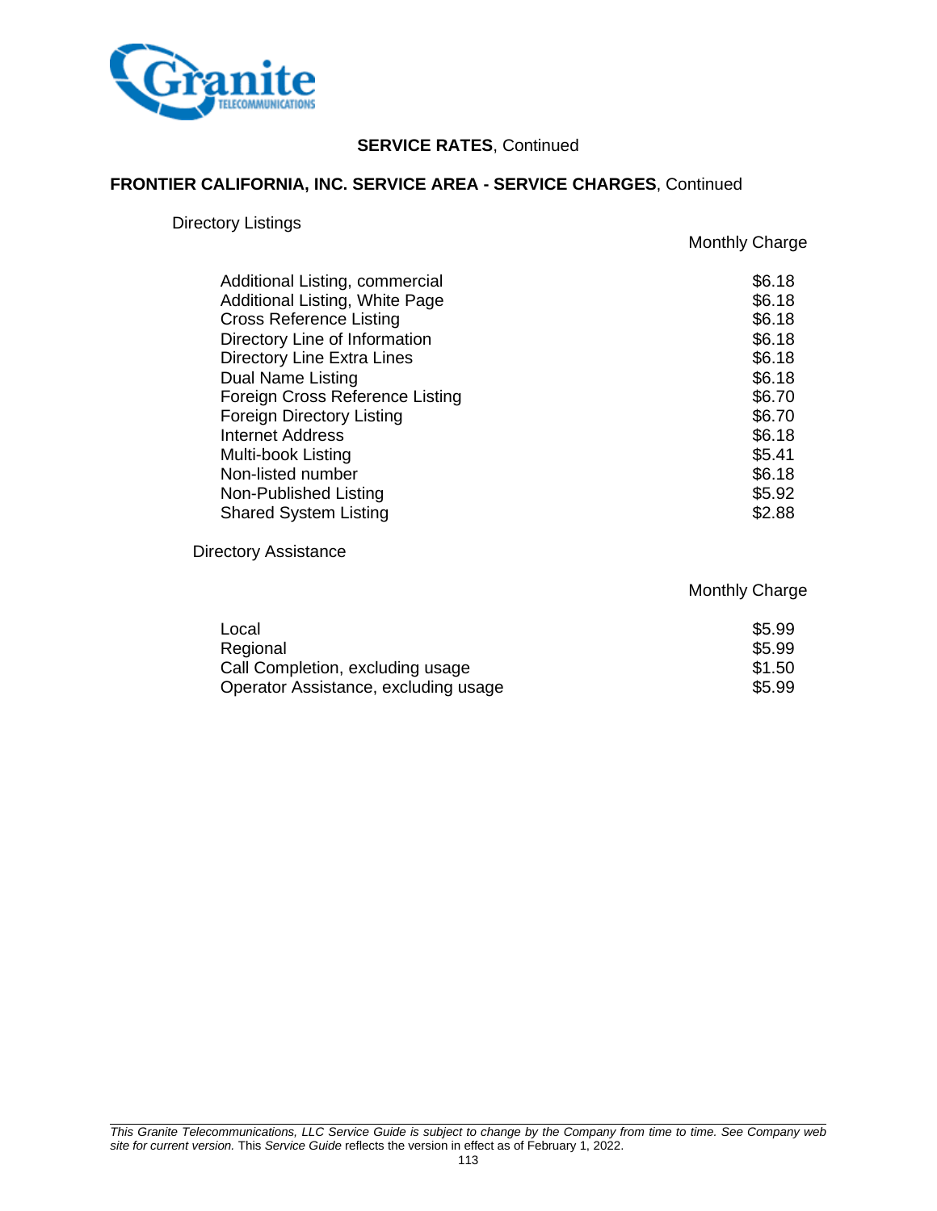**SERVICE RATES**, Continued

**FRONTIER CALIFORNIA, INC. SERVICE AREA - SERVICE CHARGES**, Continued

Directory Listings

| | Monthly Charge |
|---|---|
| Additional Listing, commercial | $6.18 |
| Additional Listing, White Page | $6.18 |
| Cross Reference Listing | $6.18 |
| Directory Line of Information | $6.18 |
| Directory Line Extra Lines | $6.18 |
| Dual Name Listing | $6.18 |
| Foreign Cross Reference Listing | $6.70 |
| Foreign Directory Listing | $6.70 |
| Internet Address | $6.18 |
| Multi-book Listing | $5.41 |
| Non-listed number | $6.18 |
| Non-Published Listing | $5.92 |
| Shared System Listing | $2.88 |

Directory Assistance

| | Monthly Charge |
|---|---|
| Local | $5.99 |
| Regional | $5.99 |
| Call Completion, excluding usage | $1.50 |
| Operator Assistance, excluding usage | $5.99 |

*This Granite Telecommunications, LLC Service Guide is subject to change by the Company from time to time. See Company web site for current version.* This *Service Guide* reflects the version in effect as of February 1, 2022.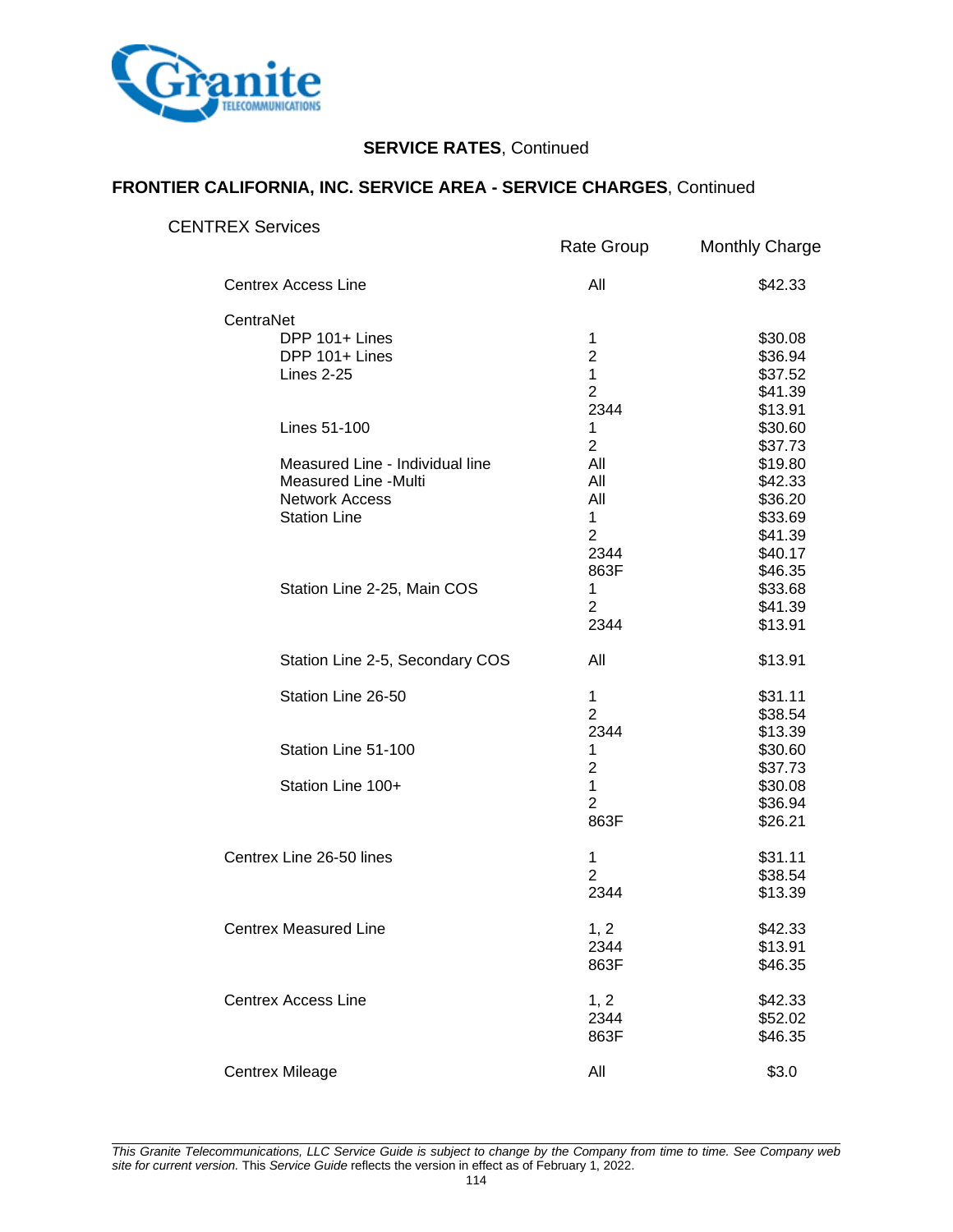**SERVICE RATES**, Continued

**FRONTIER CALIFORNIA, INC. SERVICE AREA - SERVICE CHARGES**, Continued

CENTREX Services

| | Rate Group | Monthly Charge |
|---|---|---|
| Centrex Access Line | All | $42.33 |
| CentraNet | | |
| DPP 101+ Lines | 1 | $30.08 |
| DPP 101+ Lines | 2 | $36.94 |
| Lines 2-25 | 1 | $37.52 |
| | 2 | $41.39 |
| | 2344 | $13.91 |
| Lines 51-100 | 1 | $30.60 |
| | 2 | $37.73 |
| Measured Line - Individual line | All | $19.80 |
| Measured Line -Multi | All | $42.33 |
| Network Access | All | $36.20 |
| Station Line | 1 | $33.69 |
| | 2 | $41.39 |
| | 2344 | $40.17 |
| | 863F | $46.35 |
| Station Line 2-25, Main COS | 1 | $33.68 |
| | 2 | $41.39 |
| | 2344 | $13.91 |
| Station Line 2-5, Secondary COS | All | $13.91 |
| Station Line 26-50 | 1 | $31.11 |
| | 2 | $38.54 |
| | 2344 | $13.39 |
| Station Line 51-100 | 1 | $30.60 |
| | 2 | $37.73 |
| Station Line 100+ | 1 | $30.08 |
| | 2 | $36.94 |
| | 863F | $26.21 |
| Centrex Line 26-50 lines | 1 | $31.11 |
| | 2 | $38.54 |
| | 2344 | $13.39 |
| Centrex Measured Line | 1, 2 | $42.33 |
| | 2344 | $13.91 |
| | 863F | $46.35 |
| Centrex Access Line | 1, 2 | $42.33 |
| | 2344 | $52.02 |
| | 863F | $46.35 |
| Centrex Mileage | All | $3.0 |

*This Granite Telecommunications, LLC Service Guide is subject to change by the Company from time to time. See Company web site for current version.* This *Service Guide* reflects the version in effect as of February 1, 2022.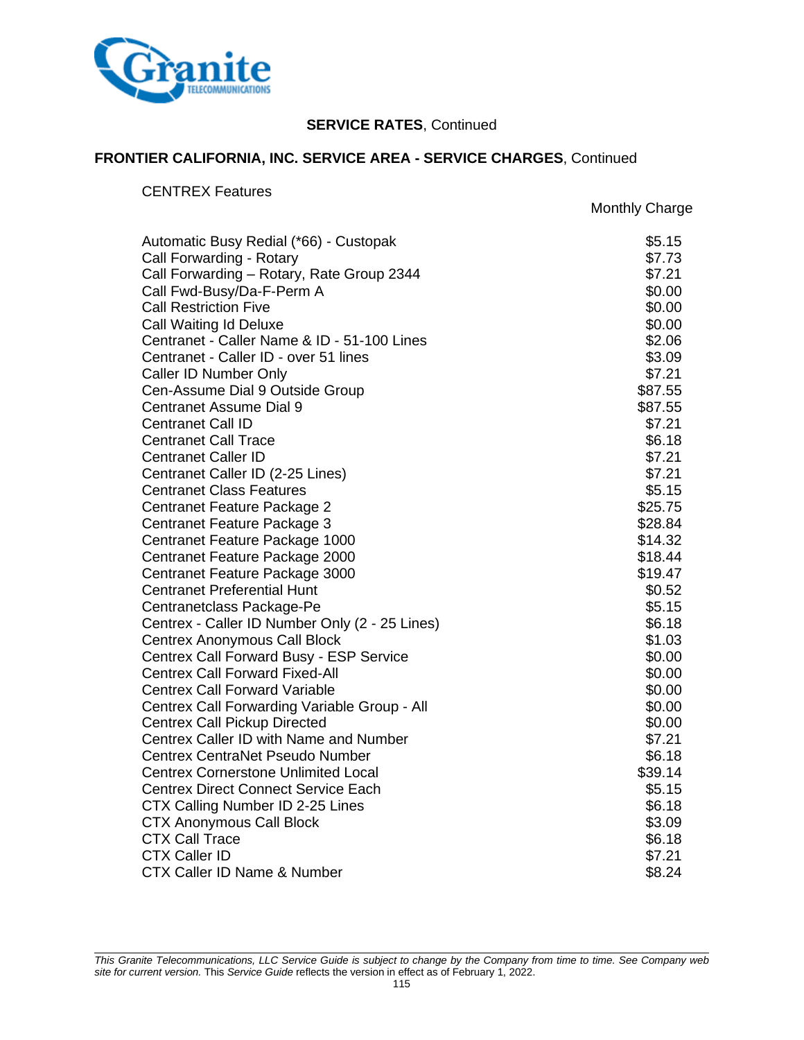**SERVICE RATES**, Continued

**FRONTIER CALIFORNIA, INC. SERVICE AREA - SERVICE CHARGES**, Continued

CENTREX Features

| | Monthly Charge |
|---|---|
| Automatic Busy Redial (*66) - Custopak | $5.15 |
| Call Forwarding - Rotary | $7.73 |
| Call Forwarding – Rotary, Rate Group 2344 | $7.21 |
| Call Fwd-Busy/Da-F-Perm A | $0.00 |
| Call Restriction Five | $0.00 |
| Call Waiting Id Deluxe | $0.00 |
| Centranet - Caller Name & ID - 51-100 Lines | $2.06 |
| Centranet - Caller ID - over 51 lines | $3.09 |
| Caller ID Number Only | $7.21 |
| Cen-Assume Dial 9 Outside Group | $87.55 |
| Centranet Assume Dial 9 | $87.55 |
| Centranet Call ID | $7.21 |
| Centranet Call Trace | $6.18 |
| Centranet Caller ID | $7.21 |
| Centranet Caller ID (2-25 Lines) | $7.21 |
| Centranet Class Features | $5.15 |
| Centranet Feature Package 2 | $25.75 |
| Centranet Feature Package 3 | $28.84 |
| Centranet Feature Package 1000 | $14.32 |
| Centranet Feature Package 2000 | $18.44 |
| Centranet Feature Package 3000 | $19.47 |
| Centranet Preferential Hunt | $0.52 |
| Centranetclass Package-Pe | $5.15 |
| Centrex - Caller ID Number Only (2 - 25 Lines) | $6.18 |
| Centrex Anonymous Call Block | $1.03 |
| Centrex Call Forward Busy - ESP Service | $0.00 |
| Centrex Call Forward Fixed-All | $0.00 |
| Centrex Call Forward Variable | $0.00 |
| Centrex Call Forwarding Variable Group - All | $0.00 |
| Centrex Call Pickup Directed | $0.00 |
| Centrex Caller ID with Name and Number | $7.21 |
| Centrex CentraNet Pseudo Number | $6.18 |
| Centrex Cornerstone Unlimited Local | $39.14 |
| Centrex Direct Connect Service Each | $5.15 |
| CTX Calling Number ID 2-25 Lines | $6.18 |
| CTX Anonymous Call Block | $3.09 |
| CTX Call Trace | $6.18 |
| CTX Caller ID | $7.21 |
| CTX Caller ID Name & Number | $8.24 |

*This Granite Telecommunications, LLC Service Guide is subject to change by the Company from time to time. See Company web site for current version.* This *Service Guide* reflects the version in effect as of February 1, 2022.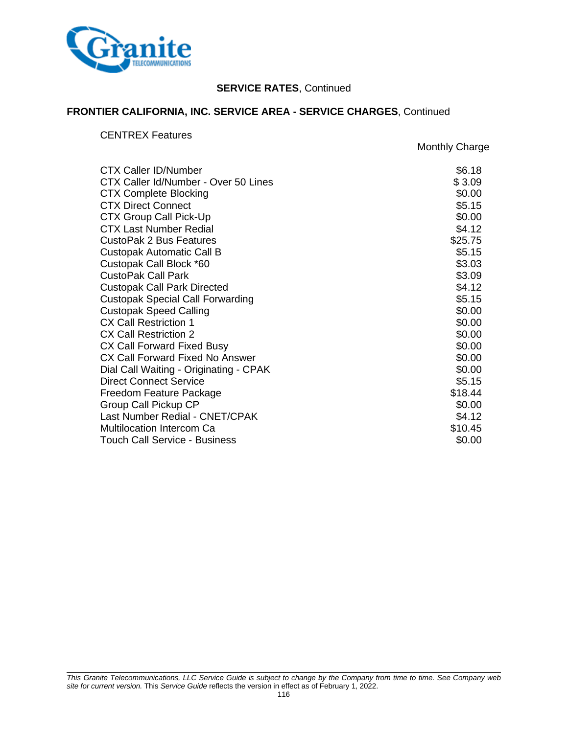**SERVICE RATES**, Continued

**FRONTIER CALIFORNIA, INC. SERVICE AREA - SERVICE CHARGES**, Continued

CENTREX Features

| | Monthly Charge |
|---|---|
| CTX Caller ID/Number | $6.18 |
| CTX Caller Id/Number - Over 50 Lines | $ 3.09 |
| CTX Complete Blocking | $0.00 |
| CTX Direct Connect | $5.15 |
| CTX Group Call Pick-Up | $0.00 |
| CTX Last Number Redial | $4.12 |
| CustoPak 2 Bus Features | $25.75 |
| Custopak Automatic Call B | $5.15 |
| Custopak Call Block *60 | $3.03 |
| CustoPak Call Park | $3.09 |
| Custopak Call Park Directed | $4.12 |
| Custopak Special Call Forwarding | $5.15 |
| Custopak Speed Calling | $0.00 |
| CX Call Restriction 1 | $0.00 |
| CX Call Restriction 2 | $0.00 |
| CX Call Forward Fixed Busy | $0.00 |
| CX Call Forward Fixed No Answer | $0.00 |
| Dial Call Waiting - Originating - CPAK | $0.00 |
| Direct Connect Service | $5.15 |
| Freedom Feature Package | $18.44 |
| Group Call Pickup CP | $0.00 |
| Last Number Redial - CNET/CPAK | $4.12 |
| Multilocation Intercom Ca | $10.45 |
| Touch Call Service - Business | $0.00 |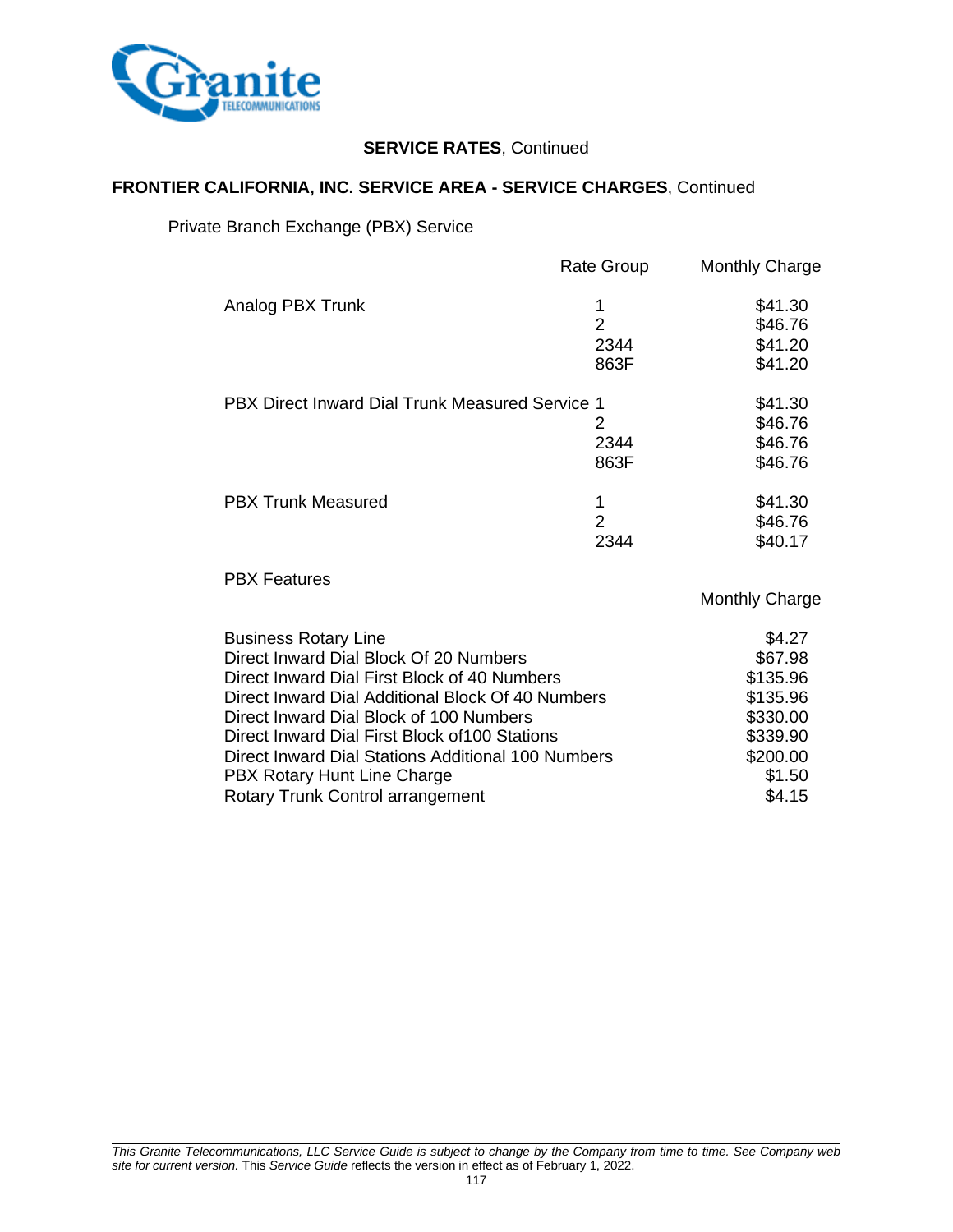**SERVICE RATES**, Continued

**FRONTIER CALIFORNIA, INC. SERVICE AREA - SERVICE CHARGES**, Continued

Private Branch Exchange (PBX) Service

| | Rate Group | Monthly Charge |
|---|---|---|
| Analog PBX Trunk | 1 | $41.30 |
| | 2 | $46.76 |
| | 2344 | $41.20 |
| | 863F | $41.20 |
| PBX Direct Inward Dial Trunk Measured Service | 1 | $41.30 |
| | 2 | $46.76 |
| | 2344 | $46.76 |
| | 863F | $46.76 |
| PBX Trunk Measured | 1 | $41.30 |
| | 2 | $46.76 |
| | 2344 | $40.17 |

PBX Features

| | Monthly Charge |
|---|---|
| Business Rotary Line | $4.27 |
| Direct Inward Dial Block Of 20 Numbers | $67.98 |
| Direct Inward Dial First Block of 40 Numbers | $135.96 |
| Direct Inward Dial Additional Block Of 40 Numbers | $135.96 |
| Direct Inward Dial Block of 100 Numbers | $330.00 |
| Direct Inward Dial First Block of100 Stations | $339.90 |
| Direct Inward Dial Stations Additional 100 Numbers | $200.00 |
| PBX Rotary Hunt Line Charge | $1.50 |
| Rotary Trunk Control arrangement | $4.15 |

*This Granite Telecommunications, LLC Service Guide is subject to change by the Company from time to time. See Company web site for current version.* This *Service Guide* reflects the version in effect as of February 1, 2022.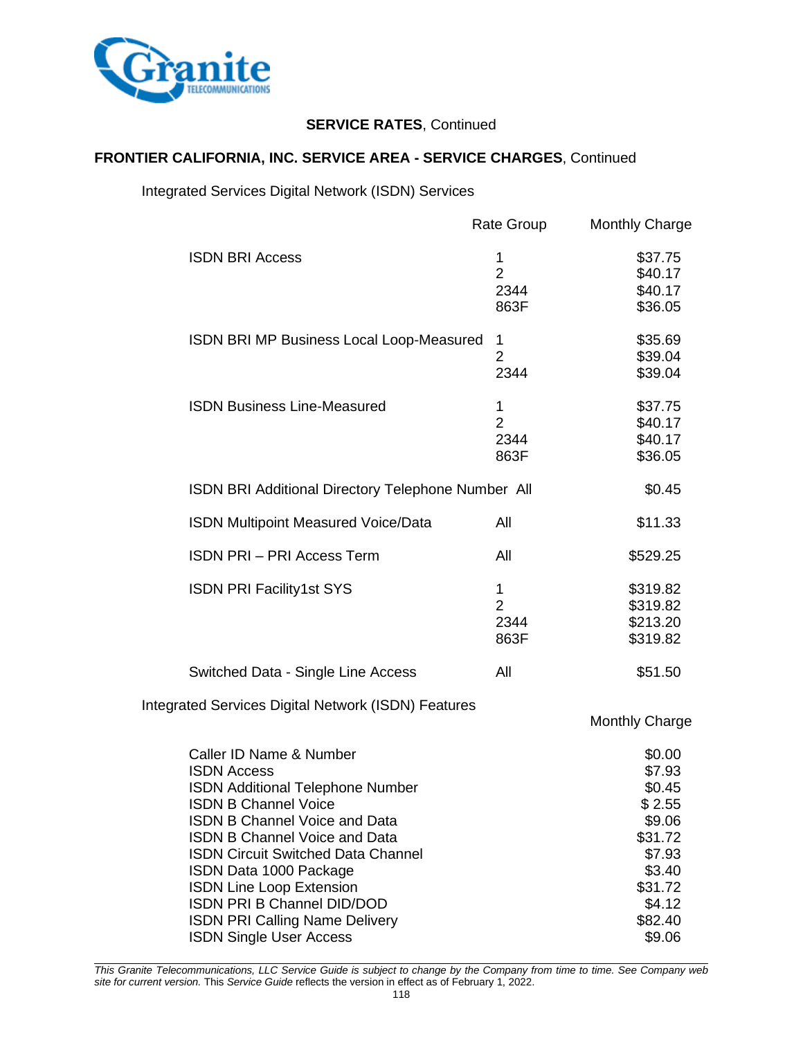**SERVICE RATES**, Continued

**FRONTIER CALIFORNIA, INC. SERVICE AREA - SERVICE CHARGES**, Continued

Integrated Services Digital Network (ISDN) Services

| | Rate Group | Monthly Charge |
|---|---|---|
| ISDN BRI Access | 1 | $37.75 |
| | 2 | $40.17 |
| | 2344 | $40.17 |
| | 863F | $36.05 |
| ISDN BRI MP Business Local Loop-Measured | 1 | $35.69 |
| | 2 | $39.04 |
| | 2344 | $39.04 |
| ISDN Business Line-Measured | 1 | $37.75 |
| | 2 | $40.17 |
| | 2344 | $40.17 |
| | 863F | $36.05 |
| ISDN BRI Additional Directory Telephone Number | All | $0.45 |
| ISDN Multipoint Measured Voice/Data | All | $11.33 |
| ISDN PRI – PRI Access Term | All | $529.25 |
| ISDN PRI Facility1st SYS | 1 | $319.82 |
| | 2 | $319.82 |
| | 2344 | $213.20 |
| | 863F | $319.82 |
| Switched Data - Single Line Access | All | $51.50 |

Integrated Services Digital Network (ISDN) Features

| | Monthly Charge |
|---|---|
| Caller ID Name & Number | $0.00 |
| ISDN Access | $7.93 |
| ISDN Additional Telephone Number | $0.45 |
| ISDN B Channel Voice | $ 2.55 |
| ISDN B Channel Voice and Data | $9.06 |
| ISDN B Channel Voice and Data | $31.72 |
| ISDN Circuit Switched Data Channel | $7.93 |
| ISDN Data 1000 Package | $3.40 |
| ISDN Line Loop Extension | $31.72 |
| ISDN PRI B Channel DID/DOD | $4.12 |
| ISDN PRI Calling Name Delivery | $82.40 |
| ISDN Single User Access | $9.06 |

*This Granite Telecommunications, LLC Service Guide is subject to change by the Company from time to time. See Company web site for current version.* This *Service Guide* reflects the version in effect as of February 1, 2022.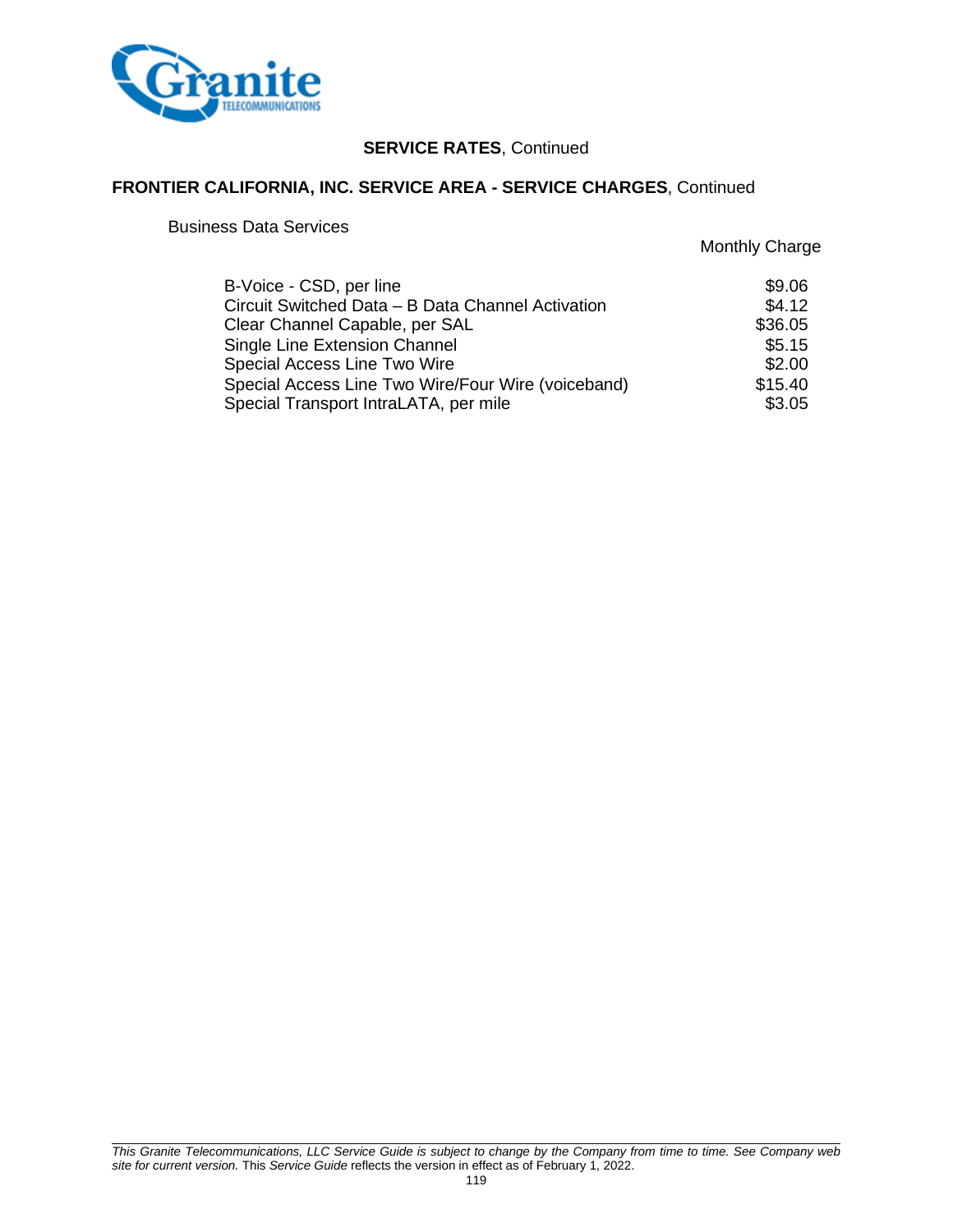**SERVICE RATES**, Continued

**FRONTIER CALIFORNIA, INC. SERVICE AREA - SERVICE CHARGES**, Continued

Business Data Services

| | Monthly Charge |
|---|---|
| B-Voice - CSD, per line | $9.06 |
| Circuit Switched Data – B Data Channel Activation | $4.12 |
| Clear Channel Capable, per SAL | $36.05 |
| Single Line Extension Channel | $5.15 |
| Special Access Line Two Wire | $2.00 |
| Special Access Line Two Wire/Four Wire (voiceband) | $15.40 |
| Special Transport IntraLATA, per mile | $3.05 |

*This Granite Telecommunications, LLC Service Guide is subject to change by the Company from time to time. See Company web site for current version.* This *Service Guide* reflects the version in effect as of February 1, 2022.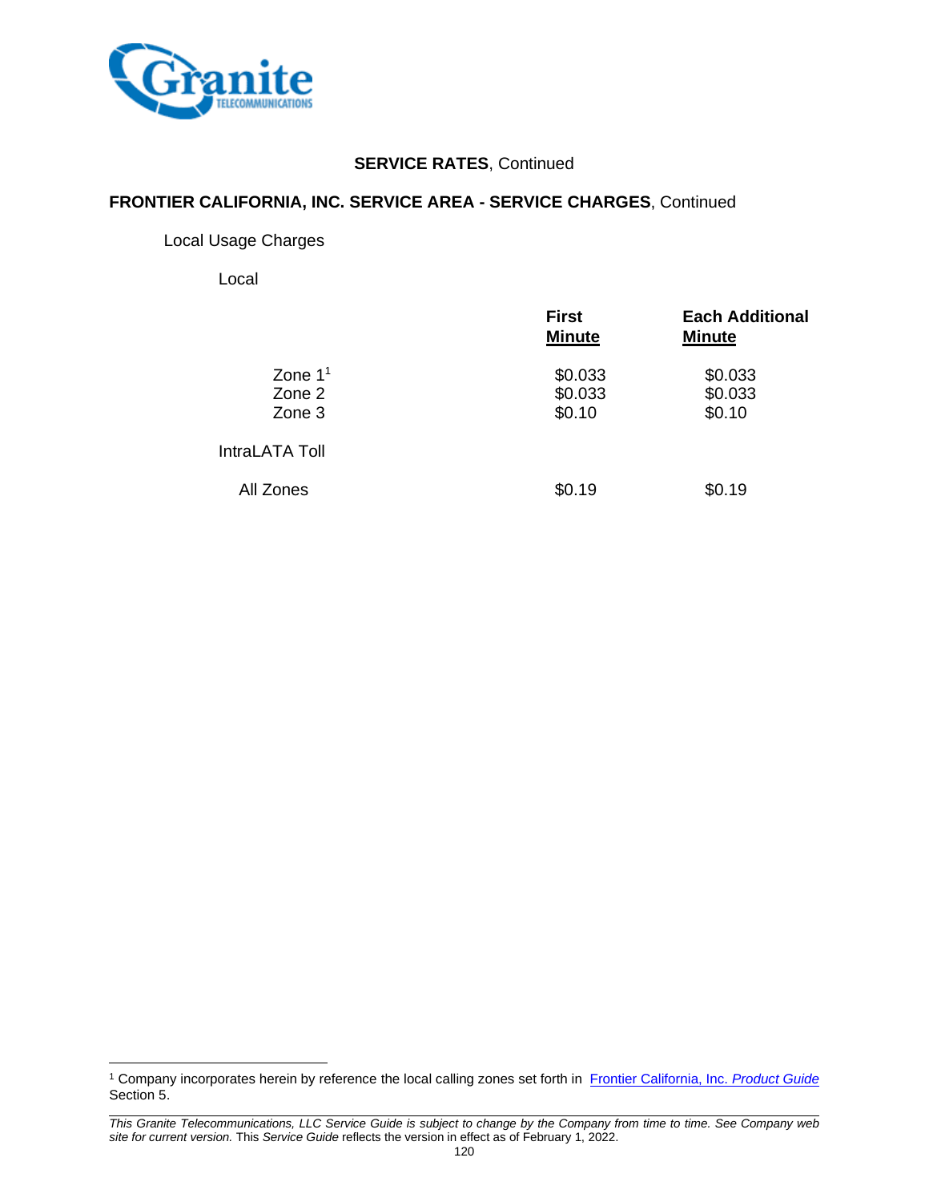**SERVICE RATES**, Continued

**FRONTIER CALIFORNIA, INC. SERVICE AREA - SERVICE CHARGES**, Continued

Local Usage Charges

Local

| | First Minute | Each Additional Minute |
|---|---|---|
| Zone 1[1] | $0.033 | $0.033 |
| Zone 2 | $0.033 | $0.033 |
| Zone 3 | $0.10 | $0.10 |

IntraLATA Toll

| | First Minute | Each Additional Minute |
|---|---|---|
| All Zones | $0.19 | $0.19 |

[1] Company incorporates herein by reference the local calling zones set forth in Frontier California, Inc. *Product Guide* Section 5.

*This Granite Telecommunications, LLC Service Guide is subject to change by the Company from time to time. See Company web site for current version.* This *Service Guide* reflects the version in effect as of February 1, 2022.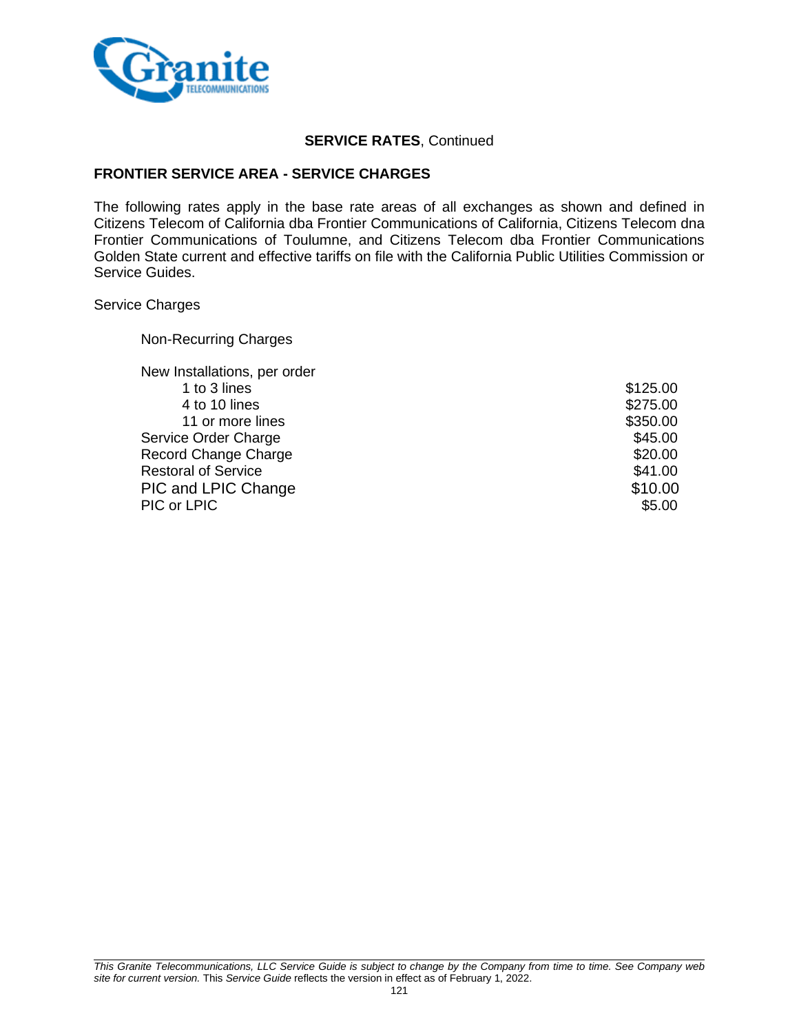**SERVICE RATES**, Continued

**FRONTIER SERVICE AREA - SERVICE CHARGES**

The following rates apply in the base rate areas of all exchanges as shown and defined in Citizens Telecom of California dba Frontier Communications of California, Citizens Telecom dna Frontier Communications of Toulumne, and Citizens Telecom dba Frontier Communications Golden State current and effective tariffs on file with the California Public Utilities Commission or Service Guides.

Service Charges

Non-Recurring Charges

| Charge | Rate |
| --- | --- |
| New Installations, per order | |
| 1 to 3 lines | $125.00 |
| 4 to 10 lines | $275.00 |
| 11 or more lines | $350.00 |
| Service Order Charge | $45.00 |
| Record Change Charge | $20.00 |
| Restoral of Service | $41.00 |
| PIC and LPIC Change | $10.00 |
| PIC or LPIC | $5.00 |

*This Granite Telecommunications, LLC Service Guide is subject to change by the Company from time to time. See Company web site for current version.* This *Service Guide* reflects the version in effect as of February 1, 2022.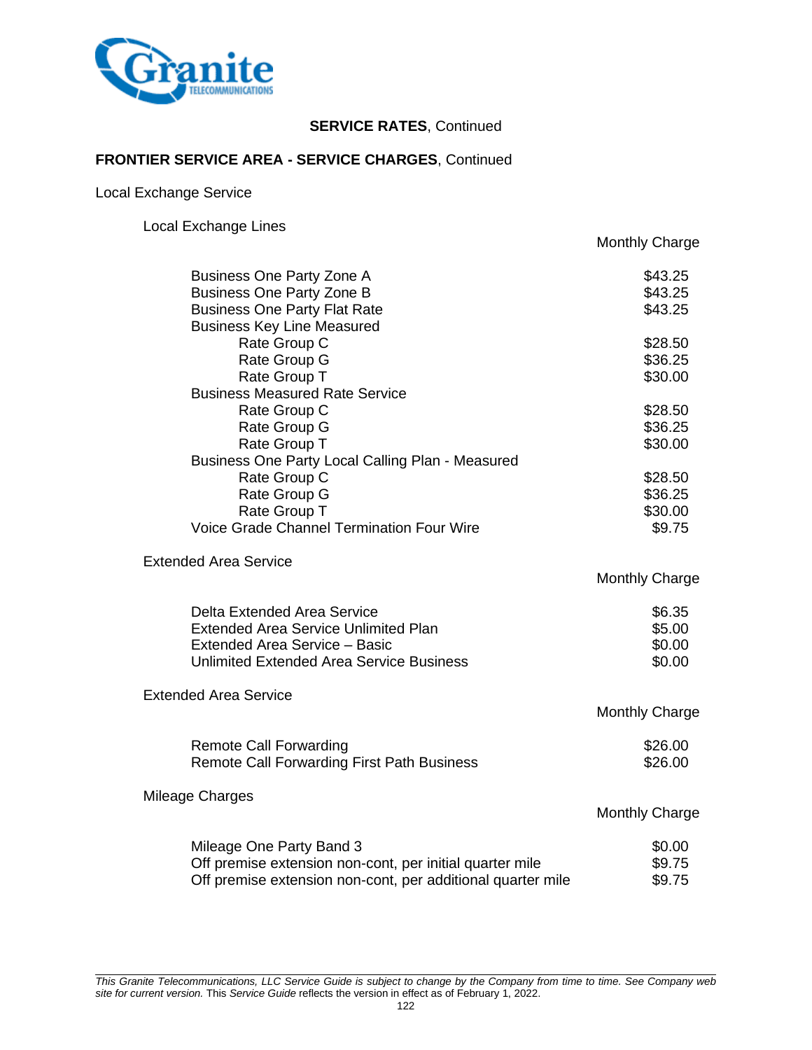**SERVICE RATES**, Continued

**FRONTIER SERVICE AREA - SERVICE CHARGES**, Continued

Local Exchange Service

Local Exchange Lines

| | Monthly Charge |
|---|---|
| Business One Party Zone A | $43.25 |
| Business One Party Zone B | $43.25 |
| Business One Party Flat Rate | $43.25 |
| Business Key Line Measured | |
| Rate Group C | $28.50 |
| Rate Group G | $36.25 |
| Rate Group T | $30.00 |
| Business Measured Rate Service | |
| Rate Group C | $28.50 |
| Rate Group G | $36.25 |
| Rate Group T | $30.00 |
| Business One Party Local Calling Plan - Measured | |
| Rate Group C | $28.50 |
| Rate Group G | $36.25 |
| Rate Group T | $30.00 |
| Voice Grade Channel Termination Four Wire | $9.75 |

Extended Area Service

| | Monthly Charge |
|---|---|
| Delta Extended Area Service | $6.35 |
| Extended Area Service Unlimited Plan | $5.00 |
| Extended Area Service – Basic | $0.00 |
| Unlimited Extended Area Service Business | $0.00 |

Extended Area Service

| | Monthly Charge |
|---|---|
| Remote Call Forwarding | $26.00 |
| Remote Call Forwarding First Path Business | $26.00 |

Mileage Charges

| | Monthly Charge |
|---|---|
| Mileage One Party Band 3 | $0.00 |
| Off premise extension non-cont, per initial quarter mile | $9.75 |
| Off premise extension non-cont, per additional quarter mile | $9.75 |

*This Granite Telecommunications, LLC Service Guide is subject to change by the Company from time to time. See Company web site for current version.* This *Service Guide* reflects the version in effect as of February 1, 2022.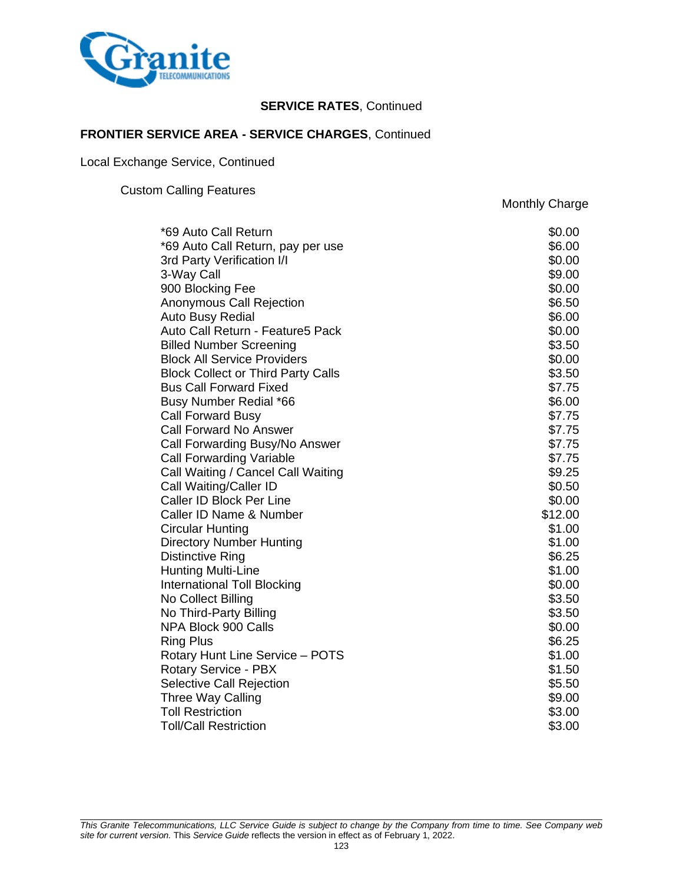**SERVICE RATES**, Continued

**FRONTIER SERVICE AREA - SERVICE CHARGES**, Continued

Local Exchange Service, Continued

Custom Calling Features

| | Monthly Charge |
|---|---|
| *69 Auto Call Return | $0.00 |
| *69 Auto Call Return, pay per use | $6.00 |
| 3rd Party Verification I/I | $0.00 |
| 3-Way Call | $9.00 |
| 900 Blocking Fee | $0.00 |
| Anonymous Call Rejection | $6.50 |
| Auto Busy Redial | $6.00 |
| Auto Call Return - Feature5 Pack | $0.00 |
| Billed Number Screening | $3.50 |
| Block All Service Providers | $0.00 |
| Block Collect or Third Party Calls | $3.50 |
| Bus Call Forward Fixed | $7.75 |
| Busy Number Redial *66 | $6.00 |
| Call Forward Busy | $7.75 |
| Call Forward No Answer | $7.75 |
| Call Forwarding Busy/No Answer | $7.75 |
| Call Forwarding Variable | $7.75 |
| Call Waiting / Cancel Call Waiting | $9.25 |
| Call Waiting/Caller ID | $0.50 |
| Caller ID Block Per Line | $0.00 |
| Caller ID Name & Number | $12.00 |
| Circular Hunting | $1.00 |
| Directory Number Hunting | $1.00 |
| Distinctive Ring | $6.25 |
| Hunting Multi-Line | $1.00 |
| International Toll Blocking | $0.00 |
| No Collect Billing | $3.50 |
| No Third-Party Billing | $3.50 |
| NPA Block 900 Calls | $0.00 |
| Ring Plus | $6.25 |
| Rotary Hunt Line Service – POTS | $1.00 |
| Rotary Service - PBX | $1.50 |
| Selective Call Rejection | $5.50 |
| Three Way Calling | $9.00 |
| Toll Restriction | $3.00 |
| Toll/Call Restriction | $3.00 |

*This Granite Telecommunications, LLC Service Guide is subject to change by the Company from time to time. See Company web site for current version.* This *Service Guide* reflects the version in effect as of February 1, 2022.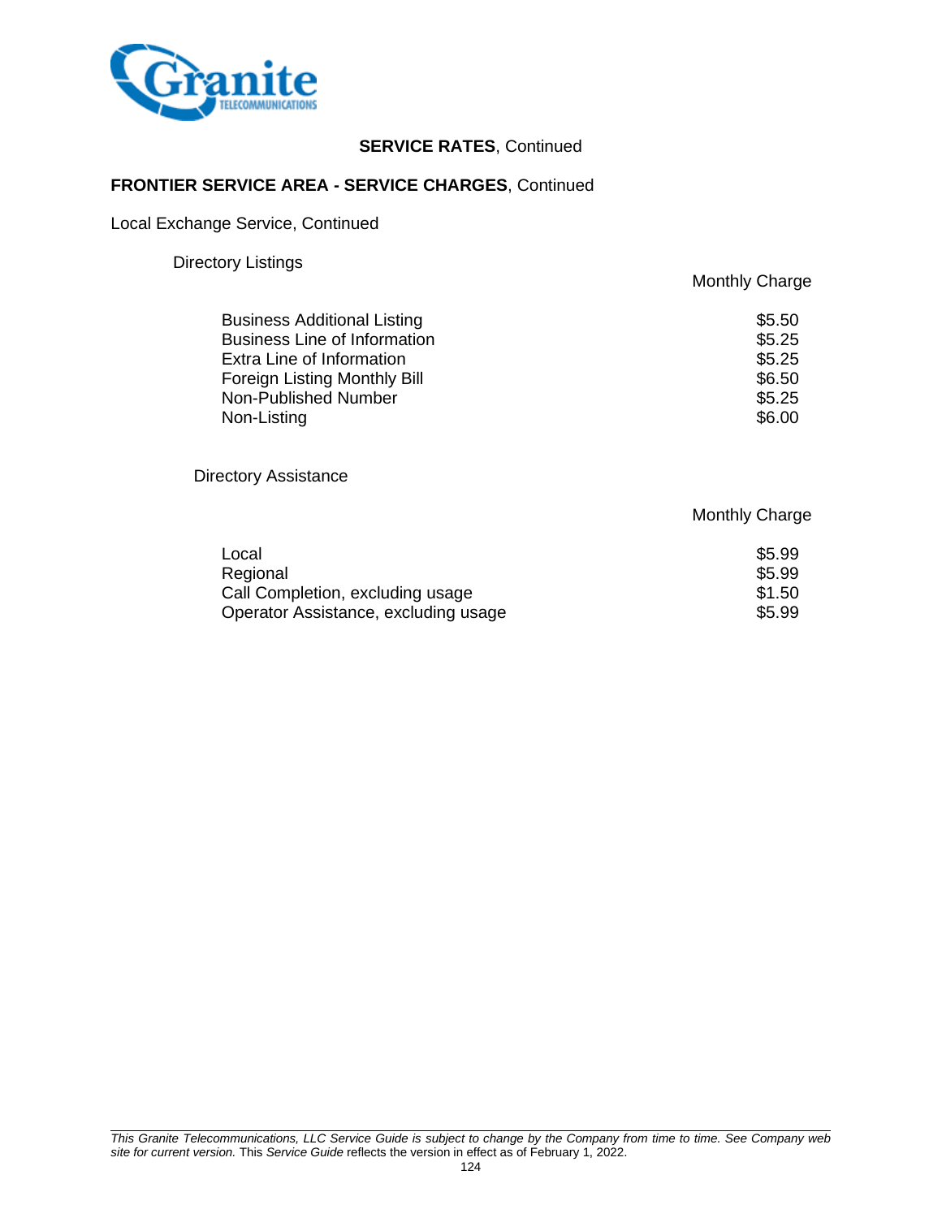**SERVICE RATES**, Continued

**FRONTIER SERVICE AREA - SERVICE CHARGES**, Continued

Local Exchange Service, Continued

Directory Listings

| | Monthly Charge |
|---|---|
| Business Additional Listing | $5.50 |
| Business Line of Information | $5.25 |
| Extra Line of Information | $5.25 |
| Foreign Listing Monthly Bill | $6.50 |
| Non-Published Number | $5.25 |
| Non-Listing | $6.00 |

Directory Assistance

| | Monthly Charge |
|---|---|
| Local | $5.99 |
| Regional | $5.99 |
| Call Completion, excluding usage | $1.50 |
| Operator Assistance, excluding usage | $5.99 |

*This Granite Telecommunications, LLC Service Guide is subject to change by the Company from time to time. See Company web site for current version.* This *Service Guide* reflects the version in effect as of February 1, 2022.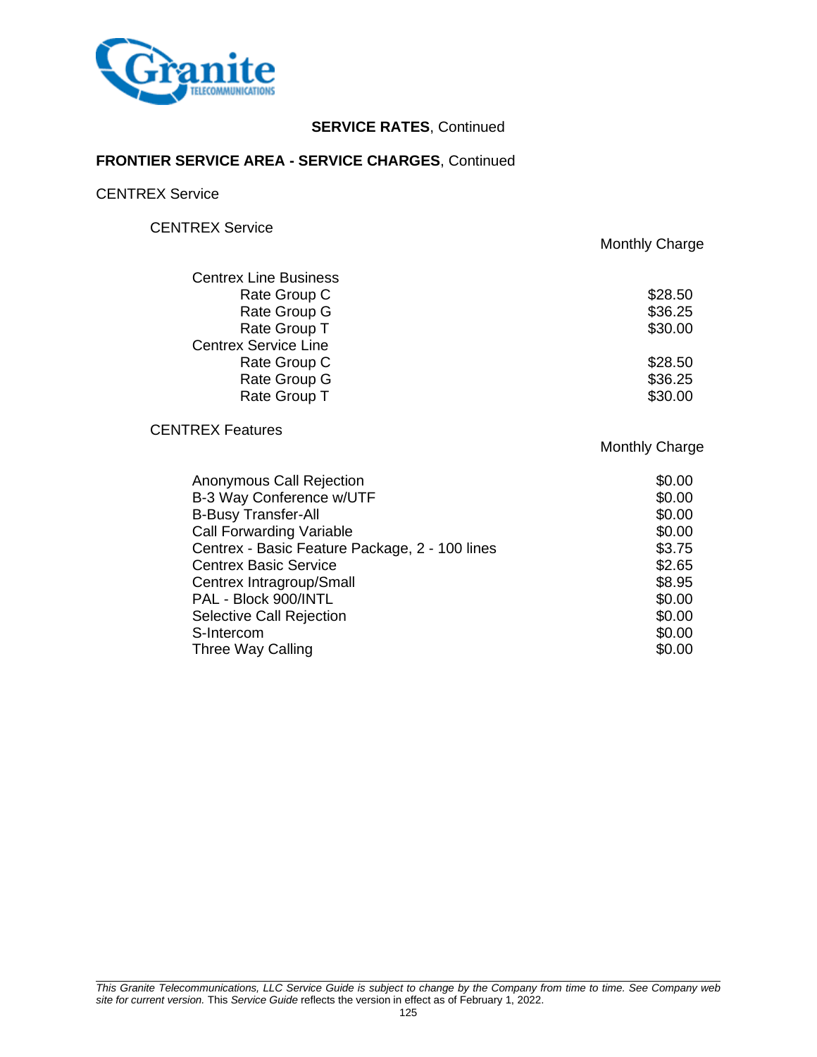**SERVICE RATES**, Continued

**FRONTIER SERVICE AREA - SERVICE CHARGES**, Continued

CENTREX Service

CENTREX Service

| | Monthly Charge |
|---|---|
| Centrex Line Business | |
| Rate Group C | $28.50 |
| Rate Group G | $36.25 |
| Rate Group T | $30.00 |
| Centrex Service Line | |
| Rate Group C | $28.50 |
| Rate Group G | $36.25 |
| Rate Group T | $30.00 |

CENTREX Features

| | Monthly Charge |
|---|---|
| Anonymous Call Rejection | $0.00 |
| B-3 Way Conference w/UTF | $0.00 |
| B-Busy Transfer-All | $0.00 |
| Call Forwarding Variable | $0.00 |
| Centrex - Basic Feature Package, 2 - 100 lines | $3.75 |
| Centrex Basic Service | $2.65 |
| Centrex Intragroup/Small | $8.95 |
| PAL - Block 900/INTL | $0.00 |
| Selective Call Rejection | $0.00 |
| S-Intercom | $0.00 |
| Three Way Calling | $0.00 |

*This Granite Telecommunications, LLC Service Guide is subject to change by the Company from time to time. See Company web site for current version.* This *Service Guide* reflects the version in effect as of February 1, 2022.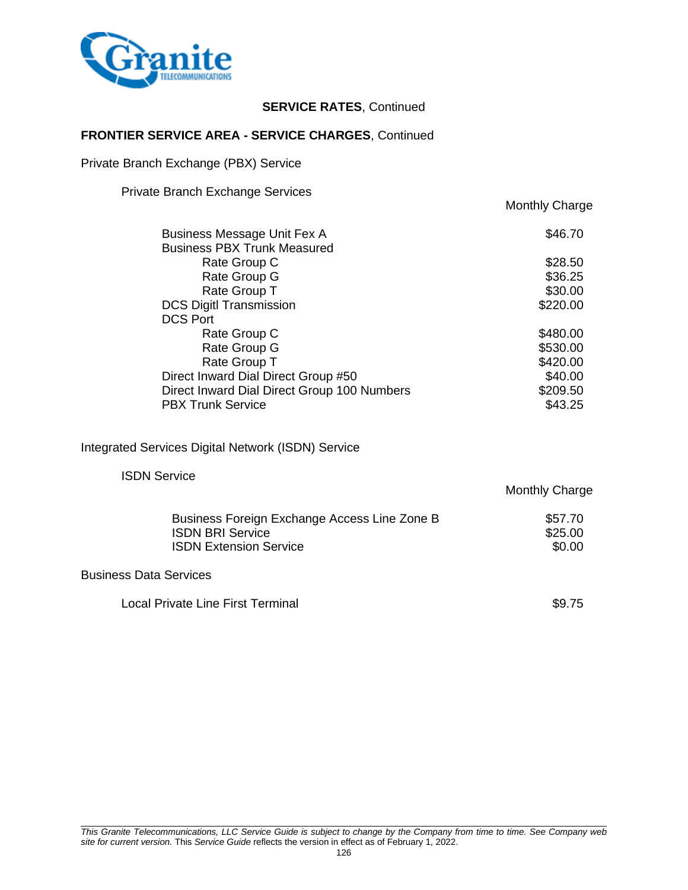**SERVICE RATES**, Continued

**FRONTIER SERVICE AREA - SERVICE CHARGES**, Continued

Private Branch Exchange (PBX) Service

Private Branch Exchange Services

| | Monthly Charge |
|---|---|
| Business Message Unit Fex A | $46.70 |
| Business PBX Trunk Measured | |
| Rate Group C | $28.50 |
| Rate Group G | $36.25 |
| Rate Group T | $30.00 |
| DCS Digitl Transmission | $220.00 |
| DCS Port | |
| Rate Group C | $480.00 |
| Rate Group G | $530.00 |
| Rate Group T | $420.00 |
| Direct Inward Dial Direct Group #50 | $40.00 |
| Direct Inward Dial Direct Group 100 Numbers | $209.50 |
| PBX Trunk Service | $43.25 |

Integrated Services Digital Network (ISDN) Service

ISDN Service

| | Monthly Charge |
|---|---|
| Business Foreign Exchange Access Line Zone B | $57.70 |
| ISDN BRI Service | $25.00 |
| ISDN Extension Service | $0.00 |

Business Data Services

| | |
|---|---|
| Local Private Line First Terminal | $9.75 |

*This Granite Telecommunications, LLC Service Guide is subject to change by the Company from time to time. See Company web site for current version.* This *Service Guide* reflects the version in effect as of February 1, 2022.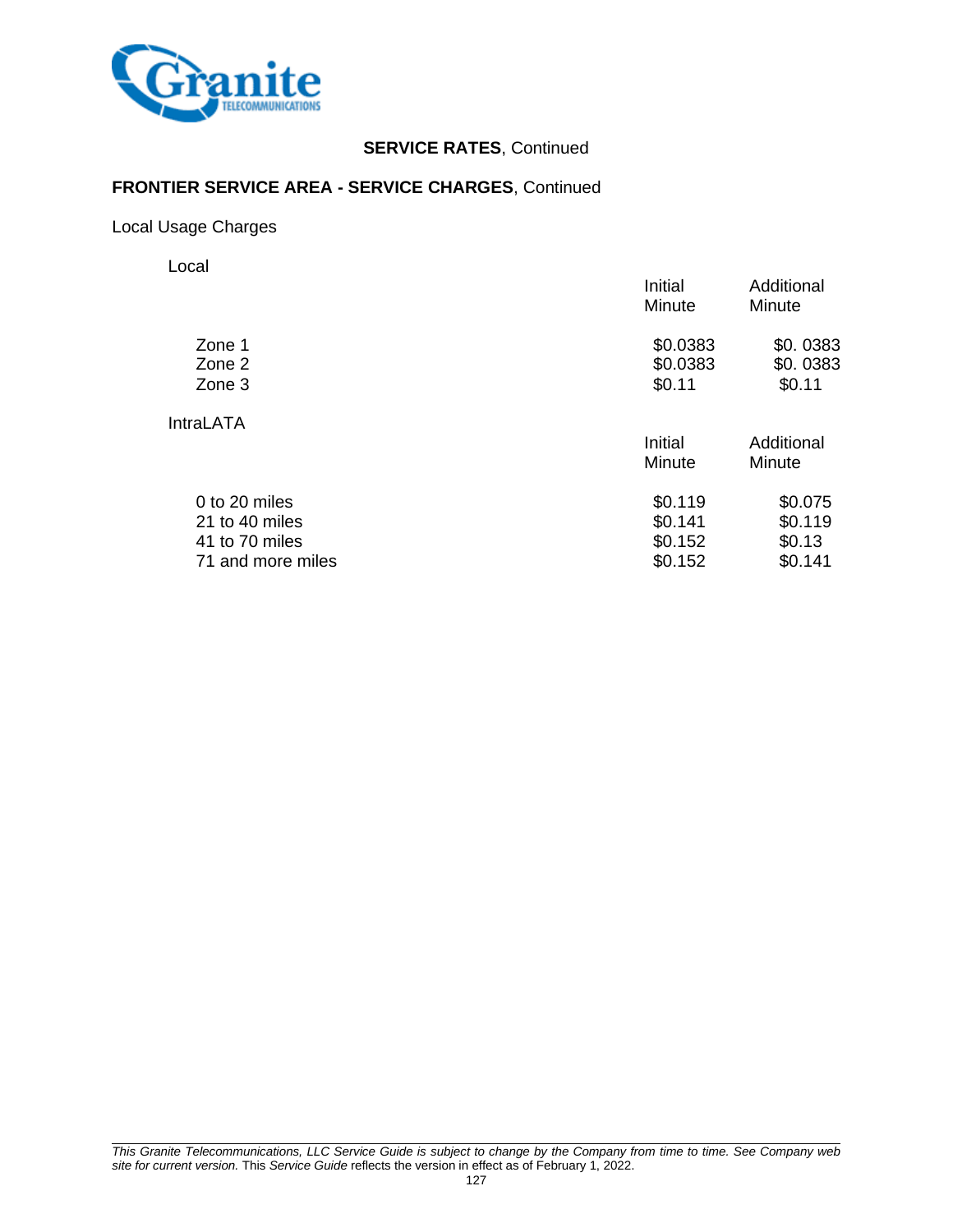**SERVICE RATES**, Continued

**FRONTIER SERVICE AREA - SERVICE CHARGES**, Continued

Local Usage Charges

Local

| | Initial Minute | Additional Minute |
|---|---|---|
| Zone 1 | $0.0383 | $0. 0383 |
| Zone 2 | $0.0383 | $0. 0383 |
| Zone 3 | $0.11 | $0.11 |

IntraLATA

| | Initial Minute | Additional Minute |
|---|---|---|
| 0 to 20 miles | $0.119 | $0.075 |
| 21 to 40 miles | $0.141 | $0.119 |
| 41 to 70 miles | $0.152 | $0.13 |
| 71 and more miles | $0.152 | $0.141 |

*This Granite Telecommunications, LLC Service Guide is subject to change by the Company from time to time. See Company web site for current version.* This *Service Guide* reflects the version in effect as of February 1, 2022.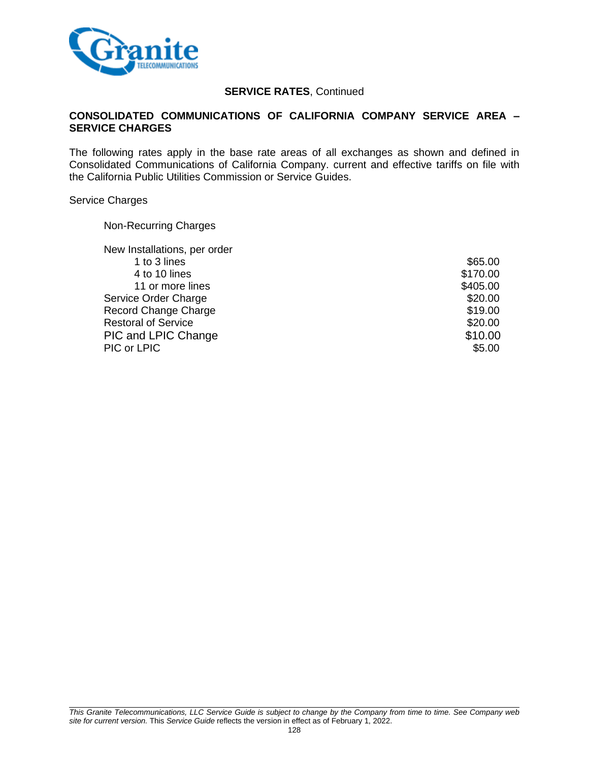**SERVICE RATES**, Continued

**CONSOLIDATED COMMUNICATIONS OF CALIFORNIA COMPANY SERVICE AREA – SERVICE CHARGES**

The following rates apply in the base rate areas of all exchanges as shown and defined in Consolidated Communications of California Company. current and effective tariffs on file with the California Public Utilities Commission or Service Guides.

Service Charges

Non-Recurring Charges

| | |
|---|---|
| New Installations, per order | |
| 1 to 3 lines | $65.00 |
| 4 to 10 lines | $170.00 |
| 11 or more lines | $405.00 |
| Service Order Charge | $20.00 |
| Record Change Charge | $19.00 |
| Restoral of Service | $20.00 |
| PIC and LPIC Change | $10.00 |
| PIC or LPIC | $5.00 |

*This Granite Telecommunications, LLC Service Guide is subject to change by the Company from time to time. See Company web site for current version.* This *Service Guide* reflects the version in effect as of February 1, 2022.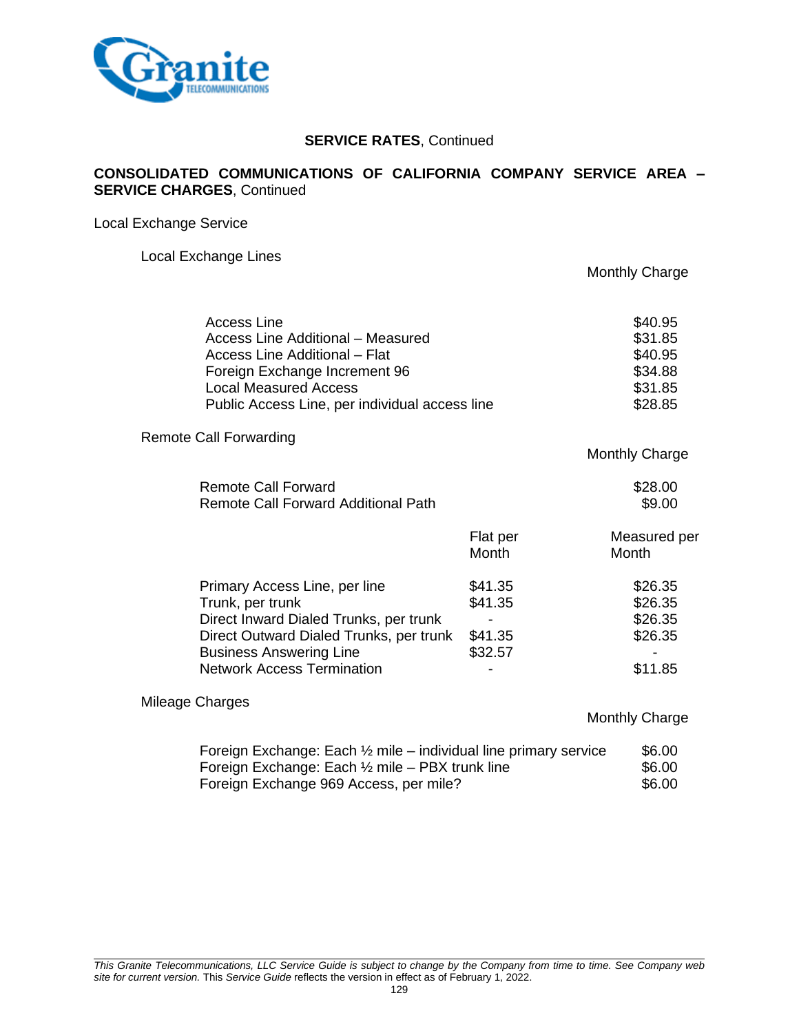**SERVICE RATES**, Continued

**CONSOLIDATED COMMUNICATIONS OF CALIFORNIA COMPANY SERVICE AREA – SERVICE CHARGES**, Continued

Local Exchange Service

Local Exchange Lines

| | Monthly Charge |
|---|---|
| Access Line | $40.95 |
| Access Line Additional – Measured | $31.85 |
| Access Line Additional – Flat | $40.95 |
| Foreign Exchange Increment 96 | $34.88 |
| Local Measured Access | $31.85 |
| Public Access Line, per individual access line | $28.85 |

Remote Call Forwarding

| | Monthly Charge |
|---|---|
| Remote Call Forward | $28.00 |
| Remote Call Forward Additional Path | $9.00 |

| | Flat per Month | Measured per Month |
|---|---|---|
| Primary Access Line, per line | $41.35 | $26.35 |
| Trunk, per trunk | $41.35 | $26.35 |
| Direct Inward Dialed Trunks, per trunk | - | $26.35 |
| Direct Outward Dialed Trunks, per trunk | $41.35 | $26.35 |
| Business Answering Line | $32.57 | - |
| Network Access Termination | - | $11.85 |

Mileage Charges

| | Monthly Charge |
|---|---|
| Foreign Exchange: Each ½ mile – individual line primary service | $6.00 |
| Foreign Exchange: Each ½ mile – PBX trunk line | $6.00 |
| Foreign Exchange 969 Access, per mile? | $6.00 |

*This Granite Telecommunications, LLC Service Guide is subject to change by the Company from time to time. See Company web site for current version.* This *Service Guide* reflects the version in effect as of February 1, 2022.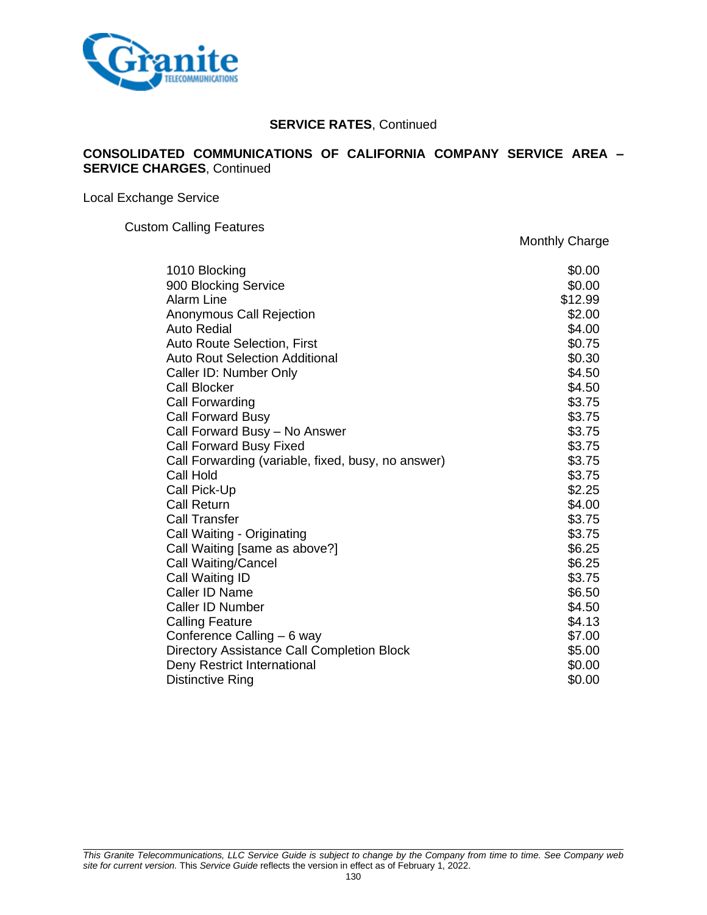## **SERVICE RATES**, Continued

**CONSOLIDATED COMMUNICATIONS OF CALIFORNIA COMPANY SERVICE AREA – SERVICE CHARGES**, Continued

Local Exchange Service

Custom Calling Features

| | Monthly Charge |
|---|---|
| 1010 Blocking | $0.00 |
| 900 Blocking Service | $0.00 |
| Alarm Line | $12.99 |
| Anonymous Call Rejection | $2.00 |
| Auto Redial | $4.00 |
| Auto Route Selection, First | $0.75 |
| Auto Rout Selection Additional | $0.30 |
| Caller ID: Number Only | $4.50 |
| Call Blocker | $4.50 |
| Call Forwarding | $3.75 |
| Call Forward Busy | $3.75 |
| Call Forward Busy – No Answer | $3.75 |
| Call Forward Busy Fixed | $3.75 |
| Call Forwarding (variable, fixed, busy, no answer) | $3.75 |
| Call Hold | $3.75 |
| Call Pick-Up | $2.25 |
| Call Return | $4.00 |
| Call Transfer | $3.75 |
| Call Waiting - Originating | $3.75 |
| Call Waiting [same as above?] | $6.25 |
| Call Waiting/Cancel | $6.25 |
| Call Waiting ID | $3.75 |
| Caller ID Name | $6.50 |
| Caller ID Number | $4.50 |
| Calling Feature | $4.13 |
| Conference Calling – 6 way | $7.00 |
| Directory Assistance Call Completion Block | $5.00 |
| Deny Restrict International | $0.00 |
| Distinctive Ring | $0.00 |

*This Granite Telecommunications, LLC Service Guide is subject to change by the Company from time to time. See Company web site for current version.* This *Service Guide* reflects the version in effect as of February 1, 2022.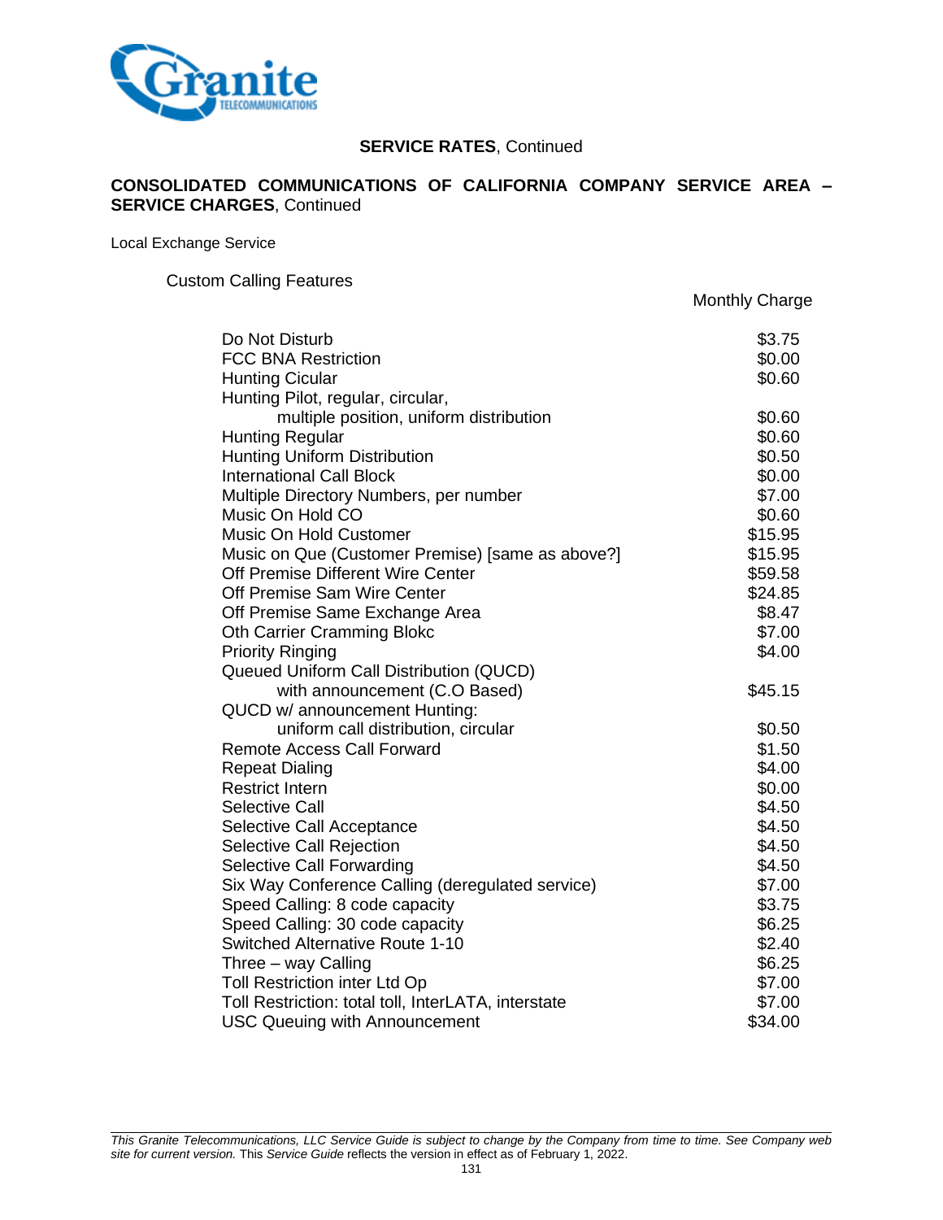## SERVICE RATES, Continued

### CONSOLIDATED COMMUNICATIONS OF CALIFORNIA COMPANY SERVICE AREA – SERVICE CHARGES, Continued

Local Exchange Service

Custom Calling Features

| | Monthly Charge |
|---|---|
| Do Not Disturb | $3.75 |
| FCC BNA Restriction | $0.00 |
| Hunting Cicular | $0.60 |
| Hunting Pilot, regular, circular, multiple position, uniform distribution | $0.60 |
| Hunting Regular | $0.60 |
| Hunting Uniform Distribution | $0.50 |
| International Call Block | $0.00 |
| Multiple Directory Numbers, per number | $7.00 |
| Music On Hold CO | $0.60 |
| Music On Hold Customer | $15.95 |
| Music on Que (Customer Premise) [same as above?] | $15.95 |
| Off Premise Different Wire Center | $59.58 |
| Off Premise Sam Wire Center | $24.85 |
| Off Premise Same Exchange Area | $8.47 |
| Oth Carrier Cramming Blokc | $7.00 |
| Priority Ringing | $4.00 |
| Queued Uniform Call Distribution (QUCD) with announcement (C.O Based) | $45.15 |
| QUCD w/ announcement Hunting: uniform call distribution, circular | $0.50 |
| Remote Access Call Forward | $1.50 |
| Repeat Dialing | $4.00 |
| Restrict Intern | $0.00 |
| Selective Call | $4.50 |
| Selective Call Acceptance | $4.50 |
| Selective Call Rejection | $4.50 |
| Selective Call Forwarding | $4.50 |
| Six Way Conference Calling (deregulated service) | $7.00 |
| Speed Calling: 8 code capacity | $3.75 |
| Speed Calling: 30 code capacity | $6.25 |
| Switched Alternative Route 1-10 | $2.40 |
| Three – way Calling | $6.25 |
| Toll Restriction inter Ltd Op | $7.00 |
| Toll Restriction: total toll, InterLATA, interstate | $7.00 |
| USC Queuing with Announcement | $34.00 |

*This Granite Telecommunications, LLC Service Guide is subject to change by the Company from time to time. See Company web site for current version.* This *Service Guide* reflects the version in effect as of February 1, 2022.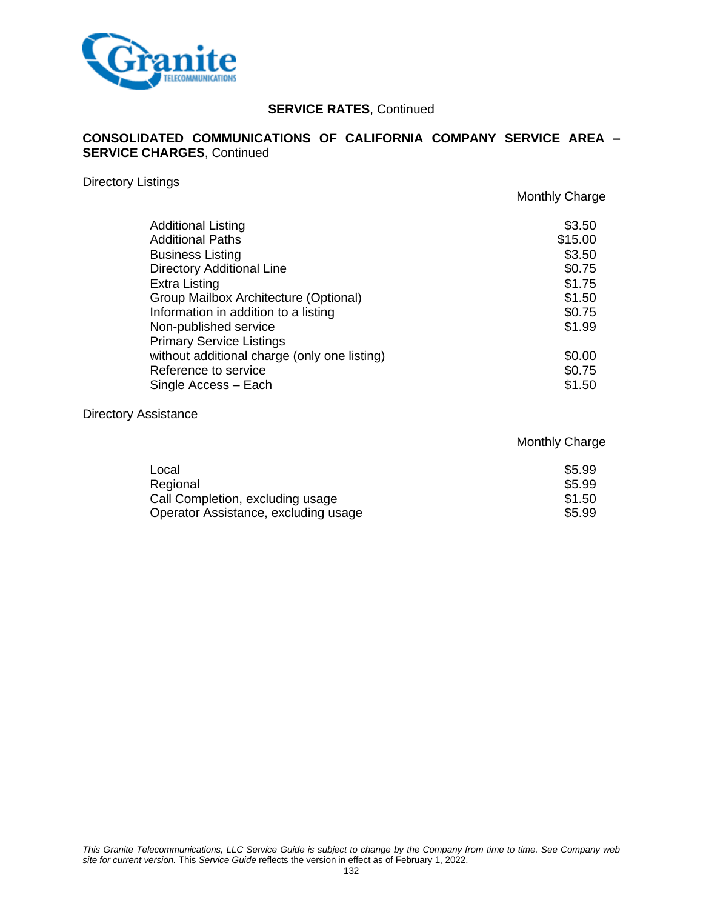**SERVICE RATES**, Continued

**CONSOLIDATED COMMUNICATIONS OF CALIFORNIA COMPANY SERVICE AREA – SERVICE CHARGES**, Continued

Directory Listings

| | Monthly Charge |
|---|---|
| Additional Listing | $3.50 |
| Additional Paths | $15.00 |
| Business Listing | $3.50 |
| Directory Additional Line | $0.75 |
| Extra Listing | $1.75 |
| Group Mailbox Architecture (Optional) | $1.50 |
| Information in addition to a listing | $0.75 |
| Non-published service | $1.99 |
| Primary Service Listings without additional charge (only one listing) | $0.00 |
| Reference to service | $0.75 |
| Single Access – Each | $1.50 |

Directory Assistance

| | Monthly Charge |
|---|---|
| Local | $5.99 |
| Regional | $5.99 |
| Call Completion, excluding usage | $1.50 |
| Operator Assistance, excluding usage | $5.99 |

*This Granite Telecommunications, LLC Service Guide is subject to change by the Company from time to time. See Company web site for current version.* This *Service Guide* reflects the version in effect as of February 1, 2022.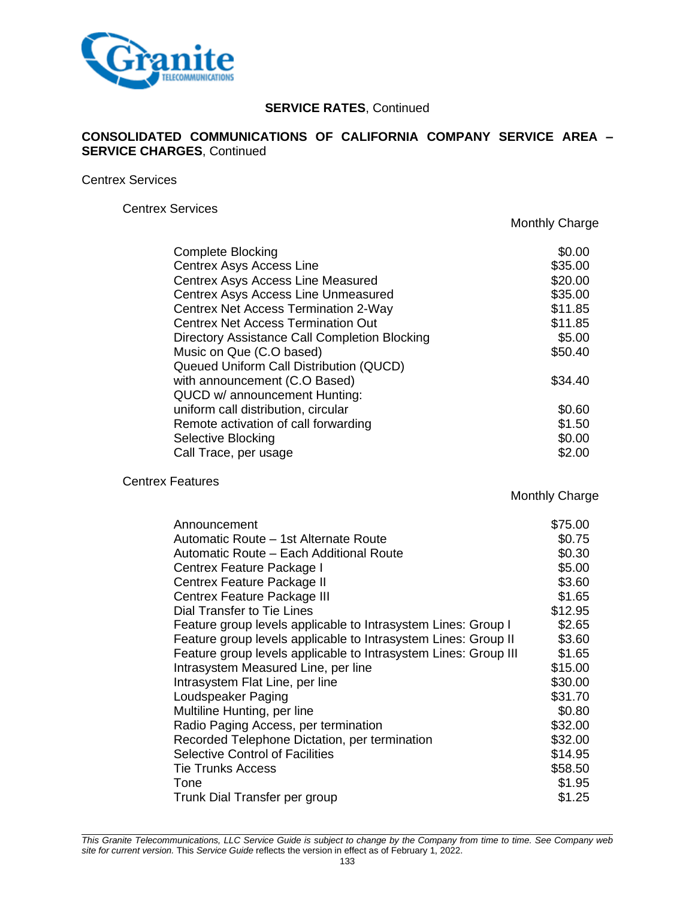**SERVICE RATES**, Continued

**CONSOLIDATED COMMUNICATIONS OF CALIFORNIA COMPANY SERVICE AREA – SERVICE CHARGES**, Continued

Centrex Services

Centrex Services

| | Monthly Charge |
|---|---|
| Complete Blocking | $0.00 |
| Centrex Asys Access Line | $35.00 |
| Centrex Asys Access Line Measured | $20.00 |
| Centrex Asys Access Line Unmeasured | $35.00 |
| Centrex Net Access Termination 2-Way | $11.85 |
| Centrex Net Access Termination Out | $11.85 |
| Directory Assistance Call Completion Blocking | $5.00 |
| Music on Que (C.O based) | $50.40 |
| Queued Uniform Call Distribution (QUCD) with announcement (C.O Based) | $34.40 |
| QUCD w/ announcement Hunting: uniform call distribution, circular | $0.60 |
| Remote activation of call forwarding | $1.50 |
| Selective Blocking | $0.00 |
| Call Trace, per usage | $2.00 |

Centrex Features

| | Monthly Charge |
|---|---|
| Announcement | $75.00 |
| Automatic Route – 1st Alternate Route | $0.75 |
| Automatic Route – Each Additional Route | $0.30 |
| Centrex Feature Package I | $5.00 |
| Centrex Feature Package II | $3.60 |
| Centrex Feature Package III | $1.65 |
| Dial Transfer to Tie Lines | $12.95 |
| Feature group levels applicable to Intrasystem Lines: Group I | $2.65 |
| Feature group levels applicable to Intrasystem Lines: Group II | $3.60 |
| Feature group levels applicable to Intrasystem Lines: Group III | $1.65 |
| Intrasystem Measured Line, per line | $15.00 |
| Intrasystem Flat Line, per line | $30.00 |
| Loudspeaker Paging | $31.70 |
| Multiline Hunting, per line | $0.80 |
| Radio Paging Access, per termination | $32.00 |
| Recorded Telephone Dictation, per termination | $32.00 |
| Selective Control of Facilities | $14.95 |
| Tie Trunks Access | $58.50 |
| Tone | $1.95 |
| Trunk Dial Transfer per group | $1.25 |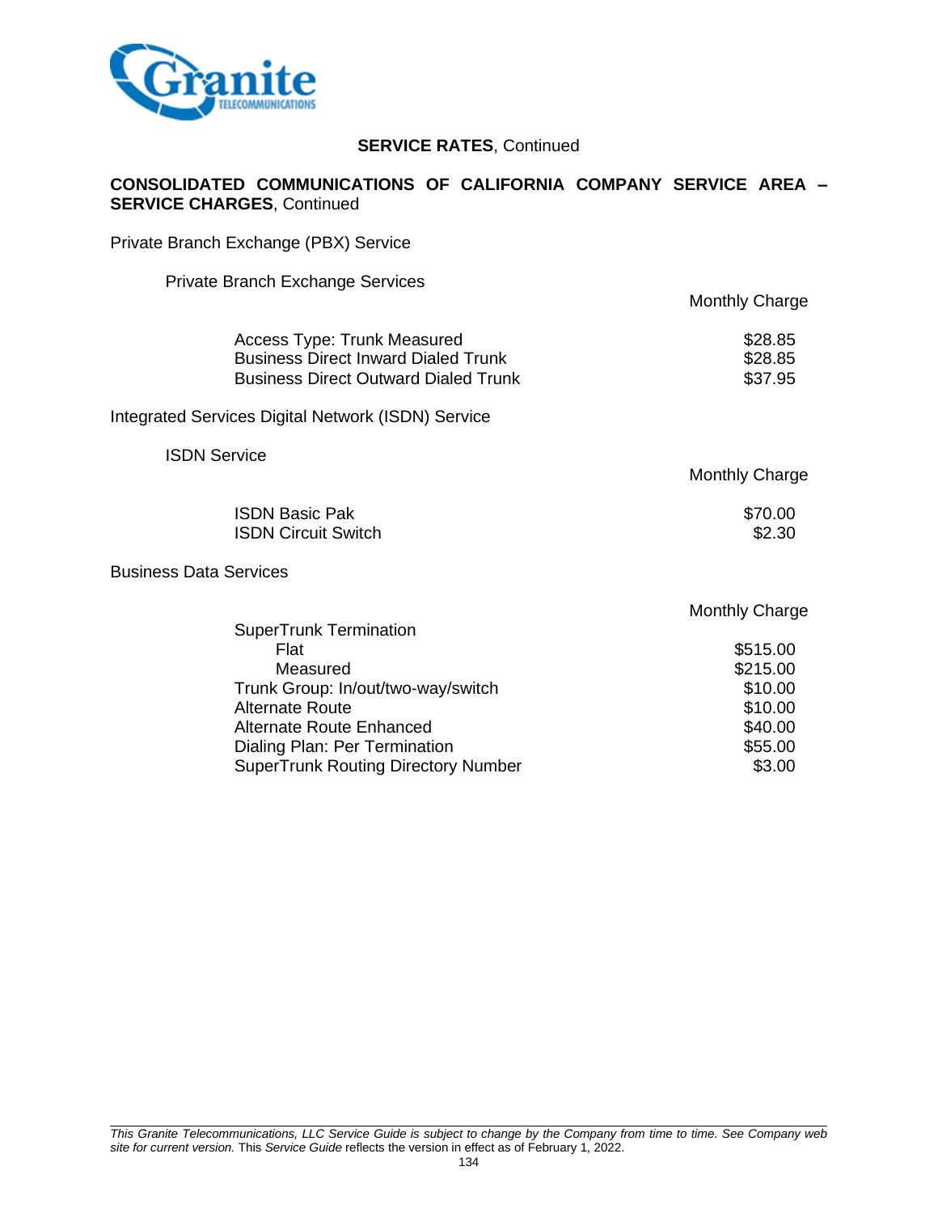**SERVICE RATES**, Continued

**CONSOLIDATED COMMUNICATIONS OF CALIFORNIA COMPANY SERVICE AREA – SERVICE CHARGES**, Continued

Private Branch Exchange (PBX) Service

Private Branch Exchange Services

| | Monthly Charge |
|---|---|
| Access Type: Trunk Measured | $28.85 |
| Business Direct Inward Dialed Trunk | $28.85 |
| Business Direct Outward Dialed Trunk | $37.95 |

Integrated Services Digital Network (ISDN) Service

ISDN Service

| | Monthly Charge |
|---|---|
| ISDN Basic Pak | $70.00 |
| ISDN Circuit Switch | $2.30 |

Business Data Services

| | Monthly Charge |
|---|---|
| SuperTrunk Termination | |
| Flat | $515.00 |
| Measured | $215.00 |
| Trunk Group: In/out/two-way/switch | $10.00 |
| Alternate Route | $10.00 |
| Alternate Route Enhanced | $40.00 |
| Dialing Plan: Per Termination | $55.00 |
| SuperTrunk Routing Directory Number | $3.00 |

*This Granite Telecommunications, LLC Service Guide is subject to change by the Company from time to time. See Company web site for current version.* This *Service Guide* reflects the version in effect as of February 1, 2022.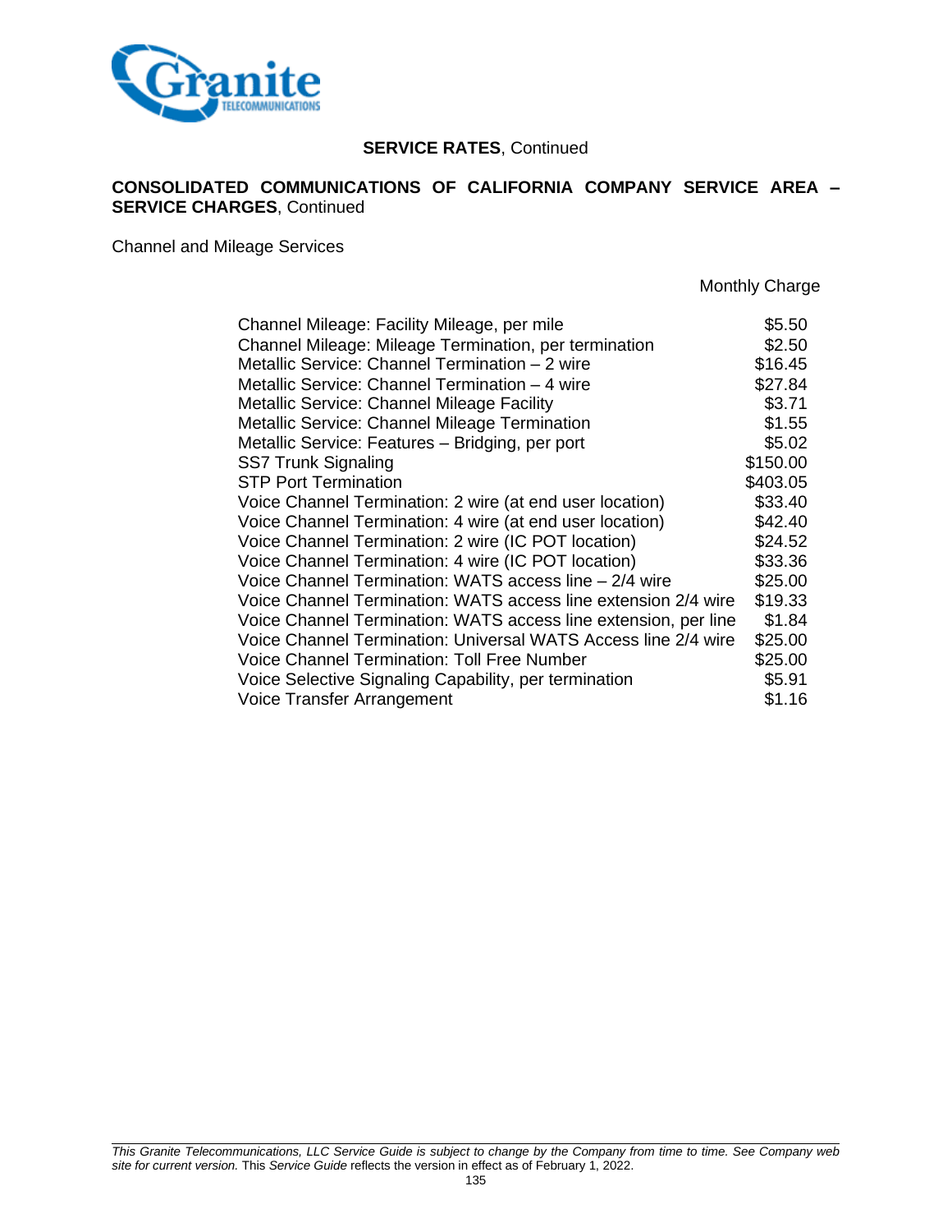**SERVICE RATES**, Continued

**CONSOLIDATED COMMUNICATIONS OF CALIFORNIA COMPANY SERVICE AREA – SERVICE CHARGES**, Continued

Channel and Mileage Services

| | Monthly Charge |
|---|---|
| Channel Mileage: Facility Mileage, per mile | $5.50 |
| Channel Mileage: Mileage Termination, per termination | $2.50 |
| Metallic Service: Channel Termination – 2 wire | $16.45 |
| Metallic Service: Channel Termination – 4 wire | $27.84 |
| Metallic Service: Channel Mileage Facility | $3.71 |
| Metallic Service: Channel Mileage Termination | $1.55 |
| Metallic Service: Features – Bridging, per port | $5.02 |
| SS7 Trunk Signaling | $150.00 |
| STP Port Termination | $403.05 |
| Voice Channel Termination: 2 wire (at end user location) | $33.40 |
| Voice Channel Termination: 4 wire (at end user location) | $42.40 |
| Voice Channel Termination: 2 wire (IC POT location) | $24.52 |
| Voice Channel Termination: 4 wire (IC POT location) | $33.36 |
| Voice Channel Termination: WATS access line – 2/4 wire | $25.00 |
| Voice Channel Termination: WATS access line extension 2/4 wire | $19.33 |
| Voice Channel Termination: WATS access line extension, per line | $1.84 |
| Voice Channel Termination: Universal WATS Access line 2/4 wire | $25.00 |
| Voice Channel Termination: Toll Free Number | $25.00 |
| Voice Selective Signaling Capability, per termination | $5.91 |
| Voice Transfer Arrangement | $1.16 |

*This Granite Telecommunications, LLC Service Guide is subject to change by the Company from time to time. See Company web site for current version.* This *Service Guide* reflects the version in effect as of February 1, 2022.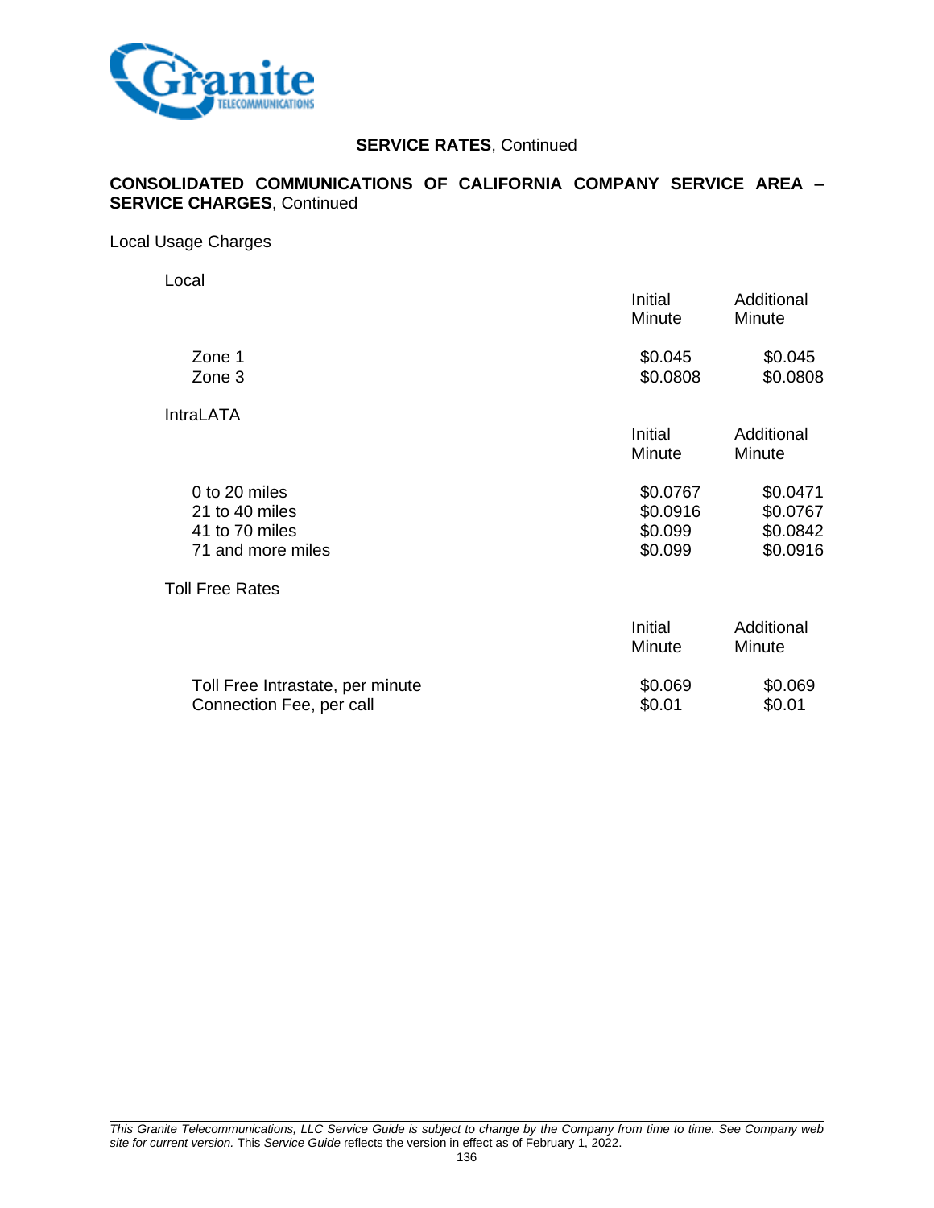**SERVICE RATES**, Continued

**CONSOLIDATED COMMUNICATIONS OF CALIFORNIA COMPANY SERVICE AREA – SERVICE CHARGES**, Continued

Local Usage Charges

Local

| | Initial Minute | Additional Minute |
|---|---|---|
| Zone 1 | $0.045 | $0.045 |
| Zone 3 | $0.0808 | $0.0808 |

IntraLATA

| | Initial Minute | Additional Minute |
|---|---|---|
| 0 to 20 miles | $0.0767 | $0.0471 |
| 21 to 40 miles | $0.0916 | $0.0767 |
| 41 to 70 miles | $0.099 | $0.0842 |
| 71 and more miles | $0.099 | $0.0916 |

Toll Free Rates

| | Initial Minute | Additional Minute |
|---|---|---|
| Toll Free Intrastate, per minute | $0.069 | $0.069 |
| Connection Fee, per call | $0.01 | $0.01 |

*This Granite Telecommunications, LLC Service Guide is subject to change by the Company from time to time. See Company web site for current version.* This *Service Guide* reflects the version in effect as of February 1, 2022.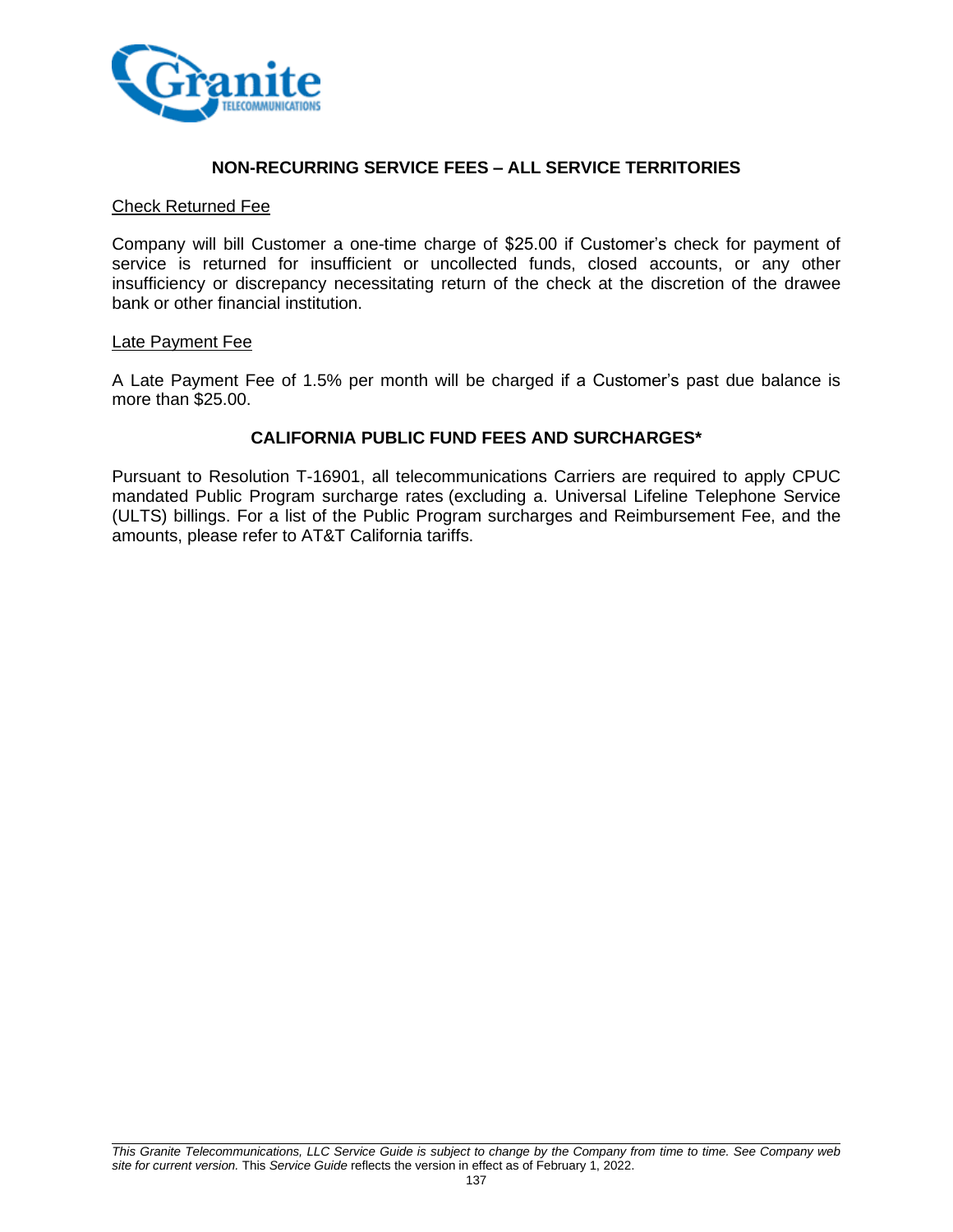## NON-RECURRING SERVICE FEES – ALL SERVICE TERRITORIES

Check Returned Fee

Company will bill Customer a one-time charge of $25.00 if Customer's check for payment of service is returned for insufficient or uncollected funds, closed accounts, or any other insufficiency or discrepancy necessitating return of the check at the discretion of the drawee bank or other financial institution.

Late Payment Fee

A Late Payment Fee of 1.5% per month will be charged if a Customer's past due balance is more than $25.00.

## CALIFORNIA PUBLIC FUND FEES AND SURCHARGES*

Pursuant to Resolution T-16901, all telecommunications Carriers are required to apply CPUC mandated Public Program surcharge rates (excluding a. Universal Lifeline Telephone Service (ULTS) billings. For a list of the Public Program surcharges and Reimbursement Fee, and the amounts, please refer to AT&T California tariffs.

*This Granite Telecommunications, LLC Service Guide is subject to change by the Company from time to time. See Company web site for current version.* This *Service Guide* reflects the version in effect as of February 1, 2022.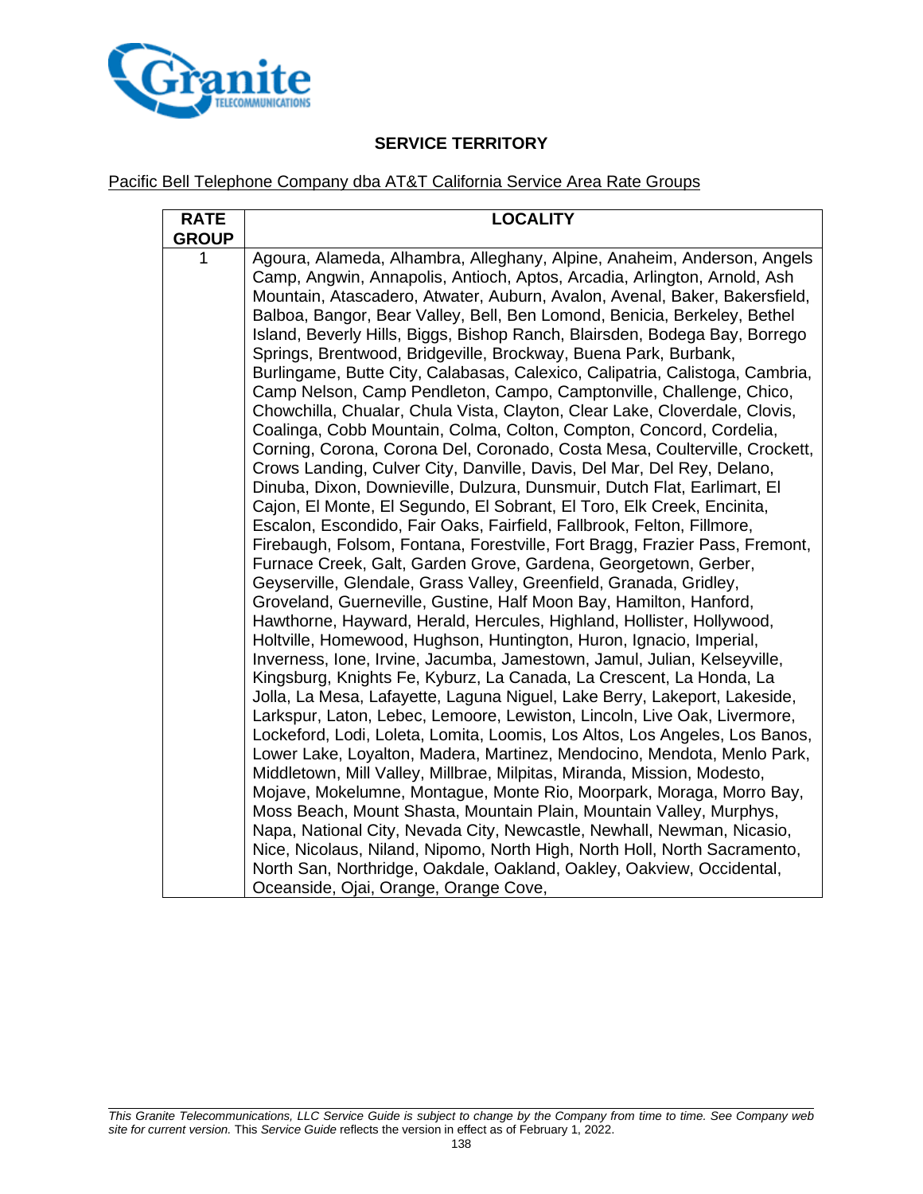## SERVICE TERRITORY

Pacific Bell Telephone Company dba AT&T California Service Area Rate Groups

| RATE GROUP | LOCALITY |
|---|---|
| 1 | Agoura, Alameda, Alhambra, Alleghany, Alpine, Anaheim, Anderson, Angels Camp, Angwin, Annapolis, Antioch, Aptos, Arcadia, Arlington, Arnold, Ash Mountain, Atascadero, Atwater, Auburn, Avalon, Avenal, Baker, Bakersfield, Balboa, Bangor, Bear Valley, Bell, Ben Lomond, Benicia, Berkeley, Bethel Island, Beverly Hills, Biggs, Bishop Ranch, Blairsden, Bodega Bay, Borrego Springs, Brentwood, Bridgeville, Brockway, Buena Park, Burbank, Burlingame, Butte City, Calabasas, Calexico, Calipatria, Calistoga, Cambria, Camp Nelson, Camp Pendleton, Campo, Camptonville, Challenge, Chico, Chowchilla, Chualar, Chula Vista, Clayton, Clear Lake, Cloverdale, Clovis, Coalinga, Cobb Mountain, Colma, Colton, Compton, Concord, Cordelia, Corning, Corona, Corona Del, Coronado, Costa Mesa, Coulterville, Crockett, Crows Landing, Culver City, Danville, Davis, Del Mar, Del Rey, Delano, Dinuba, Dixon, Downieville, Dulzura, Dunsmuir, Dutch Flat, Earlimart, El Cajon, El Monte, El Segundo, El Sobrant, El Toro, Elk Creek, Encinita, Escalon, Escondido, Fair Oaks, Fairfield, Fallbrook, Felton, Fillmore, Firebaugh, Folsom, Fontana, Forestville, Fort Bragg, Frazier Pass, Fremont, Furnace Creek, Galt, Garden Grove, Gardena, Georgetown, Gerber, Geyserville, Glendale, Grass Valley, Greenfield, Granada, Gridley, Groveland, Guerneville, Gustine, Half Moon Bay, Hamilton, Hanford, Hawthorne, Hayward, Herald, Hercules, Highland, Hollister, Hollywood, Holtville, Homewood, Hughson, Huntington, Huron, Ignacio, Imperial, Inverness, Ione, Irvine, Jacumba, Jamestown, Jamul, Julian, Kelseyville, Kingsburg, Knights Fe, Kyburz, La Canada, La Crescent, La Honda, La Jolla, La Mesa, Lafayette, Laguna Niguel, Lake Berry, Lakeport, Lakeside, Larkspur, Laton, Lebec, Lemoore, Lewiston, Lincoln, Live Oak, Livermore, Lockeford, Lodi, Loleta, Lomita, Loomis, Los Altos, Los Angeles, Los Banos, Lower Lake, Loyalton, Madera, Martinez, Mendocino, Mendota, Menlo Park, Middletown, Mill Valley, Millbrae, Milpitas, Miranda, Mission, Modesto, Mojave, Mokelumne, Montague, Monte Rio, Moorpark, Moraga, Morro Bay, Moss Beach, Mount Shasta, Mountain Plain, Mountain Valley, Murphys, Napa, National City, Nevada City, Newcastle, Newhall, Newman, Nicasio, Nice, Nicolaus, Niland, Nipomo, North High, North Holl, North Sacramento, North San, Northridge, Oakdale, Oakland, Oakley, Oakview, Occidental, Oceanside, Ojai, Orange, Orange Cove, |

*This Granite Telecommunications, LLC Service Guide is subject to change by the Company from time to time. See Company web site for current version.* This *Service Guide* reflects the version in effect as of February 1, 2022.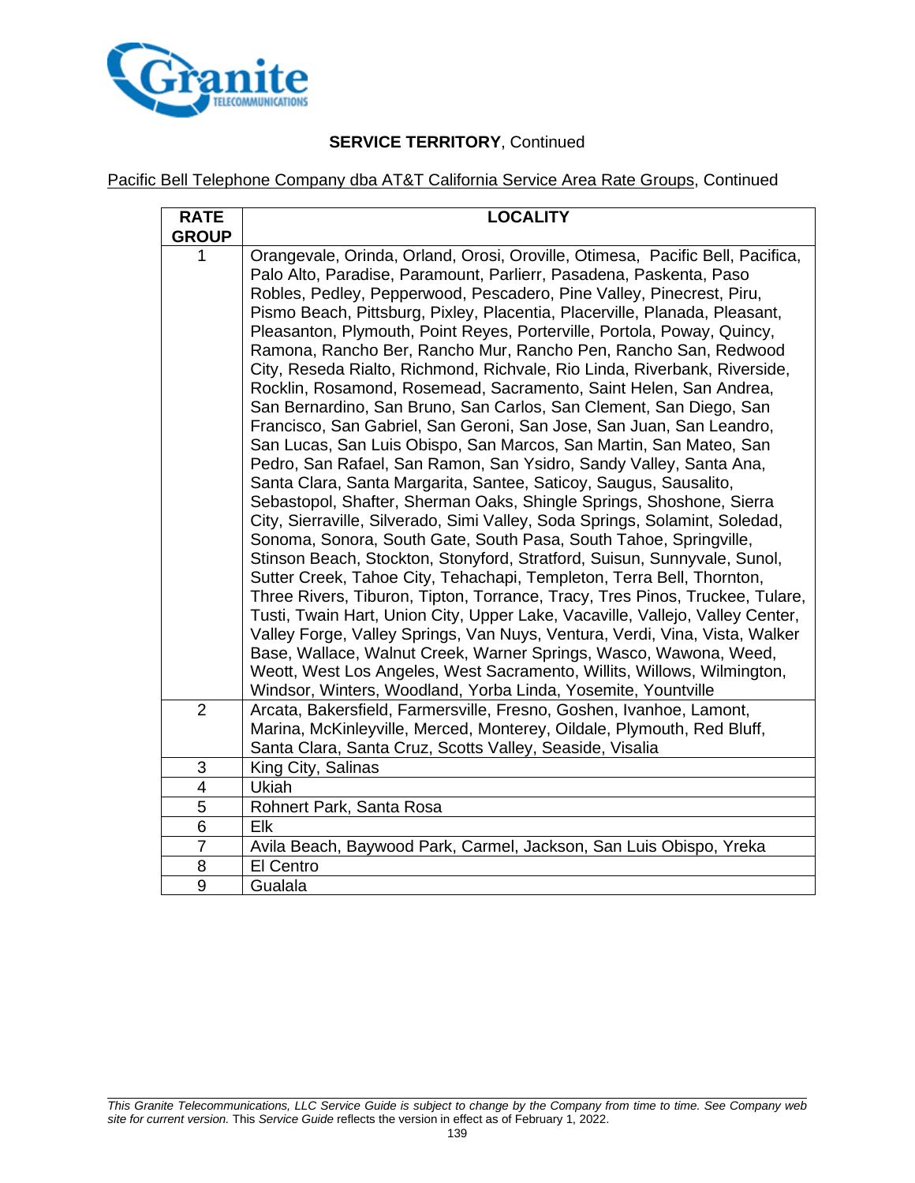**SERVICE TERRITORY**, Continued

Pacific Bell Telephone Company dba AT&T California Service Area Rate Groups, Continued

| RATE GROUP | LOCALITY |
|---|---|
| 1 | Orangevale, Orinda, Orland, Orosi, Oroville, Otimesa, Pacific Bell, Pacifica, Palo Alto, Paradise, Paramount, Parlierr, Pasadena, Paskenta, Paso Robles, Pedley, Pepperwood, Pescadero, Pine Valley, Pinecrest, Piru, Pismo Beach, Pittsburg, Pixley, Placentia, Placerville, Planada, Pleasant, Pleasanton, Plymouth, Point Reyes, Porterville, Portola, Poway, Quincy, Ramona, Rancho Ber, Rancho Mur, Rancho Pen, Rancho San, Redwood City, Reseda Rialto, Richmond, Richvale, Rio Linda, Riverbank, Riverside, Rocklin, Rosamond, Rosemead, Sacramento, Saint Helen, San Andrea, San Bernardino, San Bruno, San Carlos, San Clement, San Diego, San Francisco, San Gabriel, San Geroni, San Jose, San Juan, San Leandro, San Lucas, San Luis Obispo, San Marcos, San Martin, San Mateo, San Pedro, San Rafael, San Ramon, San Ysidro, Sandy Valley, Santa Ana, Santa Clara, Santa Margarita, Santee, Saticoy, Saugus, Sausalito, Sebastopol, Shafter, Sherman Oaks, Shingle Springs, Shoshone, Sierra City, Sierraville, Silverado, Simi Valley, Soda Springs, Solamint, Soledad, Sonoma, Sonora, South Gate, South Pasa, South Tahoe, Springville, Stinson Beach, Stockton, Stonyford, Stratford, Suisun, Sunnyvale, Sunol, Sutter Creek, Tahoe City, Tehachapi, Templeton, Terra Bell, Thornton, Three Rivers, Tiburon, Tipton, Torrance, Tracy, Tres Pinos, Truckee, Tulare, Tusti, Twain Hart, Union City, Upper Lake, Vacaville, Vallejo, Valley Center, Valley Forge, Valley Springs, Van Nuys, Ventura, Verdi, Vina, Vista, Walker Base, Wallace, Walnut Creek, Warner Springs, Wasco, Wawona, Weed, Weott, West Los Angeles, West Sacramento, Willits, Willows, Wilmington, Windsor, Winters, Woodland, Yorba Linda, Yosemite, Yountville |
| 2 | Arcata, Bakersfield, Farmersville, Fresno, Goshen, Ivanhoe, Lamont, Marina, McKinleyville, Merced, Monterey, Oildale, Plymouth, Red Bluff, Santa Clara, Santa Cruz, Scotts Valley, Seaside, Visalia |
| 3 | King City, Salinas |
| 4 | Ukiah |
| 5 | Rohnert Park, Santa Rosa |
| 6 | Elk |
| 7 | Avila Beach, Baywood Park, Carmel, Jackson, San Luis Obispo, Yreka |
| 8 | El Centro |
| 9 | Gualala |

*This Granite Telecommunications, LLC Service Guide is subject to change by the Company from time to time. See Company web site for current version.* This *Service Guide* reflects the version in effect as of February 1, 2022.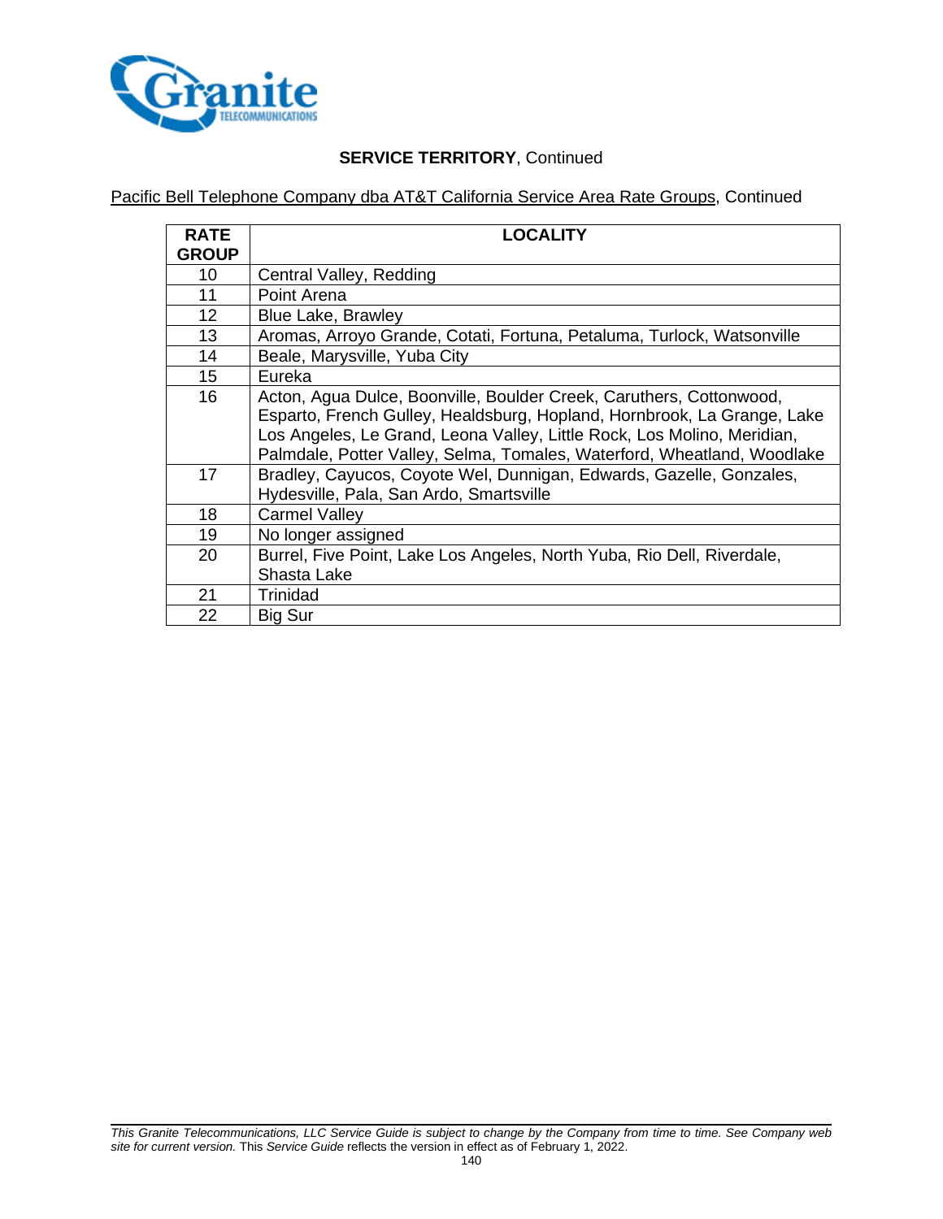**SERVICE TERRITORY**, Continued

Pacific Bell Telephone Company dba AT&T California Service Area Rate Groups, Continued

| RATE GROUP | LOCALITY |
|---|---|
| 10 | Central Valley, Redding |
| 11 | Point Arena |
| 12 | Blue Lake, Brawley |
| 13 | Aromas, Arroyo Grande, Cotati, Fortuna, Petaluma, Turlock, Watsonville |
| 14 | Beale, Marysville, Yuba City |
| 15 | Eureka |
| 16 | Acton, Agua Dulce, Boonville, Boulder Creek, Caruthers, Cottonwood, Esparto, French Gulley, Healdsburg, Hopland, Hornbrook, La Grange, Lake Los Angeles, Le Grand, Leona Valley, Little Rock, Los Molino, Meridian, Palmdale, Potter Valley, Selma, Tomales, Waterford, Wheatland, Woodlake |
| 17 | Bradley, Cayucos, Coyote Wel, Dunnigan, Edwards, Gazelle, Gonzales, Hydesville, Pala, San Ardo, Smartsville |
| 18 | Carmel Valley |
| 19 | No longer assigned |
| 20 | Burrel, Five Point, Lake Los Angeles, North Yuba, Rio Dell, Riverdale, Shasta Lake |
| 21 | Trinidad |
| 22 | Big Sur |

*This Granite Telecommunications, LLC Service Guide is subject to change by the Company from time to time. See Company web site for current version.* This *Service Guide* reflects the version in effect as of February 1, 2022.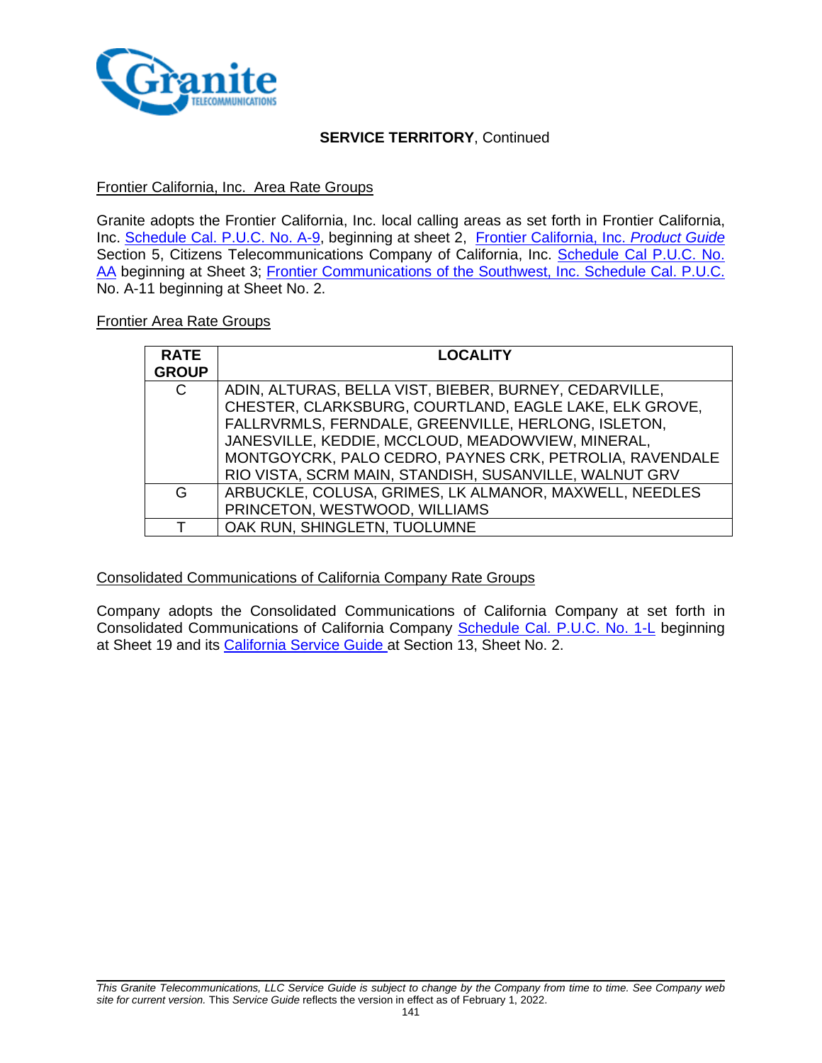**SERVICE TERRITORY**, Continued

Frontier California, Inc. Area Rate Groups

Granite adopts the Frontier California, Inc. local calling areas as set forth in Frontier California, Inc. Schedule Cal. P.U.C. No. A-9, beginning at sheet 2, Frontier California, Inc. *Product Guide* Section 5, Citizens Telecommunications Company of California, Inc. Schedule Cal P.U.C. No. AA beginning at Sheet 3; Frontier Communications of the Southwest, Inc. Schedule Cal. P.U.C. No. A-11 beginning at Sheet No. 2.

Frontier Area Rate Groups

| RATE GROUP | LOCALITY |
|---|---|
| C | ADIN, ALTURAS, BELLA VIST, BIEBER, BURNEY, CEDARVILLE, CHESTER, CLARKSBURG, COURTLAND, EAGLE LAKE, ELK GROVE, FALLRVRMLS, FERNDALE, GREENVILLE, HERLONG, ISLETON, JANESVILLE, KEDDIE, MCCLOUD, MEADOWVIEW, MINERAL, MONTGOYCRK, PALO CEDRO, PAYNES CRK, PETROLIA, RAVENDALE RIO VISTA, SCRM MAIN, STANDISH, SUSANVILLE, WALNUT GRV |
| G | ARBUCKLE, COLUSA, GRIMES, LK ALMANOR, MAXWELL, NEEDLES PRINCETON, WESTWOOD, WILLIAMS |
| T | OAK RUN, SHINGLETN, TUOLUMNE |

Consolidated Communications of California Company Rate Groups

Company adopts the Consolidated Communications of California Company at set forth in Consolidated Communications of California Company Schedule Cal. P.U.C. No. 1-L beginning at Sheet 19 and its California Service Guide at Section 13, Sheet No. 2.

*This Granite Telecommunications, LLC Service Guide is subject to change by the Company from time to time. See Company web site for current version.* This *Service Guide* reflects the version in effect as of February 1, 2022.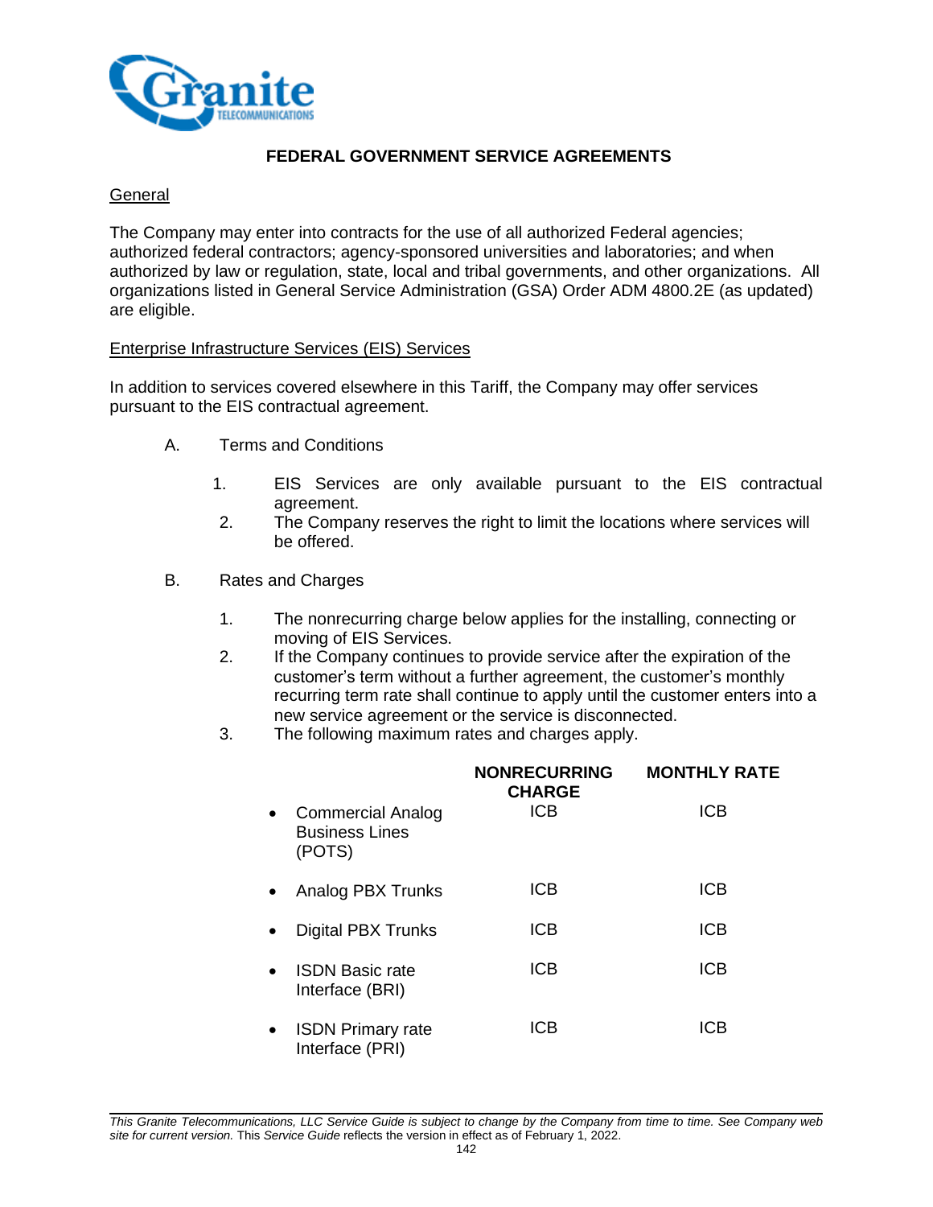# FEDERAL GOVERNMENT SERVICE AGREEMENTS

## General

The Company may enter into contracts for the use of all authorized Federal agencies; authorized federal contractors; agency-sponsored universities and laboratories; and when authorized by law or regulation, state, local and tribal governments, and other organizations. All organizations listed in General Service Administration (GSA) Order ADM 4800.2E (as updated) are eligible.

## Enterprise Infrastructure Services (EIS) Services

In addition to services covered elsewhere in this Tariff, the Company may offer services pursuant to the EIS contractual agreement.

A. Terms and Conditions

1. EIS Services are only available pursuant to the EIS contractual agreement.
2. The Company reserves the right to limit the locations where services will be offered.

B. Rates and Charges

1. The nonrecurring charge below applies for the installing, connecting or moving of EIS Services.
2. If the Company continues to provide service after the expiration of the customer's term without a further agreement, the customer's monthly recurring term rate shall continue to apply until the customer enters into a new service agreement or the service is disconnected.
3. The following maximum rates and charges apply.

| | NONRECURRING CHARGE | MONTHLY RATE |
|---|---|---|
| • Commercial Analog Business Lines (POTS) | ICB | ICB |
| • Analog PBX Trunks | ICB | ICB |
| • Digital PBX Trunks | ICB | ICB |
| • ISDN Basic rate Interface (BRI) | ICB | ICB |
| • ISDN Primary rate Interface (PRI) | ICB | ICB |

*This Granite Telecommunications, LLC Service Guide is subject to change by the Company from time to time. See Company web site for current version.* This *Service Guide* reflects the version in effect as of February 1, 2022.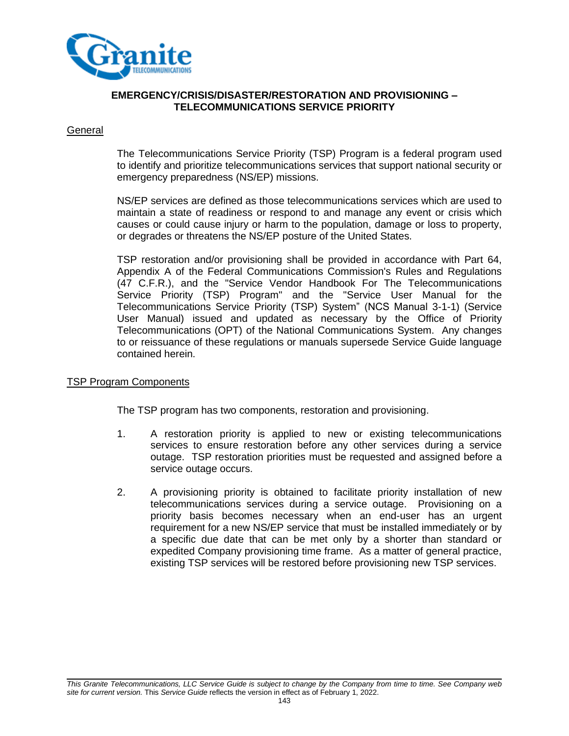# EMERGENCY/CRISIS/DISASTER/RESTORATION AND PROVISIONING – TELECOMMUNICATIONS SERVICE PRIORITY

## General

The Telecommunications Service Priority (TSP) Program is a federal program used to identify and prioritize telecommunications services that support national security or emergency preparedness (NS/EP) missions.

NS/EP services are defined as those telecommunications services which are used to maintain a state of readiness or respond to and manage any event or crisis which causes or could cause injury or harm to the population, damage or loss to property, or degrades or threatens the NS/EP posture of the United States.

TSP restoration and/or provisioning shall be provided in accordance with Part 64, Appendix A of the Federal Communications Commission's Rules and Regulations (47 C.F.R.), and the "Service Vendor Handbook For The Telecommunications Service Priority (TSP) Program" and the "Service User Manual for the Telecommunications Service Priority (TSP) System" (NCS Manual 3-1-1) (Service User Manual) issued and updated as necessary by the Office of Priority Telecommunications (OPT) of the National Communications System. Any changes to or reissuance of these regulations or manuals supersede Service Guide language contained herein.

## TSP Program Components

The TSP program has two components, restoration and provisioning.

1. A restoration priority is applied to new or existing telecommunications services to ensure restoration before any other services during a service outage. TSP restoration priorities must be requested and assigned before a service outage occurs.

2. A provisioning priority is obtained to facilitate priority installation of new telecommunications services during a service outage. Provisioning on a priority basis becomes necessary when an end-user has an urgent requirement for a new NS/EP service that must be installed immediately or by a specific due date that can be met only by a shorter than standard or expedited Company provisioning time frame. As a matter of general practice, existing TSP services will be restored before provisioning new TSP services.

*This Granite Telecommunications, LLC Service Guide is subject to change by the Company from time to time. See Company web site for current version.* This *Service Guide* reflects the version in effect as of February 1, 2022.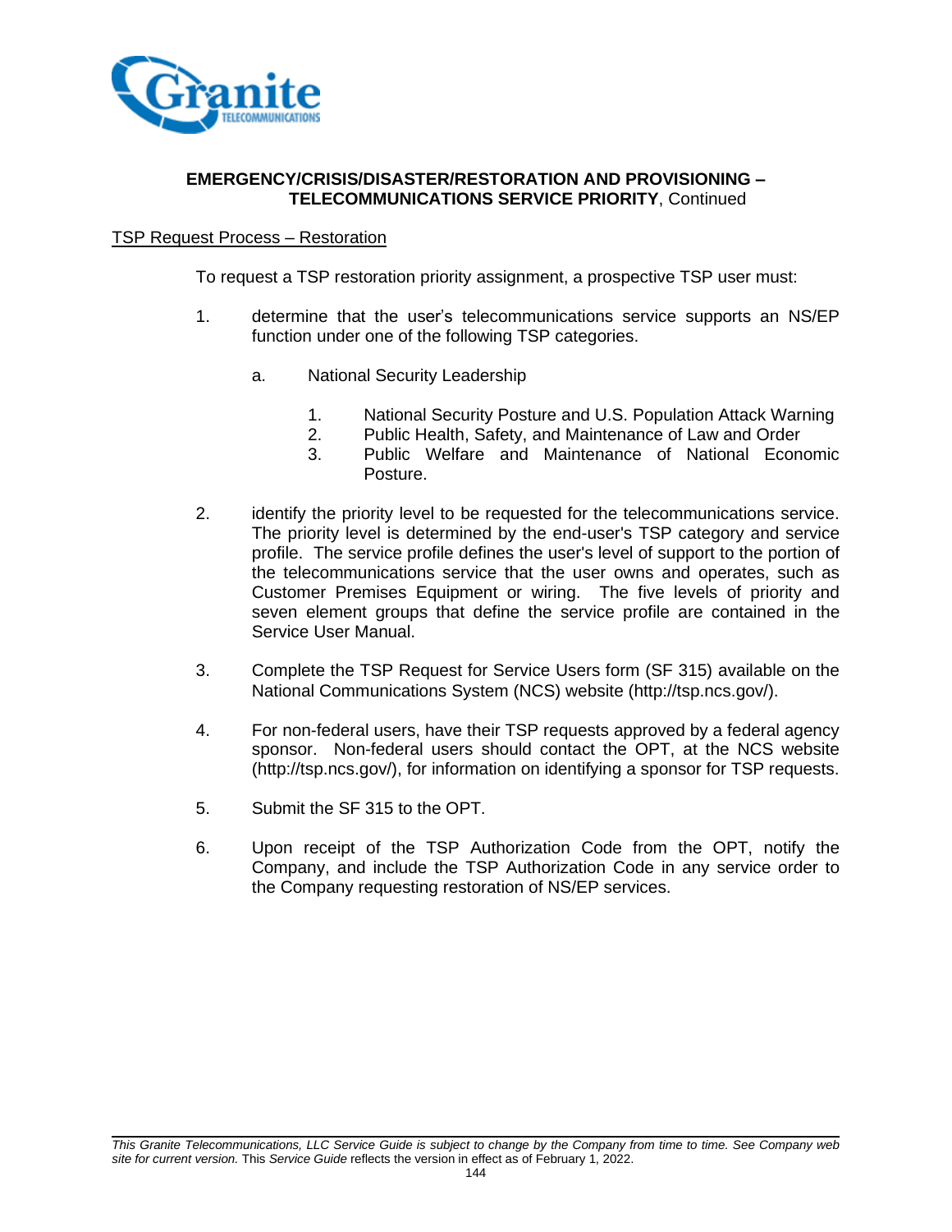## EMERGENCY/CRISIS/DISASTER/RESTORATION AND PROVISIONING – TELECOMMUNICATIONS SERVICE PRIORITY, Continued

<u>TSP Request Process – Restoration</u>

To request a TSP restoration priority assignment, a prospective TSP user must:

1. determine that the user's telecommunications service supports an NS/EP function under one of the following TSP categories.

   a. National Security Leadership

      1. National Security Posture and U.S. Population Attack Warning
      2. Public Health, Safety, and Maintenance of Law and Order
      3. Public Welfare and Maintenance of National Economic Posture.

2. identify the priority level to be requested for the telecommunications service. The priority level is determined by the end-user's TSP category and service profile. The service profile defines the user's level of support to the portion of the telecommunications service that the user owns and operates, such as Customer Premises Equipment or wiring. The five levels of priority and seven element groups that define the service profile are contained in the Service User Manual.

3. Complete the TSP Request for Service Users form (SF 315) available on the National Communications System (NCS) website (http://tsp.ncs.gov/).

4. For non-federal users, have their TSP requests approved by a federal agency sponsor. Non-federal users should contact the OPT, at the NCS website (http://tsp.ncs.gov/), for information on identifying a sponsor for TSP requests.

5. Submit the SF 315 to the OPT.

6. Upon receipt of the TSP Authorization Code from the OPT, notify the Company, and include the TSP Authorization Code in any service order to the Company requesting restoration of NS/EP services.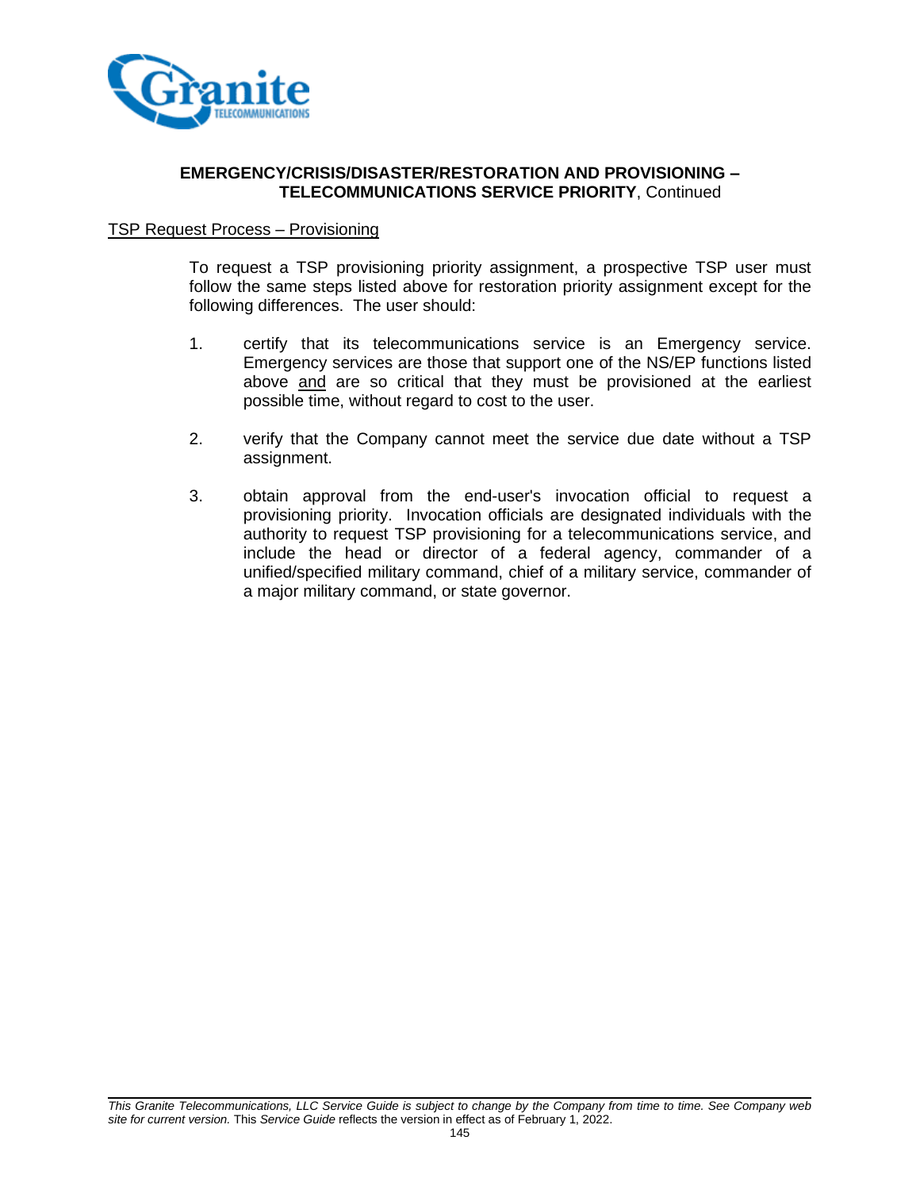**EMERGENCY/CRISIS/DISASTER/RESTORATION AND PROVISIONING – TELECOMMUNICATIONS SERVICE PRIORITY**, Continued

<u>TSP Request Process – Provisioning</u>

To request a TSP provisioning priority assignment, a prospective TSP user must follow the same steps listed above for restoration priority assignment except for the following differences. The user should:

1. certify that its telecommunications service is an Emergency service. Emergency services are those that support one of the NS/EP functions listed above <u>and</u> are so critical that they must be provisioned at the earliest possible time, without regard to cost to the user.

2. verify that the Company cannot meet the service due date without a TSP assignment.

3. obtain approval from the end-user's invocation official to request a provisioning priority. Invocation officials are designated individuals with the authority to request TSP provisioning for a telecommunications service, and include the head or director of a federal agency, commander of a unified/specified military command, chief of a military service, commander of a major military command, or state governor.

*This Granite Telecommunications, LLC Service Guide is subject to change by the Company from time to time. See Company web site for current version.* This *Service Guide* reflects the version in effect as of February 1, 2022.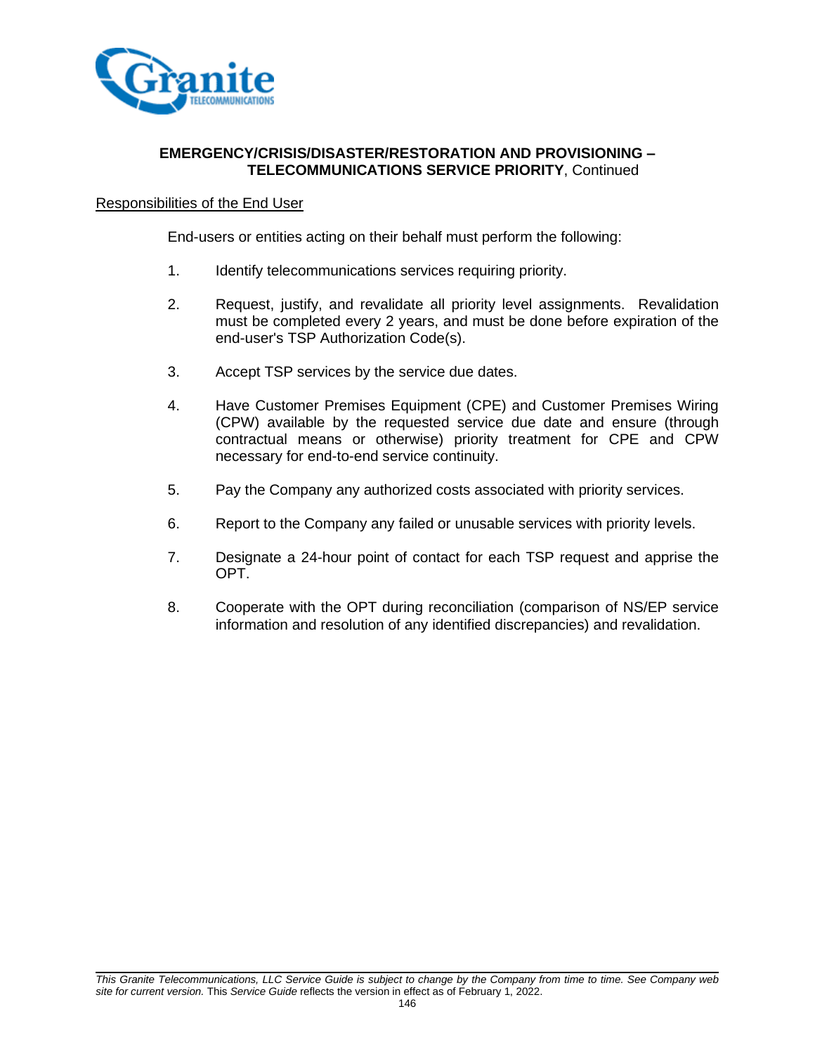## EMERGENCY/CRISIS/DISASTER/RESTORATION AND PROVISIONING – TELECOMMUNICATIONS SERVICE PRIORITY, Continued

Responsibilities of the End User

End-users or entities acting on their behalf must perform the following:

1. Identify telecommunications services requiring priority.

2. Request, justify, and revalidate all priority level assignments. Revalidation must be completed every 2 years, and must be done before expiration of the end-user's TSP Authorization Code(s).

3. Accept TSP services by the service due dates.

4. Have Customer Premises Equipment (CPE) and Customer Premises Wiring (CPW) available by the requested service due date and ensure (through contractual means or otherwise) priority treatment for CPE and CPW necessary for end-to-end service continuity.

5. Pay the Company any authorized costs associated with priority services.

6. Report to the Company any failed or unusable services with priority levels.

7. Designate a 24-hour point of contact for each TSP request and apprise the OPT.

8. Cooperate with the OPT during reconciliation (comparison of NS/EP service information and resolution of any identified discrepancies) and revalidation.

*This Granite Telecommunications, LLC Service Guide is subject to change by the Company from time to time. See Company web site for current version.* This *Service Guide* reflects the version in effect as of February 1, 2022.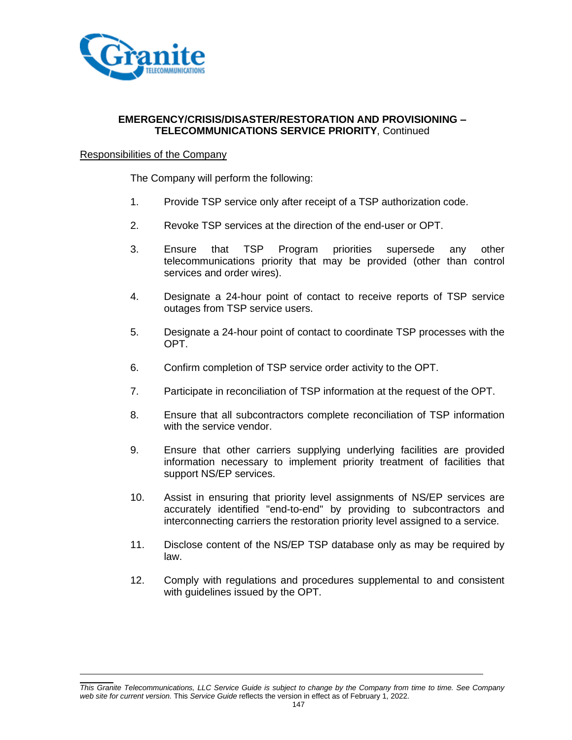**EMERGENCY/CRISIS/DISASTER/RESTORATION AND PROVISIONING – TELECOMMUNICATIONS SERVICE PRIORITY**, Continued

Responsibilities of the Company

The Company will perform the following:

1. Provide TSP service only after receipt of a TSP authorization code.

2. Revoke TSP services at the direction of the end-user or OPT.

3. Ensure that TSP Program priorities supersede any other telecommunications priority that may be provided (other than control services and order wires).

4. Designate a 24-hour point of contact to receive reports of TSP service outages from TSP service users.

5. Designate a 24-hour point of contact to coordinate TSP processes with the OPT.

6. Confirm completion of TSP service order activity to the OPT.

7. Participate in reconciliation of TSP information at the request of the OPT.

8. Ensure that all subcontractors complete reconciliation of TSP information with the service vendor.

9. Ensure that other carriers supplying underlying facilities are provided information necessary to implement priority treatment of facilities that support NS/EP services.

10. Assist in ensuring that priority level assignments of NS/EP services are accurately identified "end-to-end" by providing to subcontractors and interconnecting carriers the restoration priority level assigned to a service.

11. Disclose content of the NS/EP TSP database only as may be required by law.

12. Comply with regulations and procedures supplemental to and consistent with guidelines issued by the OPT.

*This Granite Telecommunications, LLC Service Guide is subject to change by the Company from time to time. See Company web site for current version.* This *Service Guide* reflects the version in effect as of February 1, 2022.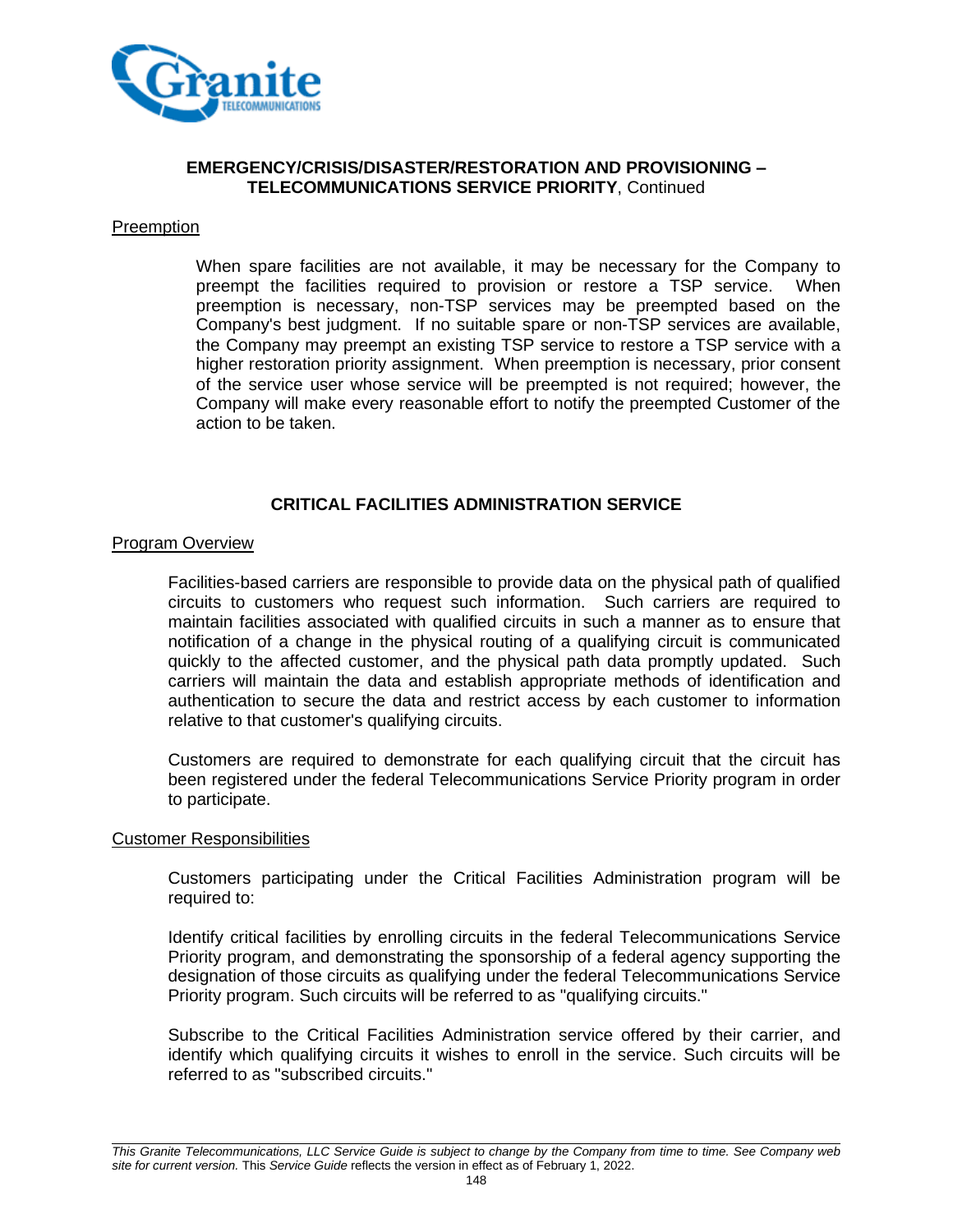**EMERGENCY/CRISIS/DISASTER/RESTORATION AND PROVISIONING – TELECOMMUNICATIONS SERVICE PRIORITY**, Continued

<u>Preemption</u>

When spare facilities are not available, it may be necessary for the Company to preempt the facilities required to provision or restore a TSP service. When preemption is necessary, non-TSP services may be preempted based on the Company's best judgment. If no suitable spare or non-TSP services are available, the Company may preempt an existing TSP service to restore a TSP service with a higher restoration priority assignment. When preemption is necessary, prior consent of the service user whose service will be preempted is not required; however, the Company will make every reasonable effort to notify the preempted Customer of the action to be taken.

## CRITICAL FACILITIES ADMINISTRATION SERVICE

<u>Program Overview</u>

Facilities-based carriers are responsible to provide data on the physical path of qualified circuits to customers who request such information. Such carriers are required to maintain facilities associated with qualified circuits in such a manner as to ensure that notification of a change in the physical routing of a qualifying circuit is communicated quickly to the affected customer, and the physical path data promptly updated. Such carriers will maintain the data and establish appropriate methods of identification and authentication to secure the data and restrict access by each customer to information relative to that customer's qualifying circuits.

Customers are required to demonstrate for each qualifying circuit that the circuit has been registered under the federal Telecommunications Service Priority program in order to participate.

<u>Customer Responsibilities</u>

Customers participating under the Critical Facilities Administration program will be required to:

Identify critical facilities by enrolling circuits in the federal Telecommunications Service Priority program, and demonstrating the sponsorship of a federal agency supporting the designation of those circuits as qualifying under the federal Telecommunications Service Priority program. Such circuits will be referred to as "qualifying circuits."

Subscribe to the Critical Facilities Administration service offered by their carrier, and identify which qualifying circuits it wishes to enroll in the service. Such circuits will be referred to as "subscribed circuits."

*This Granite Telecommunications, LLC Service Guide is subject to change by the Company from time to time. See Company web site for current version.* This *Service Guide* reflects the version in effect as of February 1, 2022.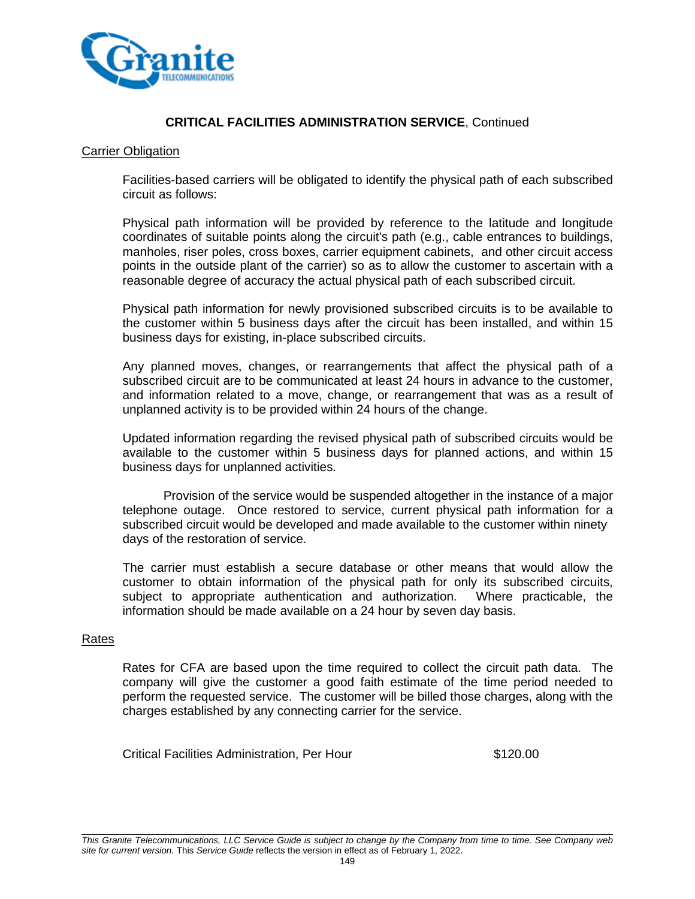**CRITICAL FACILITIES ADMINISTRATION SERVICE**, Continued

Carrier Obligation

Facilities-based carriers will be obligated to identify the physical path of each subscribed circuit as follows:

Physical path information will be provided by reference to the latitude and longitude coordinates of suitable points along the circuit's path (e.g., cable entrances to buildings, manholes, riser poles, cross boxes, carrier equipment cabinets, and other circuit access points in the outside plant of the carrier) so as to allow the customer to ascertain with a reasonable degree of accuracy the actual physical path of each subscribed circuit.

Physical path information for newly provisioned subscribed circuits is to be available to the customer within 5 business days after the circuit has been installed, and within 15 business days for existing, in-place subscribed circuits.

Any planned moves, changes, or rearrangements that affect the physical path of a subscribed circuit are to be communicated at least 24 hours in advance to the customer, and information related to a move, change, or rearrangement that was as a result of unplanned activity is to be provided within 24 hours of the change.

Updated information regarding the revised physical path of subscribed circuits would be available to the customer within 5 business days for planned actions, and within 15 business days for unplanned activities.

Provision of the service would be suspended altogether in the instance of a major telephone outage. Once restored to service, current physical path information for a subscribed circuit would be developed and made available to the customer within ninety days of the restoration of service.

The carrier must establish a secure database or other means that would allow the customer to obtain information of the physical path for only its subscribed circuits, subject to appropriate authentication and authorization. Where practicable, the information should be made available on a 24 hour by seven day basis.

Rates

Rates for CFA are based upon the time required to collect the circuit path data. The company will give the customer a good faith estimate of the time period needed to perform the requested service. The customer will be billed those charges, along with the charges established by any connecting carrier for the service.

| | |
|---|---|
| Critical Facilities Administration, Per Hour | \$120.00 |

*This Granite Telecommunications, LLC Service Guide is subject to change by the Company from time to time. See Company web site for current version.* This *Service Guide* reflects the version in effect as of February 1, 2022.